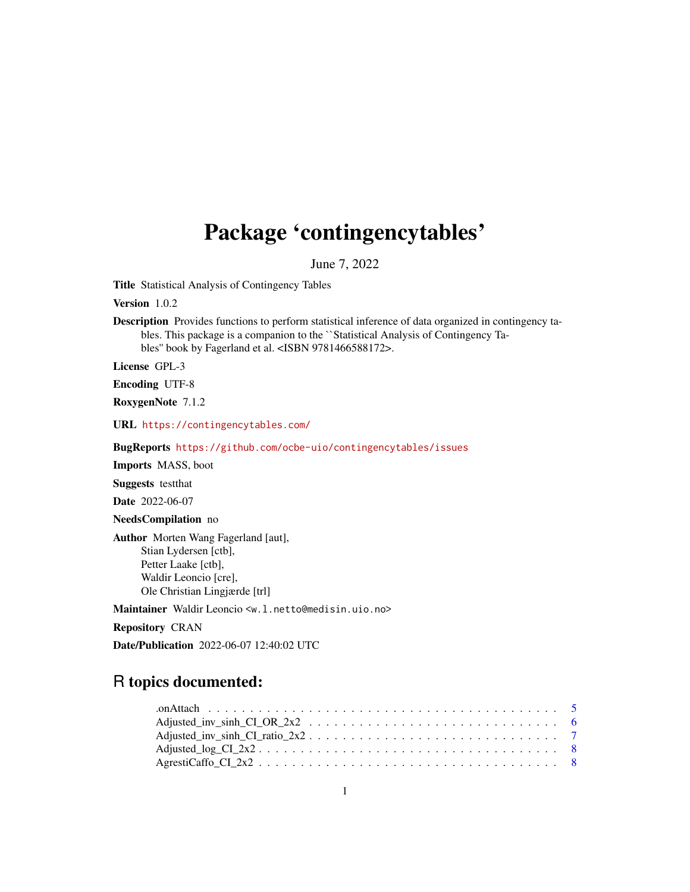# Package 'contingencytables'

June 7, 2022

**Title** Statistical Analysis of Contingency Tables

**Version** 1.0.2

**Description** Provides functions to perform statistical inference of data organized in contingency tables. This package is a companion to the ``Statistical Analysis of Contingency Tables'' book by Fagerland et al. <ISBN 9781466588172>.

**License** GPL-3

**Encoding** UTF-8

**RoxygenNote** 7.1.2

**URL** https://contingencytables.com/

**BugReports** https://github.com/ocbe-uio/contingencytables/issues

**Imports** MASS, boot

**Suggests** testthat

**Date** 2022-06-07

**NeedsCompilation** no

**Author** Morten Wang Fagerland [aut],
Stian Lydersen [ctb],
Petter Laake [ctb],
Waldir Leoncio [cre],
Ole Christian Lingjærde [trl]

**Maintainer** Waldir Leoncio <w.l.netto@medisin.uio.no>

**Repository** CRAN

**Date/Publication** 2022-06-07 12:40:02 UTC

## R topics documented:

.onAttach . . . . . . . . . . . . . . . . . . . . . . . . . . . . . . . . . . . . . . . . 5
Adjusted_inv_sinh_CI_OR_2x2 . . . . . . . . . . . . . . . . . . . . . . . . . . . . . 6
Adjusted_inv_sinh_CI_ratio_2x2 . . . . . . . . . . . . . . . . . . . . . . . . . . . . 7
Adjusted_log_CI_2x2 . . . . . . . . . . . . . . . . . . . . . . . . . . . . . . . . . . 8
AgrestiCaffo_CI_2x2 . . . . . . . . . . . . . . . . . . . . . . . . . . . . . . . . . . 8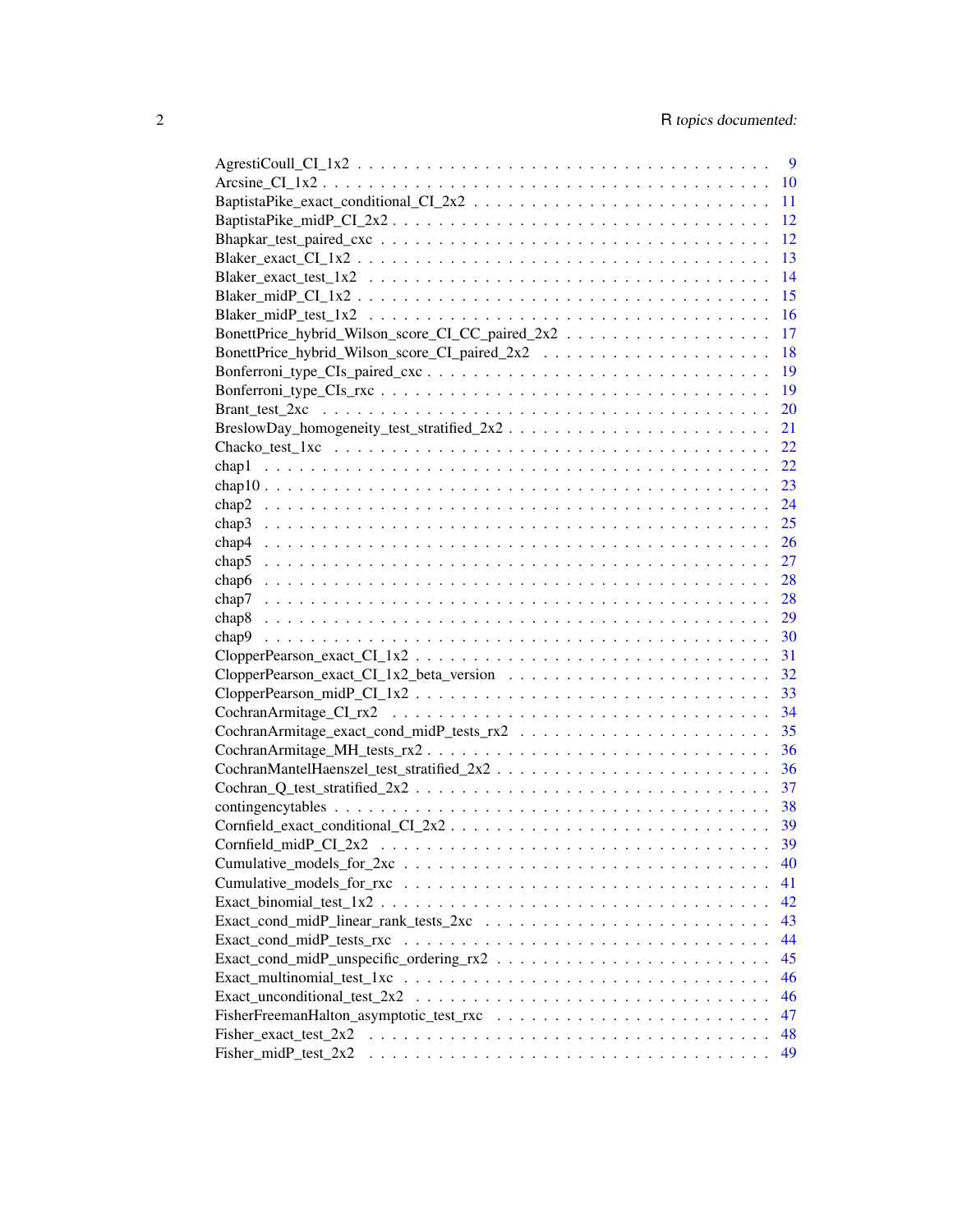| | |
|---|---|
| AgrestiCoull_CI_1x2 | 9 |
| Arcsine_CI_1x2 | 10 |
| BaptistaPike_exact_conditional_CI_2x2 | 11 |
| BaptistaPike_midP_CI_2x2 | 12 |
| Bhapkar_test_paired_cxc | 12 |
| Blaker_exact_CI_1x2 | 13 |
| Blaker_exact_test_1x2 | 14 |
| Blaker_midP_CI_1x2 | 15 |
| Blaker_midP_test_1x2 | 16 |
| BonettPrice_hybrid_Wilson_score_CI_CC_paired_2x2 | 17 |
| BonettPrice_hybrid_Wilson_score_CI_paired_2x2 | 18 |
| Bonferroni_type_CIs_paired_cxc | 19 |
| Bonferroni_type_CIs_rxc | 19 |
| Brant_test_2xc | 20 |
| BreslowDay_homogeneity_test_stratified_2x2 | 21 |
| Chacko_test_1xc | 22 |
| chap1 | 22 |
| chap10 | 23 |
| chap2 | 24 |
| chap3 | 25 |
| chap4 | 26 |
| chap5 | 27 |
| chap6 | 28 |
| chap7 | 28 |
| chap8 | 29 |
| chap9 | 30 |
| ClopperPearson_exact_CI_1x2 | 31 |
| ClopperPearson_exact_CI_1x2_beta_version | 32 |
| ClopperPearson_midP_CI_1x2 | 33 |
| CochranArmitage_CI_rx2 | 34 |
| CochranArmitage_exact_cond_midP_tests_rx2 | 35 |
| CochranArmitage_MH_tests_rx2 | 36 |
| CochranMantelHaenszel_test_stratified_2x2 | 36 |
| Cochran_Q_test_stratified_2x2 | 37 |
| contingencytables | 38 |
| Cornfield_exact_conditional_CI_2x2 | 39 |
| Cornfield_midP_CI_2x2 | 39 |
| Cumulative_models_for_2xc | 40 |
| Cumulative_models_for_rxc | 41 |
| Exact_binomial_test_1x2 | 42 |
| Exact_cond_midP_linear_rank_tests_2xc | 43 |
| Exact_cond_midP_tests_rxc | 44 |
| Exact_cond_midP_unspecific_ordering_rx2 | 45 |
| Exact_multinomial_test_1xc | 46 |
| Exact_unconditional_test_2x2 | 46 |
| FisherFreemanHalton_asymptotic_test_rxc | 47 |
| Fisher_exact_test_2x2 | 48 |
| Fisher_midP_test_2x2 | 49 |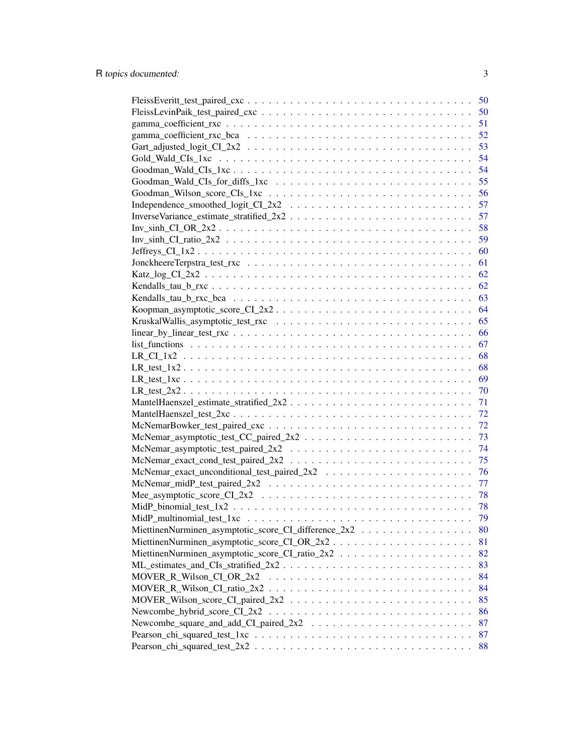FleissEveritt_test_paired_cxc . . . . . . . . . . . . . . . . . . . . . . . . . . . . . . . . . . 50
FleissLevinPaik_test_paired_cxc . . . . . . . . . . . . . . . . . . . . . . . . . . . . . . . . 50
gamma_coefficient_rxc . . . . . . . . . . . . . . . . . . . . . . . . . . . . . . . . . . . . . 51
gamma_coefficient_rxc_bca . . . . . . . . . . . . . . . . . . . . . . . . . . . . . . . . . . . 52
Gart_adjusted_logit_CI_2x2 . . . . . . . . . . . . . . . . . . . . . . . . . . . . . . . . . . . 53
Gold_Wald_CIs_1xc . . . . . . . . . . . . . . . . . . . . . . . . . . . . . . . . . . . . . . . 54
Goodman_Wald_CIs_1xc . . . . . . . . . . . . . . . . . . . . . . . . . . . . . . . . . . . . . 54
Goodman_Wald_CIs_for_diffs_1xc . . . . . . . . . . . . . . . . . . . . . . . . . . . . . . . 55
Goodman_Wilson_score_CIs_1xc . . . . . . . . . . . . . . . . . . . . . . . . . . . . . . . . 56
Independence_smoothed_logit_CI_2x2 . . . . . . . . . . . . . . . . . . . . . . . . . . . . . 57
InverseVariance_estimate_stratified_2x2 . . . . . . . . . . . . . . . . . . . . . . . . . . . . 57
Inv_sinh_CI_OR_2x2 . . . . . . . . . . . . . . . . . . . . . . . . . . . . . . . . . . . . . . 58
Inv_sinh_CI_ratio_2x2 . . . . . . . . . . . . . . . . . . . . . . . . . . . . . . . . . . . . . 59
Jeffreys_CI_1x2 . . . . . . . . . . . . . . . . . . . . . . . . . . . . . . . . . . . . . . . . . 60
JonckheereTerpstra_test_rxc . . . . . . . . . . . . . . . . . . . . . . . . . . . . . . . . . . 61
Katz_log_CI_2x2 . . . . . . . . . . . . . . . . . . . . . . . . . . . . . . . . . . . . . . . . 62
Kendalls_tau_b_rxc . . . . . . . . . . . . . . . . . . . . . . . . . . . . . . . . . . . . . . . 62
Kendalls_tau_b_rxc_bca . . . . . . . . . . . . . . . . . . . . . . . . . . . . . . . . . . . . 63
Koopman_asymptotic_score_CI_2x2 . . . . . . . . . . . . . . . . . . . . . . . . . . . . . . 64
KruskalWallis_asymptotic_test_rxc . . . . . . . . . . . . . . . . . . . . . . . . . . . . . . . 65
linear_by_linear_test_rxc . . . . . . . . . . . . . . . . . . . . . . . . . . . . . . . . . . . . 66
list_functions . . . . . . . . . . . . . . . . . . . . . . . . . . . . . . . . . . . . . . . . . . 67
LR_CI_1x2 . . . . . . . . . . . . . . . . . . . . . . . . . . . . . . . . . . . . . . . . . . . . 68
LR_test_1x2 . . . . . . . . . . . . . . . . . . . . . . . . . . . . . . . . . . . . . . . . . . . 68
LR_test_1xc . . . . . . . . . . . . . . . . . . . . . . . . . . . . . . . . . . . . . . . . . . . 69
LR_test_2x2 . . . . . . . . . . . . . . . . . . . . . . . . . . . . . . . . . . . . . . . . . . . 70
MantelHaenszel_estimate_stratified_2x2 . . . . . . . . . . . . . . . . . . . . . . . . . . . . 71
MantelHaenszel_test_2xc . . . . . . . . . . . . . . . . . . . . . . . . . . . . . . . . . . . . 72
McNemarBowker_test_paired_cxc . . . . . . . . . . . . . . . . . . . . . . . . . . . . . . . 72
McNemar_asymptotic_test_CC_paired_2x2 . . . . . . . . . . . . . . . . . . . . . . . . . . . 73
McNemar_asymptotic_test_paired_2x2 . . . . . . . . . . . . . . . . . . . . . . . . . . . . . 74
McNemar_exact_cond_test_paired_2x2 . . . . . . . . . . . . . . . . . . . . . . . . . . . . . 75
McNemar_exact_unconditional_test_paired_2x2 . . . . . . . . . . . . . . . . . . . . . . . . 76
McNemar_midP_test_paired_2x2 . . . . . . . . . . . . . . . . . . . . . . . . . . . . . . . . 77
Mee_asymptotic_score_CI_2x2 . . . . . . . . . . . . . . . . . . . . . . . . . . . . . . . . . 78
MidP_binomial_test_1x2 . . . . . . . . . . . . . . . . . . . . . . . . . . . . . . . . . . . . 78
MidP_multinomial_test_1xc . . . . . . . . . . . . . . . . . . . . . . . . . . . . . . . . . . . 79
MiettinenNurminen_asymptotic_score_CI_difference_2x2 . . . . . . . . . . . . . . . . . . 80
MiettinenNurminen_asymptotic_score_CI_OR_2x2 . . . . . . . . . . . . . . . . . . . . . . 81
MiettinenNurminen_asymptotic_score_CI_ratio_2x2 . . . . . . . . . . . . . . . . . . . . . 82
ML_estimates_and_CIs_stratified_2x2 . . . . . . . . . . . . . . . . . . . . . . . . . . . . . 83
MOVER_R_Wilson_CI_OR_2x2 . . . . . . . . . . . . . . . . . . . . . . . . . . . . . . . . 84
MOVER_R_Wilson_CI_ratio_2x2 . . . . . . . . . . . . . . . . . . . . . . . . . . . . . . . 84
MOVER_Wilson_score_CI_paired_2x2 . . . . . . . . . . . . . . . . . . . . . . . . . . . . . 85
Newcombe_hybrid_score_CI_2x2 . . . . . . . . . . . . . . . . . . . . . . . . . . . . . . . 86
Newcombe_square_and_add_CI_paired_2x2 . . . . . . . . . . . . . . . . . . . . . . . . . . 87
Pearson_chi_squared_test_1xc . . . . . . . . . . . . . . . . . . . . . . . . . . . . . . . . . 87
Pearson_chi_squared_test_2x2 . . . . . . . . . . . . . . . . . . . . . . . . . . . . . . . . . 88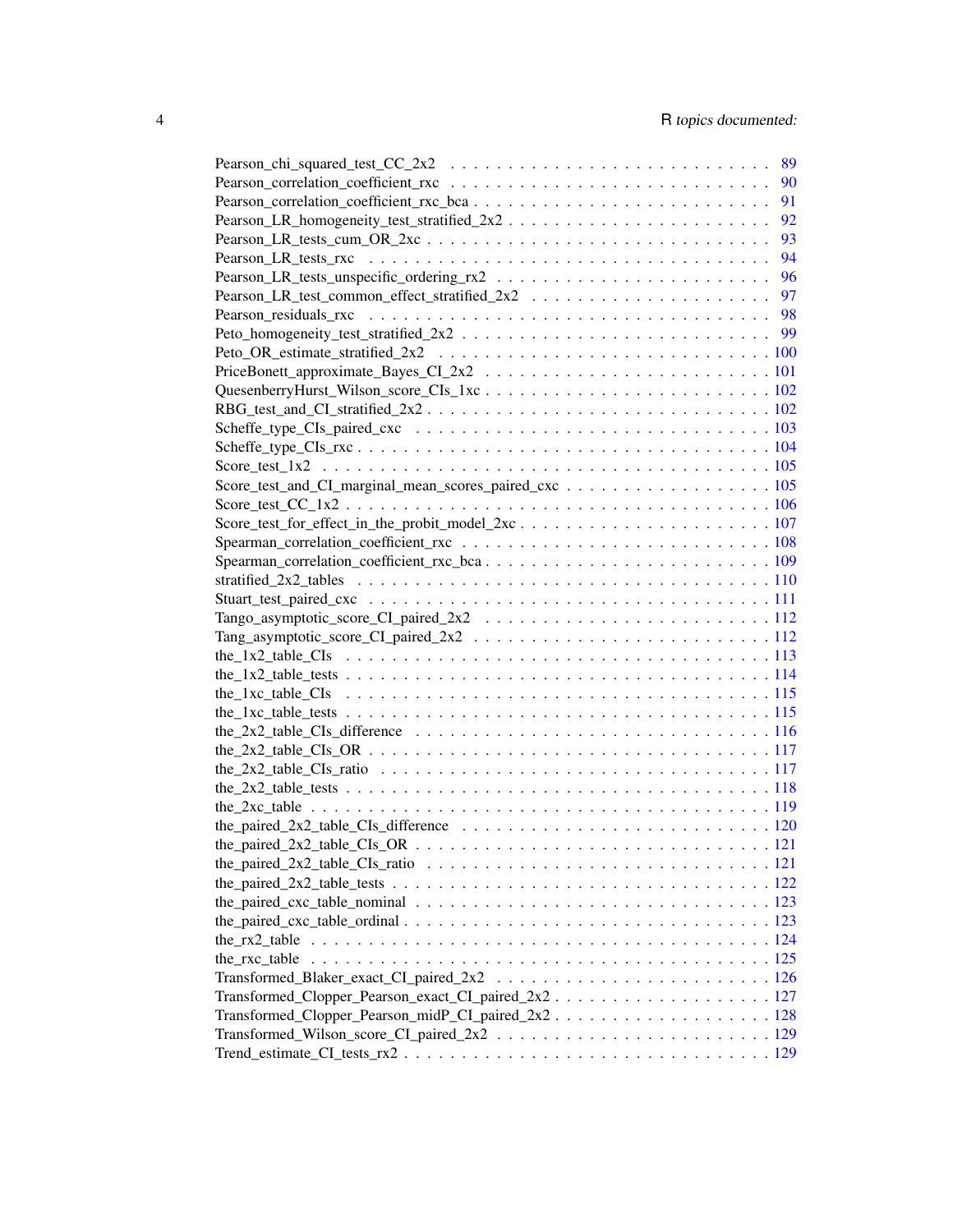Pearson_chi_squared_test_CC_2x2 . . . . . . . . . . . . . . . . . . . . . . . . . . . 89
Pearson_correlation_coefficient_rxc . . . . . . . . . . . . . . . . . . . . . . . . . . 90
Pearson_correlation_coefficient_rxc_bca . . . . . . . . . . . . . . . . . . . . . . . . 91
Pearson_LR_homogeneity_test_stratified_2x2 . . . . . . . . . . . . . . . . . . . . . . 92
Pearson_LR_tests_cum_OR_2xc . . . . . . . . . . . . . . . . . . . . . . . . . . . . . 93
Pearson_LR_tests_rxc . . . . . . . . . . . . . . . . . . . . . . . . . . . . . . . . . 94
Pearson_LR_tests_unspecific_ordering_rx2 . . . . . . . . . . . . . . . . . . . . . . . 96
Pearson_LR_test_common_effect_stratified_2x2 . . . . . . . . . . . . . . . . . . . . . 97
Pearson_residuals_rxc . . . . . . . . . . . . . . . . . . . . . . . . . . . . . . . . . 98
Peto_homogeneity_test_stratified_2x2 . . . . . . . . . . . . . . . . . . . . . . . . . . 99
Peto_OR_estimate_stratified_2x2 . . . . . . . . . . . . . . . . . . . . . . . . . . . . 100
PriceBonett_approximate_Bayes_CI_2x2 . . . . . . . . . . . . . . . . . . . . . . . . . 101
QuesenberryHurst_Wilson_score_CIs_1xc . . . . . . . . . . . . . . . . . . . . . . . . 102
RBG_test_and_CI_stratified_2x2 . . . . . . . . . . . . . . . . . . . . . . . . . . . . 102
Scheffe_type_CIs_paired_cxc . . . . . . . . . . . . . . . . . . . . . . . . . . . . . . 103
Scheffe_type_CIs_rxc . . . . . . . . . . . . . . . . . . . . . . . . . . . . . . . . . . 104
Score_test_1x2 . . . . . . . . . . . . . . . . . . . . . . . . . . . . . . . . . . . . . 105
Score_test_and_CI_marginal_mean_scores_paired_cxc . . . . . . . . . . . . . . . . . . 105
Score_test_CC_1x2 . . . . . . . . . . . . . . . . . . . . . . . . . . . . . . . . . . . 106
Score_test_for_effect_in_the_probit_model_2xc . . . . . . . . . . . . . . . . . . . . . 107
Spearman_correlation_coefficient_rxc . . . . . . . . . . . . . . . . . . . . . . . . . . 108
Spearman_correlation_coefficient_rxc_bca . . . . . . . . . . . . . . . . . . . . . . . . 109
stratified_2x2_tables . . . . . . . . . . . . . . . . . . . . . . . . . . . . . . . . . . 110
Stuart_test_paired_cxc . . . . . . . . . . . . . . . . . . . . . . . . . . . . . . . . . 111
Tango_asymptotic_score_CI_paired_2x2 . . . . . . . . . . . . . . . . . . . . . . . . . 112
Tang_asymptotic_score_CI_paired_2x2 . . . . . . . . . . . . . . . . . . . . . . . . . . 112
the_1x2_table_CIs . . . . . . . . . . . . . . . . . . . . . . . . . . . . . . . . . . . 113
the_1x2_table_tests . . . . . . . . . . . . . . . . . . . . . . . . . . . . . . . . . . 114
the_1xc_table_CIs . . . . . . . . . . . . . . . . . . . . . . . . . . . . . . . . . . . 115
the_1xc_table_tests . . . . . . . . . . . . . . . . . . . . . . . . . . . . . . . . . . 115
the_2x2_table_CIs_difference . . . . . . . . . . . . . . . . . . . . . . . . . . . . . 116
the_2x2_table_CIs_OR . . . . . . . . . . . . . . . . . . . . . . . . . . . . . . . . . 117
the_2x2_table_CIs_ratio . . . . . . . . . . . . . . . . . . . . . . . . . . . . . . . . 117
the_2x2_table_tests . . . . . . . . . . . . . . . . . . . . . . . . . . . . . . . . . . 118
the_2xc_table . . . . . . . . . . . . . . . . . . . . . . . . . . . . . . . . . . . . . . 119
the_paired_2x2_table_CIs_difference . . . . . . . . . . . . . . . . . . . . . . . . . . 120
the_paired_2x2_table_CIs_OR . . . . . . . . . . . . . . . . . . . . . . . . . . . . . . 121
the_paired_2x2_table_CIs_ratio . . . . . . . . . . . . . . . . . . . . . . . . . . . . . 121
the_paired_2x2_table_tests . . . . . . . . . . . . . . . . . . . . . . . . . . . . . . . 122
the_paired_cxc_table_nominal . . . . . . . . . . . . . . . . . . . . . . . . . . . . . 123
the_paired_cxc_table_ordinal . . . . . . . . . . . . . . . . . . . . . . . . . . . . . . 123
the_rx2_table . . . . . . . . . . . . . . . . . . . . . . . . . . . . . . . . . . . . . . 124
the_rxc_table . . . . . . . . . . . . . . . . . . . . . . . . . . . . . . . . . . . . . . 125
Transformed_Blaker_exact_CI_paired_2x2 . . . . . . . . . . . . . . . . . . . . . . . . 126
Transformed_Clopper_Pearson_exact_CI_paired_2x2 . . . . . . . . . . . . . . . . . . . 127
Transformed_Clopper_Pearson_midP_CI_paired_2x2 . . . . . . . . . . . . . . . . . . . 128
Transformed_Wilson_score_CI_paired_2x2 . . . . . . . . . . . . . . . . . . . . . . . . 129
Trend_estimate_CI_tests_rx2 . . . . . . . . . . . . . . . . . . . . . . . . . . . . . . 129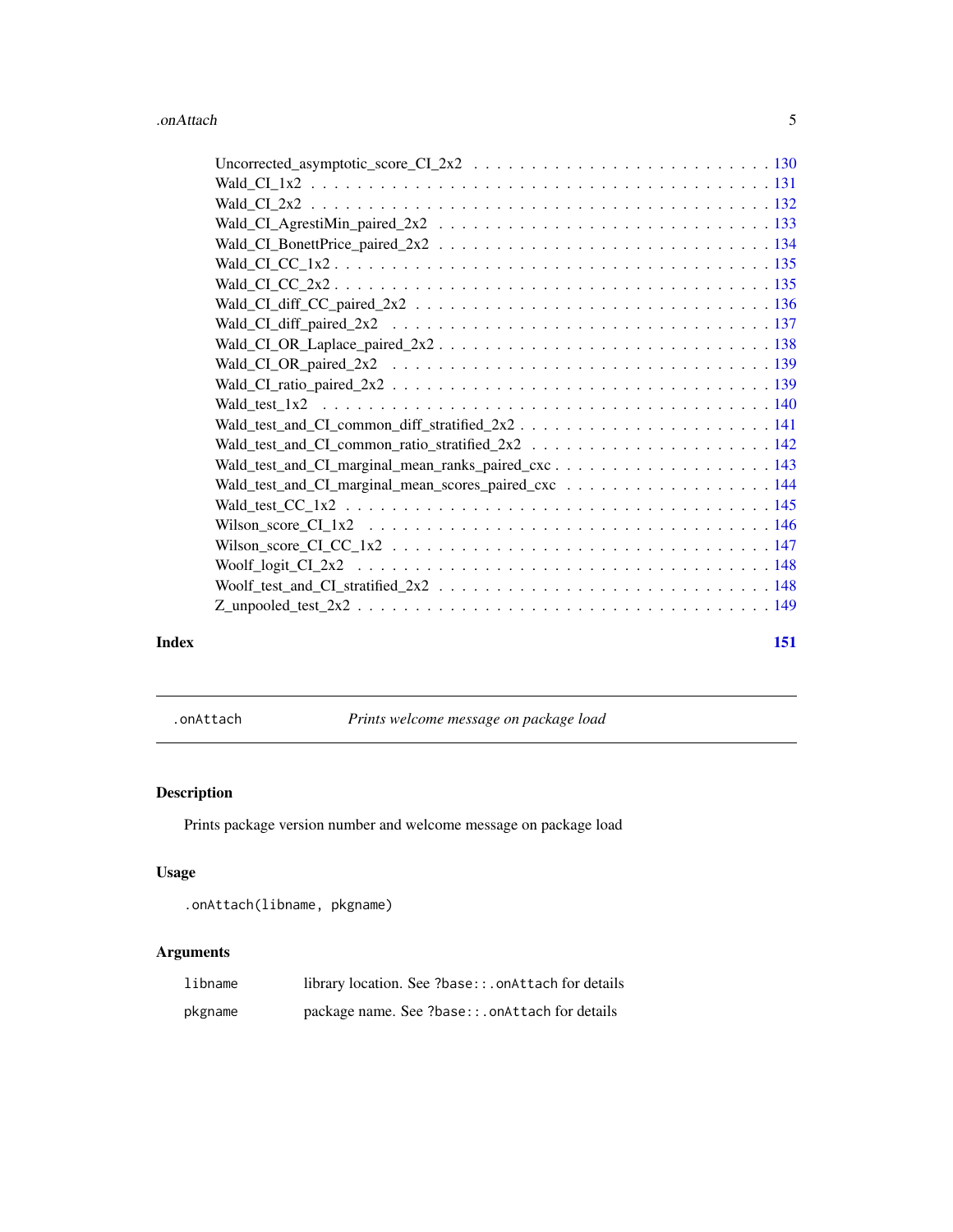Uncorrected_asymptotic_score_CI_2x2 . . . . . . . . . . . . . . . . . . . . . . . . . 130
Wald_CI_1x2 . . . . . . . . . . . . . . . . . . . . . . . . . . . . . . . . . . . . . . 131
Wald_CI_2x2 . . . . . . . . . . . . . . . . . . . . . . . . . . . . . . . . . . . . . . 132
Wald_CI_AgrestiMin_paired_2x2 . . . . . . . . . . . . . . . . . . . . . . . . . . . 133
Wald_CI_BonettPrice_paired_2x2 . . . . . . . . . . . . . . . . . . . . . . . . . . . 134
Wald_CI_CC_1x2 . . . . . . . . . . . . . . . . . . . . . . . . . . . . . . . . . . . . 135
Wald_CI_CC_2x2 . . . . . . . . . . . . . . . . . . . . . . . . . . . . . . . . . . . . 135
Wald_CI_diff_CC_paired_2x2 . . . . . . . . . . . . . . . . . . . . . . . . . . . . . 136
Wald_CI_diff_paired_2x2 . . . . . . . . . . . . . . . . . . . . . . . . . . . . . . . 137
Wald_CI_OR_Laplace_paired_2x2 . . . . . . . . . . . . . . . . . . . . . . . . . . . 138
Wald_CI_OR_paired_2x2 . . . . . . . . . . . . . . . . . . . . . . . . . . . . . . . . 139
Wald_CI_ratio_paired_2x2 . . . . . . . . . . . . . . . . . . . . . . . . . . . . . . . 139
Wald_test_1x2 . . . . . . . . . . . . . . . . . . . . . . . . . . . . . . . . . . . . . 140
Wald_test_and_CI_common_diff_stratified_2x2 . . . . . . . . . . . . . . . . . . . . 141
Wald_test_and_CI_common_ratio_stratified_2x2 . . . . . . . . . . . . . . . . . . . . 142
Wald_test_and_CI_marginal_mean_ranks_paired_cxc . . . . . . . . . . . . . . . . . . 143
Wald_test_and_CI_marginal_mean_scores_paired_cxc . . . . . . . . . . . . . . . . . . 144
Wald_test_CC_1x2 . . . . . . . . . . . . . . . . . . . . . . . . . . . . . . . . . . . 145
Wilson_score_CI_1x2 . . . . . . . . . . . . . . . . . . . . . . . . . . . . . . . . . 146
Wilson_score_CI_CC_1x2 . . . . . . . . . . . . . . . . . . . . . . . . . . . . . . . . 147
Woolf_logit_CI_2x2 . . . . . . . . . . . . . . . . . . . . . . . . . . . . . . . . . . 148
Woolf_test_and_CI_stratified_2x2 . . . . . . . . . . . . . . . . . . . . . . . . . . . 148
Z_unpooled_test_2x2 . . . . . . . . . . . . . . . . . . . . . . . . . . . . . . . . . . 149

**Index** **151**

---

## .onAttach — *Prints welcome message on package load*

### Description

Prints package version number and welcome message on package load

### Usage

```
.onAttach(libname, pkgname)
```

### Arguments

| | |
|---|---|
| `libname` | library location. See `?base::.onAttach` for details |
| `pkgname` | package name. See `?base::.onAttach` for details |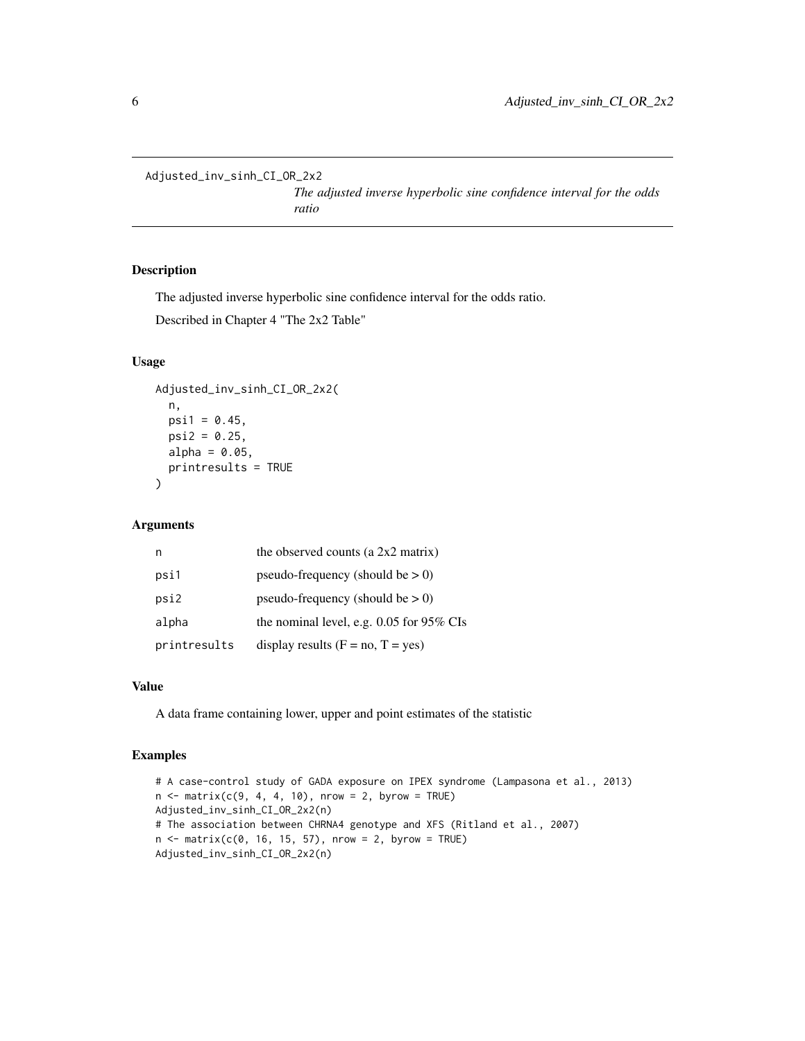`Adjusted_inv_sinh_CI_OR_2x2` *The adjusted inverse hyperbolic sine confidence interval for the odds ratio*

## Description

The adjusted inverse hyperbolic sine confidence interval for the odds ratio.

Described in Chapter 4 "The 2x2 Table"

## Usage

```
Adjusted_inv_sinh_CI_OR_2x2(
  n,
  psi1 = 0.45,
  psi2 = 0.25,
  alpha = 0.05,
  printresults = TRUE
)
```

## Arguments

| | |
|---|---|
| n | the observed counts (a 2x2 matrix) |
| psi1 | pseudo-frequency (should be > 0) |
| psi2 | pseudo-frequency (should be > 0) |
| alpha | the nominal level, e.g. 0.05 for 95% CIs |
| printresults | display results (F = no, T = yes) |

## Value

A data frame containing lower, upper and point estimates of the statistic

## Examples

```
# A case-control study of GADA exposure on IPEX syndrome (Lampasona et al., 2013)
n <- matrix(c(9, 4, 4, 10), nrow = 2, byrow = TRUE)
Adjusted_inv_sinh_CI_OR_2x2(n)
# The association between CHRNA4 genotype and XFS (Ritland et al., 2007)
n <- matrix(c(0, 16, 15, 57), nrow = 2, byrow = TRUE)
Adjusted_inv_sinh_CI_OR_2x2(n)
```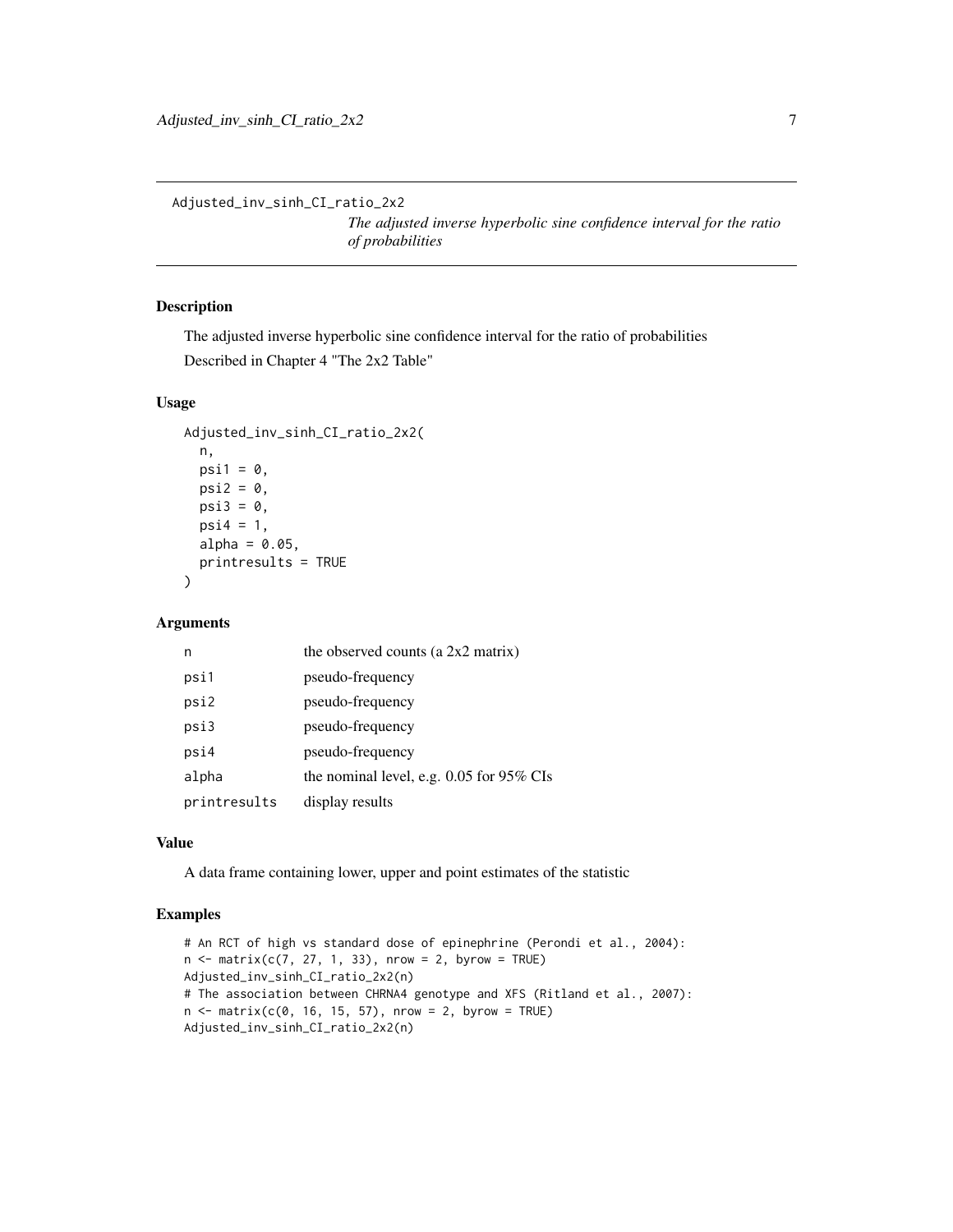Adjusted_inv_sinh_CI_ratio_2x2

*The adjusted inverse hyperbolic sine confidence interval for the ratio of probabilities*

## Description

The adjusted inverse hyperbolic sine confidence interval for the ratio of probabilities

Described in Chapter 4 "The 2x2 Table"

## Usage

```
Adjusted_inv_sinh_CI_ratio_2x2(
  n,
  psi1 = 0,
  psi2 = 0,
  psi3 = 0,
  psi4 = 1,
  alpha = 0.05,
  printresults = TRUE
)
```

## Arguments

| | |
|---|---|
| n | the observed counts (a 2x2 matrix) |
| psi1 | pseudo-frequency |
| psi2 | pseudo-frequency |
| psi3 | pseudo-frequency |
| psi4 | pseudo-frequency |
| alpha | the nominal level, e.g. 0.05 for 95% CIs |
| printresults | display results |

## Value

A data frame containing lower, upper and point estimates of the statistic

## Examples

```
# An RCT of high vs standard dose of epinephrine (Perondi et al., 2004):
n <- matrix(c(7, 27, 1, 33), nrow = 2, byrow = TRUE)
Adjusted_inv_sinh_CI_ratio_2x2(n)
# The association between CHRNA4 genotype and XFS (Ritland et al., 2007):
n <- matrix(c(0, 16, 15, 57), nrow = 2, byrow = TRUE)
Adjusted_inv_sinh_CI_ratio_2x2(n)
```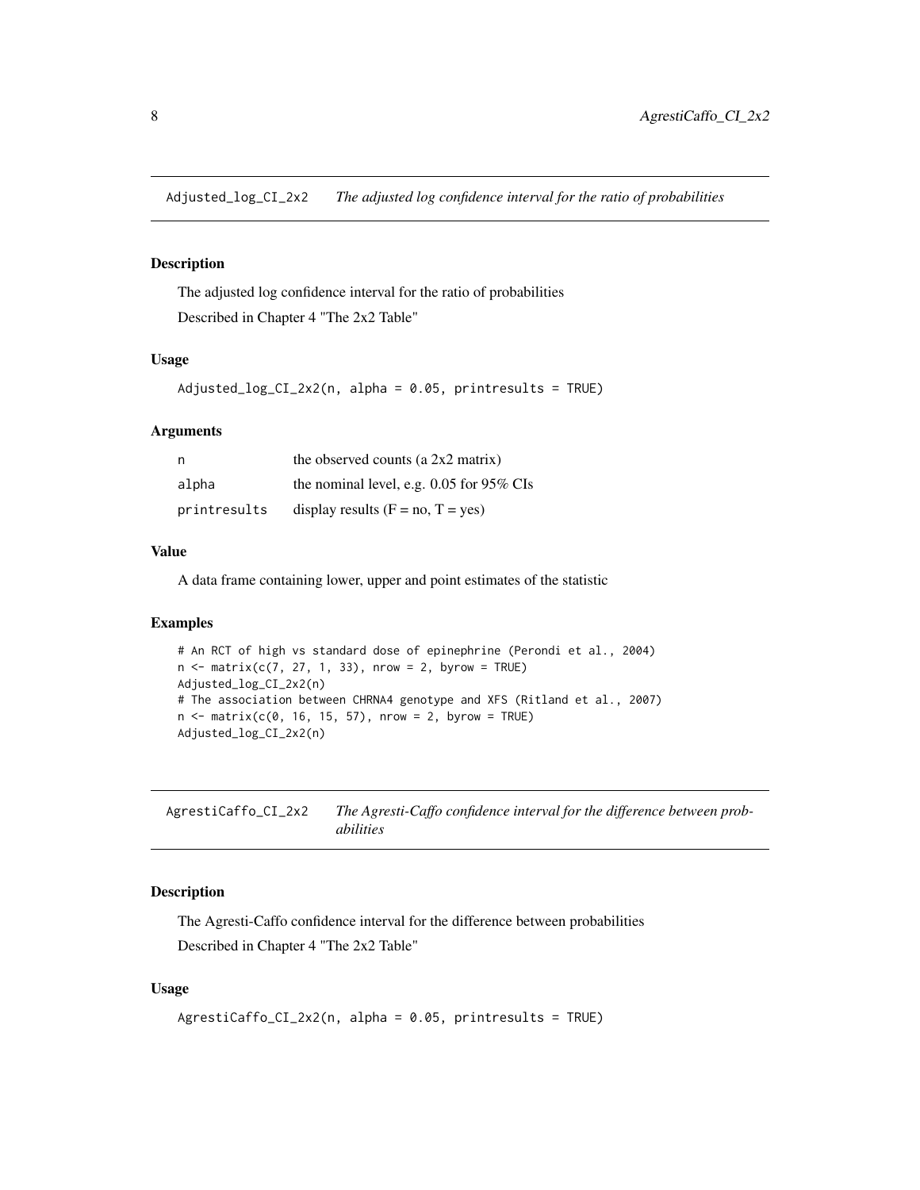## Adjusted_log_CI_2x2 *The adjusted log confidence interval for the ratio of probabilities*

### Description

The adjusted log confidence interval for the ratio of probabilities

Described in Chapter 4 "The 2x2 Table"

### Usage

```
Adjusted_log_CI_2x2(n, alpha = 0.05, printresults = TRUE)
```

### Arguments

| | |
|---|---|
| n | the observed counts (a 2x2 matrix) |
| alpha | the nominal level, e.g. 0.05 for 95% CIs |
| printresults | display results (F = no, T = yes) |

### Value

A data frame containing lower, upper and point estimates of the statistic

### Examples

```
# An RCT of high vs standard dose of epinephrine (Perondi et al., 2004)
n <- matrix(c(7, 27, 1, 33), nrow = 2, byrow = TRUE)
Adjusted_log_CI_2x2(n)
# The association between CHRNA4 genotype and XFS (Ritland et al., 2007)
n <- matrix(c(0, 16, 15, 57), nrow = 2, byrow = TRUE)
Adjusted_log_CI_2x2(n)
```

## AgrestiCaffo_CI_2x2 *The Agresti-Caffo confidence interval for the difference between probabilities*

### Description

The Agresti-Caffo confidence interval for the difference between probabilities

Described in Chapter 4 "The 2x2 Table"

### Usage

```
AgrestiCaffo_CI_2x2(n, alpha = 0.05, printresults = TRUE)
```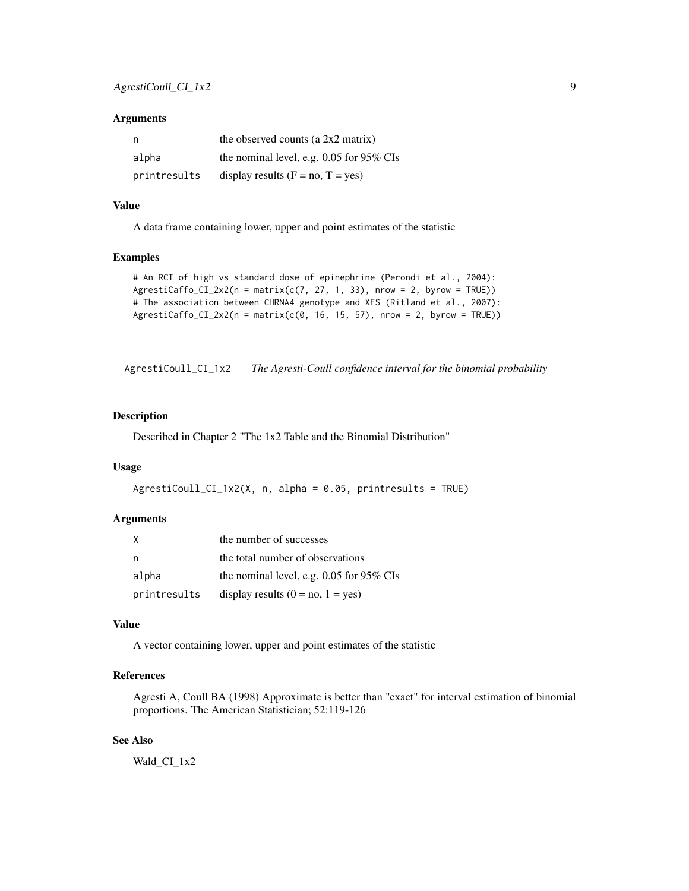### Arguments

| | |
|---|---|
| n | the observed counts (a 2x2 matrix) |
| alpha | the nominal level, e.g. 0.05 for 95% CIs |
| printresults | display results (F = no, T = yes) |

### Value

A data frame containing lower, upper and point estimates of the statistic

### Examples

```
# An RCT of high vs standard dose of epinephrine (Perondi et al., 2004):
AgrestiCaffo_CI_2x2(n = matrix(c(7, 27, 1, 33), nrow = 2, byrow = TRUE))
# The association between CHRNA4 genotype and XFS (Ritland et al., 2007):
AgrestiCaffo_CI_2x2(n = matrix(c(0, 16, 15, 57), nrow = 2, byrow = TRUE))
```

---

## AgrestiCoull_CI_1x2 *The Agresti-Coull confidence interval for the binomial probability*

---

### Description

Described in Chapter 2 "The 1x2 Table and the Binomial Distribution"

### Usage

```
AgrestiCoull_CI_1x2(X, n, alpha = 0.05, printresults = TRUE)
```

### Arguments

| | |
|---|---|
| X | the number of successes |
| n | the total number of observations |
| alpha | the nominal level, e.g. 0.05 for 95% CIs |
| printresults | display results (0 = no, 1 = yes) |

### Value

A vector containing lower, upper and point estimates of the statistic

### References

Agresti A, Coull BA (1998) Approximate is better than "exact" for interval estimation of binomial proportions. The American Statistician; 52:119-126

### See Also

Wald_CI_1x2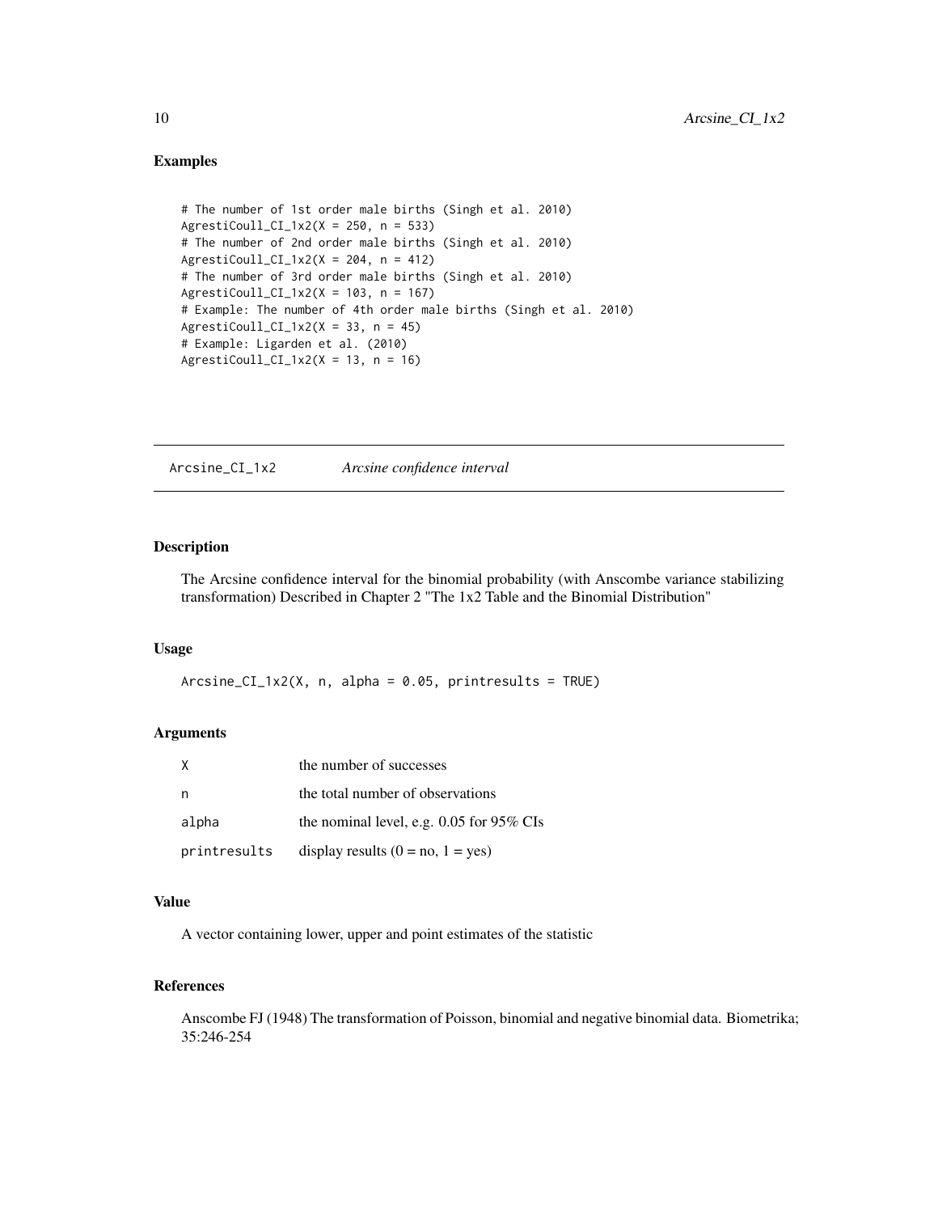## Examples

```
# The number of 1st order male births (Singh et al. 2010)
AgrestiCoull_CI_1x2(X = 250, n = 533)
# The number of 2nd order male births (Singh et al. 2010)
AgrestiCoull_CI_1x2(X = 204, n = 412)
# The number of 3rd order male births (Singh et al. 2010)
AgrestiCoull_CI_1x2(X = 103, n = 167)
# Example: The number of 4th order male births (Singh et al. 2010)
AgrestiCoull_CI_1x2(X = 33, n = 45)
# Example: Ligarden et al. (2010)
AgrestiCoull_CI_1x2(X = 13, n = 16)
```

---

# Arcsine_CI_1x2    *Arcsine confidence interval*

---

## Description

The Arcsine confidence interval for the binomial probability (with Anscombe variance stabilizing transformation) Described in Chapter 2 "The 1x2 Table and the Binomial Distribution"

## Usage

```
Arcsine_CI_1x2(X, n, alpha = 0.05, printresults = TRUE)
```

## Arguments

| | |
|---|---|
| X | the number of successes |
| n | the total number of observations |
| alpha | the nominal level, e.g. 0.05 for 95% CIs |
| printresults | display results (0 = no, 1 = yes) |

## Value

A vector containing lower, upper and point estimates of the statistic

## References

Anscombe FJ (1948) The transformation of Poisson, binomial and negative binomial data. Biometrika; 35:246-254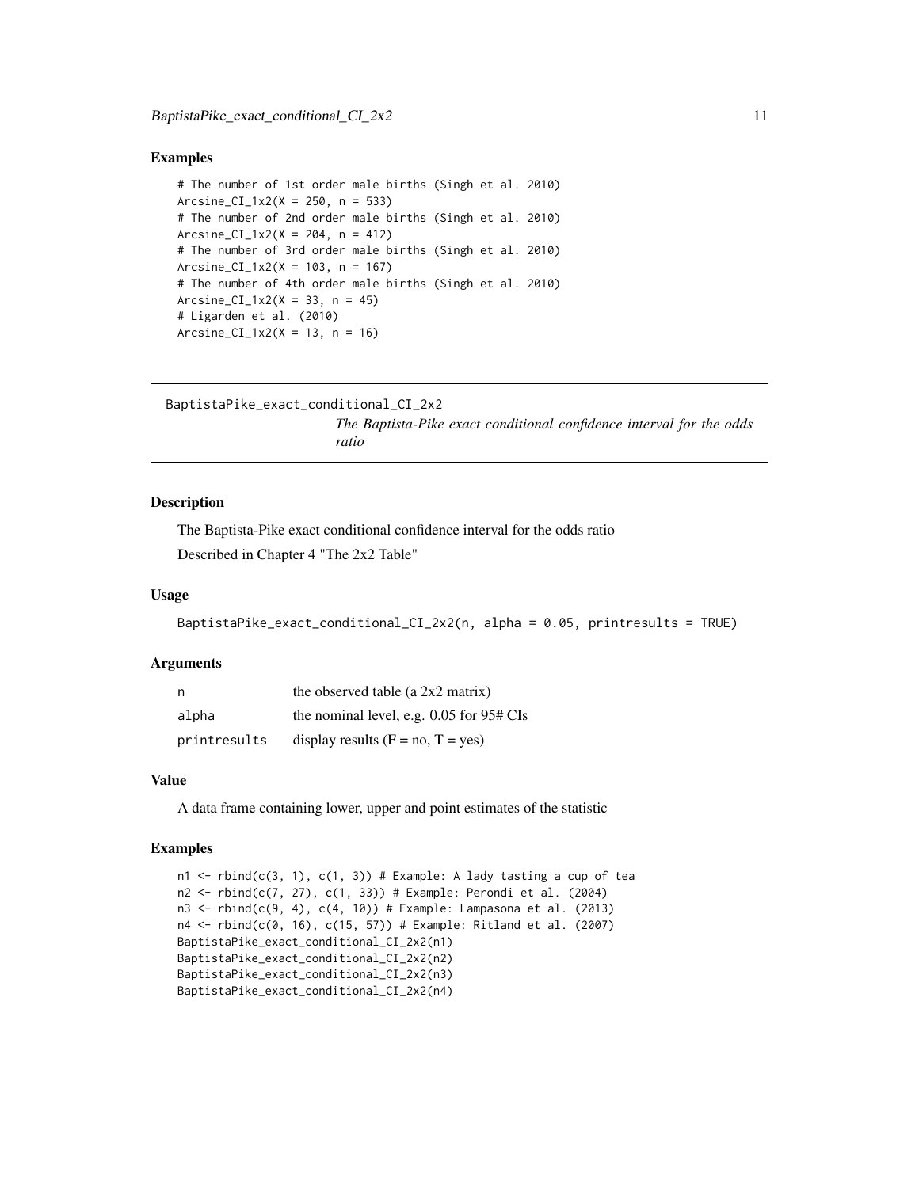## Examples

```
# The number of 1st order male births (Singh et al. 2010)
Arcsine_CI_1x2(X = 250, n = 533)
# The number of 2nd order male births (Singh et al. 2010)
Arcsine_CI_1x2(X = 204, n = 412)
# The number of 3rd order male births (Singh et al. 2010)
Arcsine_CI_1x2(X = 103, n = 167)
# The number of 4th order male births (Singh et al. 2010)
Arcsine_CI_1x2(X = 33, n = 45)
# Ligarden et al. (2010)
Arcsine_CI_1x2(X = 13, n = 16)
```

---

# BaptistaPike_exact_conditional_CI_2x2

*The Baptista-Pike exact conditional confidence interval for the odds ratio*

---

## Description

The Baptista-Pike exact conditional confidence interval for the odds ratio

Described in Chapter 4 "The 2x2 Table"

## Usage

```
BaptistaPike_exact_conditional_CI_2x2(n, alpha = 0.05, printresults = TRUE)
```

## Arguments

| | |
|---|---|
| n | the observed table (a 2x2 matrix) |
| alpha | the nominal level, e.g. 0.05 for 95# CIs |
| printresults | display results (F = no, T = yes) |

## Value

A data frame containing lower, upper and point estimates of the statistic

## Examples

```
n1 <- rbind(c(3, 1), c(1, 3)) # Example: A lady tasting a cup of tea
n2 <- rbind(c(7, 27), c(1, 33)) # Example: Perondi et al. (2004)
n3 <- rbind(c(9, 4), c(4, 10)) # Example: Lampasona et al. (2013)
n4 <- rbind(c(0, 16), c(15, 57)) # Example: Ritland et al. (2007)
BaptistaPike_exact_conditional_CI_2x2(n1)
BaptistaPike_exact_conditional_CI_2x2(n2)
BaptistaPike_exact_conditional_CI_2x2(n3)
BaptistaPike_exact_conditional_CI_2x2(n4)
```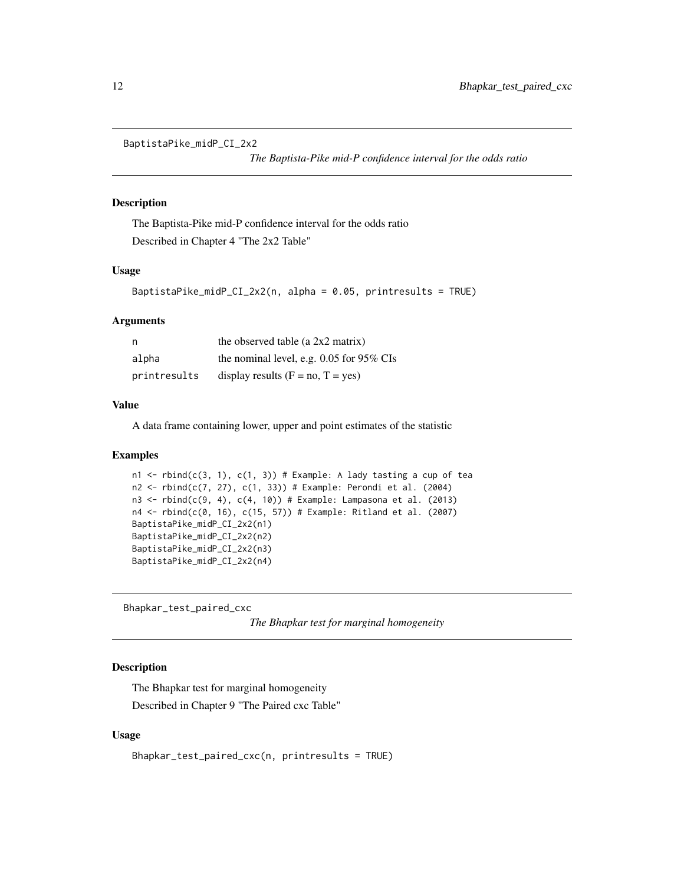## BaptistaPike_midP_CI_2x2

*The Baptista-Pike mid-P confidence interval for the odds ratio*

### Description

The Baptista-Pike mid-P confidence interval for the odds ratio

Described in Chapter 4 "The 2x2 Table"

### Usage

```
BaptistaPike_midP_CI_2x2(n, alpha = 0.05, printresults = TRUE)
```

### Arguments

| | |
|---|---|
| n | the observed table (a 2x2 matrix) |
| alpha | the nominal level, e.g. 0.05 for 95% CIs |
| printresults | display results (F = no, T = yes) |

### Value

A data frame containing lower, upper and point estimates of the statistic

### Examples

```
n1 <- rbind(c(3, 1), c(1, 3)) # Example: A lady tasting a cup of tea
n2 <- rbind(c(7, 27), c(1, 33)) # Example: Perondi et al. (2004)
n3 <- rbind(c(9, 4), c(4, 10)) # Example: Lampasona et al. (2013)
n4 <- rbind(c(0, 16), c(15, 57)) # Example: Ritland et al. (2007)
BaptistaPike_midP_CI_2x2(n1)
BaptistaPike_midP_CI_2x2(n2)
BaptistaPike_midP_CI_2x2(n3)
BaptistaPike_midP_CI_2x2(n4)
```

## Bhapkar_test_paired_cxc

*The Bhapkar test for marginal homogeneity*

### Description

The Bhapkar test for marginal homogeneity

Described in Chapter 9 "The Paired cxc Table"

### Usage

```
Bhapkar_test_paired_cxc(n, printresults = TRUE)
```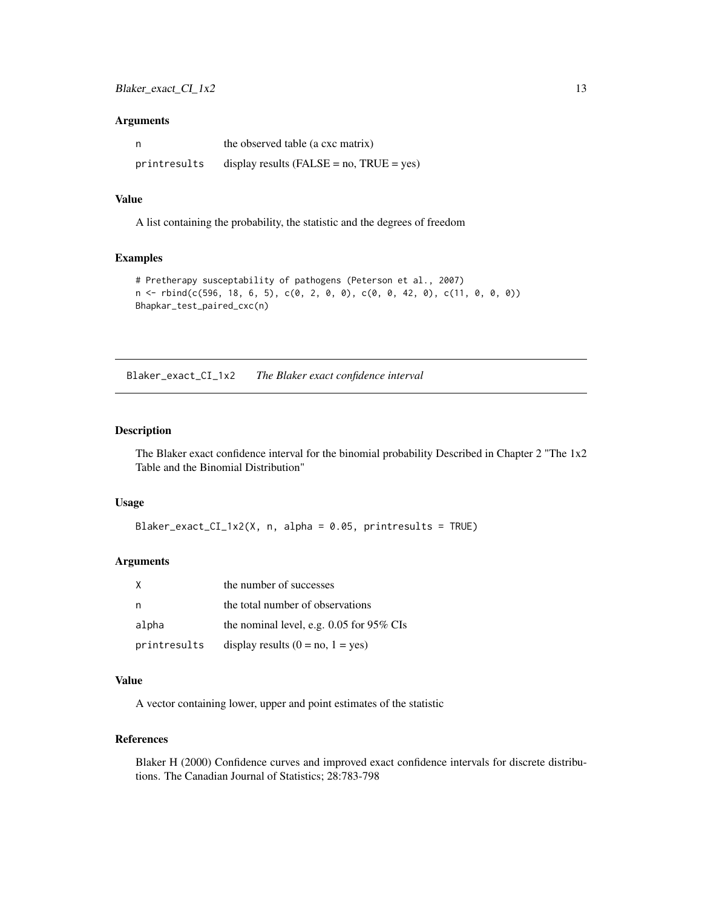### Arguments

| | |
|---|---|
| n | the observed table (a cxc matrix) |
| printresults | display results (FALSE = no, TRUE = yes) |

### Value

A list containing the probability, the statistic and the degrees of freedom

### Examples

```
# Pretherapy susceptability of pathogens (Peterson et al., 2007)
n <- rbind(c(596, 18, 6, 5), c(0, 2, 0, 0), c(0, 0, 42, 0), c(11, 0, 0, 0))
Bhapkar_test_paired_cxc(n)
```

---

## Blaker_exact_CI_1x2 *The Blaker exact confidence interval*

---

### Description

The Blaker exact confidence interval for the binomial probability Described in Chapter 2 "The 1x2 Table and the Binomial Distribution"

### Usage

```
Blaker_exact_CI_1x2(X, n, alpha = 0.05, printresults = TRUE)
```

### Arguments

| | |
|---|---|
| X | the number of successes |
| n | the total number of observations |
| alpha | the nominal level, e.g. 0.05 for 95% CIs |
| printresults | display results (0 = no, 1 = yes) |

### Value

A vector containing lower, upper and point estimates of the statistic

### References

Blaker H (2000) Confidence curves and improved exact confidence intervals for discrete distributions. The Canadian Journal of Statistics; 28:783-798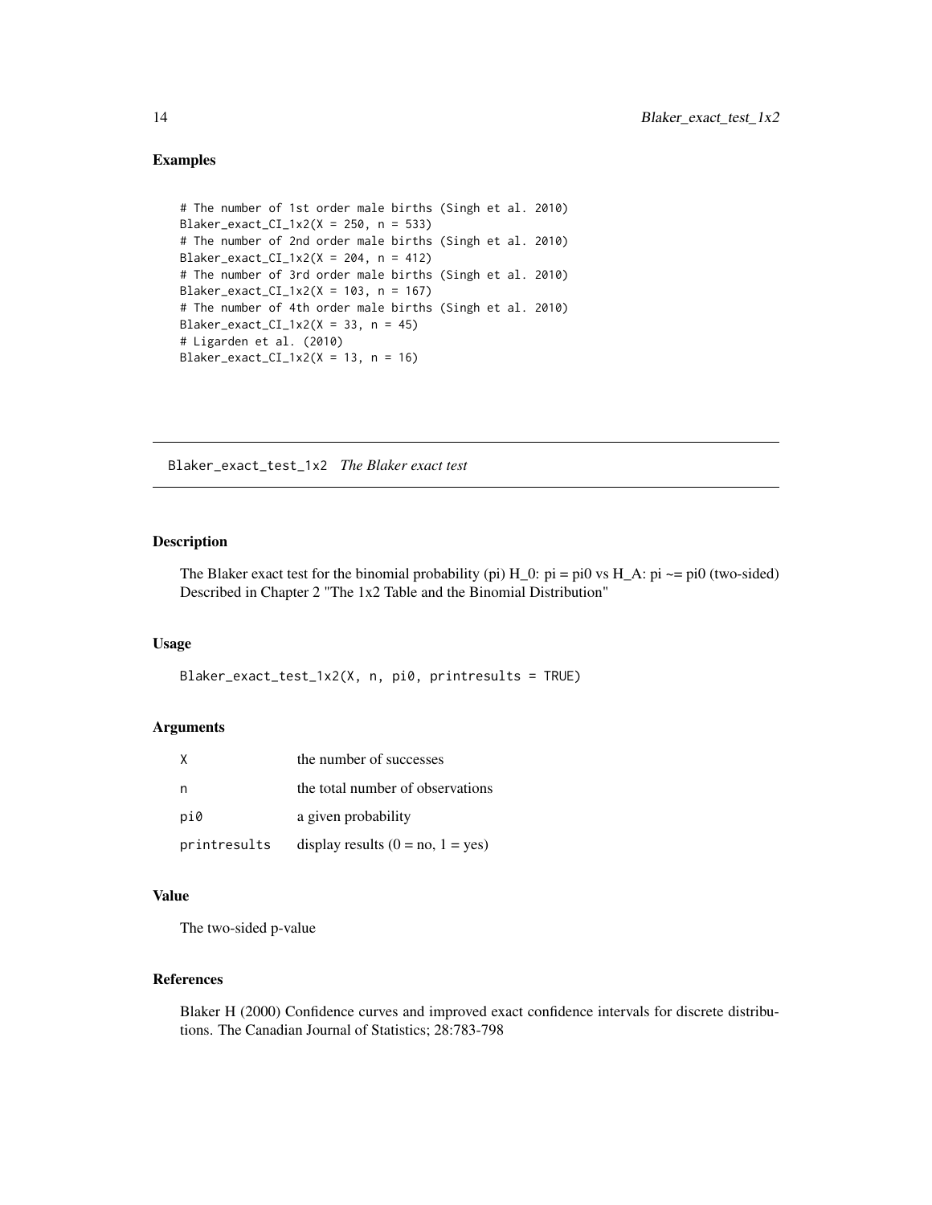## Examples

```
# The number of 1st order male births (Singh et al. 2010)
Blaker_exact_CI_1x2(X = 250, n = 533)
# The number of 2nd order male births (Singh et al. 2010)
Blaker_exact_CI_1x2(X = 204, n = 412)
# The number of 3rd order male births (Singh et al. 2010)
Blaker_exact_CI_1x2(X = 103, n = 167)
# The number of 4th order male births (Singh et al. 2010)
Blaker_exact_CI_1x2(X = 33, n = 45)
# Ligarden et al. (2010)
Blaker_exact_CI_1x2(X = 13, n = 16)
```

---

# Blaker_exact_test_1x2 *The Blaker exact test*

---

## Description

The Blaker exact test for the binomial probability (pi) H_0: pi = pi0 vs H_A: pi ~= pi0 (two-sided) Described in Chapter 2 "The 1x2 Table and the Binomial Distribution"

## Usage

```
Blaker_exact_test_1x2(X, n, pi0, printresults = TRUE)
```

## Arguments

| | |
|---|---|
| X | the number of successes |
| n | the total number of observations |
| pi0 | a given probability |
| printresults | display results (0 = no, 1 = yes) |

## Value

The two-sided p-value

## References

Blaker H (2000) Confidence curves and improved exact confidence intervals for discrete distributions. The Canadian Journal of Statistics; 28:783-798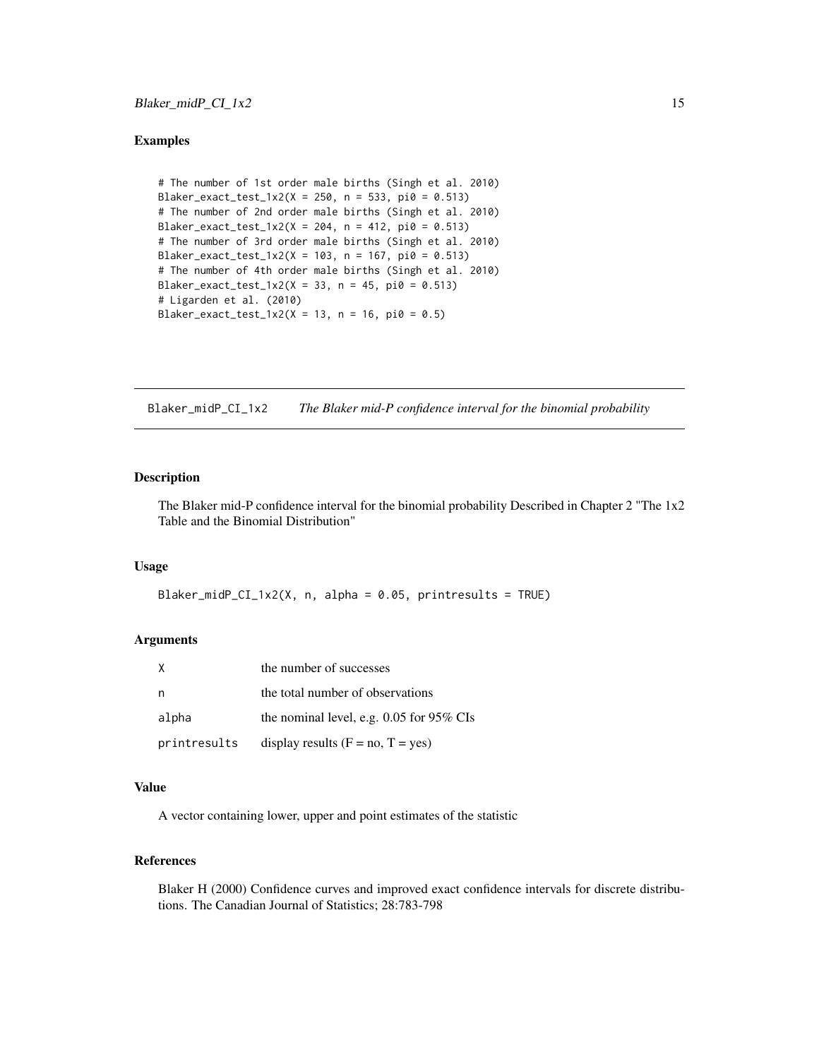### Examples

```
# The number of 1st order male births (Singh et al. 2010)
Blaker_exact_test_1x2(X = 250, n = 533, pi0 = 0.513)
# The number of 2nd order male births (Singh et al. 2010)
Blaker_exact_test_1x2(X = 204, n = 412, pi0 = 0.513)
# The number of 3rd order male births (Singh et al. 2010)
Blaker_exact_test_1x2(X = 103, n = 167, pi0 = 0.513)
# The number of 4th order male births (Singh et al. 2010)
Blaker_exact_test_1x2(X = 33, n = 45, pi0 = 0.513)
# Ligarden et al. (2010)
Blaker_exact_test_1x2(X = 13, n = 16, pi0 = 0.5)
```

---

## Blaker_midP_CI_1x2 *The Blaker mid-P confidence interval for the binomial probability*

---

### Description

The Blaker mid-P confidence interval for the binomial probability Described in Chapter 2 "The 1x2 Table and the Binomial Distribution"

### Usage

```
Blaker_midP_CI_1x2(X, n, alpha = 0.05, printresults = TRUE)
```

### Arguments

| | |
|---|---|
| X | the number of successes |
| n | the total number of observations |
| alpha | the nominal level, e.g. 0.05 for 95% CIs |
| printresults | display results (F = no, T = yes) |

### Value

A vector containing lower, upper and point estimates of the statistic

### References

Blaker H (2000) Confidence curves and improved exact confidence intervals for discrete distributions. The Canadian Journal of Statistics; 28:783-798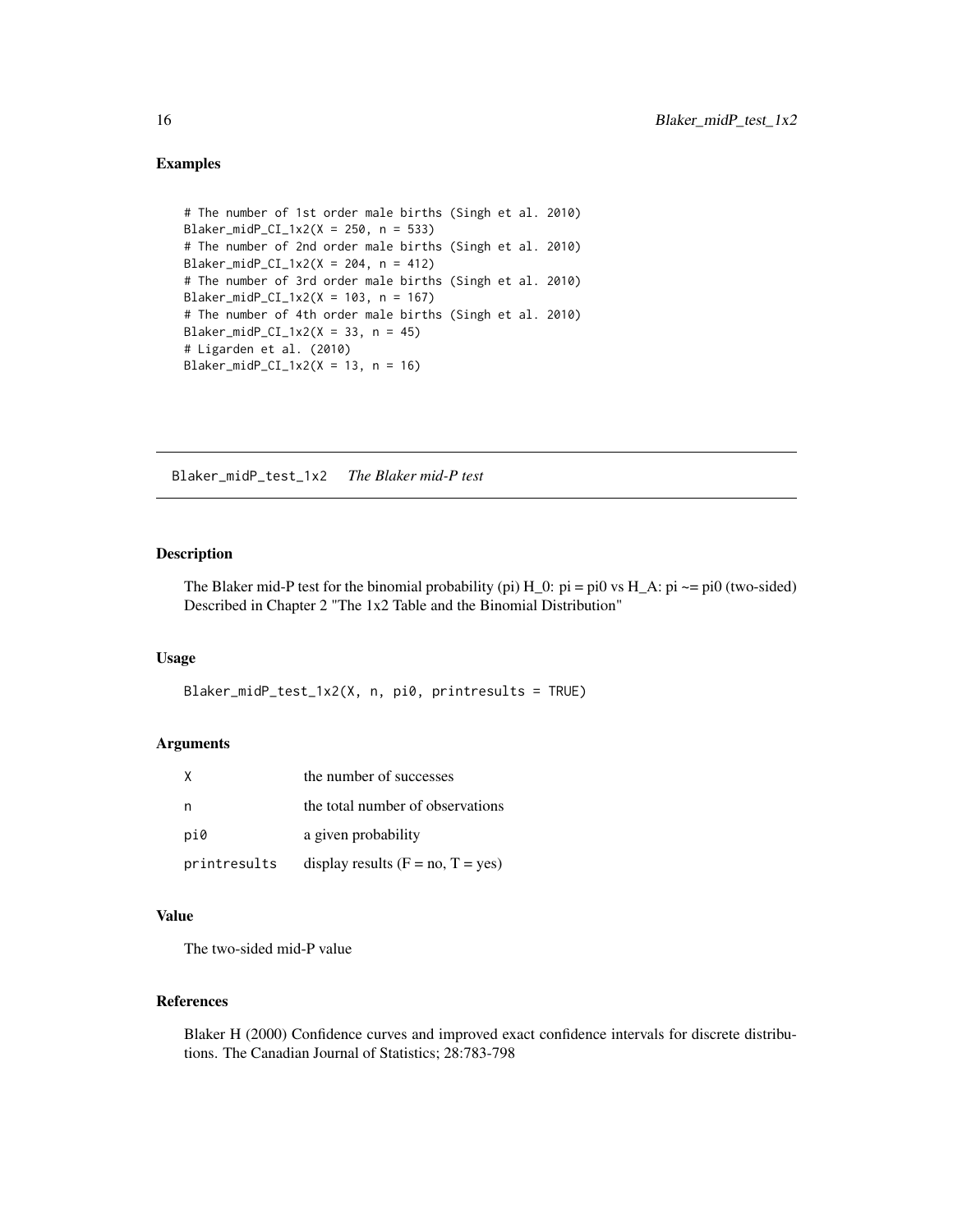## Examples

```
# The number of 1st order male births (Singh et al. 2010)
Blaker_midP_CI_1x2(X = 250, n = 533)
# The number of 2nd order male births (Singh et al. 2010)
Blaker_midP_CI_1x2(X = 204, n = 412)
# The number of 3rd order male births (Singh et al. 2010)
Blaker_midP_CI_1x2(X = 103, n = 167)
# The number of 4th order male births (Singh et al. 2010)
Blaker_midP_CI_1x2(X = 33, n = 45)
# Ligarden et al. (2010)
Blaker_midP_CI_1x2(X = 13, n = 16)
```

---

# Blaker_midP_test_1x2 *The Blaker mid-P test*

## Description

The Blaker mid-P test for the binomial probability (pi) H_0: pi = pi0 vs H_A: pi ~= pi0 (two-sided) Described in Chapter 2 "The 1x2 Table and the Binomial Distribution"

## Usage

```
Blaker_midP_test_1x2(X, n, pi0, printresults = TRUE)
```

## Arguments

| | |
|---|---|
| X | the number of successes |
| n | the total number of observations |
| pi0 | a given probability |
| printresults | display results (F = no, T = yes) |

## Value

The two-sided mid-P value

## References

Blaker H (2000) Confidence curves and improved exact confidence intervals for discrete distributions. The Canadian Journal of Statistics; 28:783-798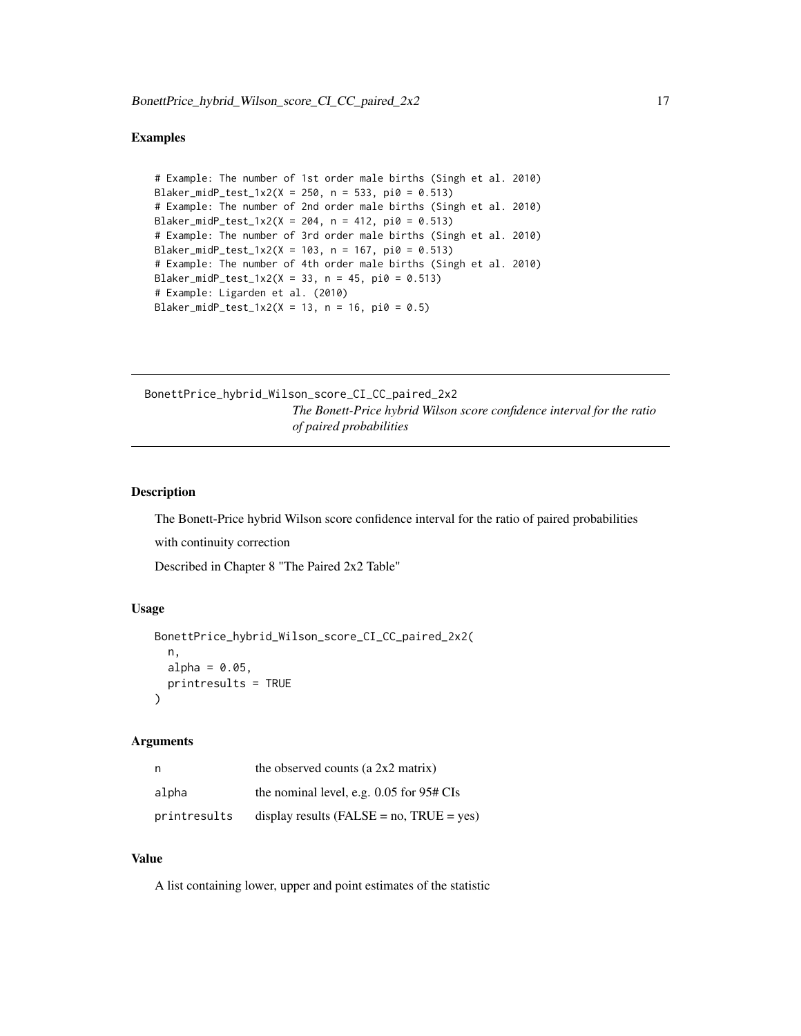## Examples

```
# Example: The number of 1st order male births (Singh et al. 2010)
Blaker_midP_test_1x2(X = 250, n = 533, pi0 = 0.513)
# Example: The number of 2nd order male births (Singh et al. 2010)
Blaker_midP_test_1x2(X = 204, n = 412, pi0 = 0.513)
# Example: The number of 3rd order male births (Singh et al. 2010)
Blaker_midP_test_1x2(X = 103, n = 167, pi0 = 0.513)
# Example: The number of 4th order male births (Singh et al. 2010)
Blaker_midP_test_1x2(X = 33, n = 45, pi0 = 0.513)
# Example: Ligarden et al. (2010)
Blaker_midP_test_1x2(X = 13, n = 16, pi0 = 0.5)
```

---

# BonettPrice_hybrid_Wilson_score_CI_CC_paired_2x2

*The Bonett-Price hybrid Wilson score confidence interval for the ratio of paired probabilities*

---

## Description

The Bonett-Price hybrid Wilson score confidence interval for the ratio of paired probabilities

with continuity correction

Described in Chapter 8 "The Paired 2x2 Table"

## Usage

```
BonettPrice_hybrid_Wilson_score_CI_CC_paired_2x2(
  n,
  alpha = 0.05,
  printresults = TRUE
)
```

## Arguments

| | |
|---|---|
| n | the observed counts (a 2x2 matrix) |
| alpha | the nominal level, e.g. 0.05 for 95# CIs |
| printresults | display results (FALSE = no, TRUE = yes) |

## Value

A list containing lower, upper and point estimates of the statistic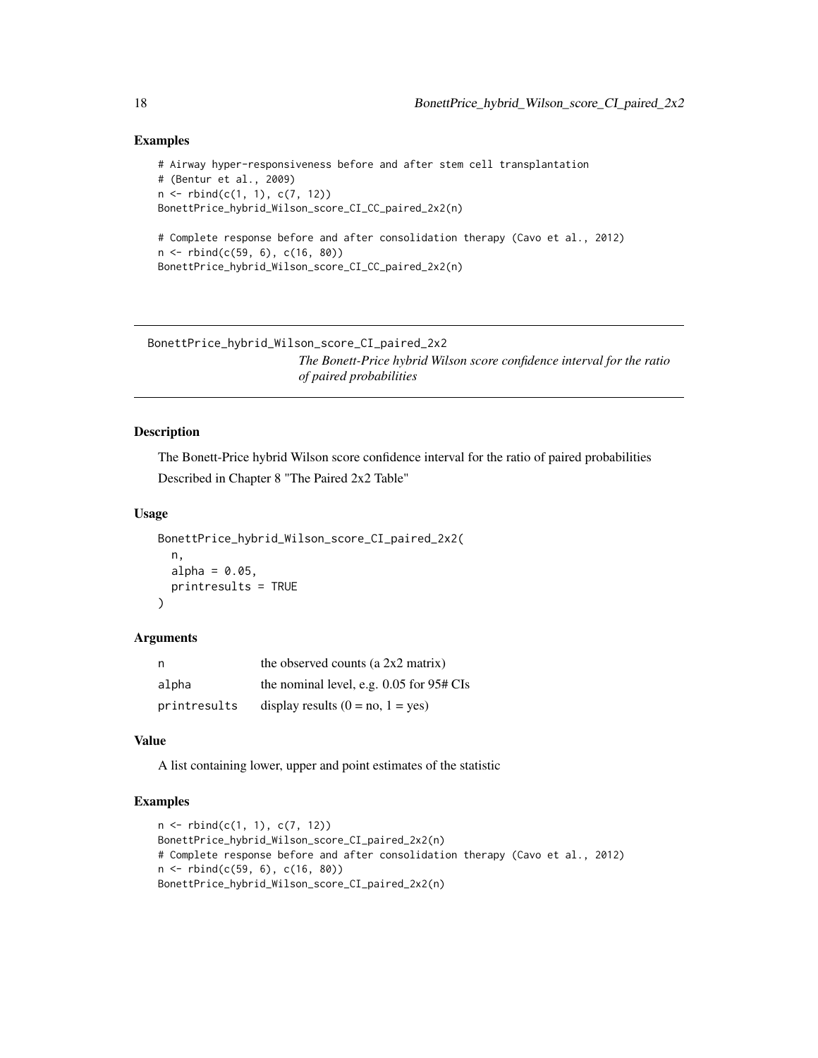## Examples

```
# Airway hyper-responsiveness before and after stem cell transplantation
# (Bentur et al., 2009)
n <- rbind(c(1, 1), c(7, 12))
BonettPrice_hybrid_Wilson_score_CI_CC_paired_2x2(n)

# Complete response before and after consolidation therapy (Cavo et al., 2012)
n <- rbind(c(59, 6), c(16, 80))
BonettPrice_hybrid_Wilson_score_CI_CC_paired_2x2(n)
```

---

# BonettPrice_hybrid_Wilson_score_CI_paired_2x2

*The Bonett-Price hybrid Wilson score confidence interval for the ratio of paired probabilities*

---

## Description

The Bonett-Price hybrid Wilson score confidence interval for the ratio of paired probabilities

Described in Chapter 8 "The Paired 2x2 Table"

## Usage

```
BonettPrice_hybrid_Wilson_score_CI_paired_2x2(
  n,
  alpha = 0.05,
  printresults = TRUE
)
```

## Arguments

| | |
|---|---|
| n | the observed counts (a 2x2 matrix) |
| alpha | the nominal level, e.g. 0.05 for 95# CIs |
| printresults | display results (0 = no, 1 = yes) |

## Value

A list containing lower, upper and point estimates of the statistic

## Examples

```
n <- rbind(c(1, 1), c(7, 12))
BonettPrice_hybrid_Wilson_score_CI_paired_2x2(n)
# Complete response before and after consolidation therapy (Cavo et al., 2012)
n <- rbind(c(59, 6), c(16, 80))
BonettPrice_hybrid_Wilson_score_CI_paired_2x2(n)
```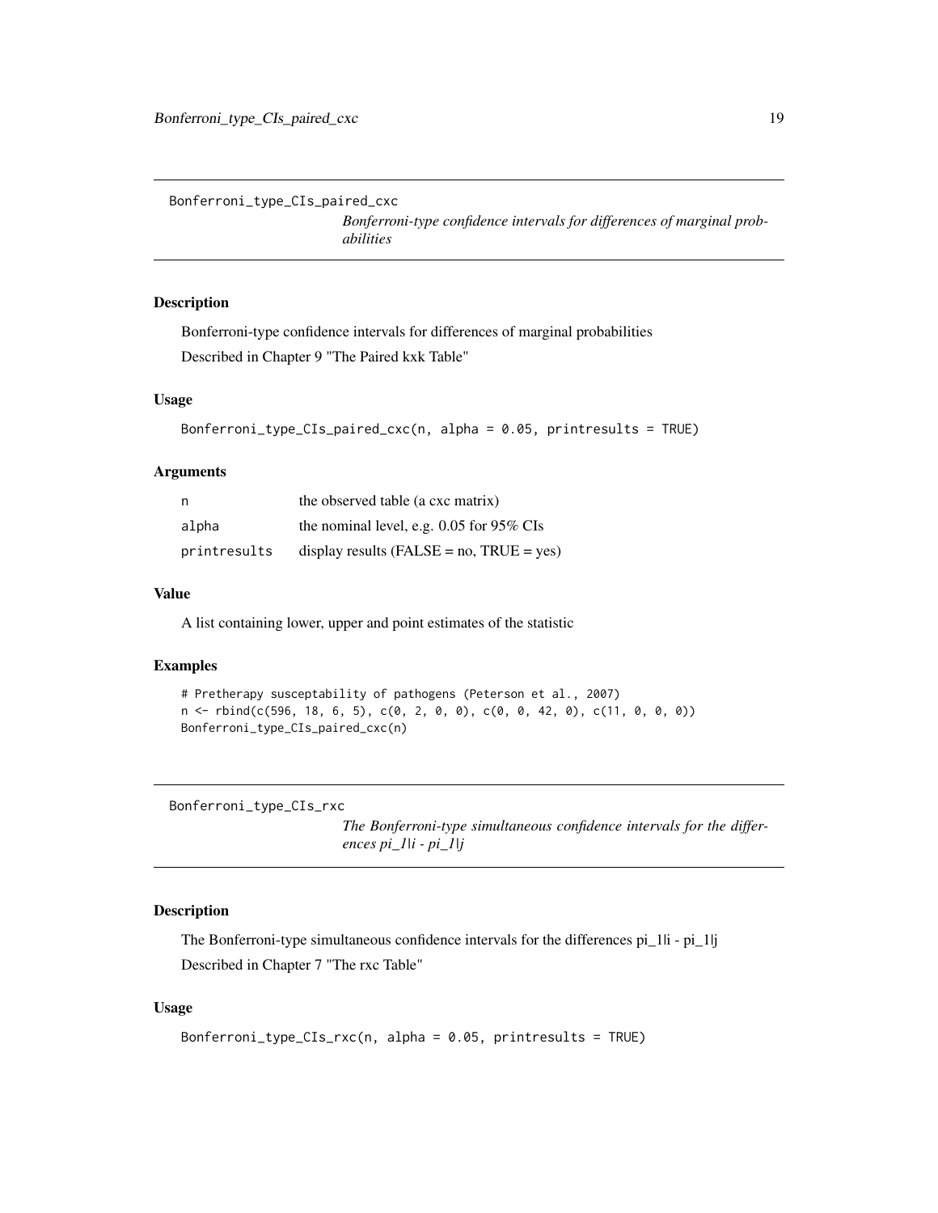## Bonferroni_type_CIs_paired_cxc

*Bonferroni-type confidence intervals for differences of marginal probabilities*

### Description

Bonferroni-type confidence intervals for differences of marginal probabilities

Described in Chapter 9 "The Paired kxk Table"

### Usage

```
Bonferroni_type_CIs_paired_cxc(n, alpha = 0.05, printresults = TRUE)
```

### Arguments

| | |
|---|---|
| n | the observed table (a cxc matrix) |
| alpha | the nominal level, e.g. 0.05 for 95% CIs |
| printresults | display results (FALSE = no, TRUE = yes) |

### Value

A list containing lower, upper and point estimates of the statistic

### Examples

```
# Pretherapy susceptability of pathogens (Peterson et al., 2007)
n <- rbind(c(596, 18, 6, 5), c(0, 2, 0, 0), c(0, 0, 42, 0), c(11, 0, 0, 0))
Bonferroni_type_CIs_paired_cxc(n)
```

## Bonferroni_type_CIs_rxc

*The Bonferroni-type simultaneous confidence intervals for the differences pi_1|i - pi_1|j*

### Description

The Bonferroni-type simultaneous confidence intervals for the differences pi_1|i - pi_1|j

Described in Chapter 7 "The rxc Table"

### Usage

```
Bonferroni_type_CIs_rxc(n, alpha = 0.05, printresults = TRUE)
```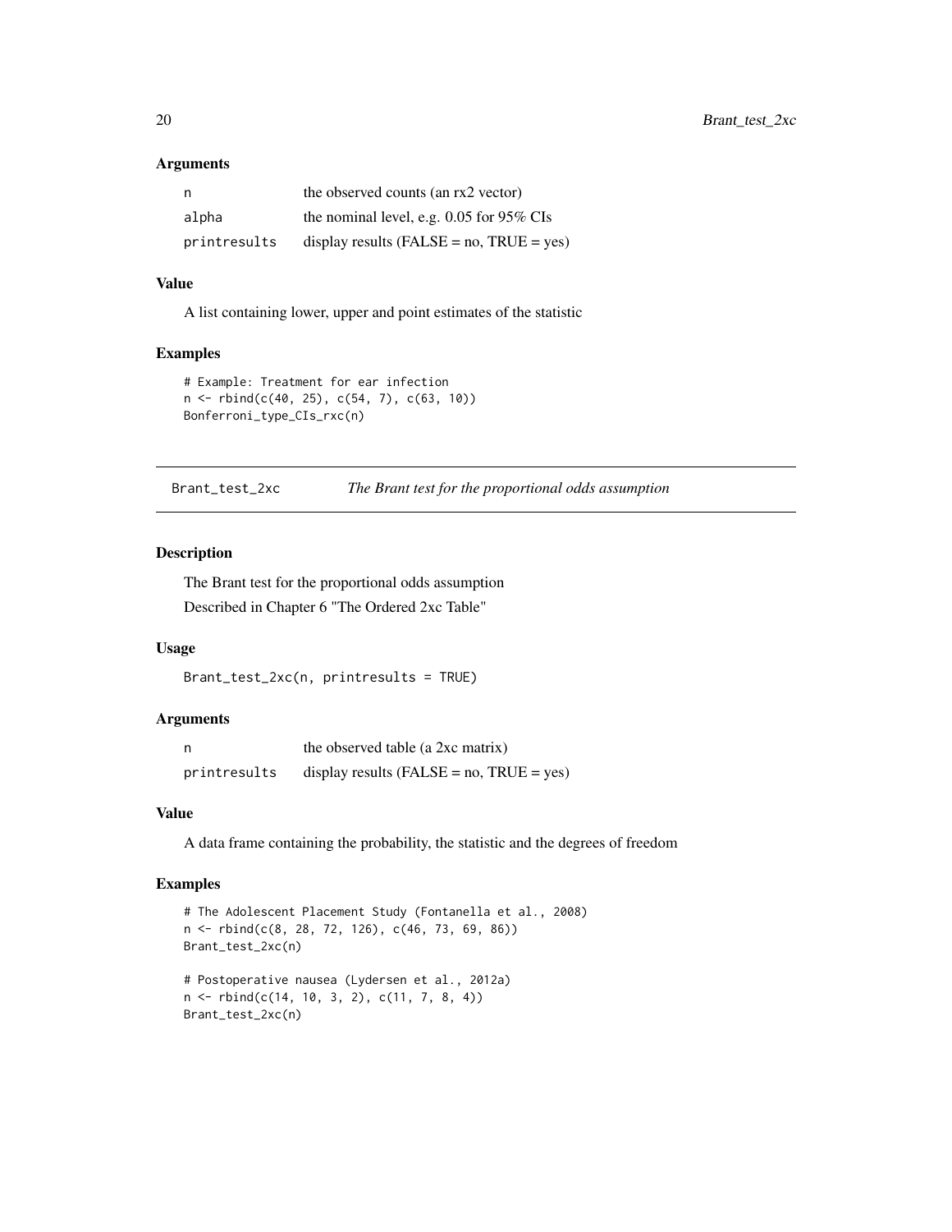### Arguments

| | |
|---|---|
| n | the observed counts (an rx2 vector) |
| alpha | the nominal level, e.g. 0.05 for 95% CIs |
| printresults | display results (FALSE = no, TRUE = yes) |

### Value

A list containing lower, upper and point estimates of the statistic

### Examples

```
# Example: Treatment for ear infection
n <- rbind(c(40, 25), c(54, 7), c(63, 10))
Bonferroni_type_CIs_rxc(n)
```

---

## Brant_test_2xc — *The Brant test for the proportional odds assumption*

### Description

The Brant test for the proportional odds assumption

Described in Chapter 6 "The Ordered 2xc Table"

### Usage

```
Brant_test_2xc(n, printresults = TRUE)
```

### Arguments

| | |
|---|---|
| n | the observed table (a 2xc matrix) |
| printresults | display results (FALSE = no, TRUE = yes) |

### Value

A data frame containing the probability, the statistic and the degrees of freedom

### Examples

```
# The Adolescent Placement Study (Fontanella et al., 2008)
n <- rbind(c(8, 28, 72, 126), c(46, 73, 69, 86))
Brant_test_2xc(n)

# Postoperative nausea (Lydersen et al., 2012a)
n <- rbind(c(14, 10, 3, 2), c(11, 7, 8, 4))
Brant_test_2xc(n)
```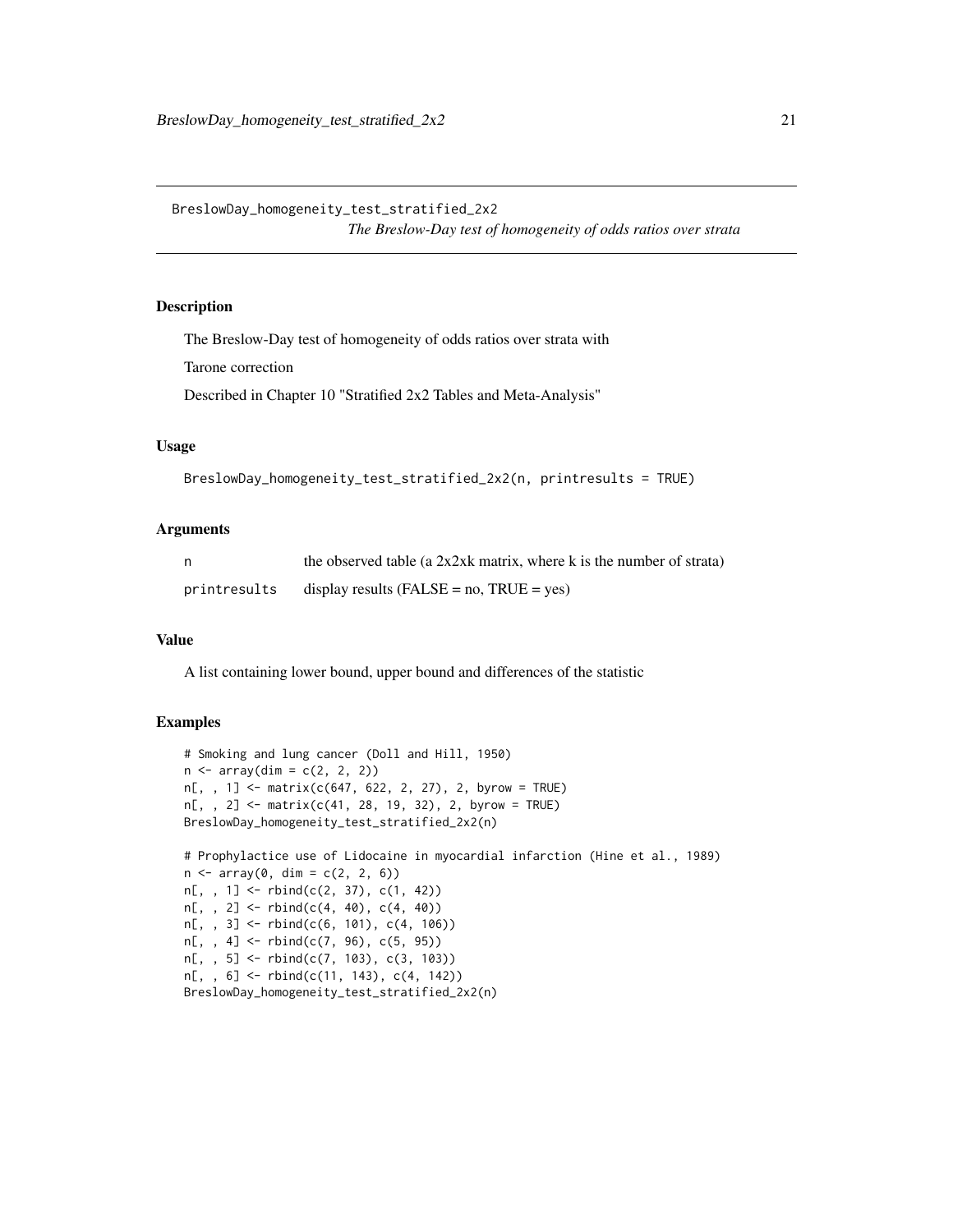# BreslowDay_homogeneity_test_stratified_2x2

*The Breslow-Day test of homogeneity of odds ratios over strata*

## Description

The Breslow-Day test of homogeneity of odds ratios over strata with

Tarone correction

Described in Chapter 10 "Stratified 2x2 Tables and Meta-Analysis"

## Usage

```
BreslowDay_homogeneity_test_stratified_2x2(n, printresults = TRUE)
```

## Arguments

| | |
|---|---|
| n | the observed table (a 2x2xk matrix, where k is the number of strata) |
| printresults | display results (FALSE = no, TRUE = yes) |

## Value

A list containing lower bound, upper bound and differences of the statistic

## Examples

```
# Smoking and lung cancer (Doll and Hill, 1950)
n <- array(dim = c(2, 2, 2))
n[, , 1] <- matrix(c(647, 622, 2, 27), 2, byrow = TRUE)
n[, , 2] <- matrix(c(41, 28, 19, 32), 2, byrow = TRUE)
BreslowDay_homogeneity_test_stratified_2x2(n)

# Prophylactice use of Lidocaine in myocardial infarction (Hine et al., 1989)
n <- array(0, dim = c(2, 2, 6))
n[, , 1] <- rbind(c(2, 37), c(1, 42))
n[, , 2] <- rbind(c(4, 40), c(4, 40))
n[, , 3] <- rbind(c(6, 101), c(4, 106))
n[, , 4] <- rbind(c(7, 96), c(5, 95))
n[, , 5] <- rbind(c(7, 103), c(3, 103))
n[, , 6] <- rbind(c(11, 143), c(4, 142))
BreslowDay_homogeneity_test_stratified_2x2(n)
```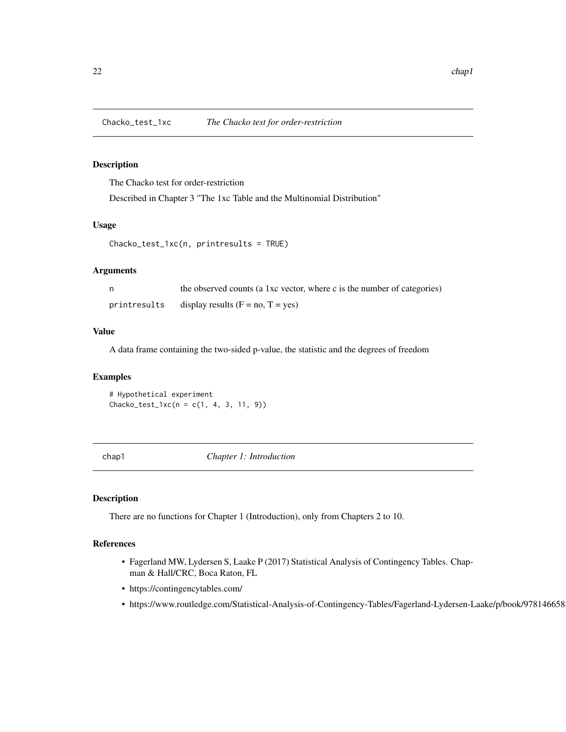## Chacko_test_1xc *The Chacko test for order-restriction*

### Description

The Chacko test for order-restriction

Described in Chapter 3 "The 1xc Table and the Multinomial Distribution"

### Usage

```
Chacko_test_1xc(n, printresults = TRUE)
```

### Arguments

| | |
|---|---|
| n | the observed counts (a 1xc vector, where c is the number of categories) |
| printresults | display results (F = no, T = yes) |

### Value

A data frame containing the two-sided p-value, the statistic and the degrees of freedom

### Examples

```
# Hypothetical experiment
Chacko_test_1xc(n = c(1, 4, 3, 11, 9))
```

## chap1 *Chapter 1: Introduction*

### Description

There are no functions for Chapter 1 (Introduction), only from Chapters 2 to 10.

### References

- Fagerland MW, Lydersen S, Laake P (2017) Statistical Analysis of Contingency Tables. Chapman & Hall/CRC, Boca Raton, FL
- https://contingencytables.com/
- https://www.routledge.com/Statistical-Analysis-of-Contingency-Tables/Fagerland-Lydersen-Laake/p/book/97814665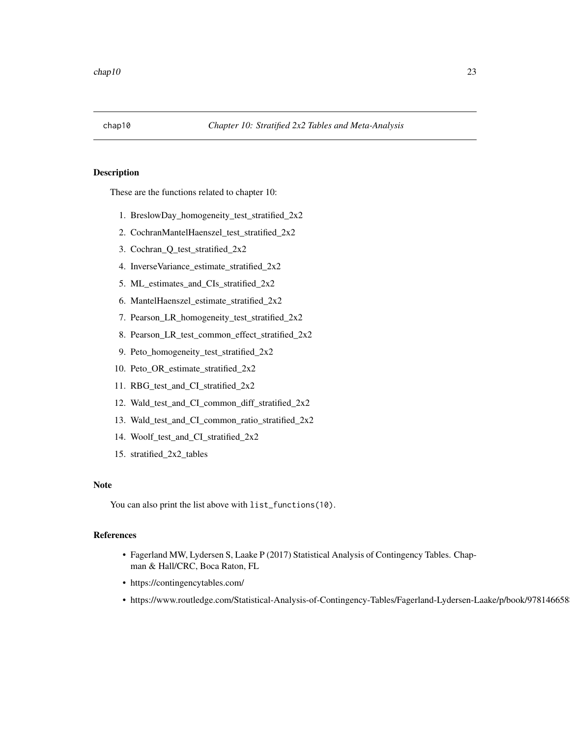# chap10 *Chapter 10: Stratified 2x2 Tables and Meta-Analysis*

## Description

These are the functions related to chapter 10:

1. BreslowDay_homogeneity_test_stratified_2x2
2. CochranMantelHaenszel_test_stratified_2x2
3. Cochran_Q_test_stratified_2x2
4. InverseVariance_estimate_stratified_2x2
5. ML_estimates_and_CIs_stratified_2x2
6. MantelHaenszel_estimate_stratified_2x2
7. Pearson_LR_homogeneity_test_stratified_2x2
8. Pearson_LR_test_common_effect_stratified_2x2
9. Peto_homogeneity_test_stratified_2x2
10. Peto_OR_estimate_stratified_2x2
11. RBG_test_and_CI_stratified_2x2
12. Wald_test_and_CI_common_diff_stratified_2x2
13. Wald_test_and_CI_common_ratio_stratified_2x2
14. Woolf_test_and_CI_stratified_2x2
15. stratified_2x2_tables

## Note

You can also print the list above with `list_functions(10)`.

## References

- Fagerland MW, Lydersen S, Laake P (2017) Statistical Analysis of Contingency Tables. Chapman & Hall/CRC, Boca Raton, FL
- https://contingencytables.com/
- https://www.routledge.com/Statistical-Analysis-of-Contingency-Tables/Fagerland-Lydersen-Laake/p/book/978146658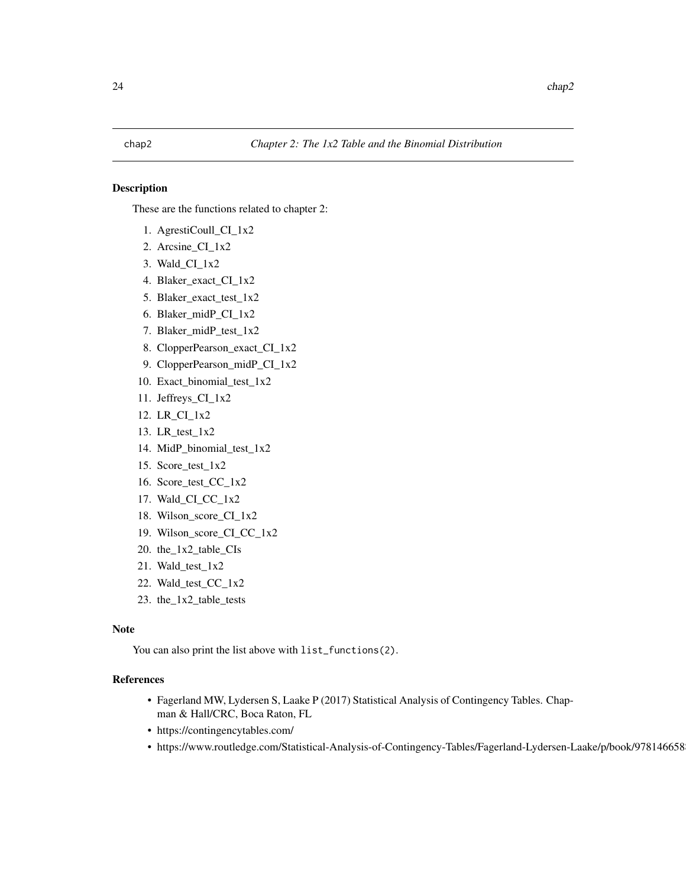chap2 *Chapter 2: The 1x2 Table and the Binomial Distribution*

### Description

These are the functions related to chapter 2:

1. AgrestiCoull_CI_1x2
2. Arcsine_CI_1x2
3. Wald_CI_1x2
4. Blaker_exact_CI_1x2
5. Blaker_exact_test_1x2
6. Blaker_midP_CI_1x2
7. Blaker_midP_test_1x2
8. ClopperPearson_exact_CI_1x2
9. ClopperPearson_midP_CI_1x2
10. Exact_binomial_test_1x2
11. Jeffreys_CI_1x2
12. LR_CI_1x2
13. LR_test_1x2
14. MidP_binomial_test_1x2
15. Score_test_1x2
16. Score_test_CC_1x2
17. Wald_CI_CC_1x2
18. Wilson_score_CI_1x2
19. Wilson_score_CI_CC_1x2
20. the_1x2_table_CIs
21. Wald_test_1x2
22. Wald_test_CC_1x2
23. the_1x2_table_tests

### Note

You can also print the list above with `list_functions(2)`.

### References

- Fagerland MW, Lydersen S, Laake P (2017) Statistical Analysis of Contingency Tables. Chapman & Hall/CRC, Boca Raton, FL
- https://contingencytables.com/
- https://www.routledge.com/Statistical-Analysis-of-Contingency-Tables/Fagerland-Lydersen-Laake/p/book/978146658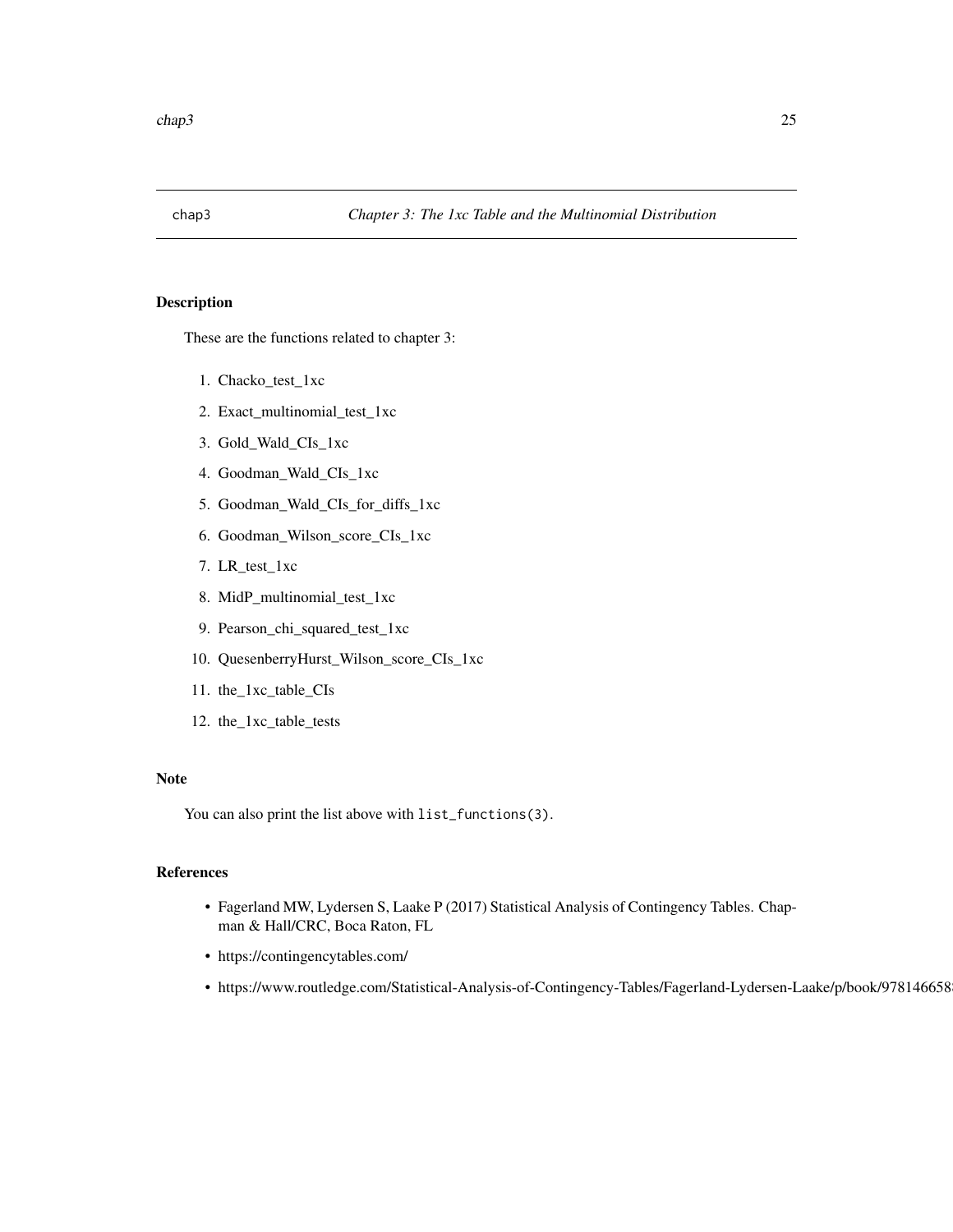chap3 *Chapter 3: The 1xc Table and the Multinomial Distribution*

## Description

These are the functions related to chapter 3:

1. Chacko_test_1xc
2. Exact_multinomial_test_1xc
3. Gold_Wald_CIs_1xc
4. Goodman_Wald_CIs_1xc
5. Goodman_Wald_CIs_for_diffs_1xc
6. Goodman_Wilson_score_CIs_1xc
7. LR_test_1xc
8. MidP_multinomial_test_1xc
9. Pearson_chi_squared_test_1xc
10. QuesenberryHurst_Wilson_score_CIs_1xc
11. the_1xc_table_CIs
12. the_1xc_table_tests

## Note

You can also print the list above with `list_functions(3)`.

## References

- Fagerland MW, Lydersen S, Laake P (2017) Statistical Analysis of Contingency Tables. Chapman & Hall/CRC, Boca Raton, FL
- https://contingencytables.com/
- https://www.routledge.com/Statistical-Analysis-of-Contingency-Tables/Fagerland-Lydersen-Laake/p/book/97814665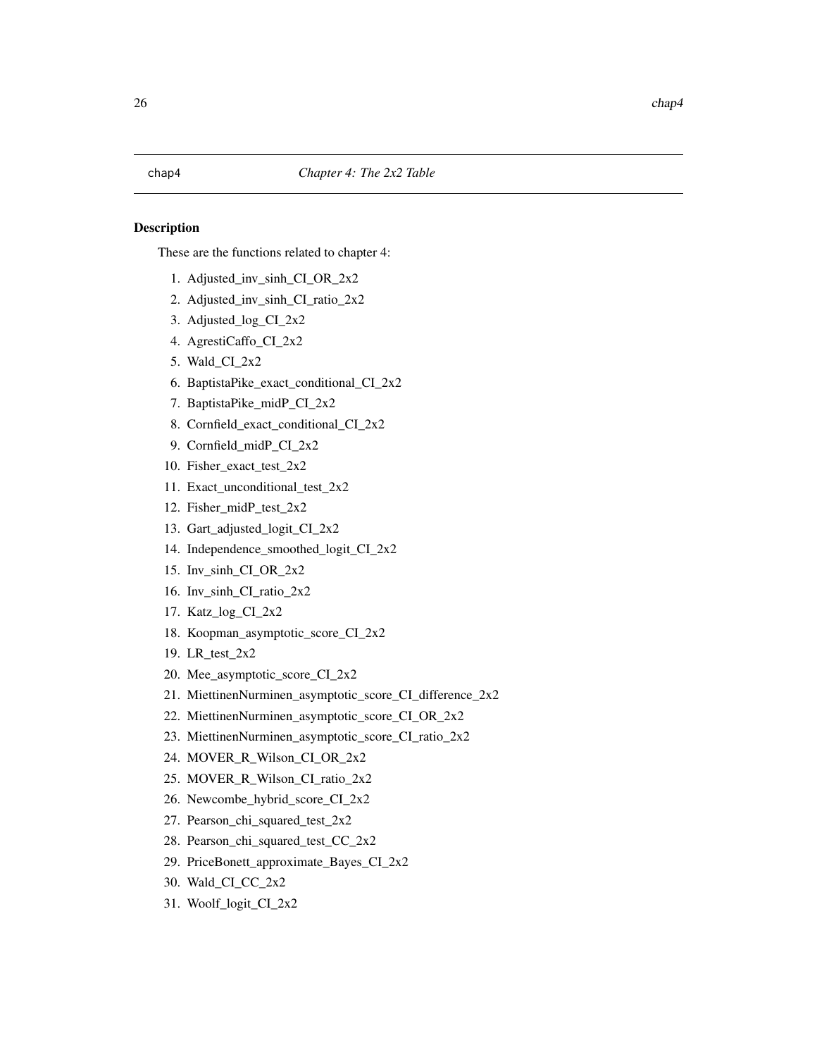chap4 *Chapter 4: The 2x2 Table*

## Description

These are the functions related to chapter 4:

1. Adjusted_inv_sinh_CI_OR_2x2
2. Adjusted_inv_sinh_CI_ratio_2x2
3. Adjusted_log_CI_2x2
4. AgrestiCaffo_CI_2x2
5. Wald_CI_2x2
6. BaptistaPike_exact_conditional_CI_2x2
7. BaptistaPike_midP_CI_2x2
8. Cornfield_exact_conditional_CI_2x2
9. Cornfield_midP_CI_2x2
10. Fisher_exact_test_2x2
11. Exact_unconditional_test_2x2
12. Fisher_midP_test_2x2
13. Gart_adjusted_logit_CI_2x2
14. Independence_smoothed_logit_CI_2x2
15. Inv_sinh_CI_OR_2x2
16. Inv_sinh_CI_ratio_2x2
17. Katz_log_CI_2x2
18. Koopman_asymptotic_score_CI_2x2
19. LR_test_2x2
20. Mee_asymptotic_score_CI_2x2
21. MiettinenNurminen_asymptotic_score_CI_difference_2x2
22. MiettinenNurminen_asymptotic_score_CI_OR_2x2
23. MiettinenNurminen_asymptotic_score_CI_ratio_2x2
24. MOVER_R_Wilson_CI_OR_2x2
25. MOVER_R_Wilson_CI_ratio_2x2
26. Newcombe_hybrid_score_CI_2x2
27. Pearson_chi_squared_test_2x2
28. Pearson_chi_squared_test_CC_2x2
29. PriceBonett_approximate_Bayes_CI_2x2
30. Wald_CI_CC_2x2
31. Woolf_logit_CI_2x2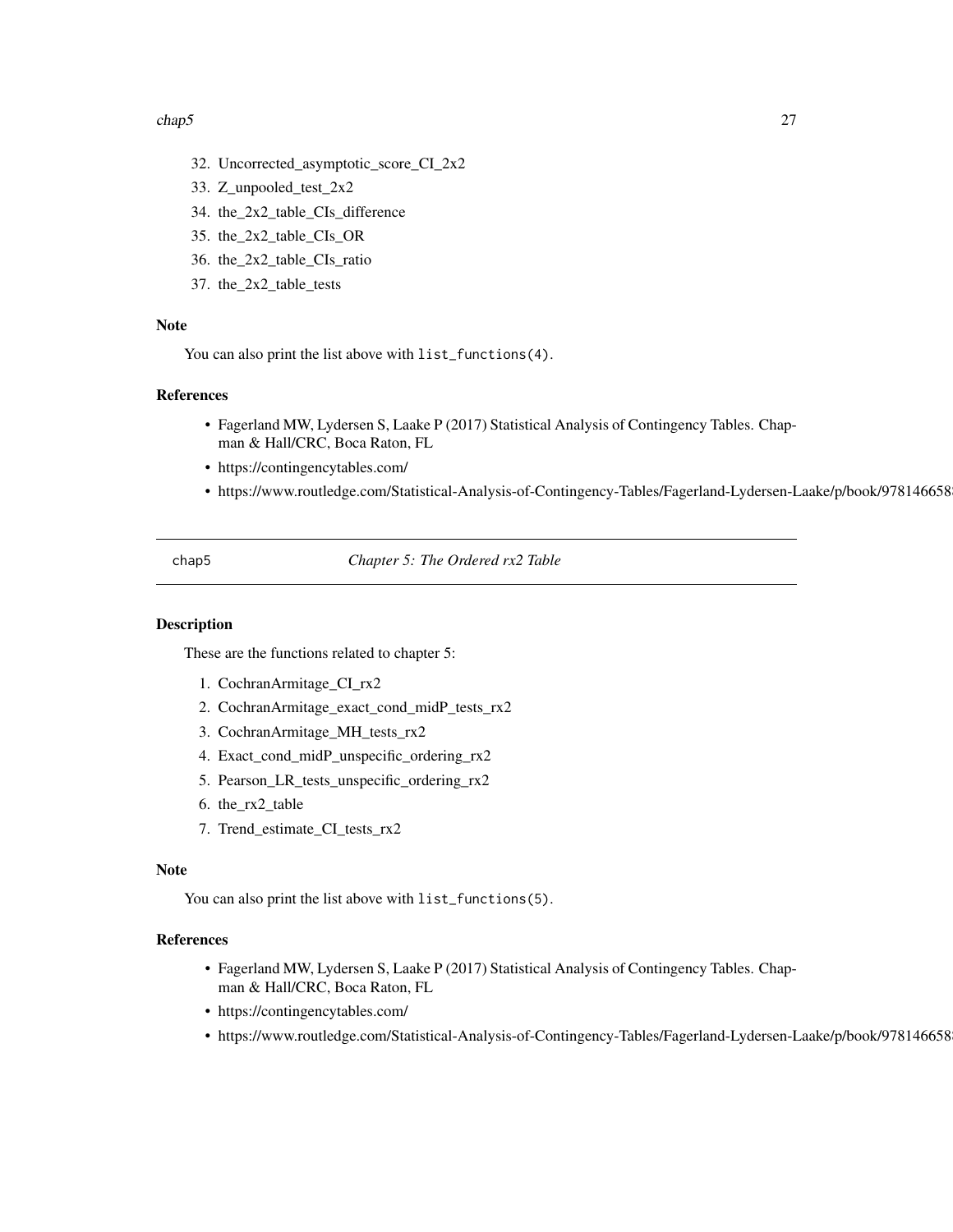32. Uncorrected_asymptotic_score_CI_2x2
33. Z_unpooled_test_2x2
34. the_2x2_table_CIs_difference
35. the_2x2_table_CIs_OR
36. the_2x2_table_CIs_ratio
37. the_2x2_table_tests

### Note

You can also print the list above with `list_functions(4)`.

### References

- Fagerland MW, Lydersen S, Laake P (2017) Statistical Analysis of Contingency Tables. Chapman & Hall/CRC, Boca Raton, FL
- https://contingencytables.com/
- https://www.routledge.com/Statistical-Analysis-of-Contingency-Tables/Fagerland-Lydersen-Laake/p/book/978146658

---

## chap5 — *Chapter 5: The Ordered rx2 Table*

### Description

These are the functions related to chapter 5:

1. CochranArmitage_CI_rx2
2. CochranArmitage_exact_cond_midP_tests_rx2
3. CochranArmitage_MH_tests_rx2
4. Exact_cond_midP_unspecific_ordering_rx2
5. Pearson_LR_tests_unspecific_ordering_rx2
6. the_rx2_table
7. Trend_estimate_CI_tests_rx2

### Note

You can also print the list above with `list_functions(5)`.

### References

- Fagerland MW, Lydersen S, Laake P (2017) Statistical Analysis of Contingency Tables. Chapman & Hall/CRC, Boca Raton, FL
- https://contingencytables.com/
- https://www.routledge.com/Statistical-Analysis-of-Contingency-Tables/Fagerland-Lydersen-Laake/p/book/978146658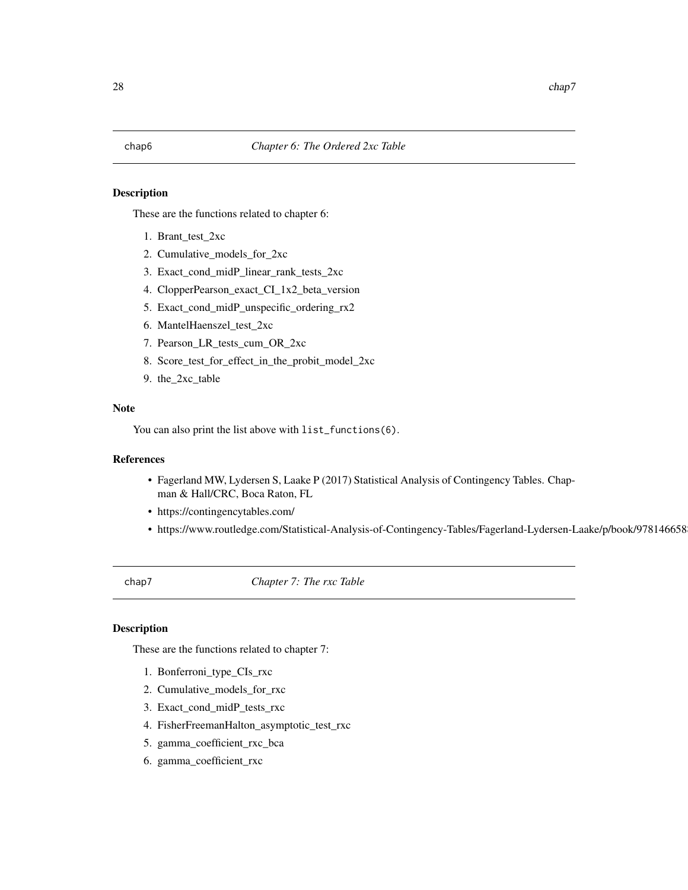## chap6 — *Chapter 6: The Ordered 2xc Table*

### Description

These are the functions related to chapter 6:

1. Brant_test_2xc
2. Cumulative_models_for_2xc
3. Exact_cond_midP_linear_rank_tests_2xc
4. ClopperPearson_exact_CI_1x2_beta_version
5. Exact_cond_midP_unspecific_ordering_rx2
6. MantelHaenszel_test_2xc
7. Pearson_LR_tests_cum_OR_2xc
8. Score_test_for_effect_in_the_probit_model_2xc
9. the_2xc_table

### Note

You can also print the list above with `list_functions(6)`.

### References

- Fagerland MW, Lydersen S, Laake P (2017) Statistical Analysis of Contingency Tables. Chapman & Hall/CRC, Boca Raton, FL
- https://contingencytables.com/
- https://www.routledge.com/Statistical-Analysis-of-Contingency-Tables/Fagerland-Lydersen-Laake/p/book/978146658

## chap7 — *Chapter 7: The rxc Table*

### Description

These are the functions related to chapter 7:

1. Bonferroni_type_CIs_rxc
2. Cumulative_models_for_rxc
3. Exact_cond_midP_tests_rxc
4. FisherFreemanHalton_asymptotic_test_rxc
5. gamma_coefficient_rxc_bca
6. gamma_coefficient_rxc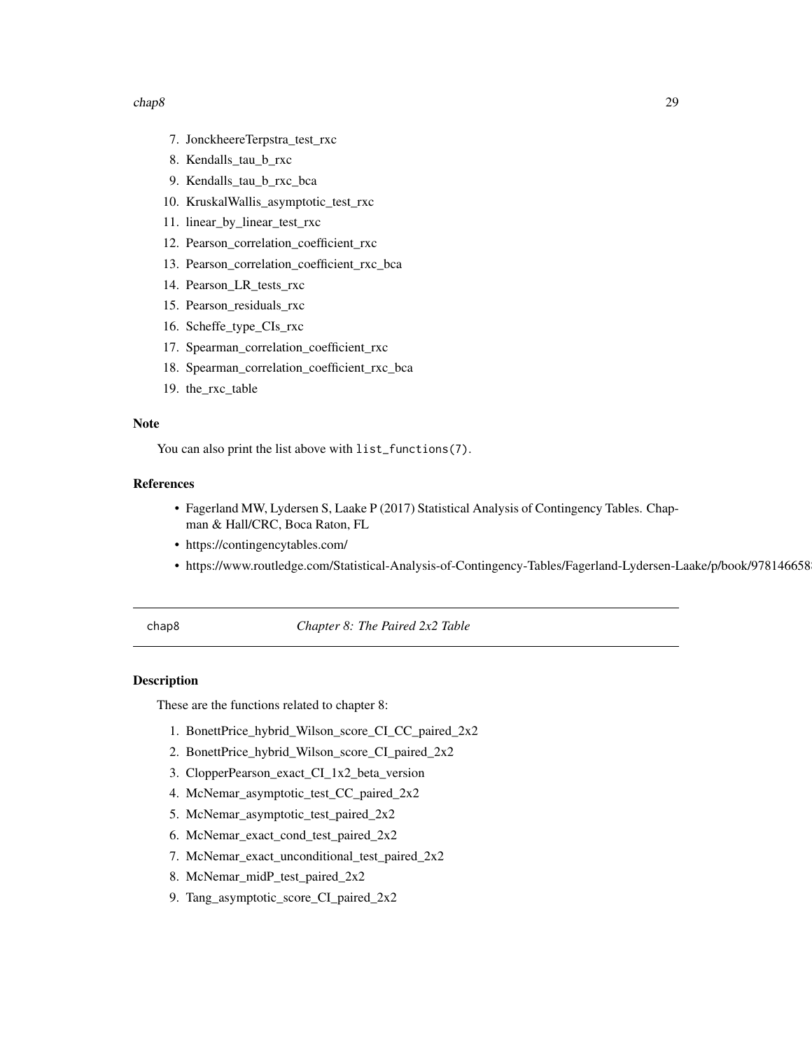7. JonckheereTerpstra_test_rxc
8. Kendalls_tau_b_rxc
9. Kendalls_tau_b_rxc_bca
10. KruskalWallis_asymptotic_test_rxc
11. linear_by_linear_test_rxc
12. Pearson_correlation_coefficient_rxc
13. Pearson_correlation_coefficient_rxc_bca
14. Pearson_LR_tests_rxc
15. Pearson_residuals_rxc
16. Scheffe_type_CIs_rxc
17. Spearman_correlation_coefficient_rxc
18. Spearman_correlation_coefficient_rxc_bca
19. the_rxc_table

### Note

You can also print the list above with `list_functions(7)`.

### References

- Fagerland MW, Lydersen S, Laake P (2017) Statistical Analysis of Contingency Tables. Chapman & Hall/CRC, Boca Raton, FL
- https://contingencytables.com/
- https://www.routledge.com/Statistical-Analysis-of-Contingency-Tables/Fagerland-Lydersen-Laake/p/book/9781466658

---

## chap8 — *Chapter 8: The Paired 2x2 Table*

### Description

These are the functions related to chapter 8:

1. BonettPrice_hybrid_Wilson_score_CI_CC_paired_2x2
2. BonettPrice_hybrid_Wilson_score_CI_paired_2x2
3. ClopperPearson_exact_CI_1x2_beta_version
4. McNemar_asymptotic_test_CC_paired_2x2
5. McNemar_asymptotic_test_paired_2x2
6. McNemar_exact_cond_test_paired_2x2
7. McNemar_exact_unconditional_test_paired_2x2
8. McNemar_midP_test_paired_2x2
9. Tang_asymptotic_score_CI_paired_2x2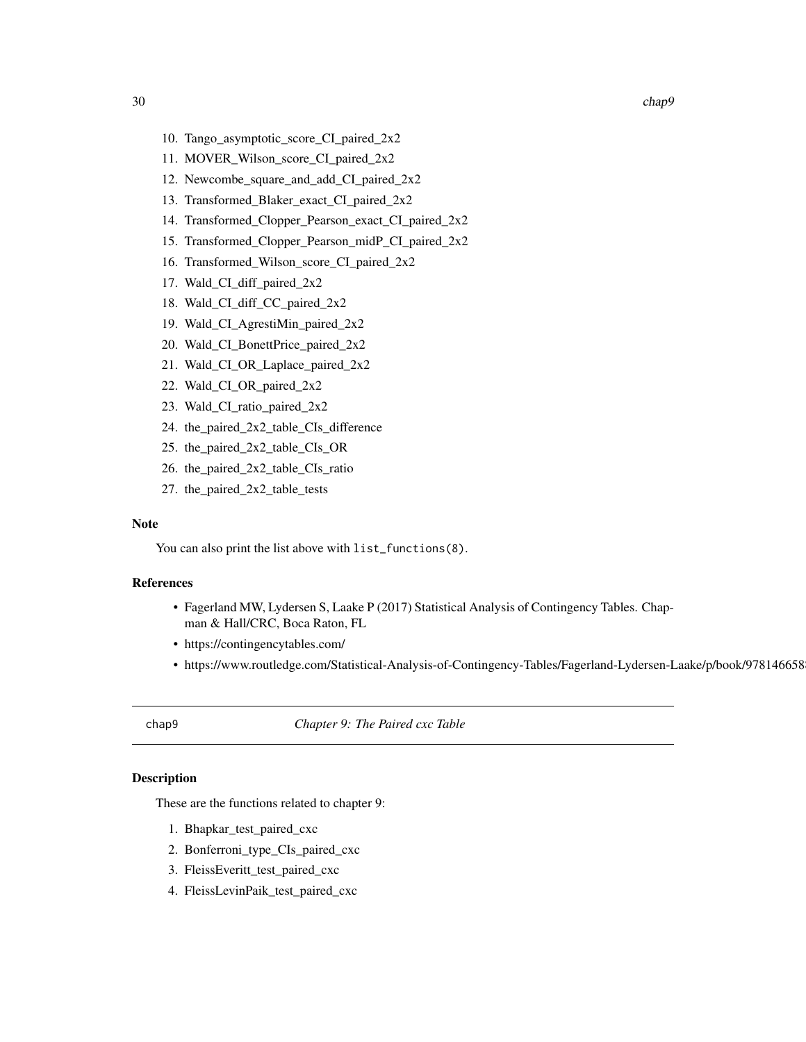10. Tango_asymptotic_score_CI_paired_2x2
11. MOVER_Wilson_score_CI_paired_2x2
12. Newcombe_square_and_add_CI_paired_2x2
13. Transformed_Blaker_exact_CI_paired_2x2
14. Transformed_Clopper_Pearson_exact_CI_paired_2x2
15. Transformed_Clopper_Pearson_midP_CI_paired_2x2
16. Transformed_Wilson_score_CI_paired_2x2
17. Wald_CI_diff_paired_2x2
18. Wald_CI_diff_CC_paired_2x2
19. Wald_CI_AgrestiMin_paired_2x2
20. Wald_CI_BonettPrice_paired_2x2
21. Wald_CI_OR_Laplace_paired_2x2
22. Wald_CI_OR_paired_2x2
23. Wald_CI_ratio_paired_2x2
24. the_paired_2x2_table_CIs_difference
25. the_paired_2x2_table_CIs_OR
26. the_paired_2x2_table_CIs_ratio
27. the_paired_2x2_table_tests

### Note

You can also print the list above with `list_functions(8)`.

### References

- Fagerland MW, Lydersen S, Laake P (2017) Statistical Analysis of Contingency Tables. Chapman & Hall/CRC, Boca Raton, FL
- https://contingencytables.com/
- https://www.routledge.com/Statistical-Analysis-of-Contingency-Tables/Fagerland-Lydersen-Laake/p/book/978146658

---

## chap9 — *Chapter 9: The Paired cxc Table*

### Description

These are the functions related to chapter 9:

1. Bhapkar_test_paired_cxc
2. Bonferroni_type_CIs_paired_cxc
3. FleissEveritt_test_paired_cxc
4. FleissLevinPaik_test_paired_cxc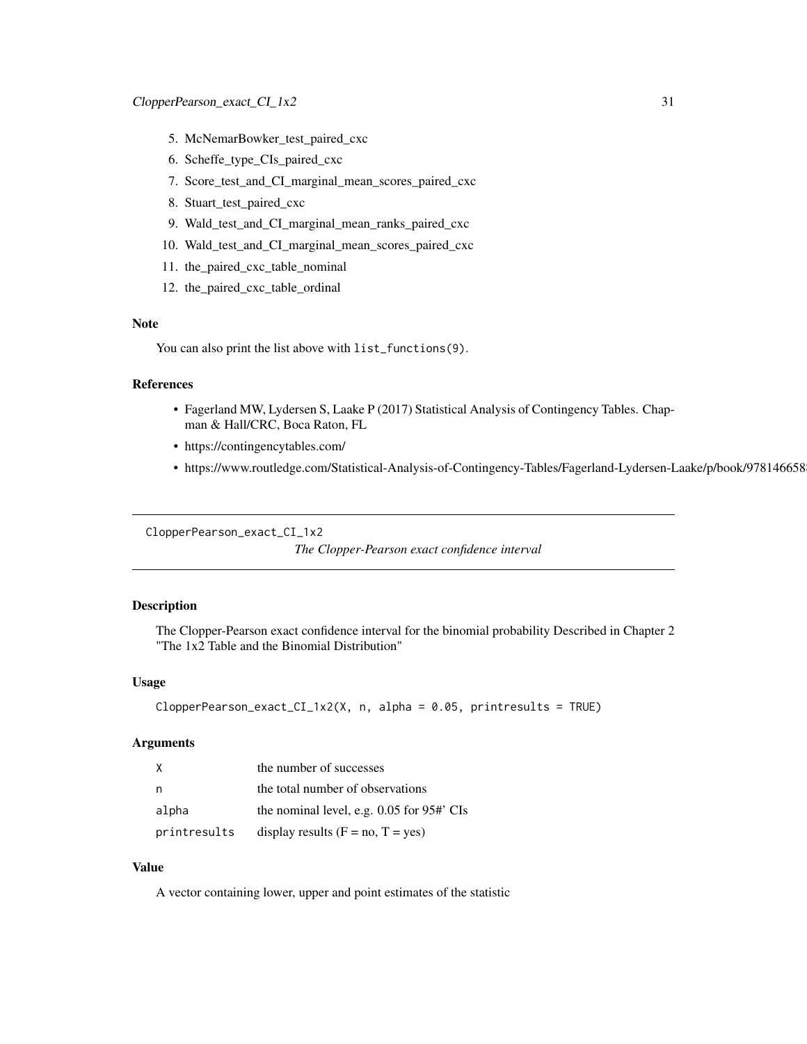5. McNemarBowker_test_paired_cxc
6. Scheffe_type_CIs_paired_cxc
7. Score_test_and_CI_marginal_mean_scores_paired_cxc
8. Stuart_test_paired_cxc
9. Wald_test_and_CI_marginal_mean_ranks_paired_cxc
10. Wald_test_and_CI_marginal_mean_scores_paired_cxc
11. the_paired_cxc_table_nominal
12. the_paired_cxc_table_ordinal

### Note

You can also print the list above with `list_functions(9)`.

### References

- Fagerland MW, Lydersen S, Laake P (2017) Statistical Analysis of Contingency Tables. Chapman & Hall/CRC, Boca Raton, FL
- https://contingencytables.com/
- https://www.routledge.com/Statistical-Analysis-of-Contingency-Tables/Fagerland-Lydersen-Laake/p/book/978146658

---

## ClopperPearson_exact_CI_1x2 *The Clopper-Pearson exact confidence interval*

### Description

The Clopper-Pearson exact confidence interval for the binomial probability Described in Chapter 2 "The 1x2 Table and the Binomial Distribution"

### Usage

```
ClopperPearson_exact_CI_1x2(X, n, alpha = 0.05, printresults = TRUE)
```

### Arguments

| | |
|---|---|
| `X` | the number of successes |
| `n` | the total number of observations |
| `alpha` | the nominal level, e.g. 0.05 for 95#' CIs |
| `printresults` | display results (F = no, T = yes) |

### Value

A vector containing lower, upper and point estimates of the statistic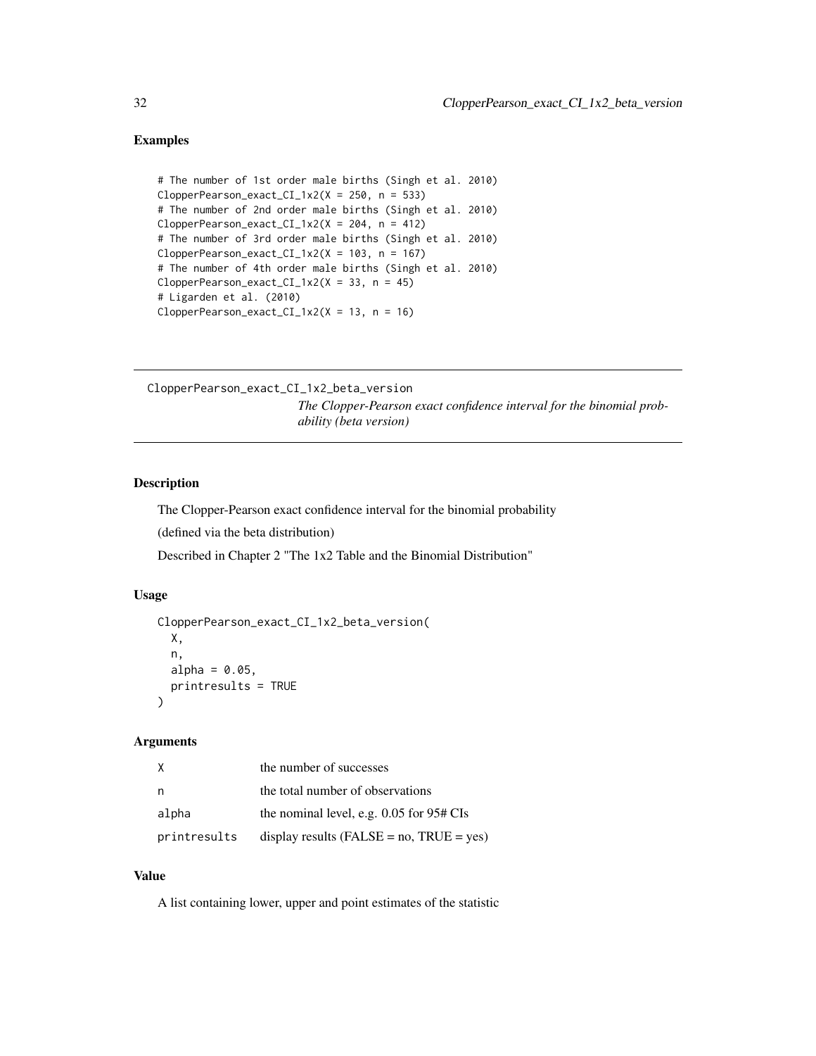## Examples

```
# The number of 1st order male births (Singh et al. 2010)
ClopperPearson_exact_CI_1x2(X = 250, n = 533)
# The number of 2nd order male births (Singh et al. 2010)
ClopperPearson_exact_CI_1x2(X = 204, n = 412)
# The number of 3rd order male births (Singh et al. 2010)
ClopperPearson_exact_CI_1x2(X = 103, n = 167)
# The number of 4th order male births (Singh et al. 2010)
ClopperPearson_exact_CI_1x2(X = 33, n = 45)
# Ligarden et al. (2010)
ClopperPearson_exact_CI_1x2(X = 13, n = 16)
```

---

# ClopperPearson_exact_CI_1x2_beta_version

*The Clopper-Pearson exact confidence interval for the binomial probability (beta version)*

---

## Description

The Clopper-Pearson exact confidence interval for the binomial probability

(defined via the beta distribution)

Described in Chapter 2 "The 1x2 Table and the Binomial Distribution"

## Usage

```
ClopperPearson_exact_CI_1x2_beta_version(
  X,
  n,
  alpha = 0.05,
  printresults = TRUE
)
```

## Arguments

| | |
|---|---|
| X | the number of successes |
| n | the total number of observations |
| alpha | the nominal level, e.g. 0.05 for 95# CIs |
| printresults | display results (FALSE = no, TRUE = yes) |

## Value

A list containing lower, upper and point estimates of the statistic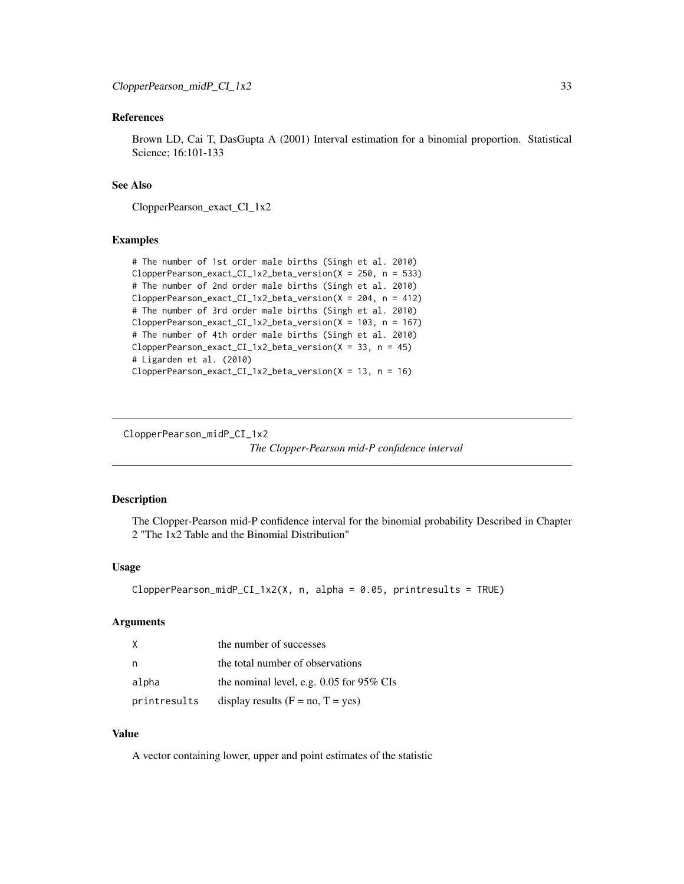## References

Brown LD, Cai T, DasGupta A (2001) Interval estimation for a binomial proportion. Statistical Science; 16:101-133

## See Also

ClopperPearson_exact_CI_1x2

## Examples

```
# The number of 1st order male births (Singh et al. 2010)
ClopperPearson_exact_CI_1x2_beta_version(X = 250, n = 533)
# The number of 2nd order male births (Singh et al. 2010)
ClopperPearson_exact_CI_1x2_beta_version(X = 204, n = 412)
# The number of 3rd order male births (Singh et al. 2010)
ClopperPearson_exact_CI_1x2_beta_version(X = 103, n = 167)
# The number of 4th order male births (Singh et al. 2010)
ClopperPearson_exact_CI_1x2_beta_version(X = 33, n = 45)
# Ligarden et al. (2010)
ClopperPearson_exact_CI_1x2_beta_version(X = 13, n = 16)
```

---

# ClopperPearson_midP_CI_1x2

*The Clopper-Pearson mid-P confidence interval*

## Description

The Clopper-Pearson mid-P confidence interval for the binomial probability Described in Chapter 2 "The 1x2 Table and the Binomial Distribution"

## Usage

```
ClopperPearson_midP_CI_1x2(X, n, alpha = 0.05, printresults = TRUE)
```

## Arguments

| | |
|---|---|
| X | the number of successes |
| n | the total number of observations |
| alpha | the nominal level, e.g. 0.05 for 95% CIs |
| printresults | display results (F = no, T = yes) |

## Value

A vector containing lower, upper and point estimates of the statistic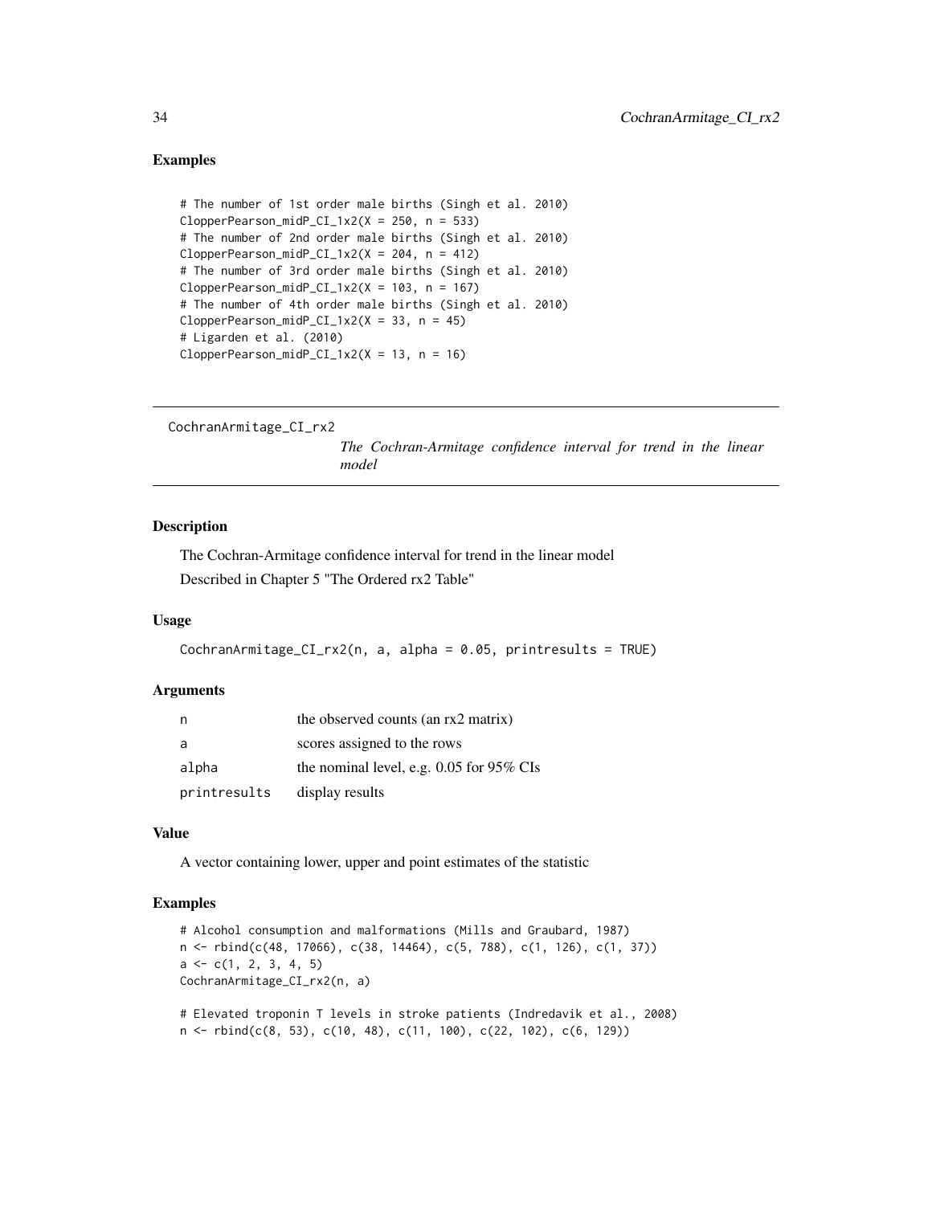## Examples

```
# The number of 1st order male births (Singh et al. 2010)
ClopperPearson_midP_CI_1x2(X = 250, n = 533)
# The number of 2nd order male births (Singh et al. 2010)
ClopperPearson_midP_CI_1x2(X = 204, n = 412)
# The number of 3rd order male births (Singh et al. 2010)
ClopperPearson_midP_CI_1x2(X = 103, n = 167)
# The number of 4th order male births (Singh et al. 2010)
ClopperPearson_midP_CI_1x2(X = 33, n = 45)
# Ligarden et al. (2010)
ClopperPearson_midP_CI_1x2(X = 13, n = 16)
```

---

`CochranArmitage_CI_rx2` *The Cochran-Armitage confidence interval for trend in the linear model*

---

## Description

The Cochran-Armitage confidence interval for trend in the linear model

Described in Chapter 5 "The Ordered rx2 Table"

## Usage

```
CochranArmitage_CI_rx2(n, a, alpha = 0.05, printresults = TRUE)
```

## Arguments

| | |
|---|---|
| n | the observed counts (an rx2 matrix) |
| a | scores assigned to the rows |
| alpha | the nominal level, e.g. 0.05 for 95% CIs |
| printresults | display results |

## Value

A vector containing lower, upper and point estimates of the statistic

## Examples

```
# Alcohol consumption and malformations (Mills and Graubard, 1987)
n <- rbind(c(48, 17066), c(38, 14464), c(5, 788), c(1, 126), c(1, 37))
a <- c(1, 2, 3, 4, 5)
CochranArmitage_CI_rx2(n, a)

# Elevated troponin T levels in stroke patients (Indredavik et al., 2008)
n <- rbind(c(8, 53), c(10, 48), c(11, 100), c(22, 102), c(6, 129))
```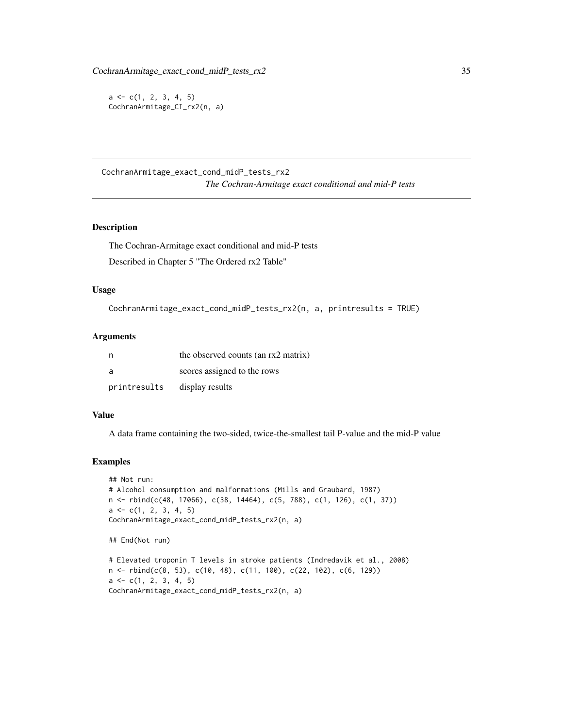```
a <- c(1, 2, 3, 4, 5)
CochranArmitage_CI_rx2(n, a)
```

## CochranArmitage_exact_cond_midP_tests_rx2

*The Cochran-Armitage exact conditional and mid-P tests*

### Description

The Cochran-Armitage exact conditional and mid-P tests

Described in Chapter 5 "The Ordered rx2 Table"

### Usage

```
CochranArmitage_exact_cond_midP_tests_rx2(n, a, printresults = TRUE)
```

### Arguments

| | |
|---|---|
| n | the observed counts (an rx2 matrix) |
| a | scores assigned to the rows |
| printresults | display results |

### Value

A data frame containing the two-sided, twice-the-smallest tail P-value and the mid-P value

### Examples

```
## Not run:
# Alcohol consumption and malformations (Mills and Graubard, 1987)
n <- rbind(c(48, 17066), c(38, 14464), c(5, 788), c(1, 126), c(1, 37))
a <- c(1, 2, 3, 4, 5)
CochranArmitage_exact_cond_midP_tests_rx2(n, a)

## End(Not run)

# Elevated troponin T levels in stroke patients (Indredavik et al., 2008)
n <- rbind(c(8, 53), c(10, 48), c(11, 100), c(22, 102), c(6, 129))
a <- c(1, 2, 3, 4, 5)
CochranArmitage_exact_cond_midP_tests_rx2(n, a)
```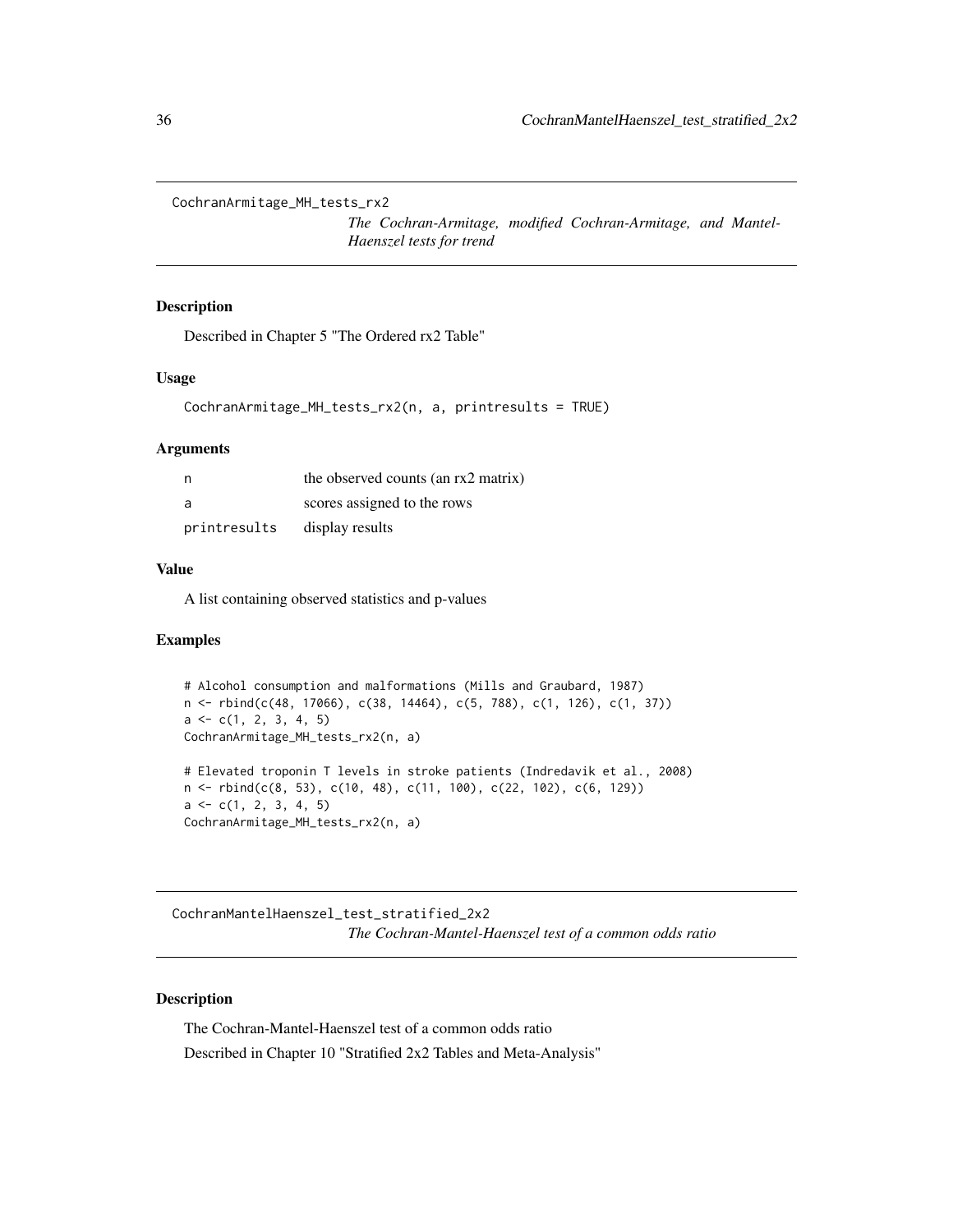## CochranArmitage_MH_tests_rx2

*The Cochran-Armitage, modified Cochran-Armitage, and Mantel-Haenszel tests for trend*

### Description

Described in Chapter 5 "The Ordered rx2 Table"

### Usage

```
CochranArmitage_MH_tests_rx2(n, a, printresults = TRUE)
```

### Arguments

| | |
|---|---|
| n | the observed counts (an rx2 matrix) |
| a | scores assigned to the rows |
| printresults | display results |

### Value

A list containing observed statistics and p-values

### Examples

```
# Alcohol consumption and malformations (Mills and Graubard, 1987)
n <- rbind(c(48, 17066), c(38, 14464), c(5, 788), c(1, 126), c(1, 37))
a <- c(1, 2, 3, 4, 5)
CochranArmitage_MH_tests_rx2(n, a)

# Elevated troponin T levels in stroke patients (Indredavik et al., 2008)
n <- rbind(c(8, 53), c(10, 48), c(11, 100), c(22, 102), c(6, 129))
a <- c(1, 2, 3, 4, 5)
CochranArmitage_MH_tests_rx2(n, a)
```

## CochranMantelHaenszel_test_stratified_2x2

*The Cochran-Mantel-Haenszel test of a common odds ratio*

### Description

The Cochran-Mantel-Haenszel test of a common odds ratio

Described in Chapter 10 "Stratified 2x2 Tables and Meta-Analysis"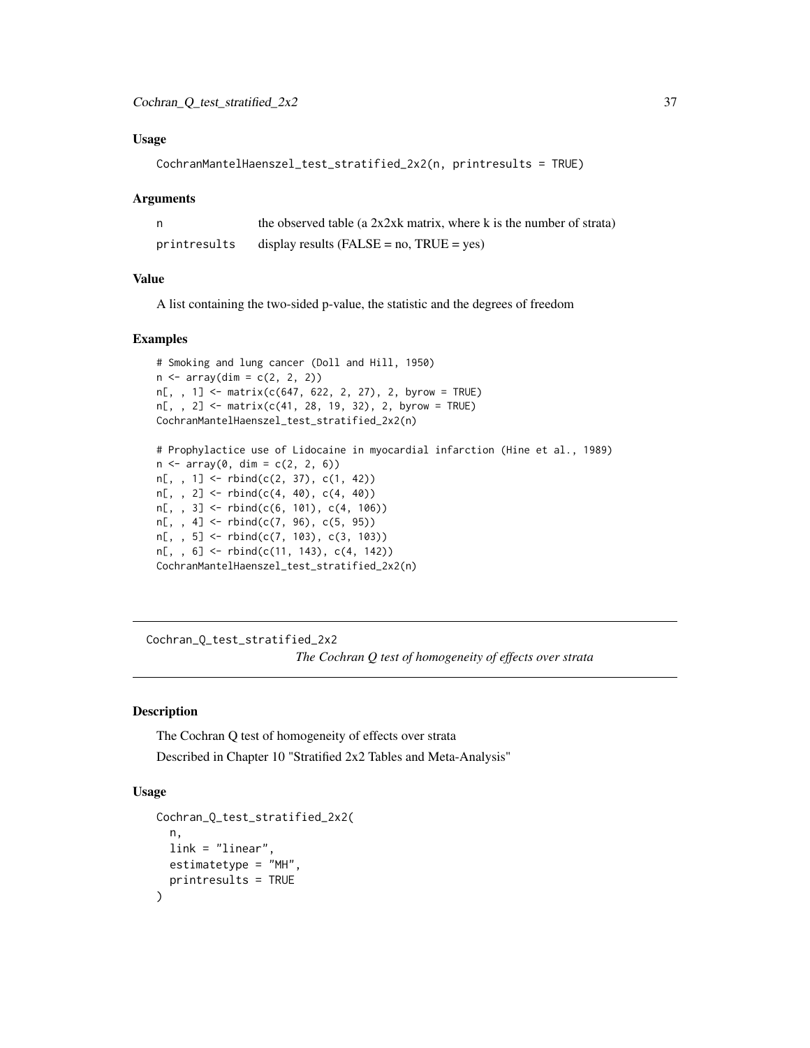### Usage

```
CochranMantelHaenszel_test_stratified_2x2(n, printresults = TRUE)
```

### Arguments

| | |
|---|---|
| n | the observed table (a 2x2xk matrix, where k is the number of strata) |
| printresults | display results (FALSE = no, TRUE = yes) |

### Value

A list containing the two-sided p-value, the statistic and the degrees of freedom

### Examples

```
# Smoking and lung cancer (Doll and Hill, 1950)
n <- array(dim = c(2, 2, 2))
n[, , 1] <- matrix(c(647, 622, 2, 27), 2, byrow = TRUE)
n[, , 2] <- matrix(c(41, 28, 19, 32), 2, byrow = TRUE)
CochranMantelHaenszel_test_stratified_2x2(n)

# Prophylactice use of Lidocaine in myocardial infarction (Hine et al., 1989)
n <- array(0, dim = c(2, 2, 6))
n[, , 1] <- rbind(c(2, 37), c(1, 42))
n[, , 2] <- rbind(c(4, 40), c(4, 40))
n[, , 3] <- rbind(c(6, 101), c(4, 106))
n[, , 4] <- rbind(c(7, 96), c(5, 95))
n[, , 5] <- rbind(c(7, 103), c(3, 103))
n[, , 6] <- rbind(c(11, 143), c(4, 142))
CochranMantelHaenszel_test_stratified_2x2(n)
```

---

## Cochran_Q_test_stratified_2x2 — *The Cochran Q test of homogeneity of effects over strata*

### Description

The Cochran Q test of homogeneity of effects over strata

Described in Chapter 10 "Stratified 2x2 Tables and Meta-Analysis"

### Usage

```
Cochran_Q_test_stratified_2x2(
  n,
  link = "linear",
  estimatetype = "MH",
  printresults = TRUE
)
```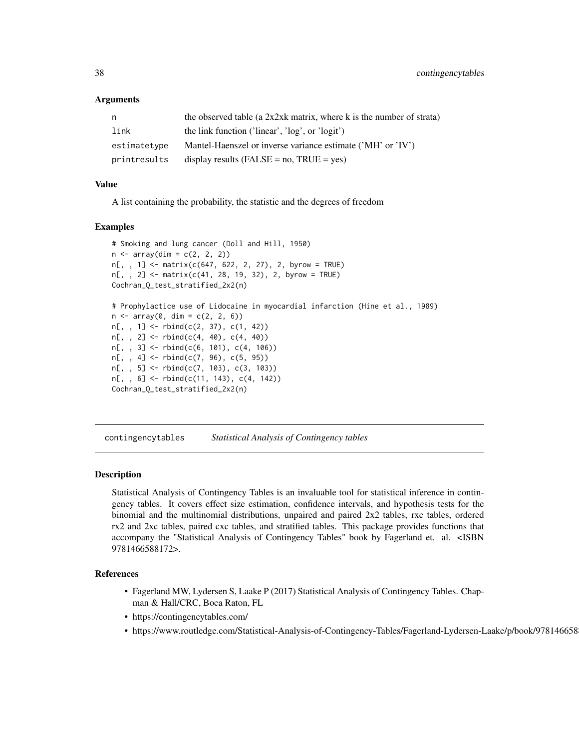### Arguments

| | |
|---|---|
| n | the observed table (a 2x2xk matrix, where k is the number of strata) |
| link | the link function ('linear', 'log', or 'logit') |
| estimatetype | Mantel-Haenszel or inverse variance estimate ('MH' or 'IV') |
| printresults | display results (FALSE = no, TRUE = yes) |

### Value

A list containing the probability, the statistic and the degrees of freedom

### Examples

```
# Smoking and lung cancer (Doll and Hill, 1950)
n <- array(dim = c(2, 2, 2))
n[, , 1] <- matrix(c(647, 622, 2, 27), 2, byrow = TRUE)
n[, , 2] <- matrix(c(41, 28, 19, 32), 2, byrow = TRUE)
Cochran_Q_test_stratified_2x2(n)

# Prophylactice use of Lidocaine in myocardial infarction (Hine et al., 1989)
n <- array(0, dim = c(2, 2, 6))
n[, , 1] <- rbind(c(2, 37), c(1, 42))
n[, , 2] <- rbind(c(4, 40), c(4, 40))
n[, , 3] <- rbind(c(6, 101), c(4, 106))
n[, , 4] <- rbind(c(7, 96), c(5, 95))
n[, , 5] <- rbind(c(7, 103), c(3, 103))
n[, , 6] <- rbind(c(11, 143), c(4, 142))
Cochran_Q_test_stratified_2x2(n)
```

---

## contingencytables *Statistical Analysis of Contingency tables*

---

### Description

Statistical Analysis of Contingency Tables is an invaluable tool for statistical inference in contingency tables. It covers effect size estimation, confidence intervals, and hypothesis tests for the binomial and the multinomial distributions, unpaired and paired 2x2 tables, rxc tables, ordered rx2 and 2xc tables, paired cxc tables, and stratified tables. This package provides functions that accompany the "Statistical Analysis of Contingency Tables" book by Fagerland et. al. <ISBN 9781466588172>.

### References

- Fagerland MW, Lydersen S, Laake P (2017) Statistical Analysis of Contingency Tables. Chapman & Hall/CRC, Boca Raton, FL
- https://contingencytables.com/
- https://www.routledge.com/Statistical-Analysis-of-Contingency-Tables/Fagerland-Lydersen-Laake/p/book/978146658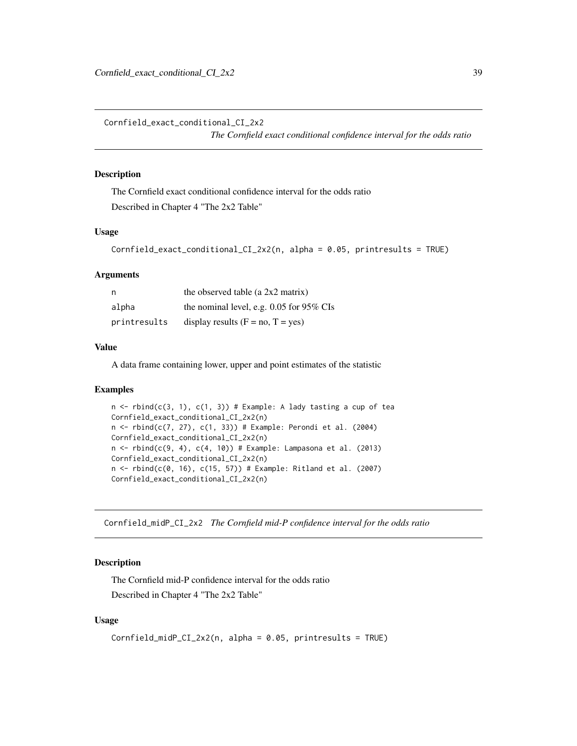## Cornfield_exact_conditional_CI_2x2

*The Cornfield exact conditional confidence interval for the odds ratio*

### Description

The Cornfield exact conditional confidence interval for the odds ratio

Described in Chapter 4 "The 2x2 Table"

### Usage

```
Cornfield_exact_conditional_CI_2x2(n, alpha = 0.05, printresults = TRUE)
```

### Arguments

| | |
|---|---|
| n | the observed table (a 2x2 matrix) |
| alpha | the nominal level, e.g. 0.05 for 95% CIs |
| printresults | display results (F = no, T = yes) |

### Value

A data frame containing lower, upper and point estimates of the statistic

### Examples

```
n <- rbind(c(3, 1), c(1, 3)) # Example: A lady tasting a cup of tea
Cornfield_exact_conditional_CI_2x2(n)
n <- rbind(c(7, 27), c(1, 33)) # Example: Perondi et al. (2004)
Cornfield_exact_conditional_CI_2x2(n)
n <- rbind(c(9, 4), c(4, 10)) # Example: Lampasona et al. (2013)
Cornfield_exact_conditional_CI_2x2(n)
n <- rbind(c(0, 16), c(15, 57)) # Example: Ritland et al. (2007)
Cornfield_exact_conditional_CI_2x2(n)
```

## Cornfield_midP_CI_2x2

*The Cornfield mid-P confidence interval for the odds ratio*

### Description

The Cornfield mid-P confidence interval for the odds ratio

Described in Chapter 4 "The 2x2 Table"

### Usage

```
Cornfield_midP_CI_2x2(n, alpha = 0.05, printresults = TRUE)
```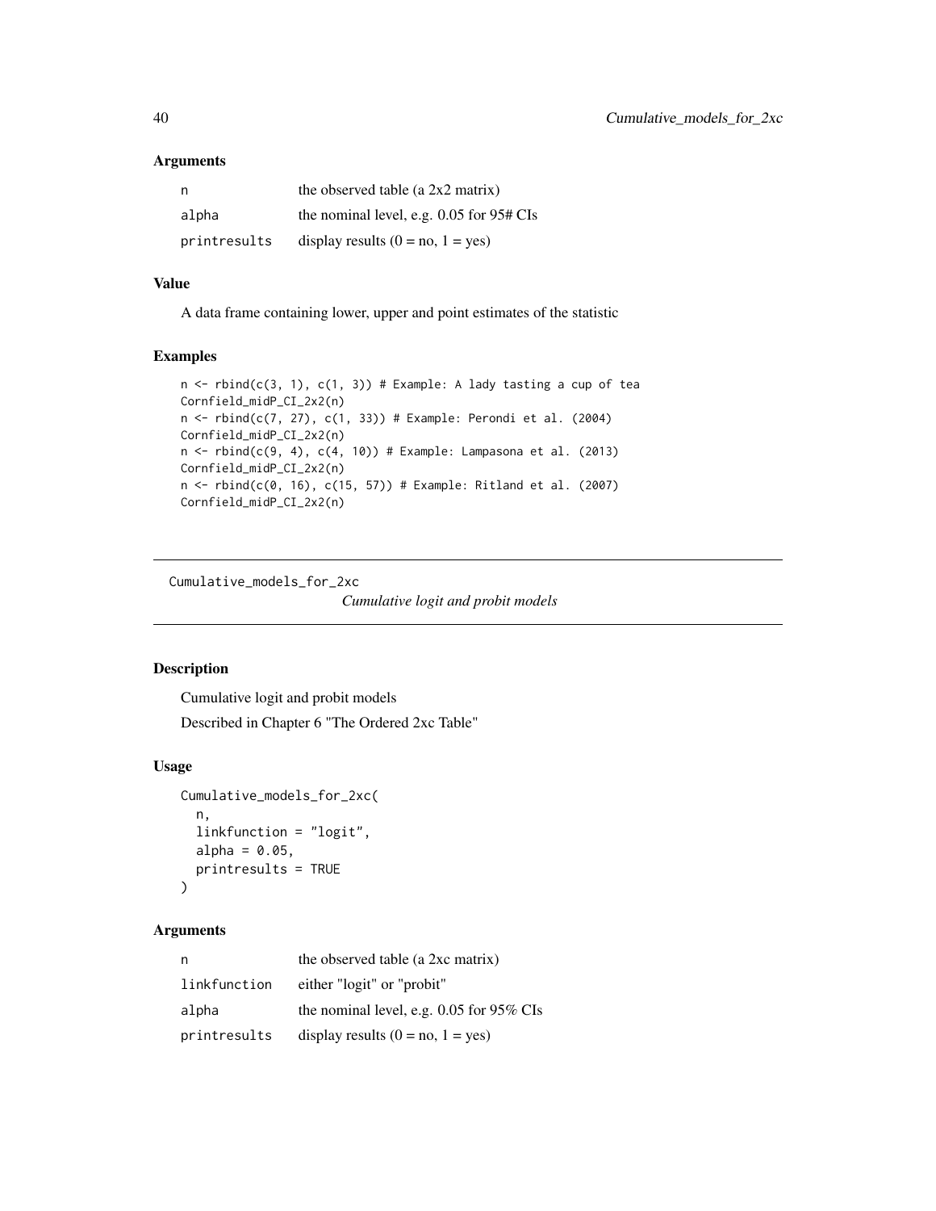### Arguments

| | |
|---|---|
| n | the observed table (a 2x2 matrix) |
| alpha | the nominal level, e.g. 0.05 for 95# CIs |
| printresults | display results (0 = no, 1 = yes) |

### Value

A data frame containing lower, upper and point estimates of the statistic

### Examples

```
n <- rbind(c(3, 1), c(1, 3)) # Example: A lady tasting a cup of tea
Cornfield_midP_CI_2x2(n)
n <- rbind(c(7, 27), c(1, 33)) # Example: Perondi et al. (2004)
Cornfield_midP_CI_2x2(n)
n <- rbind(c(9, 4), c(4, 10)) # Example: Lampasona et al. (2013)
Cornfield_midP_CI_2x2(n)
n <- rbind(c(0, 16), c(15, 57)) # Example: Ritland et al. (2007)
Cornfield_midP_CI_2x2(n)
```

---

## Cumulative_models_for_2xc

*Cumulative logit and probit models*

---

### Description

Cumulative logit and probit models

Described in Chapter 6 "The Ordered 2xc Table"

### Usage

```
Cumulative_models_for_2xc(
  n,
  linkfunction = "logit",
  alpha = 0.05,
  printresults = TRUE
)
```

### Arguments

| | |
|---|---|
| n | the observed table (a 2xc matrix) |
| linkfunction | either "logit" or "probit" |
| alpha | the nominal level, e.g. 0.05 for 95% CIs |
| printresults | display results (0 = no, 1 = yes) |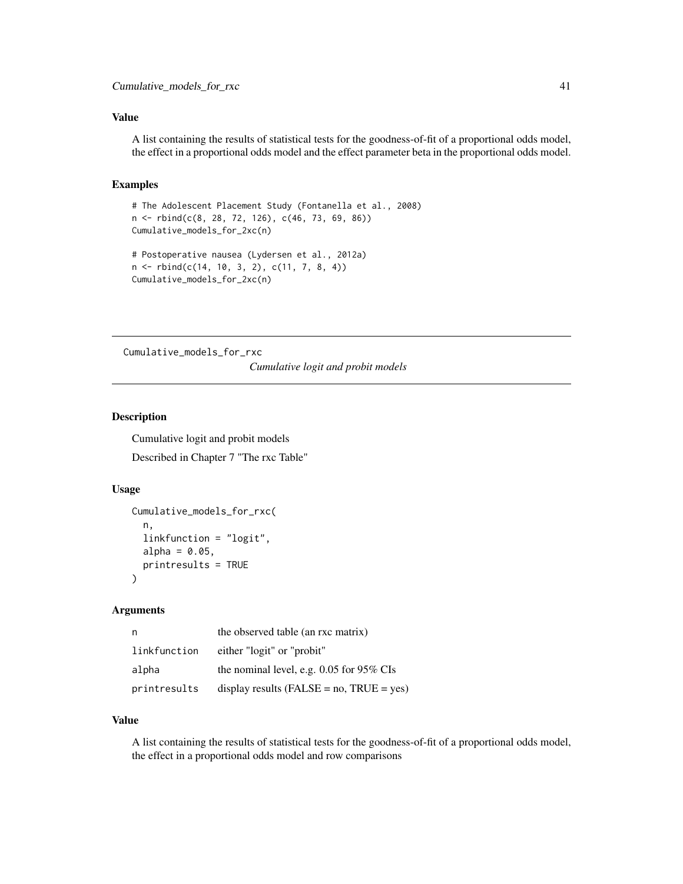## Value

A list containing the results of statistical tests for the goodness-of-fit of a proportional odds model, the effect in a proportional odds model and the effect parameter beta in the proportional odds model.

## Examples

```
# The Adolescent Placement Study (Fontanella et al., 2008)
n <- rbind(c(8, 28, 72, 126), c(46, 73, 69, 86))
Cumulative_models_for_2xc(n)

# Postoperative nausea (Lydersen et al., 2012a)
n <- rbind(c(14, 10, 3, 2), c(11, 7, 8, 4))
Cumulative_models_for_2xc(n)
```

---

# Cumulative_models_for_rxc — *Cumulative logit and probit models*

## Description

Cumulative logit and probit models

Described in Chapter 7 "The rxc Table"

## Usage

```
Cumulative_models_for_rxc(
  n,
  linkfunction = "logit",
  alpha = 0.05,
  printresults = TRUE
)
```

## Arguments

| | |
|---|---|
| n | the observed table (an rxc matrix) |
| linkfunction | either "logit" or "probit" |
| alpha | the nominal level, e.g. 0.05 for 95% CIs |
| printresults | display results (FALSE = no, TRUE = yes) |

## Value

A list containing the results of statistical tests for the goodness-of-fit of a proportional odds model, the effect in a proportional odds model and row comparisons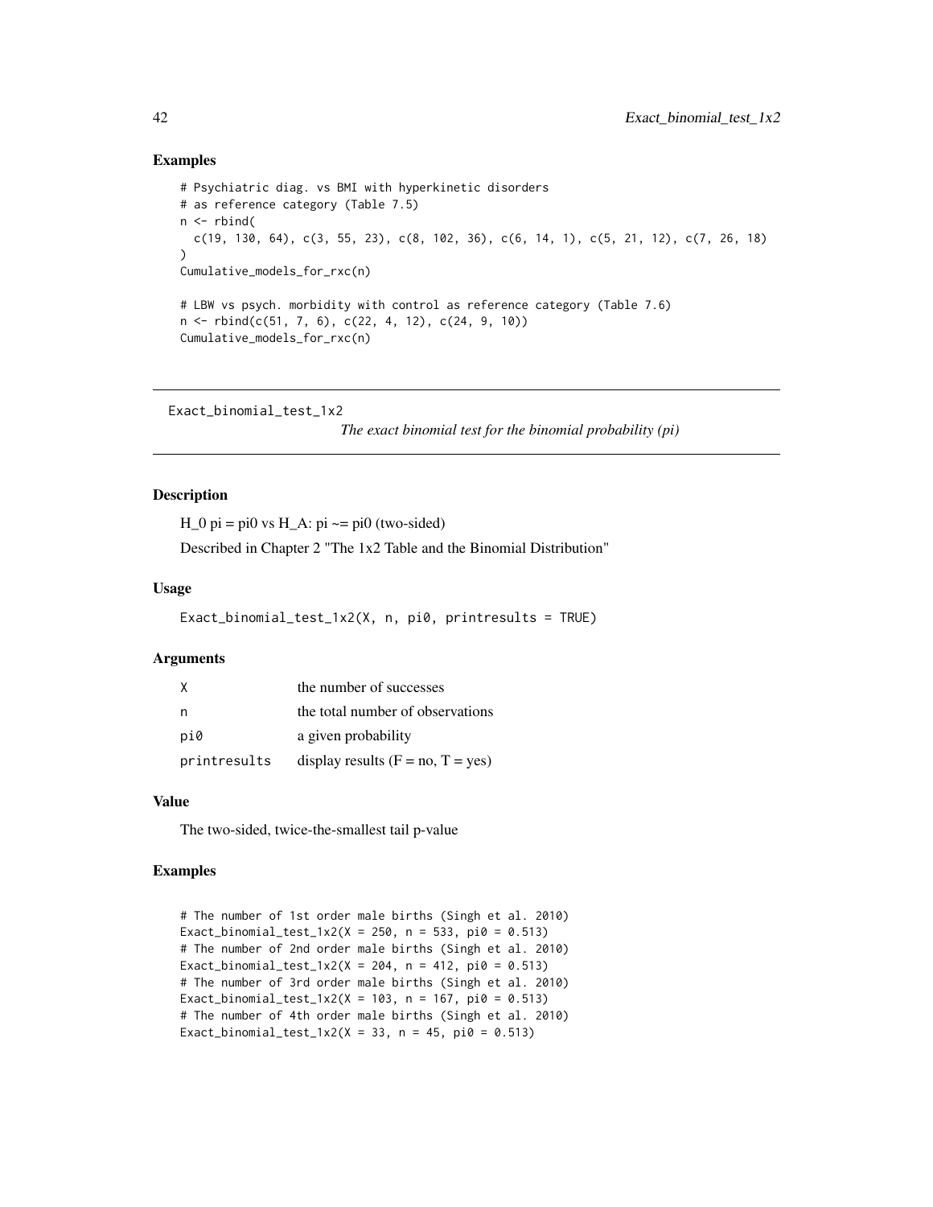## Examples

```
# Psychiatric diag. vs BMI with hyperkinetic disorders
# as reference category (Table 7.5)
n <- rbind(
  c(19, 130, 64), c(3, 55, 23), c(8, 102, 36), c(6, 14, 1), c(5, 21, 12), c(7, 26, 18)
)
Cumulative_models_for_rxc(n)

# LBW vs psych. morbidity with control as reference category (Table 7.6)
n <- rbind(c(51, 7, 6), c(22, 4, 12), c(24, 9, 10))
Cumulative_models_for_rxc(n)
```

---

# Exact_binomial_test_1x2

*The exact binomial test for the binomial probability (pi)*

---

## Description

H_0 pi = pi0 vs H_A: pi ~= pi0 (two-sided)

Described in Chapter 2 "The 1x2 Table and the Binomial Distribution"

## Usage

```
Exact_binomial_test_1x2(X, n, pi0, printresults = TRUE)
```

## Arguments

| | |
|---|---|
| X | the number of successes |
| n | the total number of observations |
| pi0 | a given probability |
| printresults | display results (F = no, T = yes) |

## Value

The two-sided, twice-the-smallest tail p-value

## Examples

```
# The number of 1st order male births (Singh et al. 2010)
Exact_binomial_test_1x2(X = 250, n = 533, pi0 = 0.513)
# The number of 2nd order male births (Singh et al. 2010)
Exact_binomial_test_1x2(X = 204, n = 412, pi0 = 0.513)
# The number of 3rd order male births (Singh et al. 2010)
Exact_binomial_test_1x2(X = 103, n = 167, pi0 = 0.513)
# The number of 4th order male births (Singh et al. 2010)
Exact_binomial_test_1x2(X = 33, n = 45, pi0 = 0.513)
```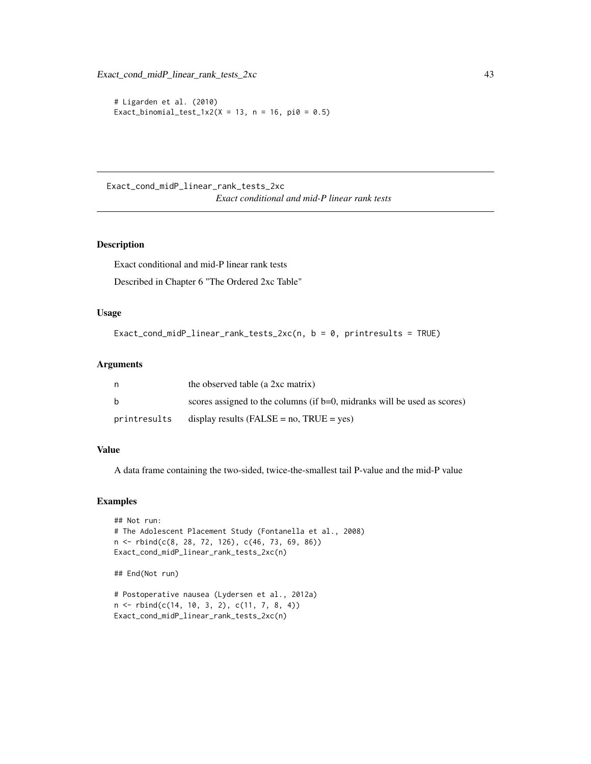```
# Ligarden et al. (2010)
Exact_binomial_test_1x2(X = 13, n = 16, pi0 = 0.5)
```

---

Exact_cond_midP_linear_rank_tests_2xc *Exact conditional and mid-P linear rank tests*

---

## Description

Exact conditional and mid-P linear rank tests

Described in Chapter 6 "The Ordered 2xc Table"

## Usage

```
Exact_cond_midP_linear_rank_tests_2xc(n, b = 0, printresults = TRUE)
```

## Arguments

| | |
|---|---|
| n | the observed table (a 2xc matrix) |
| b | scores assigned to the columns (if b=0, midranks will be used as scores) |
| printresults | display results (FALSE = no, TRUE = yes) |

## Value

A data frame containing the two-sided, twice-the-smallest tail P-value and the mid-P value

## Examples

```
## Not run:
# The Adolescent Placement Study (Fontanella et al., 2008)
n <- rbind(c(8, 28, 72, 126), c(46, 73, 69, 86))
Exact_cond_midP_linear_rank_tests_2xc(n)

## End(Not run)

# Postoperative nausea (Lydersen et al., 2012a)
n <- rbind(c(14, 10, 3, 2), c(11, 7, 8, 4))
Exact_cond_midP_linear_rank_tests_2xc(n)
```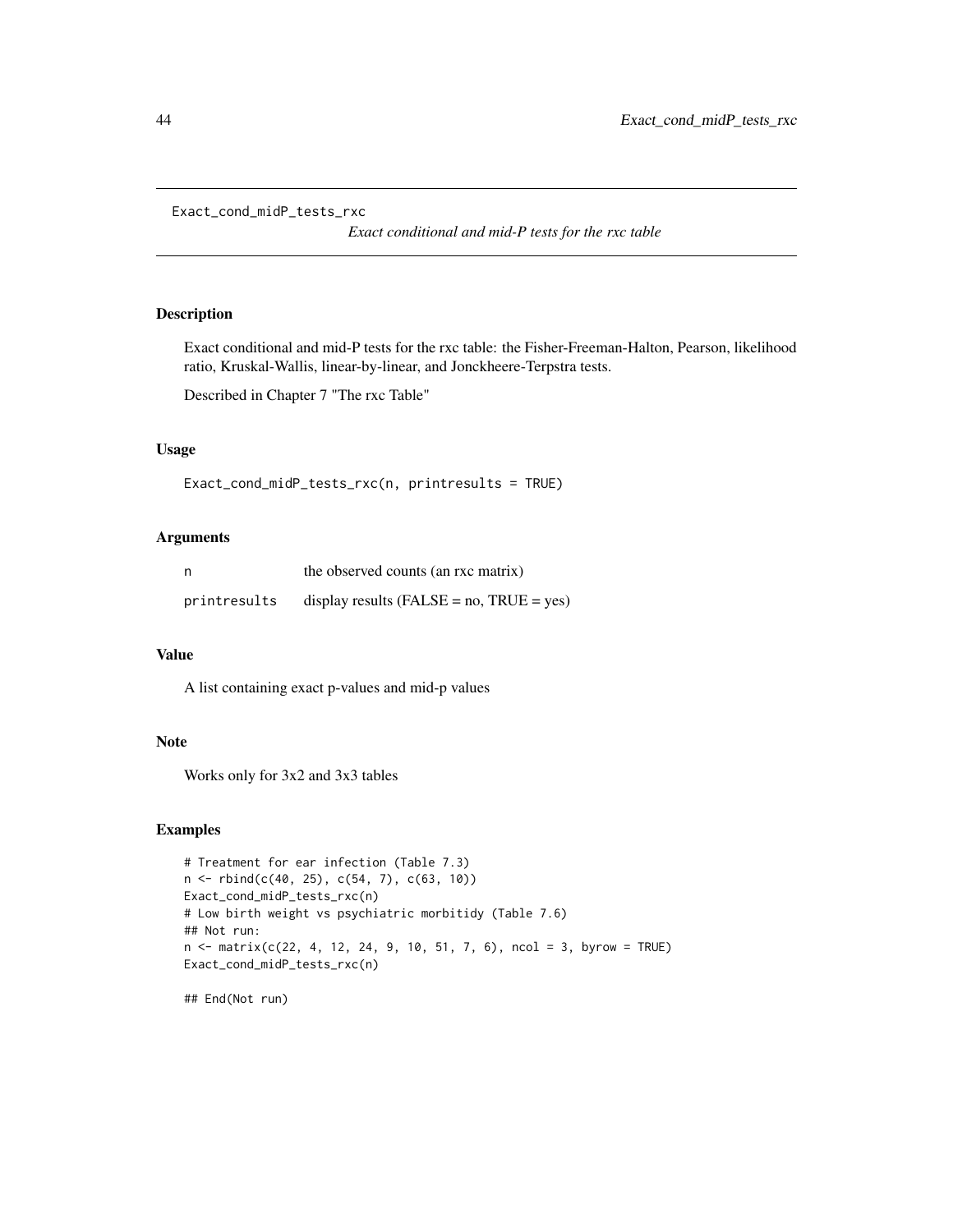Exact_cond_midP_tests_rxc

*Exact conditional and mid-P tests for the rxc table*

## Description

Exact conditional and mid-P tests for the rxc table: the Fisher-Freeman-Halton, Pearson, likelihood ratio, Kruskal-Wallis, linear-by-linear, and Jonckheere-Terpstra tests.

Described in Chapter 7 "The rxc Table"

## Usage

```
Exact_cond_midP_tests_rxc(n, printresults = TRUE)
```

## Arguments

| | |
|---|---|
| n | the observed counts (an rxc matrix) |
| printresults | display results (FALSE = no, TRUE = yes) |

## Value

A list containing exact p-values and mid-p values

## Note

Works only for 3x2 and 3x3 tables

## Examples

```
# Treatment for ear infection (Table 7.3)
n <- rbind(c(40, 25), c(54, 7), c(63, 10))
Exact_cond_midP_tests_rxc(n)
# Low birth weight vs psychiatric morbitidy (Table 7.6)
## Not run:
n <- matrix(c(22, 4, 12, 24, 9, 10, 51, 7, 6), ncol = 3, byrow = TRUE)
Exact_cond_midP_tests_rxc(n)

## End(Not run)
```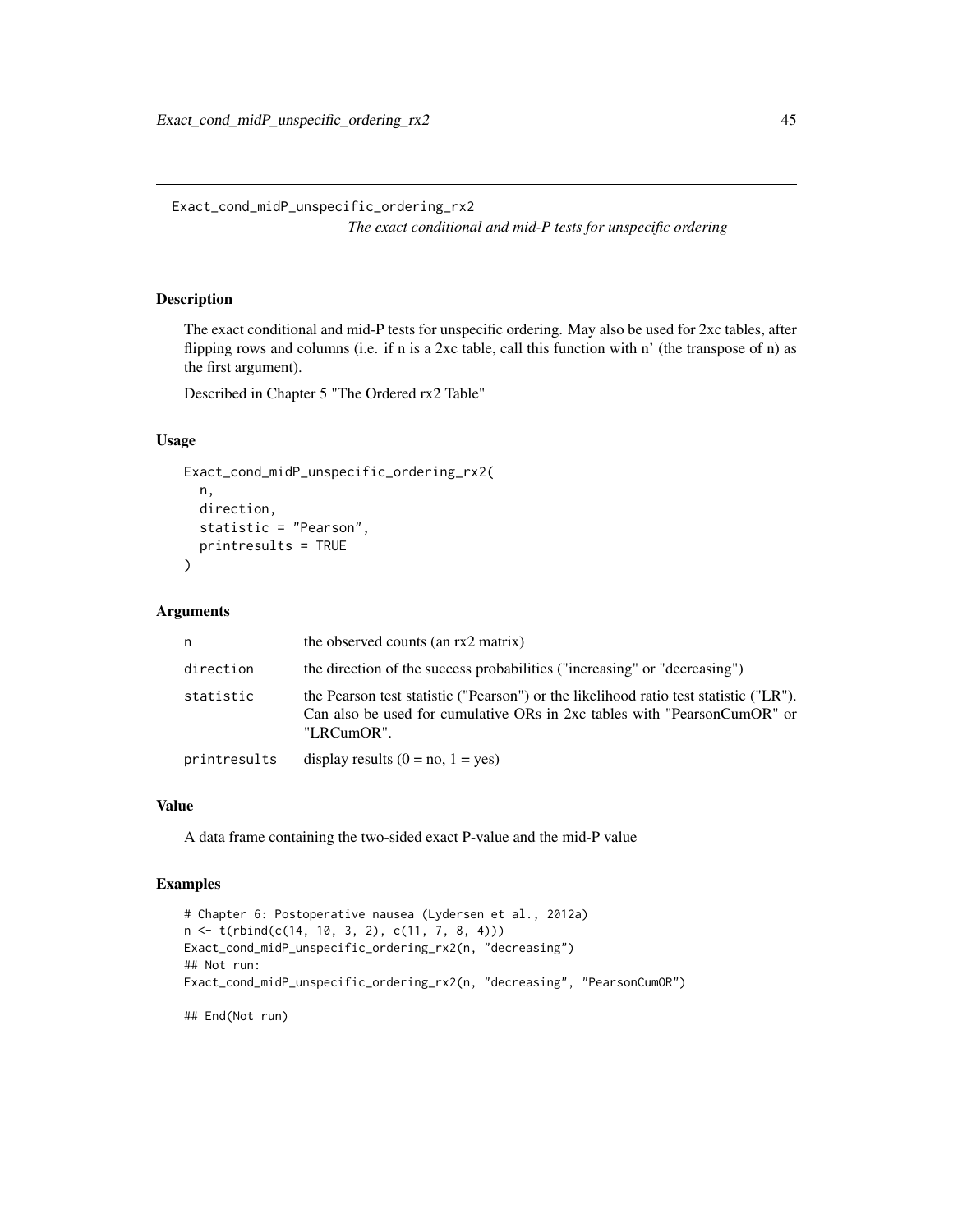# Exact_cond_midP_unspecific_ordering_rx2

*The exact conditional and mid-P tests for unspecific ordering*

## Description

The exact conditional and mid-P tests for unspecific ordering. May also be used for 2xc tables, after flipping rows and columns (i.e. if n is a 2xc table, call this function with n' (the transpose of n) as the first argument).

Described in Chapter 5 "The Ordered rx2 Table"

## Usage

```
Exact_cond_midP_unspecific_ordering_rx2(
  n,
  direction,
  statistic = "Pearson",
  printresults = TRUE
)
```

## Arguments

| | |
|---|---|
| `n` | the observed counts (an rx2 matrix) |
| `direction` | the direction of the success probabilities ("increasing" or "decreasing") |
| `statistic` | the Pearson test statistic ("Pearson") or the likelihood ratio test statistic ("LR"). Can also be used for cumulative ORs in 2xc tables with "PearsonCumOR" or "LRCumOR". |
| `printresults` | display results (0 = no, 1 = yes) |

## Value

A data frame containing the two-sided exact P-value and the mid-P value

## Examples

```
# Chapter 6: Postoperative nausea (Lydersen et al., 2012a)
n <- t(rbind(c(14, 10, 3, 2), c(11, 7, 8, 4)))
Exact_cond_midP_unspecific_ordering_rx2(n, "decreasing")
## Not run:
Exact_cond_midP_unspecific_ordering_rx2(n, "decreasing", "PearsonCumOR")

## End(Not run)
```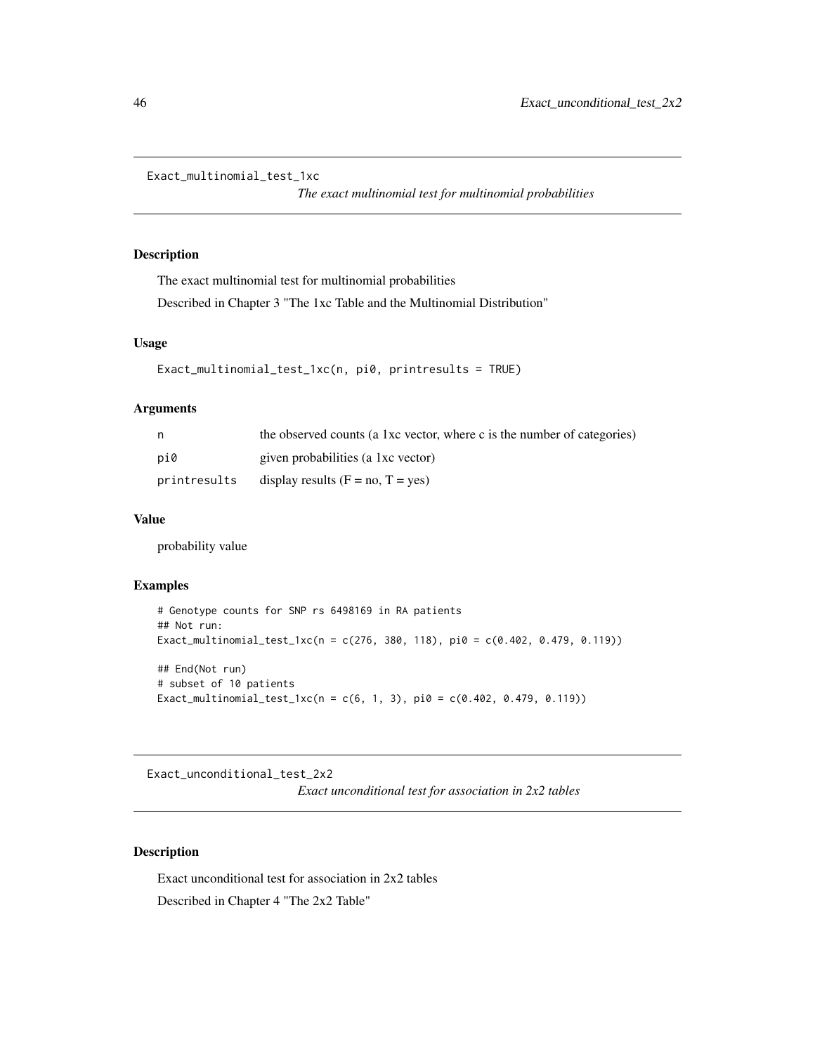## Exact_multinomial_test_1xc

*The exact multinomial test for multinomial probabilities*

### Description

The exact multinomial test for multinomial probabilities

Described in Chapter 3 "The 1xc Table and the Multinomial Distribution"

### Usage

```
Exact_multinomial_test_1xc(n, pi0, printresults = TRUE)
```

### Arguments

| | |
|---|---|
| n | the observed counts (a 1xc vector, where c is the number of categories) |
| pi0 | given probabilities (a 1xc vector) |
| printresults | display results (F = no, T = yes) |

### Value

probability value

### Examples

```
# Genotype counts for SNP rs 6498169 in RA patients
## Not run:
Exact_multinomial_test_1xc(n = c(276, 380, 118), pi0 = c(0.402, 0.479, 0.119))

## End(Not run)
# subset of 10 patients
Exact_multinomial_test_1xc(n = c(6, 1, 3), pi0 = c(0.402, 0.479, 0.119))
```

## Exact_unconditional_test_2x2

*Exact unconditional test for association in 2x2 tables*

### Description

Exact unconditional test for association in 2x2 tables

Described in Chapter 4 "The 2x2 Table"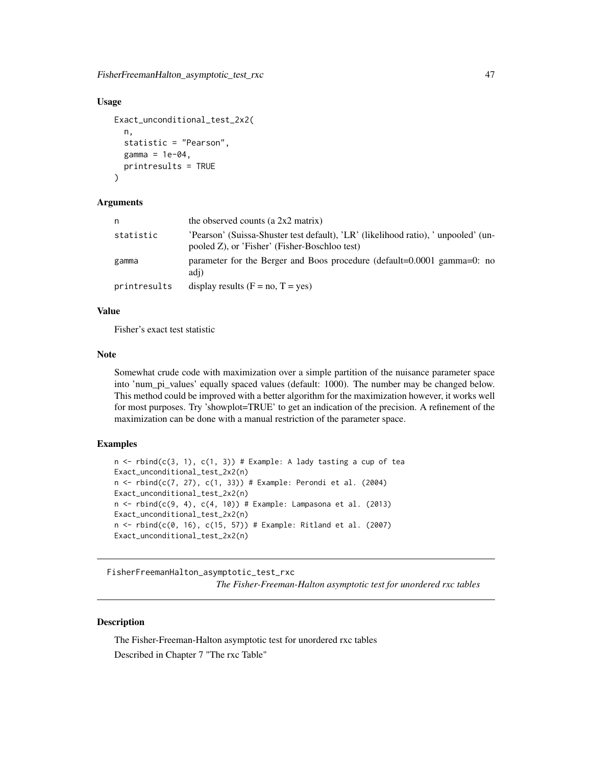### Usage

```
Exact_unconditional_test_2x2(
  n,
  statistic = "Pearson",
  gamma = 1e-04,
  printresults = TRUE
)
```

### Arguments

| | |
|---|---|
| n | the observed counts (a 2x2 matrix) |
| statistic | 'Pearson' (Suissa-Shuster test default), 'LR' (likelihood ratio), ' unpooled' (unpooled Z), or 'Fisher' (Fisher-Boschloo test) |
| gamma | parameter for the Berger and Boos procedure (default=0.0001 gamma=0: no adj) |
| printresults | display results (F = no, T = yes) |

### Value

Fisher's exact test statistic

### Note

Somewhat crude code with maximization over a simple partition of the nuisance parameter space into 'num_pi_values' equally spaced values (default: 1000). The number may be changed below. This method could be improved with a better algorithm for the maximization however, it works well for most purposes. Try 'showplot=TRUE' to get an indication of the precision. A refinement of the maximization can be done with a manual restriction of the parameter space.

### Examples

```
n <- rbind(c(3, 1), c(1, 3)) # Example: A lady tasting a cup of tea
Exact_unconditional_test_2x2(n)
n <- rbind(c(7, 27), c(1, 33)) # Example: Perondi et al. (2004)
Exact_unconditional_test_2x2(n)
n <- rbind(c(9, 4), c(4, 10)) # Example: Lampasona et al. (2013)
Exact_unconditional_test_2x2(n)
n <- rbind(c(0, 16), c(15, 57)) # Example: Ritland et al. (2007)
Exact_unconditional_test_2x2(n)
```

---

## FisherFreemanHalton_asymptotic_test_rxc

*The Fisher-Freeman-Halton asymptotic test for unordered rxc tables*

---

### Description

The Fisher-Freeman-Halton asymptotic test for unordered rxc tables

Described in Chapter 7 "The rxc Table"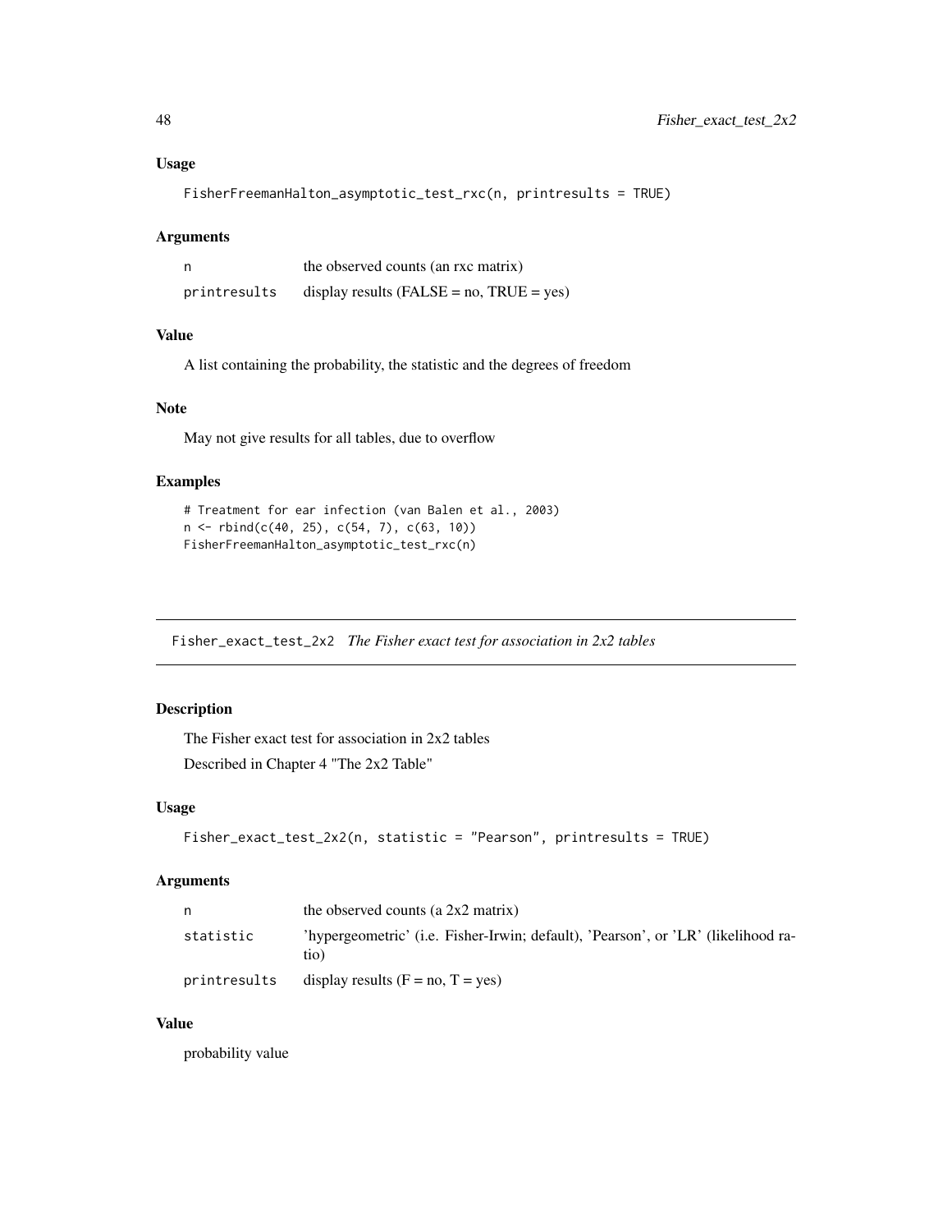### Usage

```
FisherFreemanHalton_asymptotic_test_rxc(n, printresults = TRUE)
```

### Arguments

| | |
|---|---|
| n | the observed counts (an rxc matrix) |
| printresults | display results (FALSE = no, TRUE = yes) |

### Value

A list containing the probability, the statistic and the degrees of freedom

### Note

May not give results for all tables, due to overflow

### Examples

```
# Treatment for ear infection (van Balen et al., 2003)
n <- rbind(c(40, 25), c(54, 7), c(63, 10))
FisherFreemanHalton_asymptotic_test_rxc(n)
```

---

## Fisher_exact_test_2x2 *The Fisher exact test for association in 2x2 tables*

---

### Description

The Fisher exact test for association in 2x2 tables

Described in Chapter 4 "The 2x2 Table"

### Usage

```
Fisher_exact_test_2x2(n, statistic = "Pearson", printresults = TRUE)
```

### Arguments

| | |
|---|---|
| n | the observed counts (a 2x2 matrix) |
| statistic | 'hypergeometric' (i.e. Fisher-Irwin; default), 'Pearson', or 'LR' (likelihood ratio) |
| printresults | display results (F = no, T = yes) |

### Value

probability value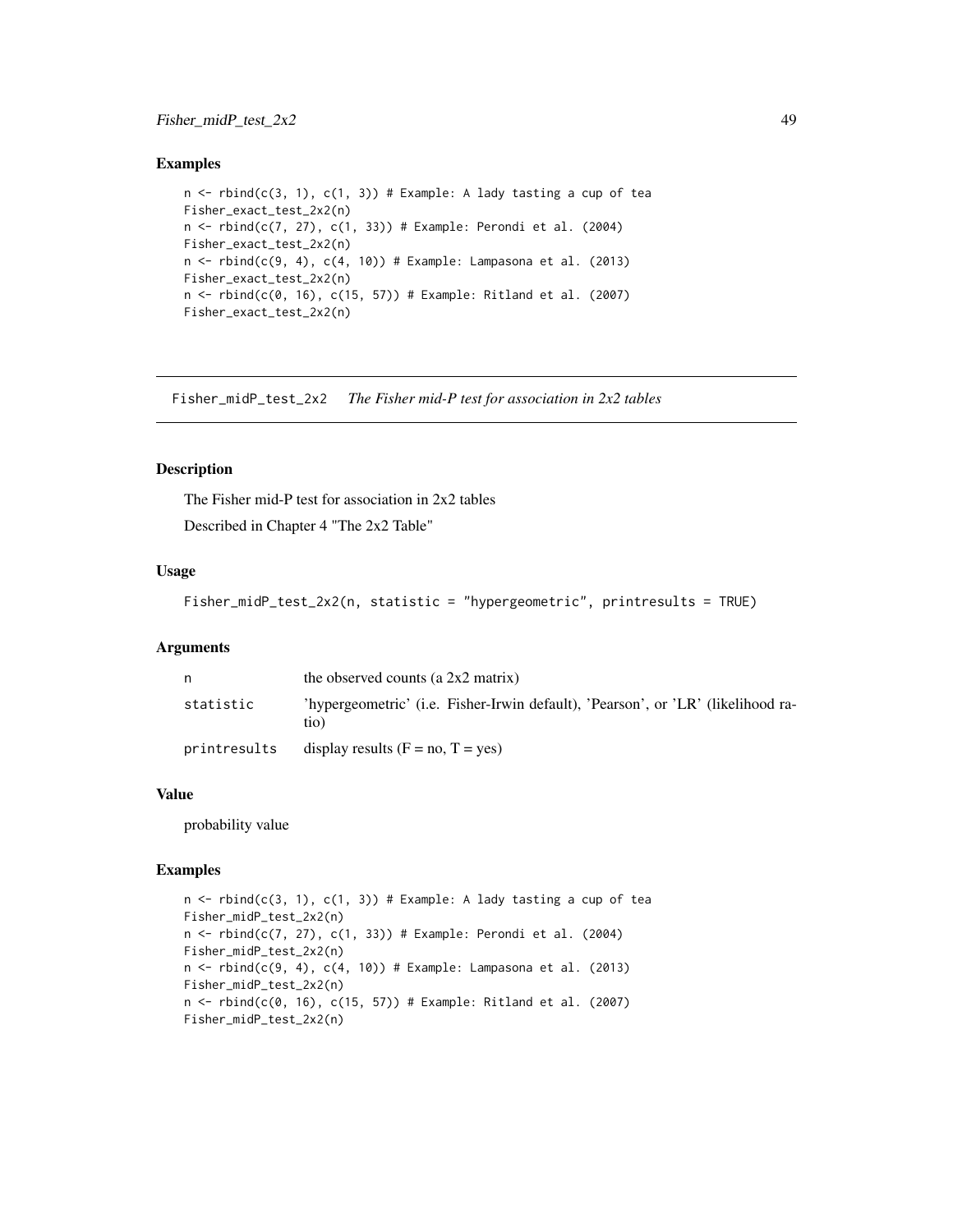## Examples

```
n <- rbind(c(3, 1), c(1, 3)) # Example: A lady tasting a cup of tea
Fisher_exact_test_2x2(n)
n <- rbind(c(7, 27), c(1, 33)) # Example: Perondi et al. (2004)
Fisher_exact_test_2x2(n)
n <- rbind(c(9, 4), c(4, 10)) # Example: Lampasona et al. (2013)
Fisher_exact_test_2x2(n)
n <- rbind(c(0, 16), c(15, 57)) # Example: Ritland et al. (2007)
Fisher_exact_test_2x2(n)
```

---

# Fisher_midP_test_2x2 *The Fisher mid-P test for association in 2x2 tables*

---

## Description

The Fisher mid-P test for association in 2x2 tables

Described in Chapter 4 "The 2x2 Table"

## Usage

```
Fisher_midP_test_2x2(n, statistic = "hypergeometric", printresults = TRUE)
```

## Arguments

| | |
|---|---|
| n | the observed counts (a 2x2 matrix) |
| statistic | 'hypergeometric' (i.e. Fisher-Irwin default), 'Pearson', or 'LR' (likelihood ratio) |
| printresults | display results (F = no, T = yes) |

## Value

probability value

## Examples

```
n <- rbind(c(3, 1), c(1, 3)) # Example: A lady tasting a cup of tea
Fisher_midP_test_2x2(n)
n <- rbind(c(7, 27), c(1, 33)) # Example: Perondi et al. (2004)
Fisher_midP_test_2x2(n)
n <- rbind(c(9, 4), c(4, 10)) # Example: Lampasona et al. (2013)
Fisher_midP_test_2x2(n)
n <- rbind(c(0, 16), c(15, 57)) # Example: Ritland et al. (2007)
Fisher_midP_test_2x2(n)
```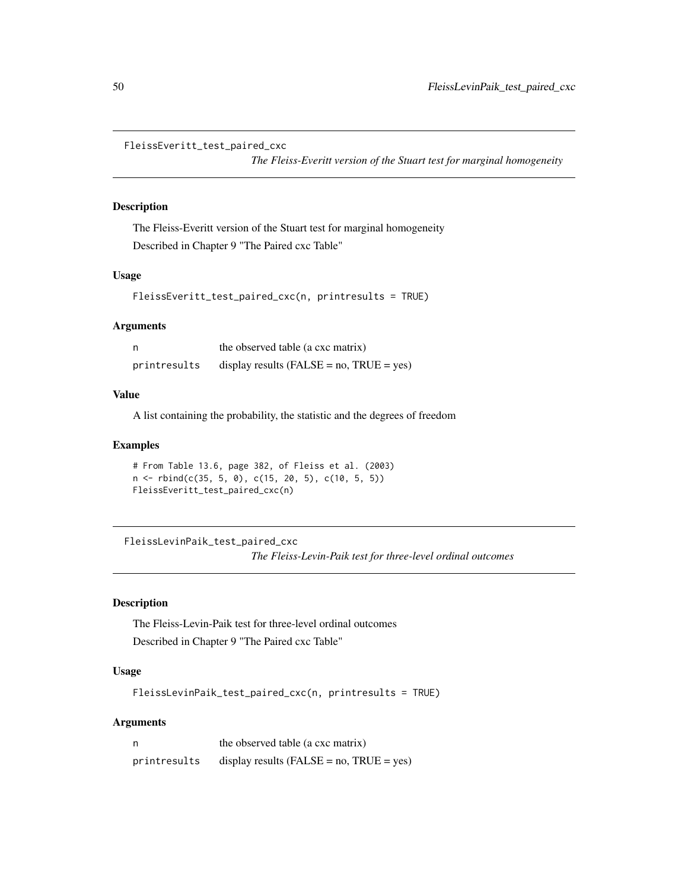## FleissEveritt_test_paired_cxc

*The Fleiss-Everitt version of the Stuart test for marginal homogeneity*

### Description

The Fleiss-Everitt version of the Stuart test for marginal homogeneity

Described in Chapter 9 "The Paired cxc Table"

### Usage

```
FleissEveritt_test_paired_cxc(n, printresults = TRUE)
```

### Arguments

| | |
|---|---|
| n | the observed table (a cxc matrix) |
| printresults | display results (FALSE = no, TRUE = yes) |

### Value

A list containing the probability, the statistic and the degrees of freedom

### Examples

```
# From Table 13.6, page 382, of Fleiss et al. (2003)
n <- rbind(c(35, 5, 0), c(15, 20, 5), c(10, 5, 5))
FleissEveritt_test_paired_cxc(n)
```

## FleissLevinPaik_test_paired_cxc

*The Fleiss-Levin-Paik test for three-level ordinal outcomes*

### Description

The Fleiss-Levin-Paik test for three-level ordinal outcomes

Described in Chapter 9 "The Paired cxc Table"

### Usage

```
FleissLevinPaik_test_paired_cxc(n, printresults = TRUE)
```

### Arguments

| | |
|---|---|
| n | the observed table (a cxc matrix) |
| printresults | display results (FALSE = no, TRUE = yes) |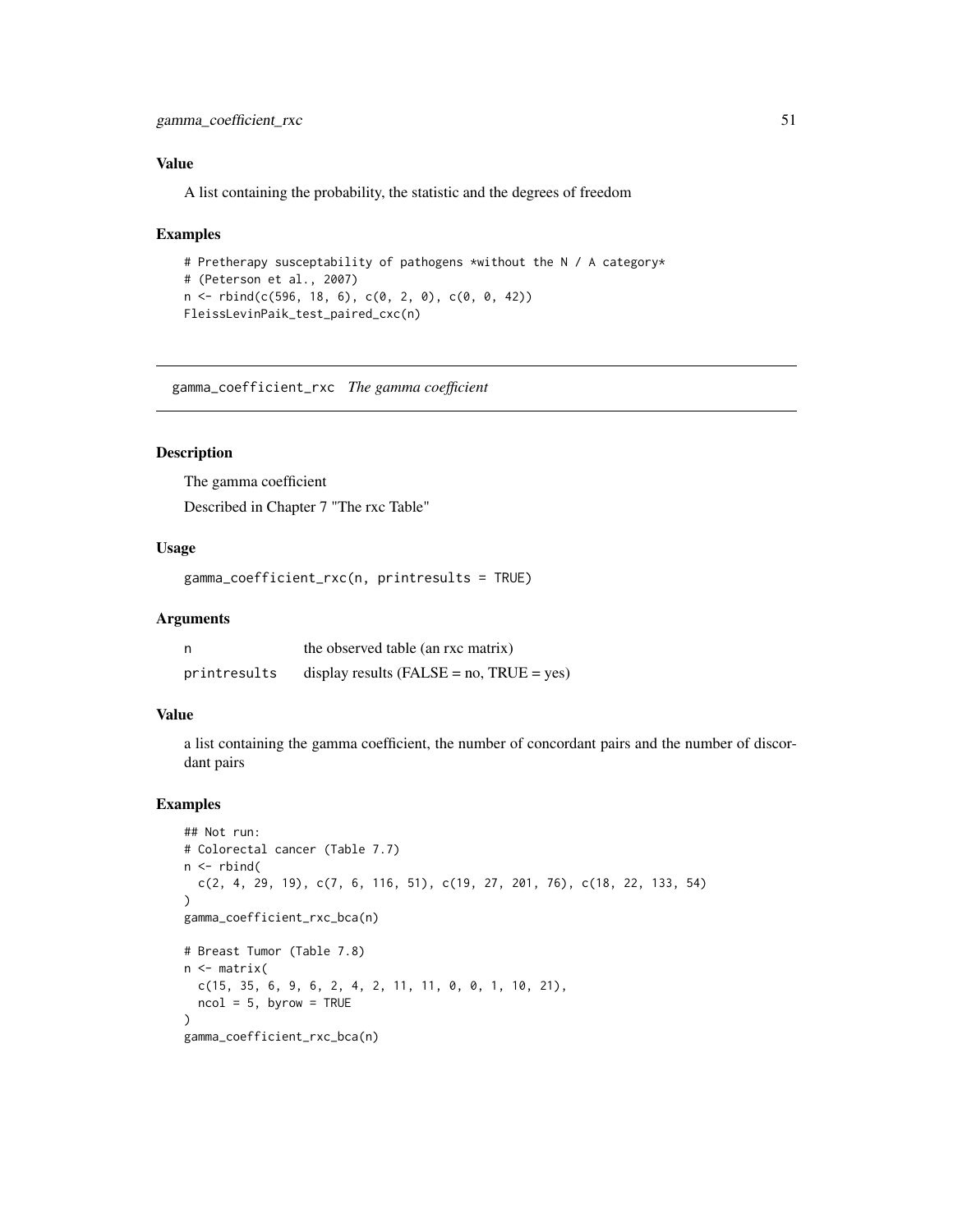### Value

A list containing the probability, the statistic and the degrees of freedom

### Examples

```
# Pretherapy susceptability of pathogens *without the N / A category*
# (Peterson et al., 2007)
n <- rbind(c(596, 18, 6), c(0, 2, 0), c(0, 0, 42))
FleissLevinPaik_test_paired_cxc(n)
```

---

## gamma_coefficient_rxc *The gamma coefficient*

### Description

The gamma coefficient

Described in Chapter 7 "The rxc Table"

### Usage

```
gamma_coefficient_rxc(n, printresults = TRUE)
```

### Arguments

| | |
|---|---|
| n | the observed table (an rxc matrix) |
| printresults | display results (FALSE = no, TRUE = yes) |

### Value

a list containing the gamma coefficient, the number of concordant pairs and the number of discordant pairs

### Examples

```
## Not run:
# Colorectal cancer (Table 7.7)
n <- rbind(
  c(2, 4, 29, 19), c(7, 6, 116, 51), c(19, 27, 201, 76), c(18, 22, 133, 54)
)
gamma_coefficient_rxc_bca(n)

# Breast Tumor (Table 7.8)
n <- matrix(
  c(15, 35, 6, 9, 6, 2, 4, 2, 11, 11, 0, 0, 1, 10, 21),
  ncol = 5, byrow = TRUE
)
gamma_coefficient_rxc_bca(n)
```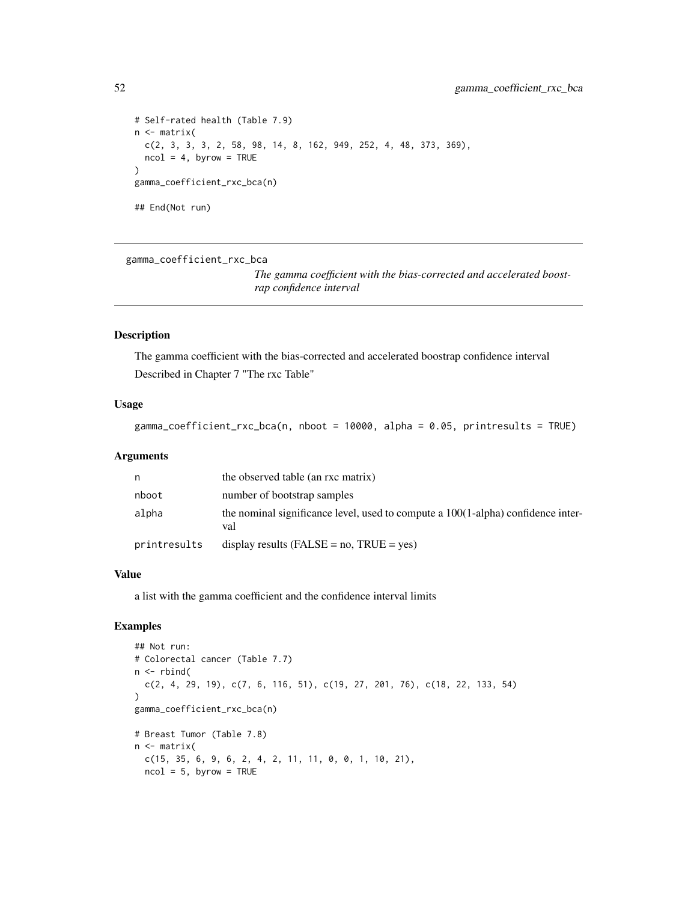```
# Self-rated health (Table 7.9)
n <- matrix(
  c(2, 3, 3, 3, 2, 58, 98, 14, 8, 162, 949, 252, 4, 48, 373, 369),
  ncol = 4, byrow = TRUE
)
gamma_coefficient_rxc_bca(n)

## End(Not run)
```

## gamma_coefficient_rxc_bca

*The gamma coefficient with the bias-corrected and accelerated boostrap confidence interval*

### Description

The gamma coefficient with the bias-corrected and accelerated boostrap confidence interval

Described in Chapter 7 "The rxc Table"

### Usage

```
gamma_coefficient_rxc_bca(n, nboot = 10000, alpha = 0.05, printresults = TRUE)
```

### Arguments

| | |
|---|---|
| n | the observed table (an rxc matrix) |
| nboot | number of bootstrap samples |
| alpha | the nominal significance level, used to compute a 100(1-alpha) confidence interval |
| printresults | display results (FALSE = no, TRUE = yes) |

### Value

a list with the gamma coefficient and the confidence interval limits

### Examples

```
## Not run:
# Colorectal cancer (Table 7.7)
n <- rbind(
  c(2, 4, 29, 19), c(7, 6, 116, 51), c(19, 27, 201, 76), c(18, 22, 133, 54)
)
gamma_coefficient_rxc_bca(n)

# Breast Tumor (Table 7.8)
n <- matrix(
  c(15, 35, 6, 9, 6, 2, 4, 2, 11, 11, 0, 0, 1, 10, 21),
  ncol = 5, byrow = TRUE
```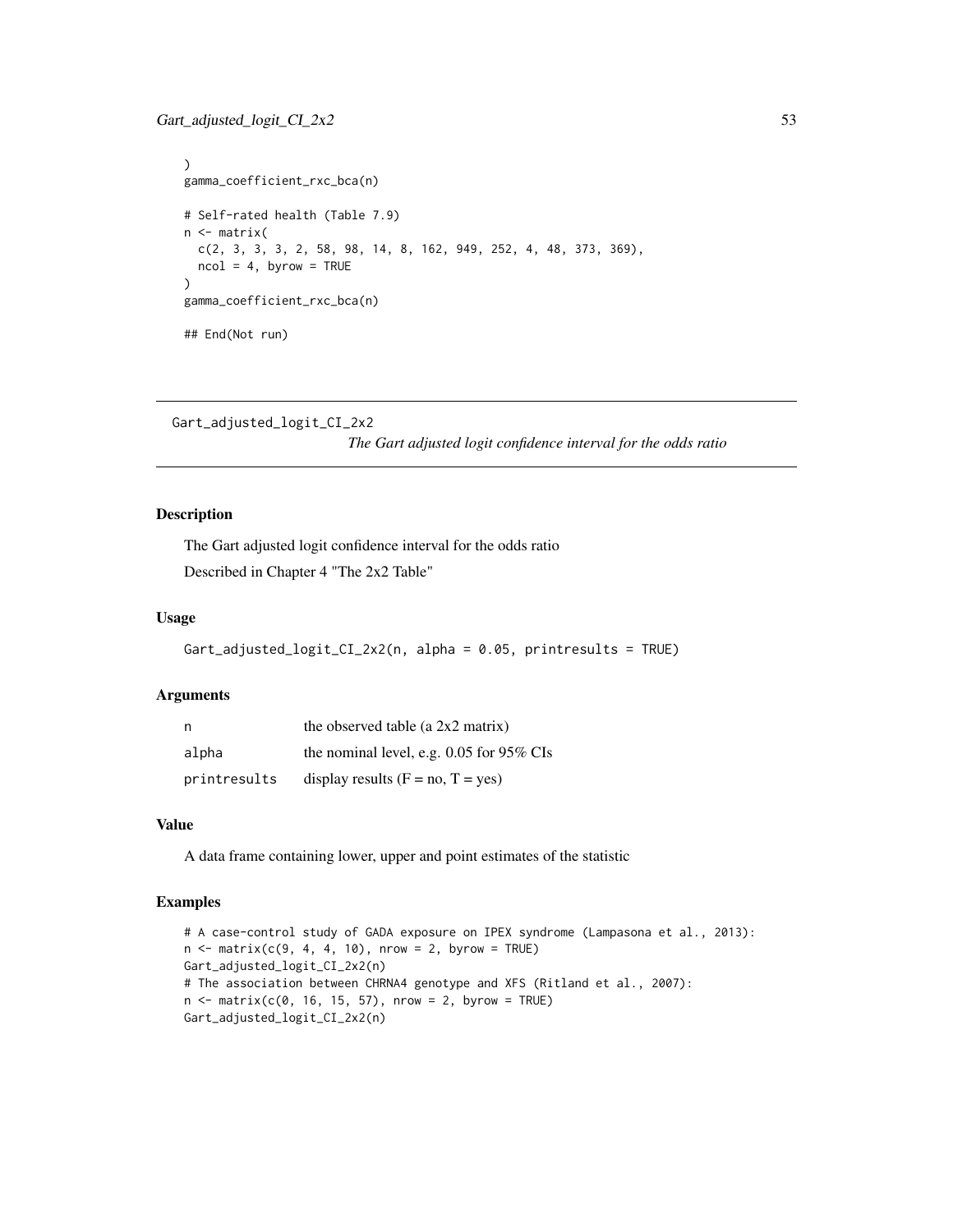```
)
gamma_coefficient_rxc_bca(n)

# Self-rated health (Table 7.9)
n <- matrix(
  c(2, 3, 3, 3, 2, 58, 98, 14, 8, 162, 949, 252, 4, 48, 373, 369),
  ncol = 4, byrow = TRUE
)
gamma_coefficient_rxc_bca(n)

## End(Not run)
```

## Gart_adjusted_logit_CI_2x2

*The Gart adjusted logit confidence interval for the odds ratio*

### Description

The Gart adjusted logit confidence interval for the odds ratio

Described in Chapter 4 "The 2x2 Table"

### Usage

```
Gart_adjusted_logit_CI_2x2(n, alpha = 0.05, printresults = TRUE)
```

### Arguments

| | |
|---|---|
| n | the observed table (a 2x2 matrix) |
| alpha | the nominal level, e.g. 0.05 for 95% CIs |
| printresults | display results (F = no, T = yes) |

### Value

A data frame containing lower, upper and point estimates of the statistic

### Examples

```
# A case-control study of GADA exposure on IPEX syndrome (Lampasona et al., 2013):
n <- matrix(c(9, 4, 4, 10), nrow = 2, byrow = TRUE)
Gart_adjusted_logit_CI_2x2(n)
# The association between CHRNA4 genotype and XFS (Ritland et al., 2007):
n <- matrix(c(0, 16, 15, 57), nrow = 2, byrow = TRUE)
Gart_adjusted_logit_CI_2x2(n)
```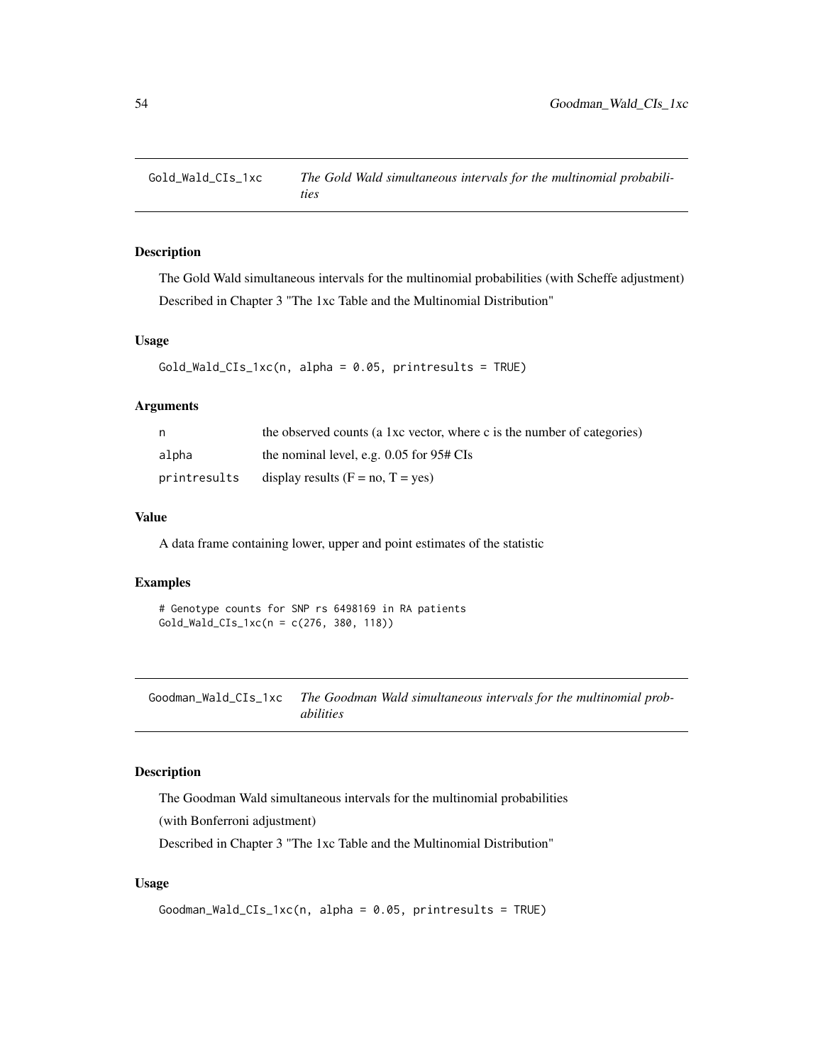## Gold_Wald_CIs_1xc — *The Gold Wald simultaneous intervals for the multinomial probabilities*

### Description

The Gold Wald simultaneous intervals for the multinomial probabilities (with Scheffe adjustment)

Described in Chapter 3 "The 1xc Table and the Multinomial Distribution"

### Usage

```
Gold_Wald_CIs_1xc(n, alpha = 0.05, printresults = TRUE)
```

### Arguments

| | |
|---|---|
| n | the observed counts (a 1xc vector, where c is the number of categories) |
| alpha | the nominal level, e.g. 0.05 for 95# CIs |
| printresults | display results (F = no, T = yes) |

### Value

A data frame containing lower, upper and point estimates of the statistic

### Examples

```
# Genotype counts for SNP rs 6498169 in RA patients
Gold_Wald_CIs_1xc(n = c(276, 380, 118))
```

## Goodman_Wald_CIs_1xc — *The Goodman Wald simultaneous intervals for the multinomial probabilities*

### Description

The Goodman Wald simultaneous intervals for the multinomial probabilities

(with Bonferroni adjustment)

Described in Chapter 3 "The 1xc Table and the Multinomial Distribution"

### Usage

```
Goodman_Wald_CIs_1xc(n, alpha = 0.05, printresults = TRUE)
```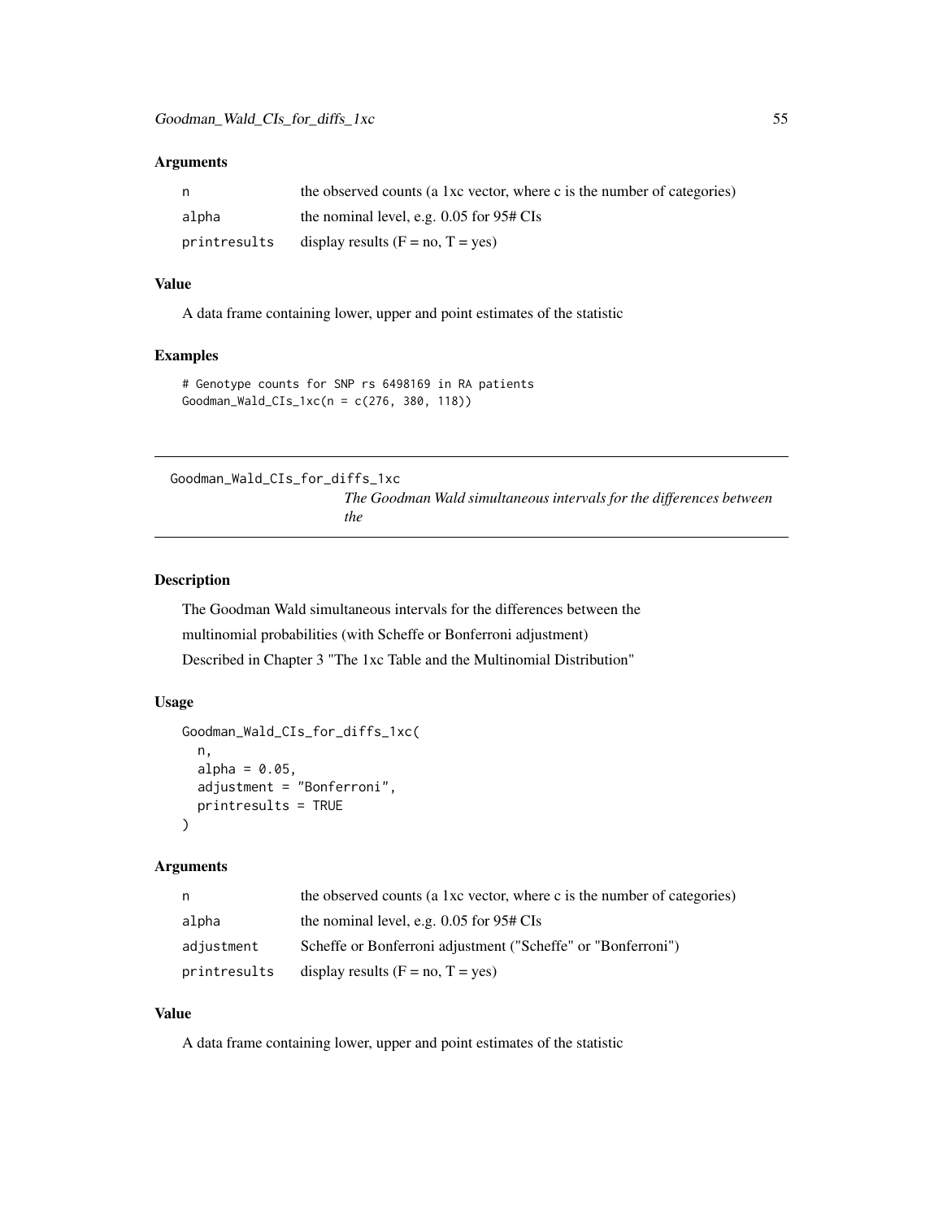### Arguments

| | |
|---|---|
| n | the observed counts (a 1xc vector, where c is the number of categories) |
| alpha | the nominal level, e.g. 0.05 for 95# CIs |
| printresults | display results (F = no, T = yes) |

### Value

A data frame containing lower, upper and point estimates of the statistic

### Examples

```
# Genotype counts for SNP rs 6498169 in RA patients
Goodman_Wald_CIs_1xc(n = c(276, 380, 118))
```

---

## Goodman_Wald_CIs_for_diffs_1xc

*The Goodman Wald simultaneous intervals for the differences between the*

### Description

The Goodman Wald simultaneous intervals for the differences between the
multinomial probabilities (with Scheffe or Bonferroni adjustment)
Described in Chapter 3 "The 1xc Table and the Multinomial Distribution"

### Usage

```
Goodman_Wald_CIs_for_diffs_1xc(
  n,
  alpha = 0.05,
  adjustment = "Bonferroni",
  printresults = TRUE
)
```

### Arguments

| | |
|---|---|
| n | the observed counts (a 1xc vector, where c is the number of categories) |
| alpha | the nominal level, e.g. 0.05 for 95# CIs |
| adjustment | Scheffe or Bonferroni adjustment ("Scheffe" or "Bonferroni") |
| printresults | display results (F = no, T = yes) |

### Value

A data frame containing lower, upper and point estimates of the statistic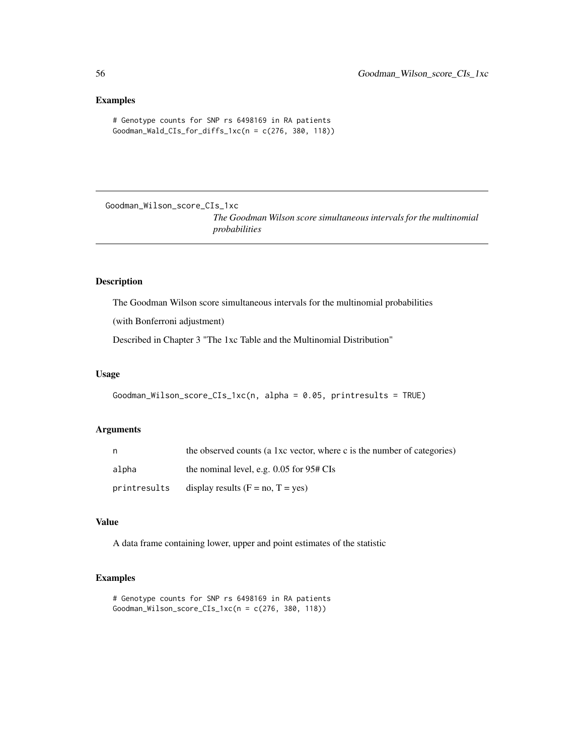## Examples

```
# Genotype counts for SNP rs 6498169 in RA patients
Goodman_Wald_CIs_for_diffs_1xc(n = c(276, 380, 118))
```

---

# Goodman_Wilson_score_CIs_1xc

*The Goodman Wilson score simultaneous intervals for the multinomial probabilities*

---

## Description

The Goodman Wilson score simultaneous intervals for the multinomial probabilities

(with Bonferroni adjustment)

Described in Chapter 3 "The 1xc Table and the Multinomial Distribution"

## Usage

```
Goodman_Wilson_score_CIs_1xc(n, alpha = 0.05, printresults = TRUE)
```

## Arguments

| | |
|---|---|
| n | the observed counts (a 1xc vector, where c is the number of categories) |
| alpha | the nominal level, e.g. 0.05 for 95# CIs |
| printresults | display results (F = no, T = yes) |

## Value

A data frame containing lower, upper and point estimates of the statistic

## Examples

```
# Genotype counts for SNP rs 6498169 in RA patients
Goodman_Wilson_score_CIs_1xc(n = c(276, 380, 118))
```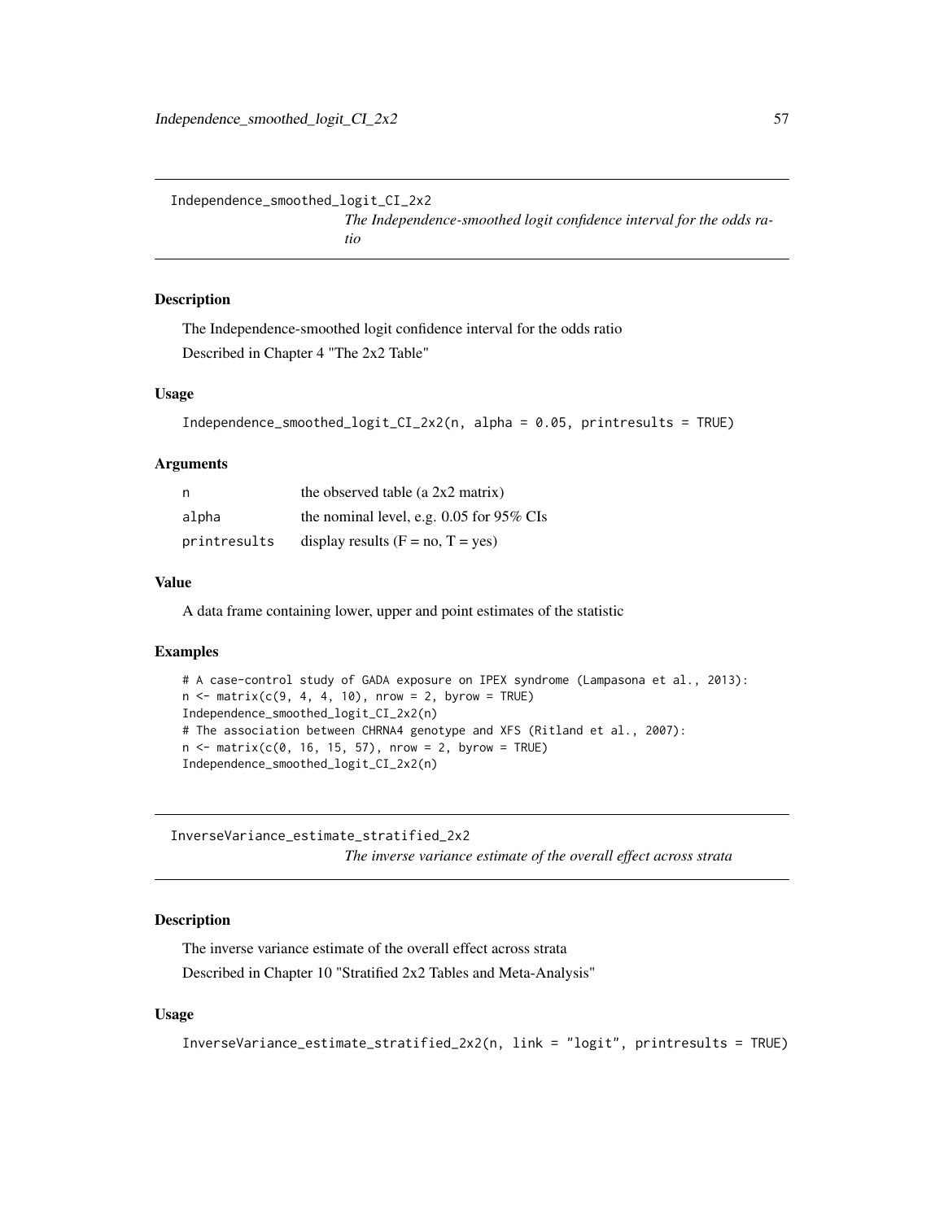## Independence_smoothed_logit_CI_2x2

*The Independence-smoothed logit confidence interval for the odds ratio*

### Description

The Independence-smoothed logit confidence interval for the odds ratio

Described in Chapter 4 "The 2x2 Table"

### Usage

```
Independence_smoothed_logit_CI_2x2(n, alpha = 0.05, printresults = TRUE)
```

### Arguments

| | |
|---|---|
| n | the observed table (a 2x2 matrix) |
| alpha | the nominal level, e.g. 0.05 for 95% CIs |
| printresults | display results (F = no, T = yes) |

### Value

A data frame containing lower, upper and point estimates of the statistic

### Examples

```
# A case-control study of GADA exposure on IPEX syndrome (Lampasona et al., 2013):
n <- matrix(c(9, 4, 4, 10), nrow = 2, byrow = TRUE)
Independence_smoothed_logit_CI_2x2(n)
# The association between CHRNA4 genotype and XFS (Ritland et al., 2007):
n <- matrix(c(0, 16, 15, 57), nrow = 2, byrow = TRUE)
Independence_smoothed_logit_CI_2x2(n)
```

## InverseVariance_estimate_stratified_2x2

*The inverse variance estimate of the overall effect across strata*

### Description

The inverse variance estimate of the overall effect across strata

Described in Chapter 10 "Stratified 2x2 Tables and Meta-Analysis"

### Usage

```
InverseVariance_estimate_stratified_2x2(n, link = "logit", printresults = TRUE)
```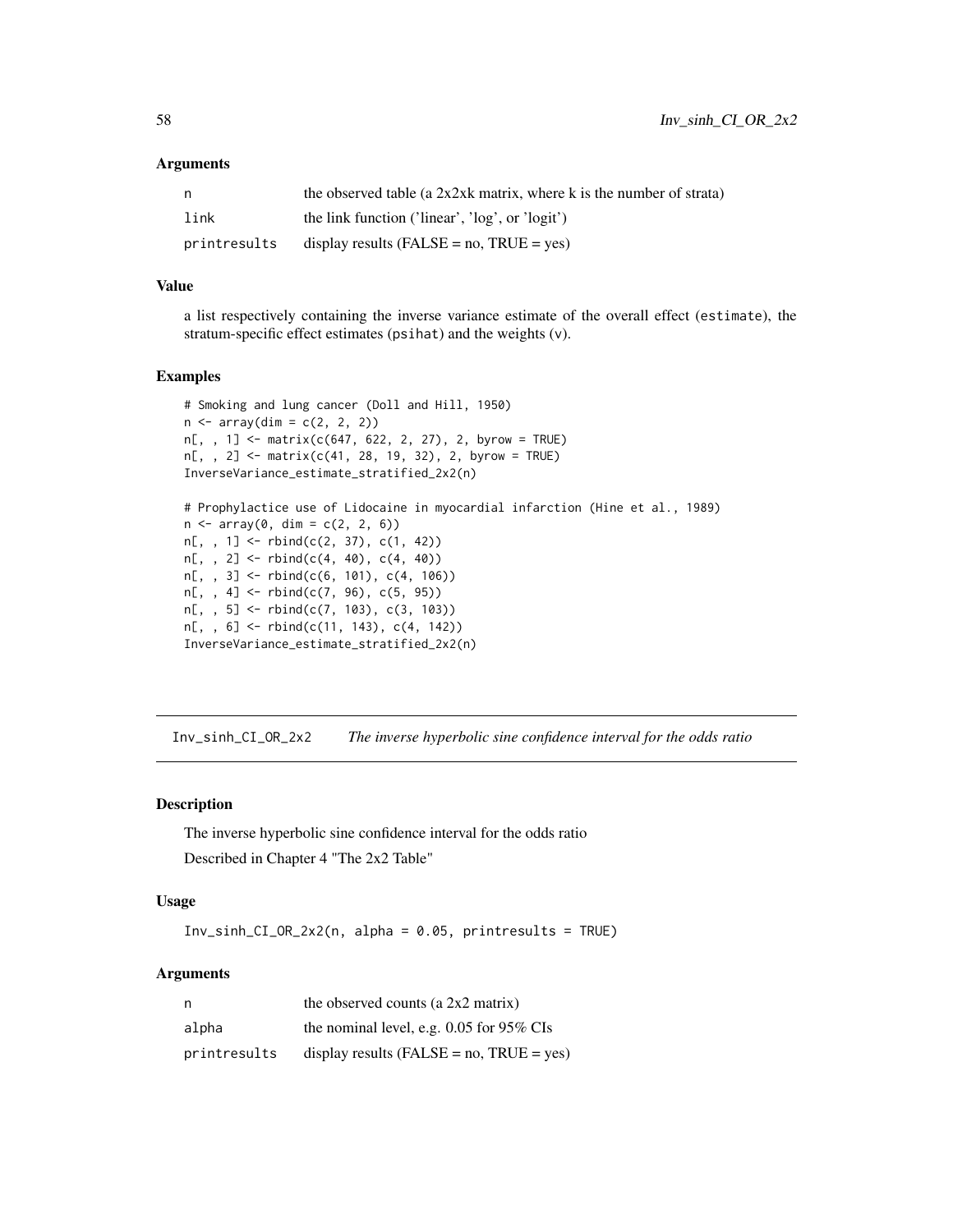### Arguments

| | |
|---|---|
| n | the observed table (a 2x2xk matrix, where k is the number of strata) |
| link | the link function ('linear', 'log', or 'logit') |
| printresults | display results (FALSE = no, TRUE = yes) |

### Value

a list respectively containing the inverse variance estimate of the overall effect (estimate), the stratum-specific effect estimates (psihat) and the weights (v).

### Examples

```
# Smoking and lung cancer (Doll and Hill, 1950)
n <- array(dim = c(2, 2, 2))
n[, , 1] <- matrix(c(647, 622, 2, 27), 2, byrow = TRUE)
n[, , 2] <- matrix(c(41, 28, 19, 32), 2, byrow = TRUE)
InverseVariance_estimate_stratified_2x2(n)

# Prophylactice use of Lidocaine in myocardial infarction (Hine et al., 1989)
n <- array(0, dim = c(2, 2, 6))
n[, , 1] <- rbind(c(2, 37), c(1, 42))
n[, , 2] <- rbind(c(4, 40), c(4, 40))
n[, , 3] <- rbind(c(6, 101), c(4, 106))
n[, , 4] <- rbind(c(7, 96), c(5, 95))
n[, , 5] <- rbind(c(7, 103), c(3, 103))
n[, , 6] <- rbind(c(11, 143), c(4, 142))
InverseVariance_estimate_stratified_2x2(n)
```

---

## Inv_sinh_CI_OR_2x2 *The inverse hyperbolic sine confidence interval for the odds ratio*

### Description

The inverse hyperbolic sine confidence interval for the odds ratio

Described in Chapter 4 "The 2x2 Table"

### Usage

```
Inv_sinh_CI_OR_2x2(n, alpha = 0.05, printresults = TRUE)
```

### Arguments

| | |
|---|---|
| n | the observed counts (a 2x2 matrix) |
| alpha | the nominal level, e.g. 0.05 for 95% CIs |
| printresults | display results (FALSE = no, TRUE = yes) |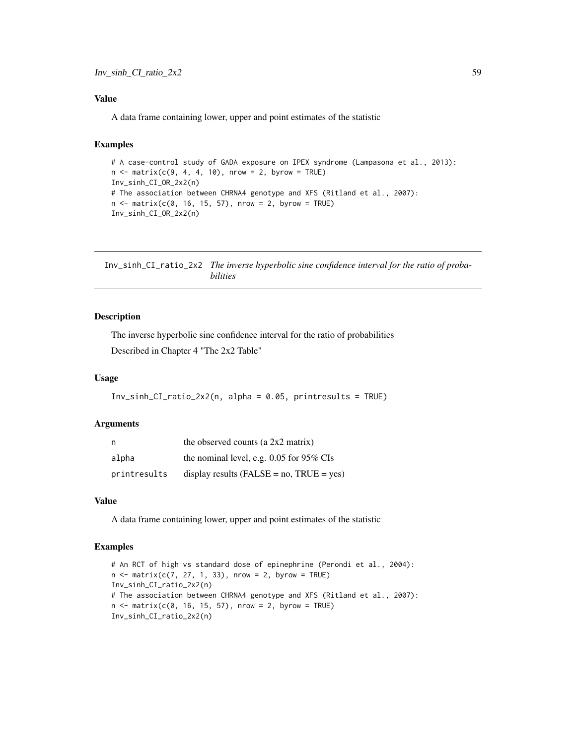## Value

A data frame containing lower, upper and point estimates of the statistic

## Examples

```
# A case-control study of GADA exposure on IPEX syndrome (Lampasona et al., 2013):
n <- matrix(c(9, 4, 4, 10), nrow = 2, byrow = TRUE)
Inv_sinh_CI_OR_2x2(n)
# The association between CHRNA4 genotype and XFS (Ritland et al., 2007):
n <- matrix(c(0, 16, 15, 57), nrow = 2, byrow = TRUE)
Inv_sinh_CI_OR_2x2(n)
```

---

# Inv_sinh_CI_ratio_2x2 *The inverse hyperbolic sine confidence interval for the ratio of probabilities*

## Description

The inverse hyperbolic sine confidence interval for the ratio of probabilities

Described in Chapter 4 "The 2x2 Table"

## Usage

```
Inv_sinh_CI_ratio_2x2(n, alpha = 0.05, printresults = TRUE)
```

## Arguments

| | |
|---|---|
| n | the observed counts (a 2x2 matrix) |
| alpha | the nominal level, e.g. 0.05 for 95% CIs |
| printresults | display results (FALSE = no, TRUE = yes) |

## Value

A data frame containing lower, upper and point estimates of the statistic

## Examples

```
# An RCT of high vs standard dose of epinephrine (Perondi et al., 2004):
n <- matrix(c(7, 27, 1, 33), nrow = 2, byrow = TRUE)
Inv_sinh_CI_ratio_2x2(n)
# The association between CHRNA4 genotype and XFS (Ritland et al., 2007):
n <- matrix(c(0, 16, 15, 57), nrow = 2, byrow = TRUE)
Inv_sinh_CI_ratio_2x2(n)
```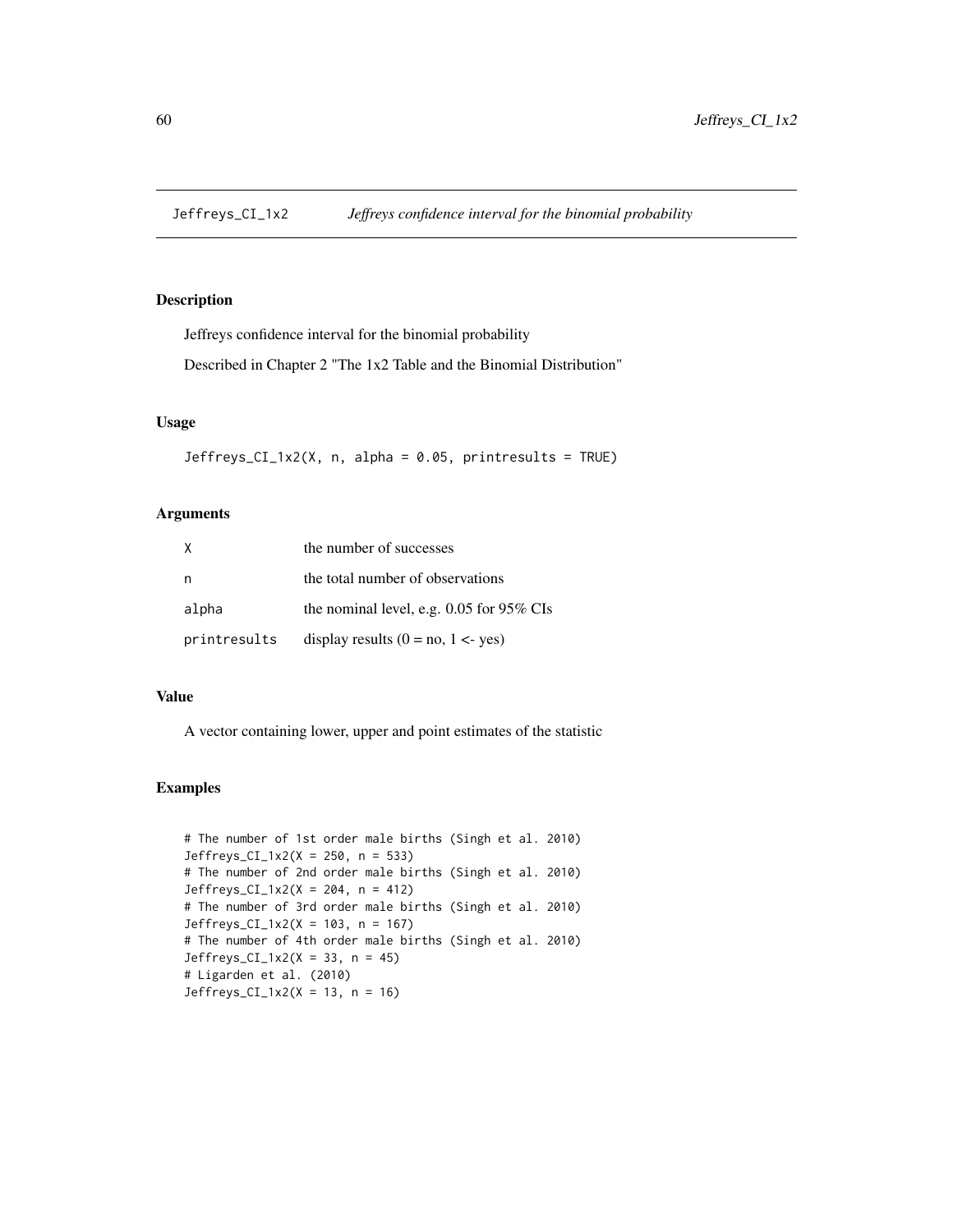# Jeffreys_CI_1x2 *Jeffreys confidence interval for the binomial probability*

## Description

Jeffreys confidence interval for the binomial probability

Described in Chapter 2 "The 1x2 Table and the Binomial Distribution"

## Usage

```
Jeffreys_CI_1x2(X, n, alpha = 0.05, printresults = TRUE)
```

## Arguments

| | |
|---|---|
| X | the number of successes |
| n | the total number of observations |
| alpha | the nominal level, e.g. 0.05 for 95% CIs |
| printresults | display results (0 = no, 1 <- yes) |

## Value

A vector containing lower, upper and point estimates of the statistic

## Examples

```
# The number of 1st order male births (Singh et al. 2010)
Jeffreys_CI_1x2(X = 250, n = 533)
# The number of 2nd order male births (Singh et al. 2010)
Jeffreys_CI_1x2(X = 204, n = 412)
# The number of 3rd order male births (Singh et al. 2010)
Jeffreys_CI_1x2(X = 103, n = 167)
# The number of 4th order male births (Singh et al. 2010)
Jeffreys_CI_1x2(X = 33, n = 45)
# Ligarden et al. (2010)
Jeffreys_CI_1x2(X = 13, n = 16)
```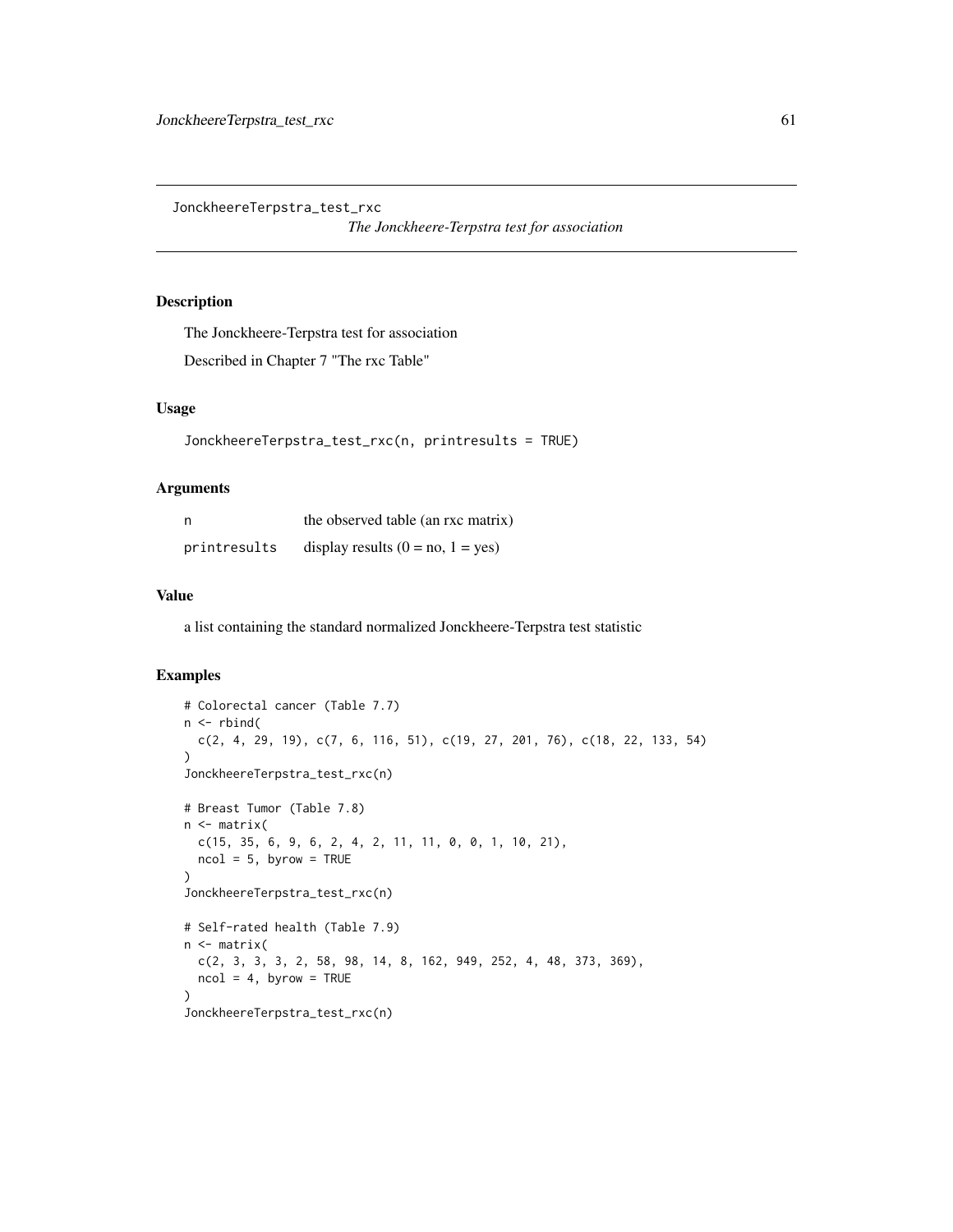`JonckheereTerpstra_test_rxc` — *The Jonckheere-Terpstra test for association*

## Description

The Jonckheere-Terpstra test for association

Described in Chapter 7 "The rxc Table"

## Usage

```
JonckheereTerpstra_test_rxc(n, printresults = TRUE)
```

## Arguments

| | |
|---|---|
| `n` | the observed table (an rxc matrix) |
| `printresults` | display results (0 = no, 1 = yes) |

## Value

a list containing the standard normalized Jonckheere-Terpstra test statistic

## Examples

```
# Colorectal cancer (Table 7.7)
n <- rbind(
  c(2, 4, 29, 19), c(7, 6, 116, 51), c(19, 27, 201, 76), c(18, 22, 133, 54)
)
JonckheereTerpstra_test_rxc(n)

# Breast Tumor (Table 7.8)
n <- matrix(
  c(15, 35, 6, 9, 6, 2, 4, 2, 11, 11, 0, 0, 1, 10, 21),
  ncol = 5, byrow = TRUE
)
JonckheereTerpstra_test_rxc(n)

# Self-rated health (Table 7.9)
n <- matrix(
  c(2, 3, 3, 3, 2, 58, 98, 14, 8, 162, 949, 252, 4, 48, 373, 369),
  ncol = 4, byrow = TRUE
)
JonckheereTerpstra_test_rxc(n)
```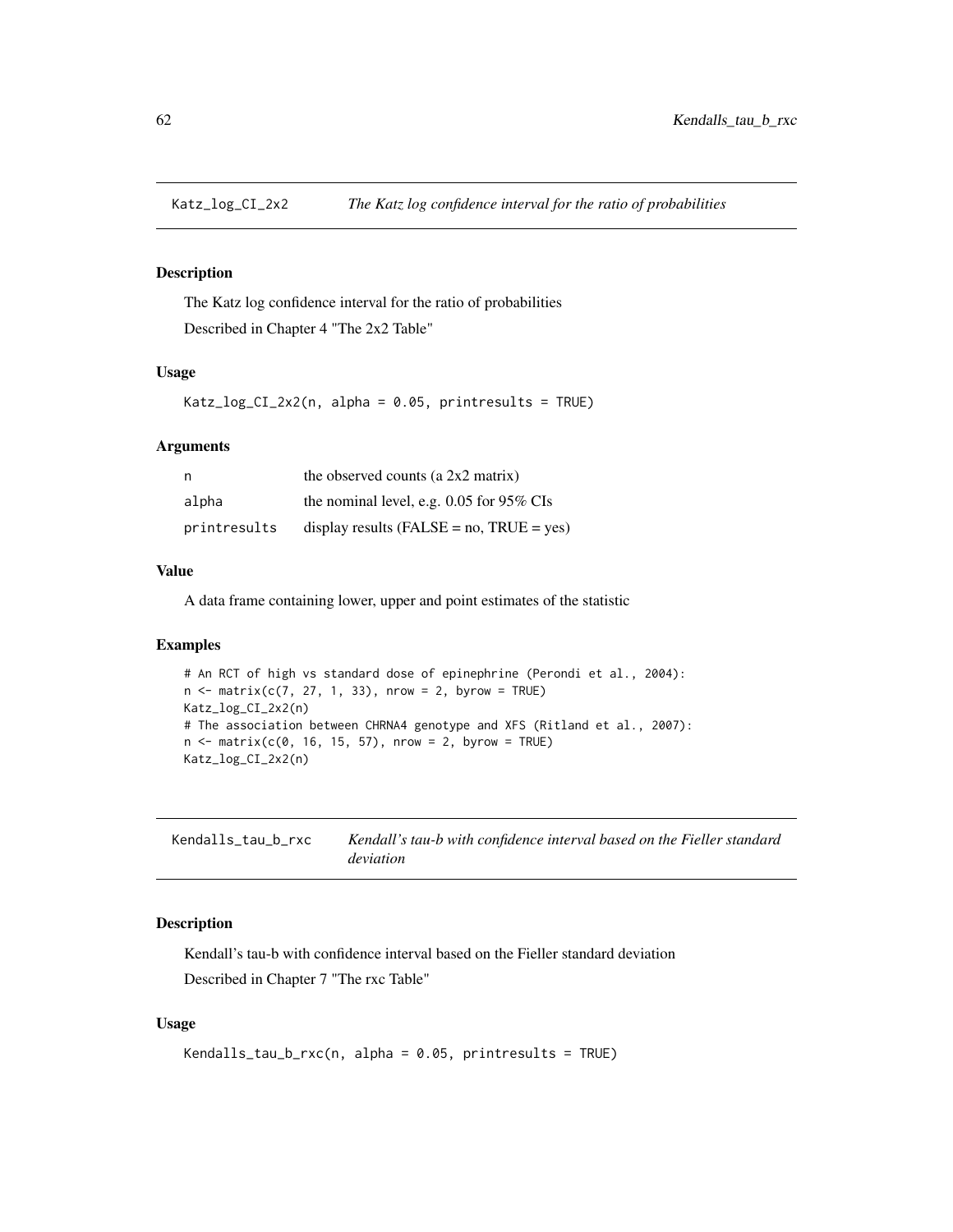## Katz_log_CI_2x2 — *The Katz log confidence interval for the ratio of probabilities*

### Description

The Katz log confidence interval for the ratio of probabilities

Described in Chapter 4 "The 2x2 Table"

### Usage

```
Katz_log_CI_2x2(n, alpha = 0.05, printresults = TRUE)
```

### Arguments

| | |
|---|---|
| n | the observed counts (a 2x2 matrix) |
| alpha | the nominal level, e.g. 0.05 for 95% CIs |
| printresults | display results (FALSE = no, TRUE = yes) |

### Value

A data frame containing lower, upper and point estimates of the statistic

### Examples

```
# An RCT of high vs standard dose of epinephrine (Perondi et al., 2004):
n <- matrix(c(7, 27, 1, 33), nrow = 2, byrow = TRUE)
Katz_log_CI_2x2(n)
# The association between CHRNA4 genotype and XFS (Ritland et al., 2007):
n <- matrix(c(0, 16, 15, 57), nrow = 2, byrow = TRUE)
Katz_log_CI_2x2(n)
```

## Kendalls_tau_b_rxc — *Kendall's tau-b with confidence interval based on the Fieller standard deviation*

### Description

Kendall's tau-b with confidence interval based on the Fieller standard deviation

Described in Chapter 7 "The rxc Table"

### Usage

```
Kendalls_tau_b_rxc(n, alpha = 0.05, printresults = TRUE)
```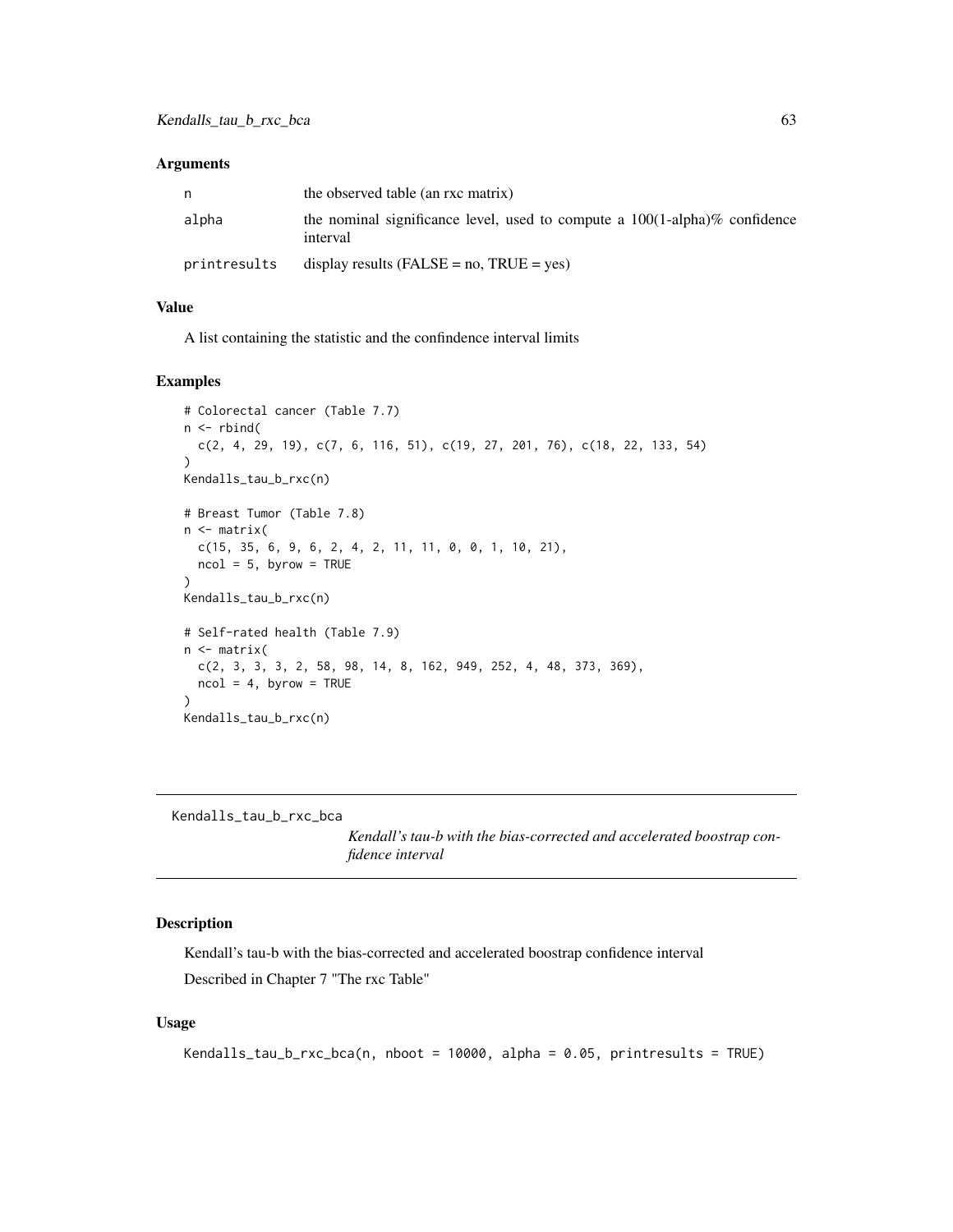### Arguments

| | |
|---|---|
| n | the observed table (an rxc matrix) |
| alpha | the nominal significance level, used to compute a 100(1-alpha)% confidence interval |
| printresults | display results (FALSE = no, TRUE = yes) |

### Value

A list containing the statistic and the confindence interval limits

### Examples

```
# Colorectal cancer (Table 7.7)
n <- rbind(
  c(2, 4, 29, 19), c(7, 6, 116, 51), c(19, 27, 201, 76), c(18, 22, 133, 54)
)
Kendalls_tau_b_rxc(n)

# Breast Tumor (Table 7.8)
n <- matrix(
  c(15, 35, 6, 9, 6, 2, 4, 2, 11, 11, 0, 0, 1, 10, 21),
  ncol = 5, byrow = TRUE
)
Kendalls_tau_b_rxc(n)

# Self-rated health (Table 7.9)
n <- matrix(
  c(2, 3, 3, 3, 2, 58, 98, 14, 8, 162, 949, 252, 4, 48, 373, 369),
  ncol = 4, byrow = TRUE
)
Kendalls_tau_b_rxc(n)
```

---

## Kendalls_tau_b_rxc_bca

*Kendall's tau-b with the bias-corrected and accelerated boostrap confidence interval*

### Description

Kendall's tau-b with the bias-corrected and accelerated boostrap confidence interval

Described in Chapter 7 "The rxc Table"

### Usage

```
Kendalls_tau_b_rxc_bca(n, nboot = 10000, alpha = 0.05, printresults = TRUE)
```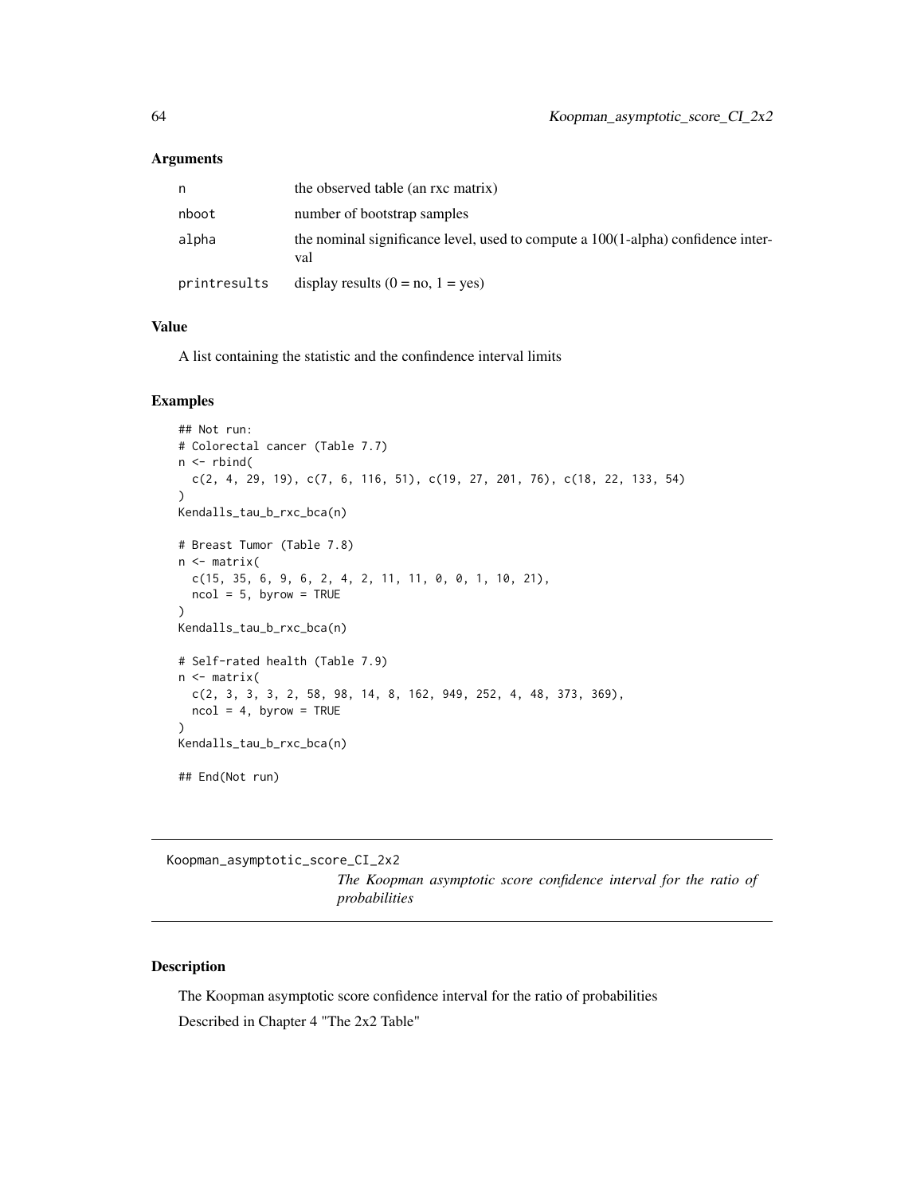### Arguments

| | |
|---|---|
| n | the observed table (an rxc matrix) |
| nboot | number of bootstrap samples |
| alpha | the nominal significance level, used to compute a 100(1-alpha) confidence interval |
| printresults | display results (0 = no, 1 = yes) |

### Value

A list containing the statistic and the confindence interval limits

### Examples

```
## Not run:
# Colorectal cancer (Table 7.7)
n <- rbind(
  c(2, 4, 29, 19), c(7, 6, 116, 51), c(19, 27, 201, 76), c(18, 22, 133, 54)
)
Kendalls_tau_b_rxc_bca(n)

# Breast Tumor (Table 7.8)
n <- matrix(
  c(15, 35, 6, 9, 6, 2, 4, 2, 11, 11, 0, 0, 1, 10, 21),
  ncol = 5, byrow = TRUE
)
Kendalls_tau_b_rxc_bca(n)

# Self-rated health (Table 7.9)
n <- matrix(
  c(2, 3, 3, 3, 2, 58, 98, 14, 8, 162, 949, 252, 4, 48, 373, 369),
  ncol = 4, byrow = TRUE
)
Kendalls_tau_b_rxc_bca(n)

## End(Not run)
```

---

## Koopman_asymptotic_score_CI_2x2

*The Koopman asymptotic score confidence interval for the ratio of probabilities*

---

### Description

The Koopman asymptotic score confidence interval for the ratio of probabilities

Described in Chapter 4 "The 2x2 Table"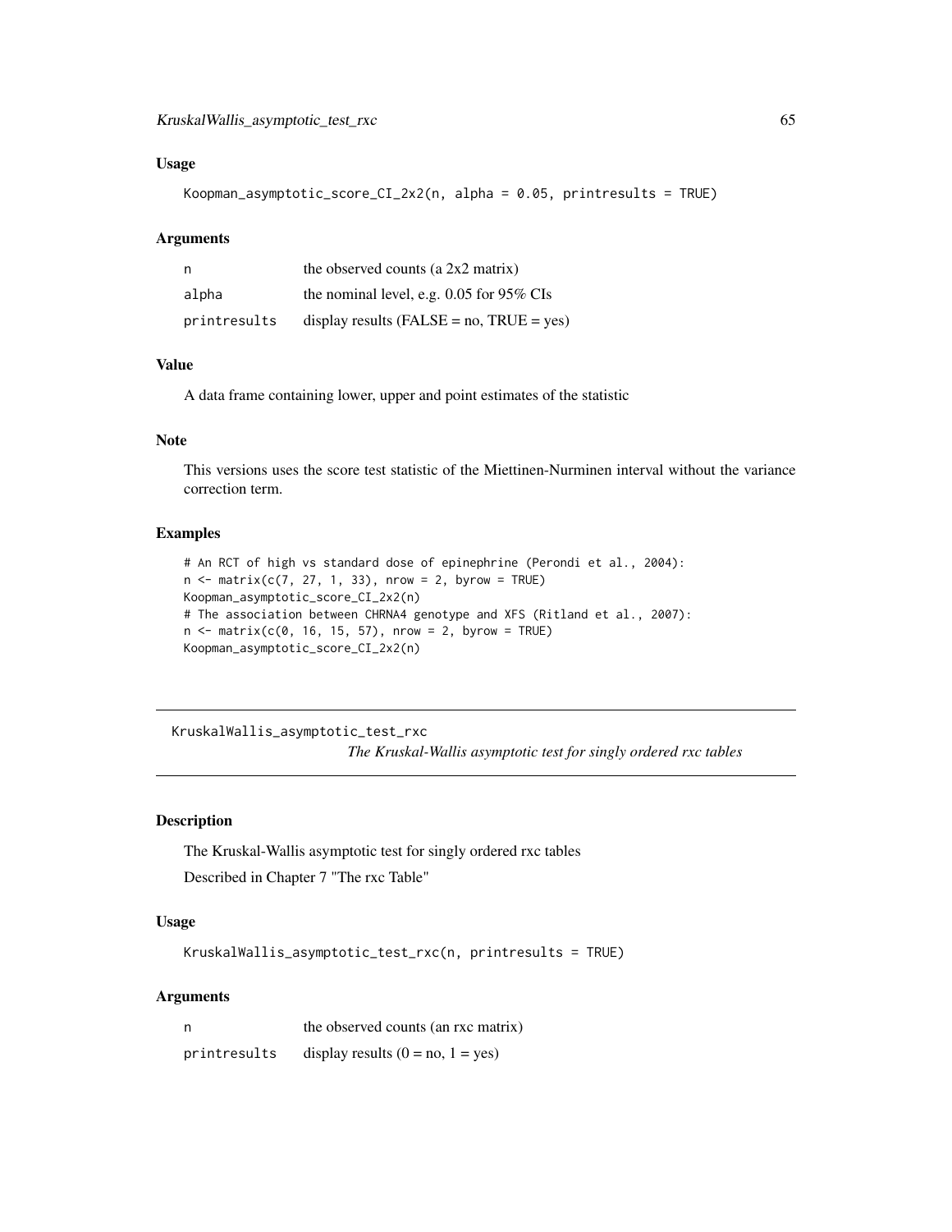### Usage

```
Koopman_asymptotic_score_CI_2x2(n, alpha = 0.05, printresults = TRUE)
```

### Arguments

| | |
|---|---|
| n | the observed counts (a 2x2 matrix) |
| alpha | the nominal level, e.g. 0.05 for 95% CIs |
| printresults | display results (FALSE = no, TRUE = yes) |

### Value

A data frame containing lower, upper and point estimates of the statistic

### Note

This versions uses the score test statistic of the Miettinen-Nurminen interval without the variance correction term.

### Examples

```
# An RCT of high vs standard dose of epinephrine (Perondi et al., 2004):
n <- matrix(c(7, 27, 1, 33), nrow = 2, byrow = TRUE)
Koopman_asymptotic_score_CI_2x2(n)
# The association between CHRNA4 genotype and XFS (Ritland et al., 2007):
n <- matrix(c(0, 16, 15, 57), nrow = 2, byrow = TRUE)
Koopman_asymptotic_score_CI_2x2(n)
```

---

## KruskalWallis_asymptotic_test_rxc

*The Kruskal-Wallis asymptotic test for singly ordered rxc tables*

---

### Description

The Kruskal-Wallis asymptotic test for singly ordered rxc tables

Described in Chapter 7 "The rxc Table"

### Usage

```
KruskalWallis_asymptotic_test_rxc(n, printresults = TRUE)
```

### Arguments

| | |
|---|---|
| n | the observed counts (an rxc matrix) |
| printresults | display results (0 = no, 1 = yes) |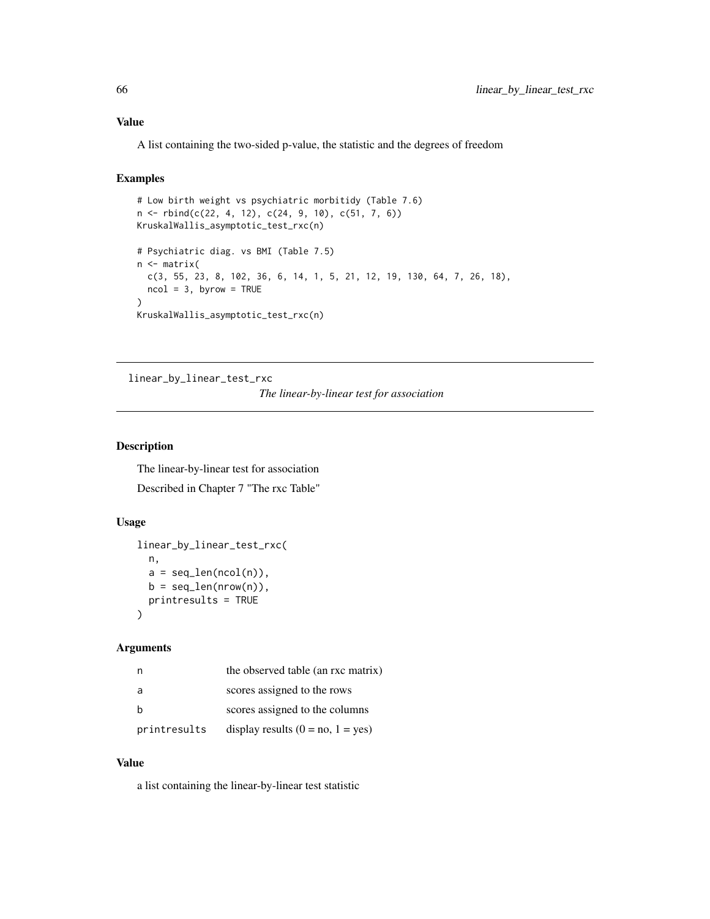## Value

A list containing the two-sided p-value, the statistic and the degrees of freedom

## Examples

```
# Low birth weight vs psychiatric morbitidy (Table 7.6)
n <- rbind(c(22, 4, 12), c(24, 9, 10), c(51, 7, 6))
KruskalWallis_asymptotic_test_rxc(n)

# Psychiatric diag. vs BMI (Table 7.5)
n <- matrix(
  c(3, 55, 23, 8, 102, 36, 6, 14, 1, 5, 21, 12, 19, 130, 64, 7, 26, 18),
  ncol = 3, byrow = TRUE
)
KruskalWallis_asymptotic_test_rxc(n)
```

---

# linear_by_linear_test_rxc

*The linear-by-linear test for association*

## Description

The linear-by-linear test for association

Described in Chapter 7 "The rxc Table"

## Usage

```
linear_by_linear_test_rxc(
  n,
  a = seq_len(ncol(n)),
  b = seq_len(nrow(n)),
  printresults = TRUE
)
```

## Arguments

| | |
|---|---|
| n | the observed table (an rxc matrix) |
| a | scores assigned to the rows |
| b | scores assigned to the columns |
| printresults | display results (0 = no, 1 = yes) |

## Value

a list containing the linear-by-linear test statistic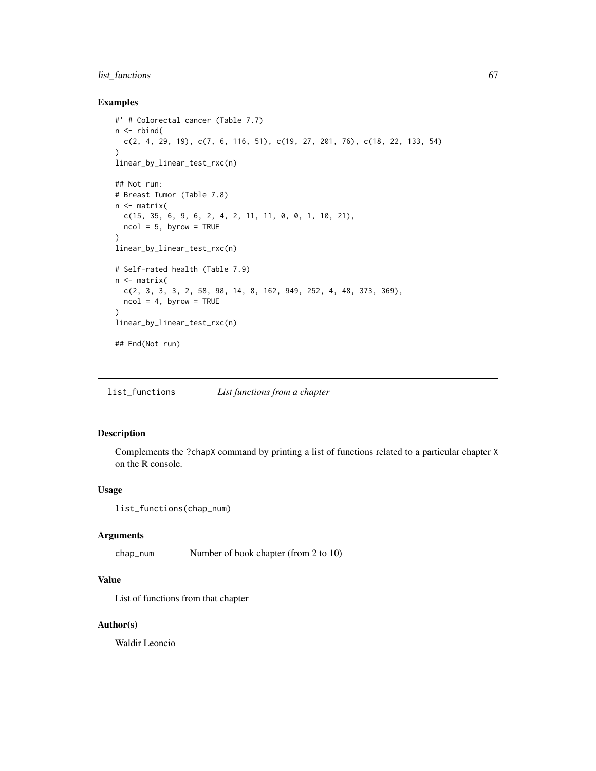## Examples

```
#' # Colorectal cancer (Table 7.7)
n <- rbind(
  c(2, 4, 29, 19), c(7, 6, 116, 51), c(19, 27, 201, 76), c(18, 22, 133, 54)
)
linear_by_linear_test_rxc(n)

## Not run:
# Breast Tumor (Table 7.8)
n <- matrix(
  c(15, 35, 6, 9, 6, 2, 4, 2, 11, 11, 0, 0, 1, 10, 21),
  ncol = 5, byrow = TRUE
)
linear_by_linear_test_rxc(n)

# Self-rated health (Table 7.9)
n <- matrix(
  c(2, 3, 3, 3, 2, 58, 98, 14, 8, 162, 949, 252, 4, 48, 373, 369),
  ncol = 4, byrow = TRUE
)
linear_by_linear_test_rxc(n)

## End(Not run)
```

---

`list_functions` *List functions from a chapter*

---

## Description

Complements the ?chapX command by printing a list of functions related to a particular chapter X on the R console.

## Usage

```
list_functions(chap_num)
```

## Arguments

| | |
|---|---|
| chap_num | Number of book chapter (from 2 to 10) |

## Value

List of functions from that chapter

## Author(s)

Waldir Leoncio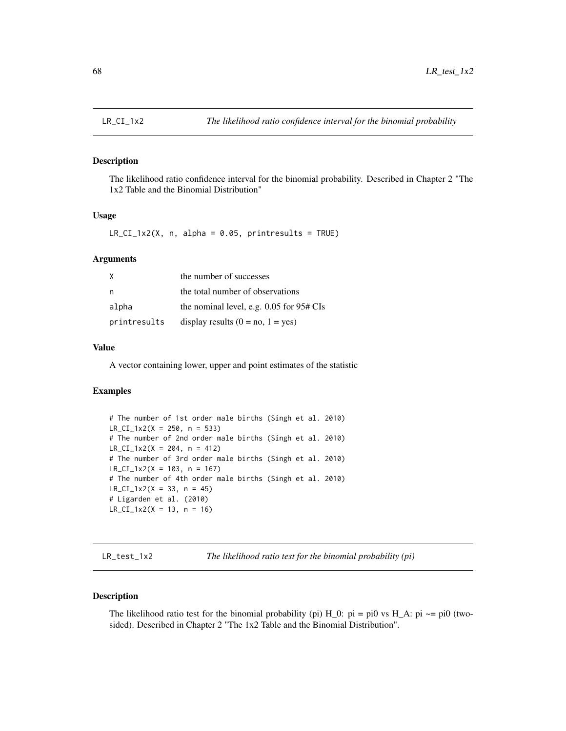## LR_CI_1x2 — *The likelihood ratio confidence interval for the binomial probability*

### Description

The likelihood ratio confidence interval for the binomial probability. Described in Chapter 2 "The 1x2 Table and the Binomial Distribution"

### Usage

```
LR_CI_1x2(X, n, alpha = 0.05, printresults = TRUE)
```

### Arguments

| | |
|---|---|
| X | the number of successes |
| n | the total number of observations |
| alpha | the nominal level, e.g. 0.05 for 95# CIs |
| printresults | display results (0 = no, 1 = yes) |

### Value

A vector containing lower, upper and point estimates of the statistic

### Examples

```
# The number of 1st order male births (Singh et al. 2010)
LR_CI_1x2(X = 250, n = 533)
# The number of 2nd order male births (Singh et al. 2010)
LR_CI_1x2(X = 204, n = 412)
# The number of 3rd order male births (Singh et al. 2010)
LR_CI_1x2(X = 103, n = 167)
# The number of 4th order male births (Singh et al. 2010)
LR_CI_1x2(X = 33, n = 45)
# Ligarden et al. (2010)
LR_CI_1x2(X = 13, n = 16)
```

## LR_test_1x2 — *The likelihood ratio test for the binomial probability (pi)*

### Description

The likelihood ratio test for the binomial probability (pi) H_0: pi = pi0 vs H_A: pi ~= pi0 (two-sided). Described in Chapter 2 "The 1x2 Table and the Binomial Distribution".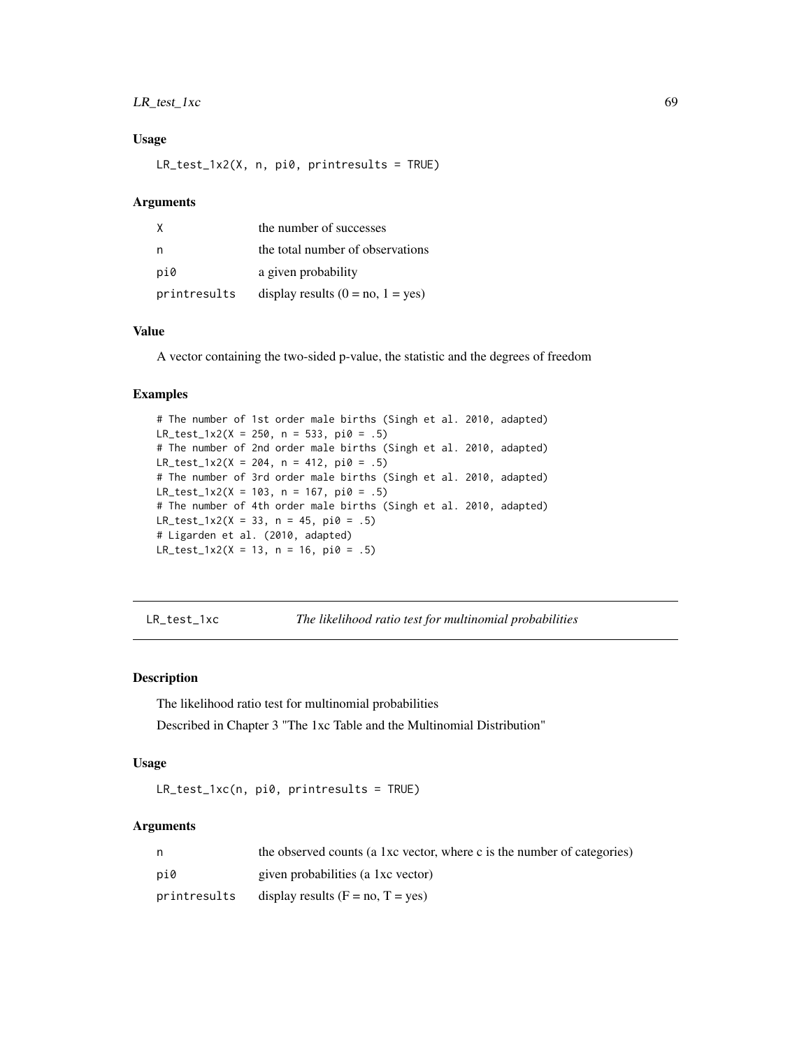## Usage

```
LR_test_1x2(X, n, pi0, printresults = TRUE)
```

## Arguments

| | |
|---|---|
| X | the number of successes |
| n | the total number of observations |
| pi0 | a given probability |
| printresults | display results (0 = no, 1 = yes) |

## Value

A vector containing the two-sided p-value, the statistic and the degrees of freedom

## Examples

```
# The number of 1st order male births (Singh et al. 2010, adapted)
LR_test_1x2(X = 250, n = 533, pi0 = .5)
# The number of 2nd order male births (Singh et al. 2010, adapted)
LR_test_1x2(X = 204, n = 412, pi0 = .5)
# The number of 3rd order male births (Singh et al. 2010, adapted)
LR_test_1x2(X = 103, n = 167, pi0 = .5)
# The number of 4th order male births (Singh et al. 2010, adapted)
LR_test_1x2(X = 33, n = 45, pi0 = .5)
# Ligarden et al. (2010, adapted)
LR_test_1x2(X = 13, n = 16, pi0 = .5)
```

---

# LR_test_1xc — *The likelihood ratio test for multinomial probabilities*

## Description

The likelihood ratio test for multinomial probabilities

Described in Chapter 3 "The 1xc Table and the Multinomial Distribution"

## Usage

```
LR_test_1xc(n, pi0, printresults = TRUE)
```

## Arguments

| | |
|---|---|
| n | the observed counts (a 1xc vector, where c is the number of categories) |
| pi0 | given probabilities (a 1xc vector) |
| printresults | display results (F = no, T = yes) |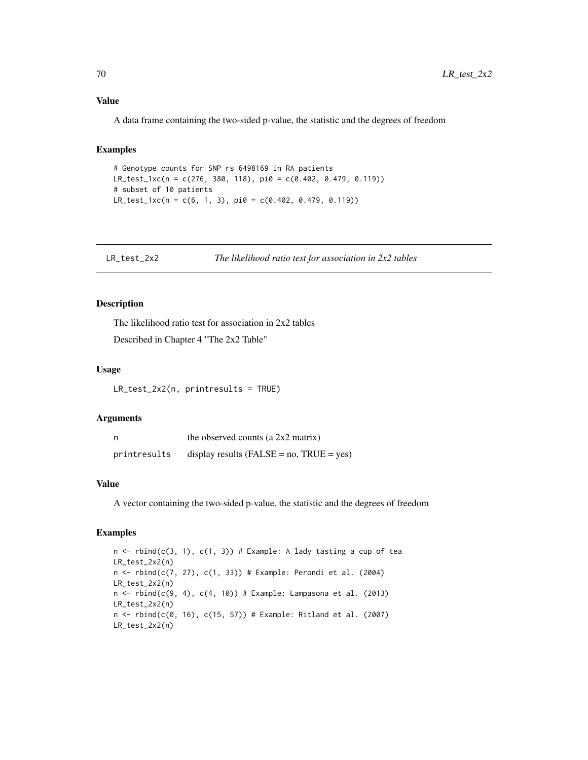### Value

A data frame containing the two-sided p-value, the statistic and the degrees of freedom

### Examples

```
# Genotype counts for SNP rs 6498169 in RA patients
LR_test_1xc(n = c(276, 380, 118), pi0 = c(0.402, 0.479, 0.119))
# subset of 10 patients
LR_test_1xc(n = c(6, 1, 3), pi0 = c(0.402, 0.479, 0.119))
```

---

## LR_test_2x2 — *The likelihood ratio test for association in 2x2 tables*

### Description

The likelihood ratio test for association in 2x2 tables

Described in Chapter 4 "The 2x2 Table"

### Usage

```
LR_test_2x2(n, printresults = TRUE)
```

### Arguments

| | |
|---|---|
| n | the observed counts (a 2x2 matrix) |
| printresults | display results (FALSE = no, TRUE = yes) |

### Value

A vector containing the two-sided p-value, the statistic and the degrees of freedom

### Examples

```
n <- rbind(c(3, 1), c(1, 3)) # Example: A lady tasting a cup of tea
LR_test_2x2(n)
n <- rbind(c(7, 27), c(1, 33)) # Example: Perondi et al. (2004)
LR_test_2x2(n)
n <- rbind(c(9, 4), c(4, 10)) # Example: Lampasona et al. (2013)
LR_test_2x2(n)
n <- rbind(c(0, 16), c(15, 57)) # Example: Ritland et al. (2007)
LR_test_2x2(n)
```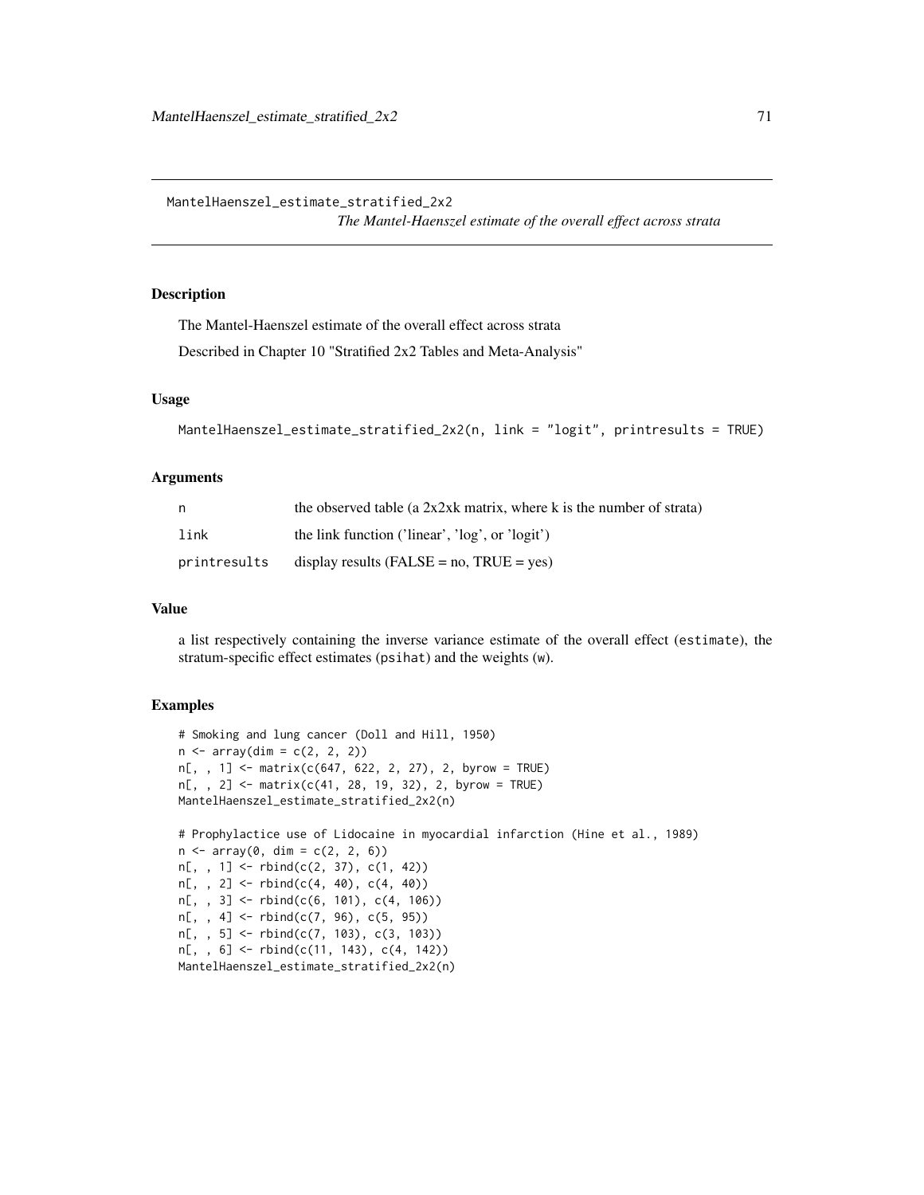## MantelHaenszel_estimate_stratified_2x2

*The Mantel-Haenszel estimate of the overall effect across strata*

### Description

The Mantel-Haenszel estimate of the overall effect across strata

Described in Chapter 10 "Stratified 2x2 Tables and Meta-Analysis"

### Usage

```
MantelHaenszel_estimate_stratified_2x2(n, link = "logit", printresults = TRUE)
```

### Arguments

| | |
|---|---|
| n | the observed table (a 2x2xk matrix, where k is the number of strata) |
| link | the link function ('linear', 'log', or 'logit') |
| printresults | display results (FALSE = no, TRUE = yes) |

### Value

a list respectively containing the inverse variance estimate of the overall effect (estimate), the stratum-specific effect estimates (psihat) and the weights (w).

### Examples

```
# Smoking and lung cancer (Doll and Hill, 1950)
n <- array(dim = c(2, 2, 2))
n[, , 1] <- matrix(c(647, 622, 2, 27), 2, byrow = TRUE)
n[, , 2] <- matrix(c(41, 28, 19, 32), 2, byrow = TRUE)
MantelHaenszel_estimate_stratified_2x2(n)

# Prophylactice use of Lidocaine in myocardial infarction (Hine et al., 1989)
n <- array(0, dim = c(2, 2, 6))
n[, , 1] <- rbind(c(2, 37), c(1, 42))
n[, , 2] <- rbind(c(4, 40), c(4, 40))
n[, , 3] <- rbind(c(6, 101), c(4, 106))
n[, , 4] <- rbind(c(7, 96), c(5, 95))
n[, , 5] <- rbind(c(7, 103), c(3, 103))
n[, , 6] <- rbind(c(11, 143), c(4, 142))
MantelHaenszel_estimate_stratified_2x2(n)
```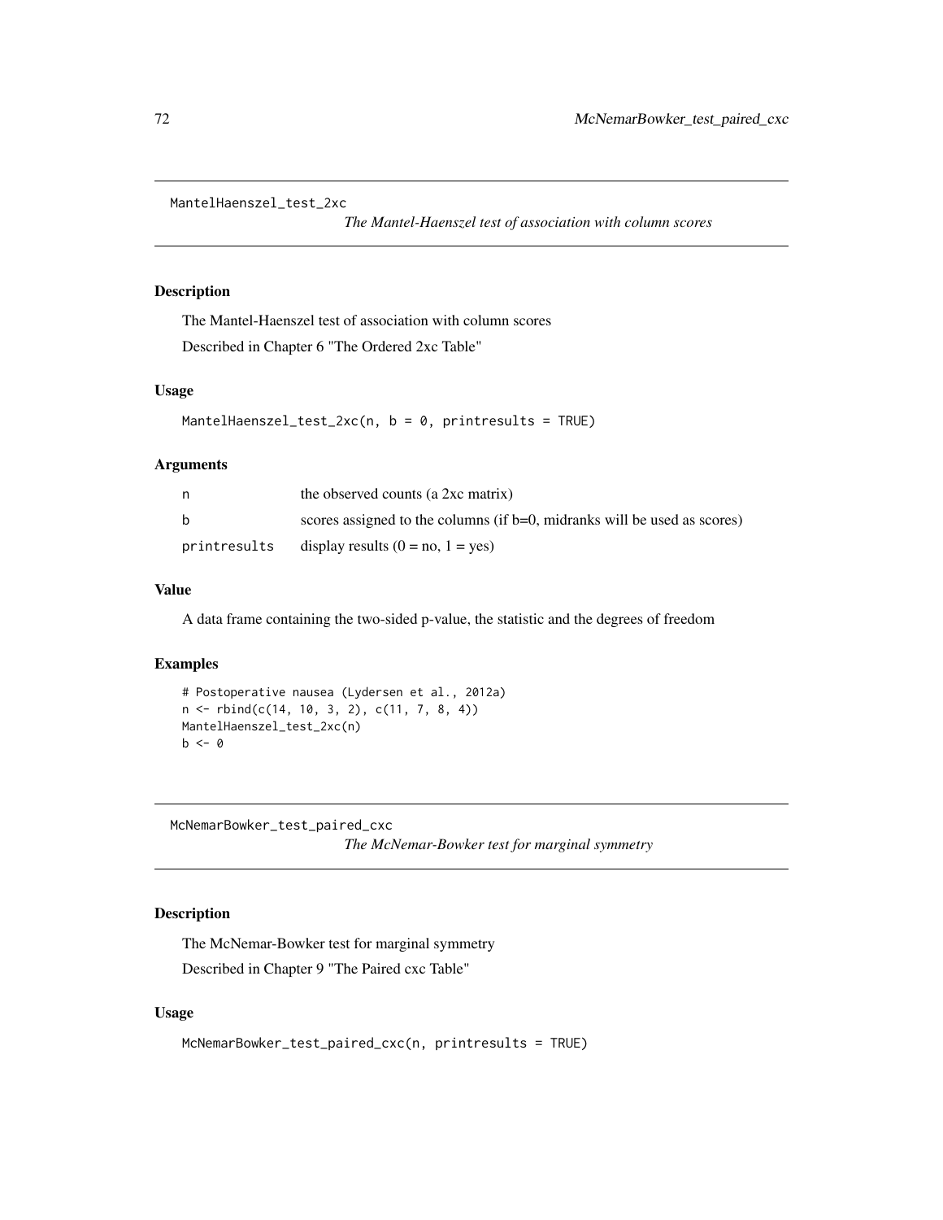## MantelHaenszel_test_2xc

*The Mantel-Haenszel test of association with column scores*

### Description

The Mantel-Haenszel test of association with column scores

Described in Chapter 6 "The Ordered 2xc Table"

### Usage

```
MantelHaenszel_test_2xc(n, b = 0, printresults = TRUE)
```

### Arguments

| | |
|---|---|
| n | the observed counts (a 2xc matrix) |
| b | scores assigned to the columns (if b=0, midranks will be used as scores) |
| printresults | display results (0 = no, 1 = yes) |

### Value

A data frame containing the two-sided p-value, the statistic and the degrees of freedom

### Examples

```
# Postoperative nausea (Lydersen et al., 2012a)
n <- rbind(c(14, 10, 3, 2), c(11, 7, 8, 4))
MantelHaenszel_test_2xc(n)
b <- 0
```

## McNemarBowker_test_paired_cxc

*The McNemar-Bowker test for marginal symmetry*

### Description

The McNemar-Bowker test for marginal symmetry

Described in Chapter 9 "The Paired cxc Table"

### Usage

```
McNemarBowker_test_paired_cxc(n, printresults = TRUE)
```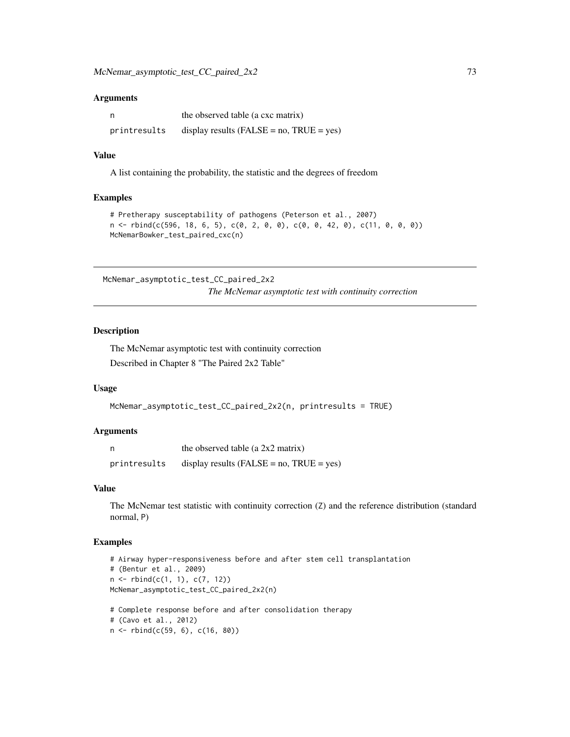### Arguments

| | |
|---|---|
| n | the observed table (a cxc matrix) |
| printresults | display results (FALSE = no, TRUE = yes) |

### Value

A list containing the probability, the statistic and the degrees of freedom

### Examples

```
# Pretherapy susceptability of pathogens (Peterson et al., 2007)
n <- rbind(c(596, 18, 6, 5), c(0, 2, 0, 0), c(0, 0, 42, 0), c(11, 0, 0, 0))
McNemarBowker_test_paired_cxc(n)
```

---

## McNemar_asymptotic_test_CC_paired_2x2

*The McNemar asymptotic test with continuity correction*

---

### Description

The McNemar asymptotic test with continuity correction

Described in Chapter 8 "The Paired 2x2 Table"

### Usage

```
McNemar_asymptotic_test_CC_paired_2x2(n, printresults = TRUE)
```

### Arguments

| | |
|---|---|
| n | the observed table (a 2x2 matrix) |
| printresults | display results (FALSE = no, TRUE = yes) |

### Value

The McNemar test statistic with continuity correction (Z) and the reference distribution (standard normal, P)

### Examples

```
# Airway hyper-responsiveness before and after stem cell transplantation
# (Bentur et al., 2009)
n <- rbind(c(1, 1), c(7, 12))
McNemar_asymptotic_test_CC_paired_2x2(n)

# Complete response before and after consolidation therapy
# (Cavo et al., 2012)
n <- rbind(c(59, 6), c(16, 80))
```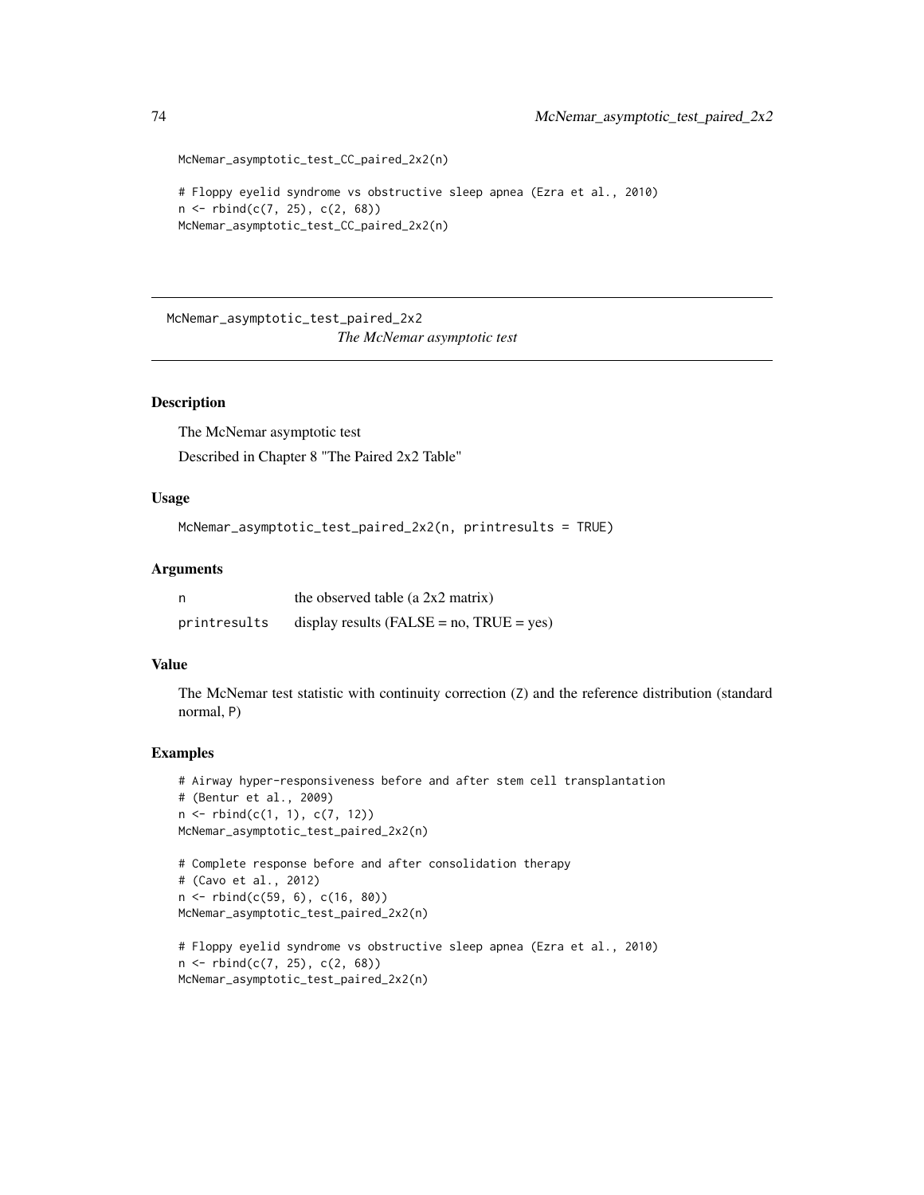```
McNemar_asymptotic_test_CC_paired_2x2(n)

# Floppy eyelid syndrome vs obstructive sleep apnea (Ezra et al., 2010)
n <- rbind(c(7, 25), c(2, 68))
McNemar_asymptotic_test_CC_paired_2x2(n)
```

---

## McNemar_asymptotic_test_paired_2x2 — *The McNemar asymptotic test*

---

### Description

The McNemar asymptotic test

Described in Chapter 8 "The Paired 2x2 Table"

### Usage

```
McNemar_asymptotic_test_paired_2x2(n, printresults = TRUE)
```

### Arguments

| | |
|---|---|
| n | the observed table (a 2x2 matrix) |
| printresults | display results (FALSE = no, TRUE = yes) |

### Value

The McNemar test statistic with continuity correction (Z) and the reference distribution (standard normal, P)

### Examples

```
# Airway hyper-responsiveness before and after stem cell transplantation
# (Bentur et al., 2009)
n <- rbind(c(1, 1), c(7, 12))
McNemar_asymptotic_test_paired_2x2(n)

# Complete response before and after consolidation therapy
# (Cavo et al., 2012)
n <- rbind(c(59, 6), c(16, 80))
McNemar_asymptotic_test_paired_2x2(n)

# Floppy eyelid syndrome vs obstructive sleep apnea (Ezra et al., 2010)
n <- rbind(c(7, 25), c(2, 68))
McNemar_asymptotic_test_paired_2x2(n)
```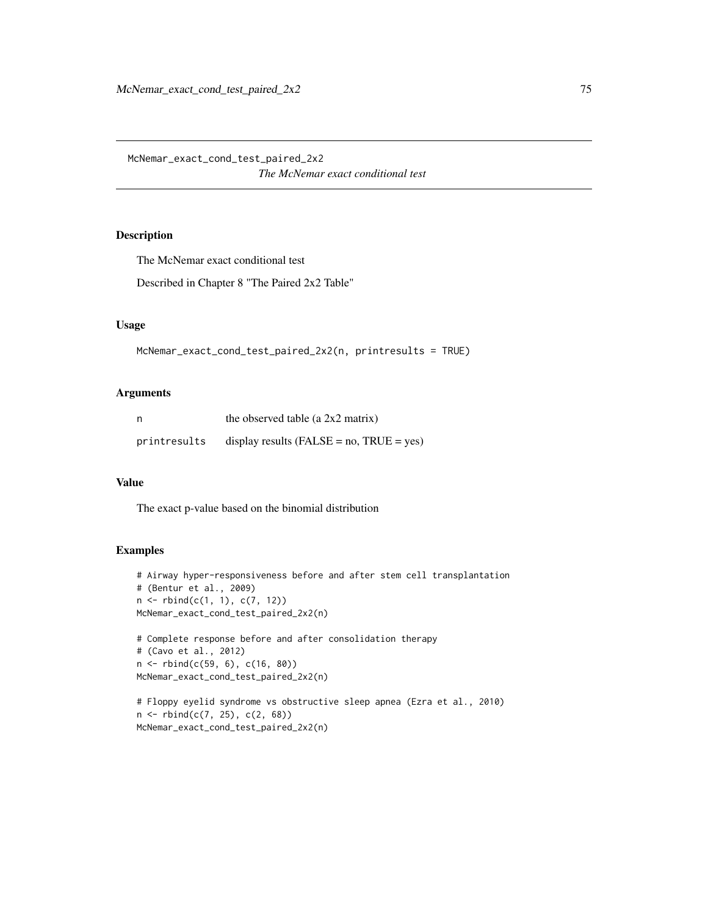# McNemar_exact_cond_test_paired_2x2

*The McNemar exact conditional test*

## Description

The McNemar exact conditional test

Described in Chapter 8 "The Paired 2x2 Table"

## Usage

```
McNemar_exact_cond_test_paired_2x2(n, printresults = TRUE)
```

## Arguments

| | |
|---|---|
| n | the observed table (a 2x2 matrix) |
| printresults | display results (FALSE = no, TRUE = yes) |

## Value

The exact p-value based on the binomial distribution

## Examples

```
# Airway hyper-responsiveness before and after stem cell transplantation
# (Bentur et al., 2009)
n <- rbind(c(1, 1), c(7, 12))
McNemar_exact_cond_test_paired_2x2(n)

# Complete response before and after consolidation therapy
# (Cavo et al., 2012)
n <- rbind(c(59, 6), c(16, 80))
McNemar_exact_cond_test_paired_2x2(n)

# Floppy eyelid syndrome vs obstructive sleep apnea (Ezra et al., 2010)
n <- rbind(c(7, 25), c(2, 68))
McNemar_exact_cond_test_paired_2x2(n)
```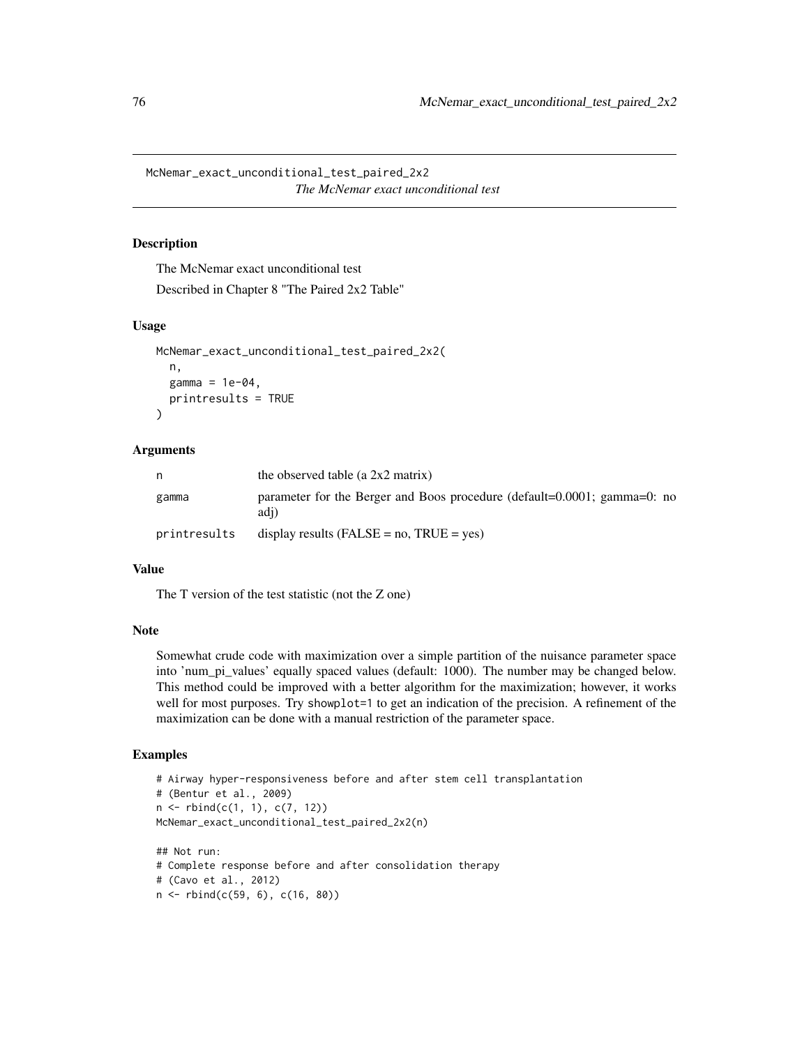McNemar_exact_unconditional_test_paired_2x2
*The McNemar exact unconditional test*

## Description

The McNemar exact unconditional test

Described in Chapter 8 "The Paired 2x2 Table"

## Usage

```
McNemar_exact_unconditional_test_paired_2x2(
  n,
  gamma = 1e-04,
  printresults = TRUE
)
```

## Arguments

| | |
|---|---|
| n | the observed table (a 2x2 matrix) |
| gamma | parameter for the Berger and Boos procedure (default=0.0001; gamma=0: no adj) |
| printresults | display results (FALSE = no, TRUE = yes) |

## Value

The T version of the test statistic (not the Z one)

## Note

Somewhat crude code with maximization over a simple partition of the nuisance parameter space into 'num_pi_values' equally spaced values (default: 1000). The number may be changed below. This method could be improved with a better algorithm for the maximization; however, it works well for most purposes. Try showplot=1 to get an indication of the precision. A refinement of the maximization can be done with a manual restriction of the parameter space.

## Examples

```
# Airway hyper-responsiveness before and after stem cell transplantation
# (Bentur et al., 2009)
n <- rbind(c(1, 1), c(7, 12))
McNemar_exact_unconditional_test_paired_2x2(n)

## Not run:
# Complete response before and after consolidation therapy
# (Cavo et al., 2012)
n <- rbind(c(59, 6), c(16, 80))
```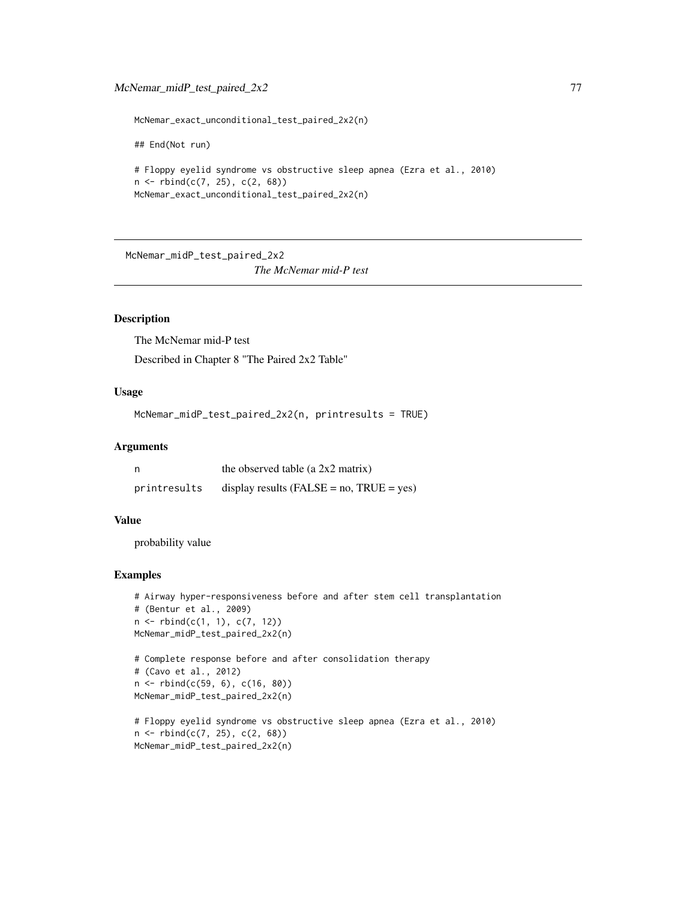```
McNemar_exact_unconditional_test_paired_2x2(n)

## End(Not run)

# Floppy eyelid syndrome vs obstructive sleep apnea (Ezra et al., 2010)
n <- rbind(c(7, 25), c(2, 68))
McNemar_exact_unconditional_test_paired_2x2(n)
```

---

## McNemar_midP_test_paired_2x2 — *The McNemar mid-P test*

---

### Description

The McNemar mid-P test

Described in Chapter 8 "The Paired 2x2 Table"

### Usage

```
McNemar_midP_test_paired_2x2(n, printresults = TRUE)
```

### Arguments

| | |
|---|---|
| n | the observed table (a 2x2 matrix) |
| printresults | display results (FALSE = no, TRUE = yes) |

### Value

probability value

### Examples

```
# Airway hyper-responsiveness before and after stem cell transplantation
# (Bentur et al., 2009)
n <- rbind(c(1, 1), c(7, 12))
McNemar_midP_test_paired_2x2(n)

# Complete response before and after consolidation therapy
# (Cavo et al., 2012)
n <- rbind(c(59, 6), c(16, 80))
McNemar_midP_test_paired_2x2(n)

# Floppy eyelid syndrome vs obstructive sleep apnea (Ezra et al., 2010)
n <- rbind(c(7, 25), c(2, 68))
McNemar_midP_test_paired_2x2(n)
```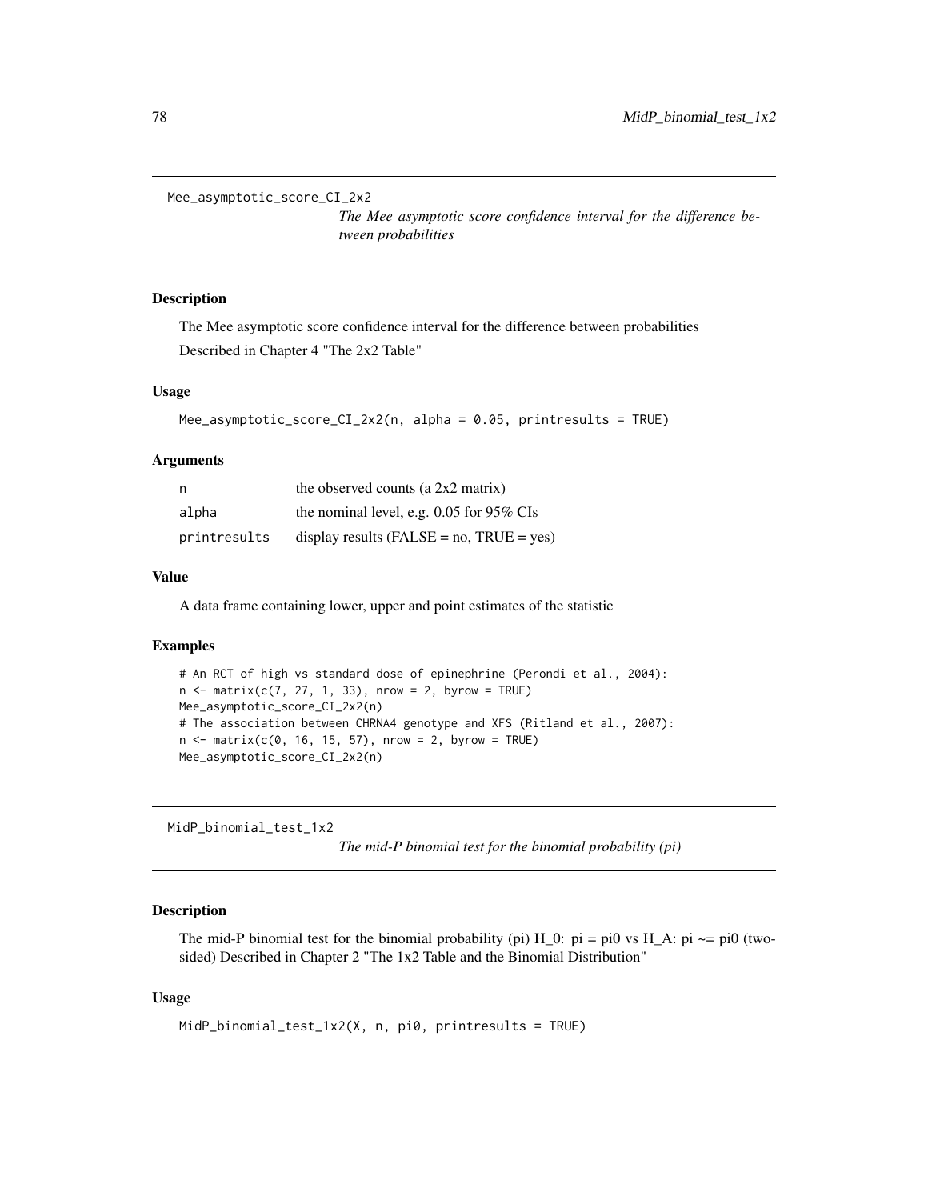## Mee_asymptotic_score_CI_2x2

*The Mee asymptotic score confidence interval for the difference between probabilities*

### Description

The Mee asymptotic score confidence interval for the difference between probabilities
Described in Chapter 4 "The 2x2 Table"

### Usage

```
Mee_asymptotic_score_CI_2x2(n, alpha = 0.05, printresults = TRUE)
```

### Arguments

| | |
|---|---|
| n | the observed counts (a 2x2 matrix) |
| alpha | the nominal level, e.g. 0.05 for 95% CIs |
| printresults | display results (FALSE = no, TRUE = yes) |

### Value

A data frame containing lower, upper and point estimates of the statistic

### Examples

```
# An RCT of high vs standard dose of epinephrine (Perondi et al., 2004):
n <- matrix(c(7, 27, 1, 33), nrow = 2, byrow = TRUE)
Mee_asymptotic_score_CI_2x2(n)
# The association between CHRNA4 genotype and XFS (Ritland et al., 2007):
n <- matrix(c(0, 16, 15, 57), nrow = 2, byrow = TRUE)
Mee_asymptotic_score_CI_2x2(n)
```

## MidP_binomial_test_1x2

*The mid-P binomial test for the binomial probability (pi)*

### Description

The mid-P binomial test for the binomial probability (pi) H_0: pi = pi0 vs H_A: pi ~= pi0 (two-sided) Described in Chapter 2 "The 1x2 Table and the Binomial Distribution"

### Usage

```
MidP_binomial_test_1x2(X, n, pi0, printresults = TRUE)
```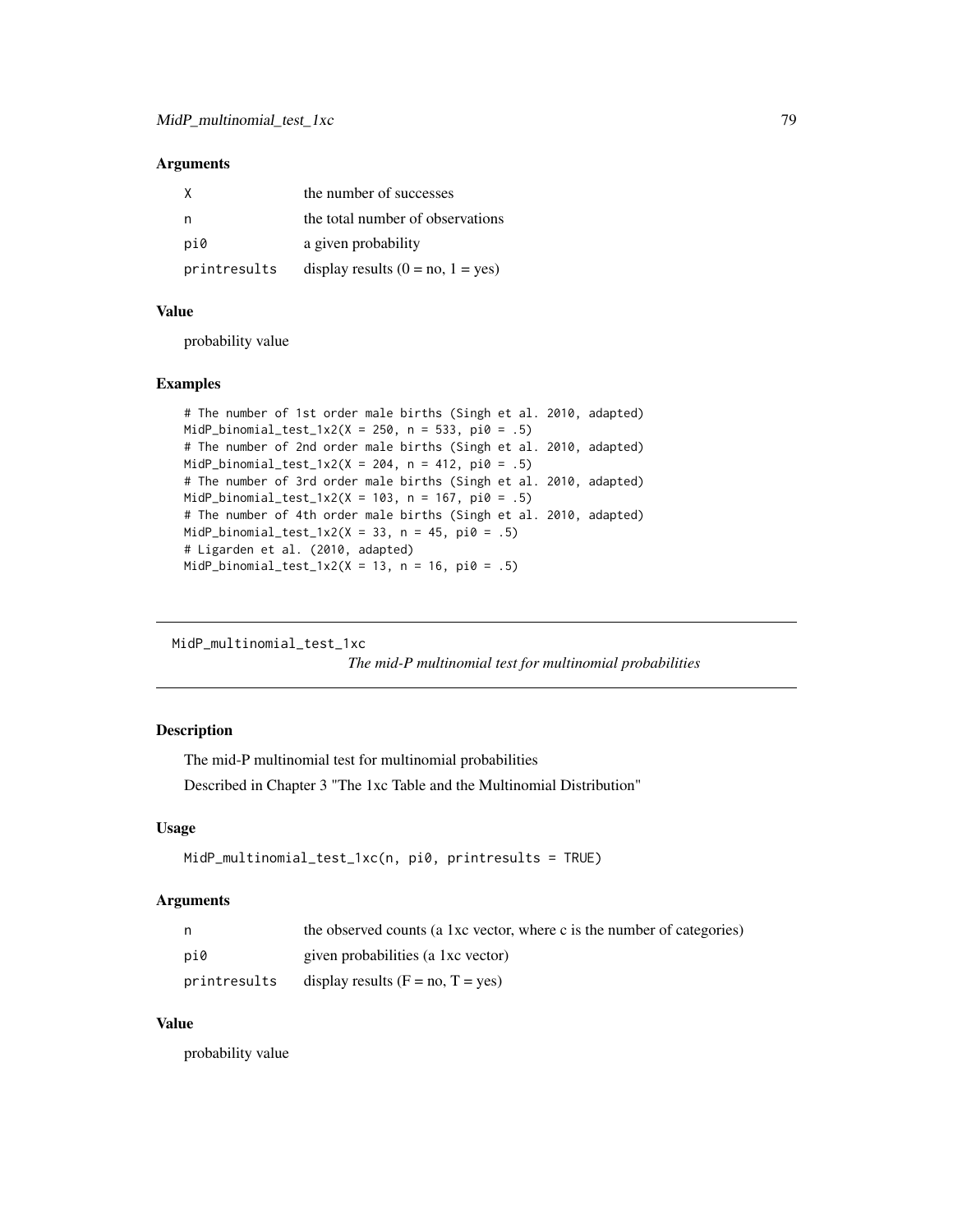### Arguments

| | |
|---|---|
| X | the number of successes |
| n | the total number of observations |
| pi0 | a given probability |
| printresults | display results (0 = no, 1 = yes) |

### Value

probability value

### Examples

```
# The number of 1st order male births (Singh et al. 2010, adapted)
MidP_binomial_test_1x2(X = 250, n = 533, pi0 = .5)
# The number of 2nd order male births (Singh et al. 2010, adapted)
MidP_binomial_test_1x2(X = 204, n = 412, pi0 = .5)
# The number of 3rd order male births (Singh et al. 2010, adapted)
MidP_binomial_test_1x2(X = 103, n = 167, pi0 = .5)
# The number of 4th order male births (Singh et al. 2010, adapted)
MidP_binomial_test_1x2(X = 33, n = 45, pi0 = .5)
# Ligarden et al. (2010, adapted)
MidP_binomial_test_1x2(X = 13, n = 16, pi0 = .5)
```

---

## MidP_multinomial_test_1xc *The mid-P multinomial test for multinomial probabilities*

---

### Description

The mid-P multinomial test for multinomial probabilities

Described in Chapter 3 "The 1xc Table and the Multinomial Distribution"

### Usage

```
MidP_multinomial_test_1xc(n, pi0, printresults = TRUE)
```

### Arguments

| | |
|---|---|
| n | the observed counts (a 1xc vector, where c is the number of categories) |
| pi0 | given probabilities (a 1xc vector) |
| printresults | display results (F = no, T = yes) |

### Value

probability value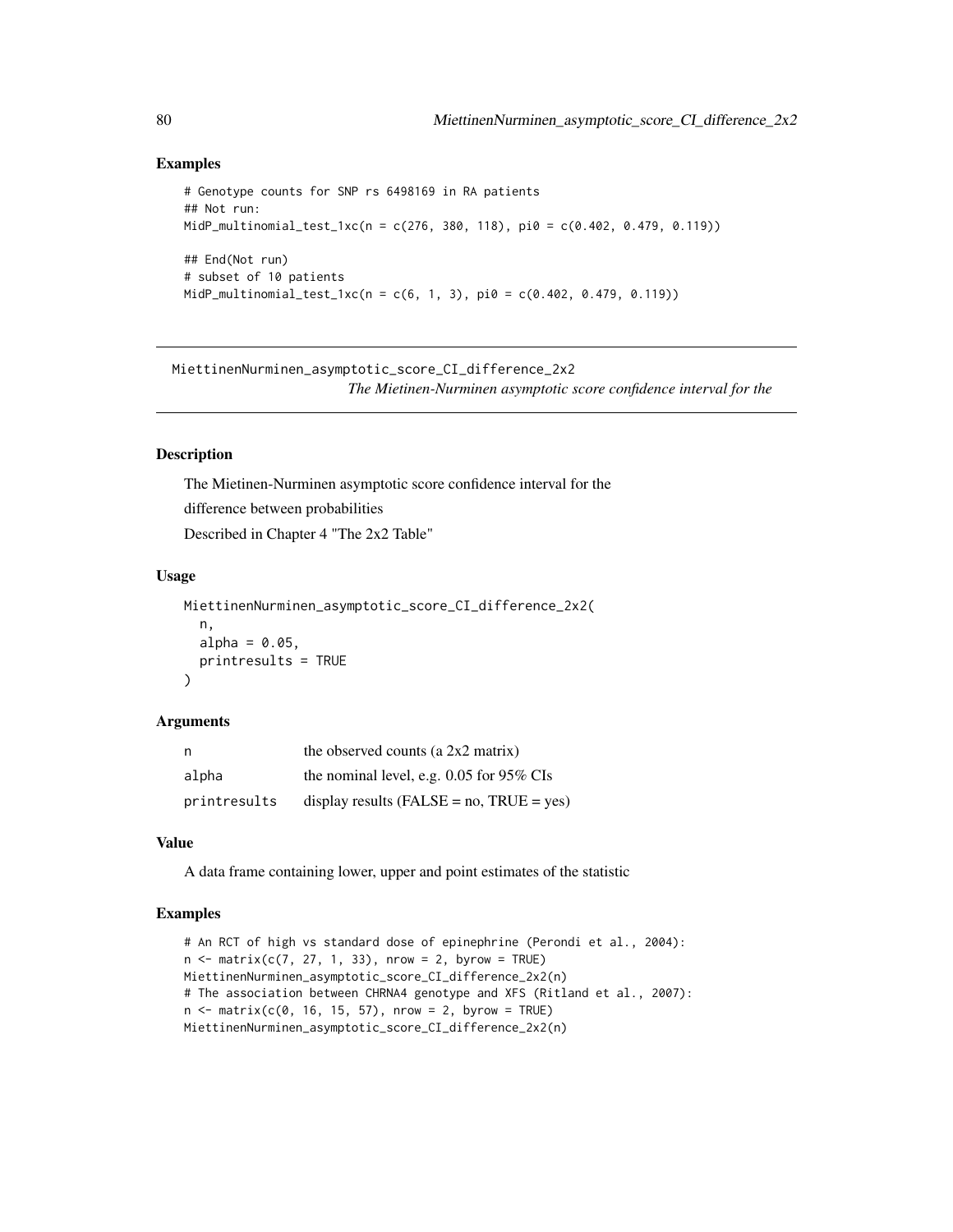### Examples

```
# Genotype counts for SNP rs 6498169 in RA patients
## Not run:
MidP_multinomial_test_1xc(n = c(276, 380, 118), pi0 = c(0.402, 0.479, 0.119))

## End(Not run)
# subset of 10 patients
MidP_multinomial_test_1xc(n = c(6, 1, 3), pi0 = c(0.402, 0.479, 0.119))
```

---

## MiettinenNurminen_asymptotic_score_CI_difference_2x2

*The Mietinen-Nurminen asymptotic score confidence interval for the*

### Description

The Mietinen-Nurminen asymptotic score confidence interval for the

difference between probabilities

Described in Chapter 4 "The 2x2 Table"

### Usage

```
MiettinenNurminen_asymptotic_score_CI_difference_2x2(
  n,
  alpha = 0.05,
  printresults = TRUE
)
```

### Arguments

| | |
|---|---|
| n | the observed counts (a 2x2 matrix) |
| alpha | the nominal level, e.g. 0.05 for 95% CIs |
| printresults | display results (FALSE = no, TRUE = yes) |

### Value

A data frame containing lower, upper and point estimates of the statistic

### Examples

```
# An RCT of high vs standard dose of epinephrine (Perondi et al., 2004):
n <- matrix(c(7, 27, 1, 33), nrow = 2, byrow = TRUE)
MiettinenNurminen_asymptotic_score_CI_difference_2x2(n)
# The association between CHRNA4 genotype and XFS (Ritland et al., 2007):
n <- matrix(c(0, 16, 15, 57), nrow = 2, byrow = TRUE)
MiettinenNurminen_asymptotic_score_CI_difference_2x2(n)
```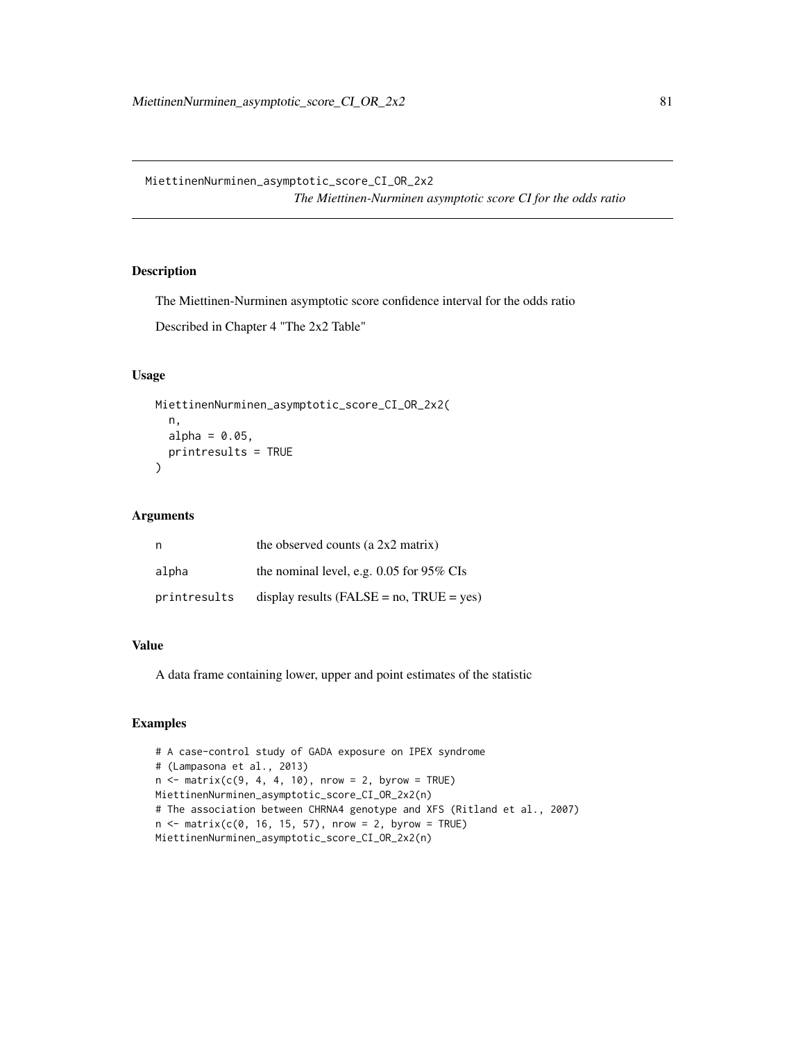MiettinenNurminen_asymptotic_score_CI_OR_2x2
*The Miettinen-Nurminen asymptotic score CI for the odds ratio*

## Description

The Miettinen-Nurminen asymptotic score confidence interval for the odds ratio

Described in Chapter 4 "The 2x2 Table"

## Usage

```
MiettinenNurminen_asymptotic_score_CI_OR_2x2(
  n,
  alpha = 0.05,
  printresults = TRUE
)
```

## Arguments

| | |
|---|---|
| n | the observed counts (a 2x2 matrix) |
| alpha | the nominal level, e.g. 0.05 for 95% CIs |
| printresults | display results (FALSE = no, TRUE = yes) |

## Value

A data frame containing lower, upper and point estimates of the statistic

## Examples

```
# A case-control study of GADA exposure on IPEX syndrome
# (Lampasona et al., 2013)
n <- matrix(c(9, 4, 4, 10), nrow = 2, byrow = TRUE)
MiettinenNurminen_asymptotic_score_CI_OR_2x2(n)
# The association between CHRNA4 genotype and XFS (Ritland et al., 2007)
n <- matrix(c(0, 16, 15, 57), nrow = 2, byrow = TRUE)
MiettinenNurminen_asymptotic_score_CI_OR_2x2(n)
```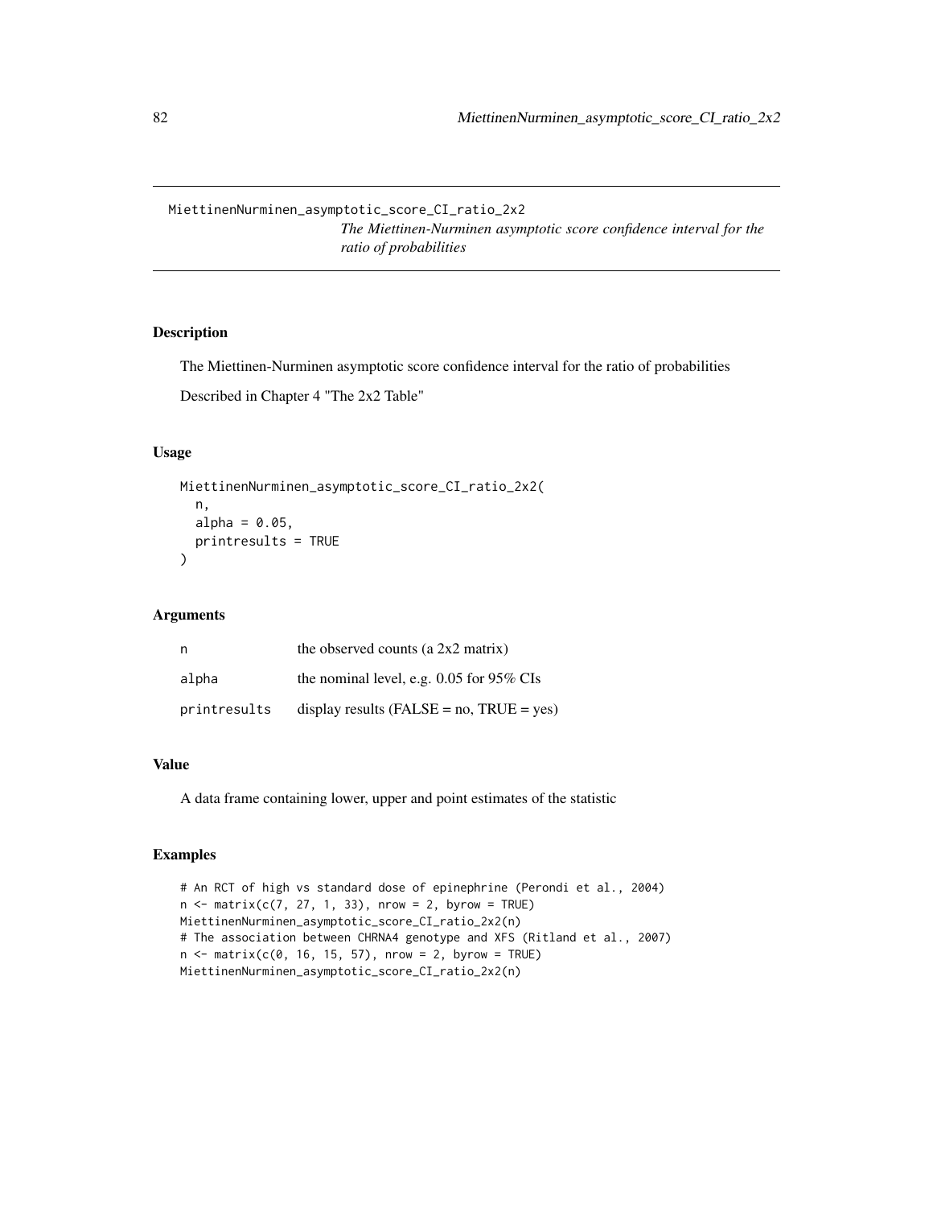MiettinenNurminen_asymptotic_score_CI_ratio_2x2

*The Miettinen-Nurminen asymptotic score confidence interval for the ratio of probabilities*

## Description

The Miettinen-Nurminen asymptotic score confidence interval for the ratio of probabilities

Described in Chapter 4 "The 2x2 Table"

## Usage

```
MiettinenNurminen_asymptotic_score_CI_ratio_2x2(
  n,
  alpha = 0.05,
  printresults = TRUE
)
```

## Arguments

| | |
|---|---|
| n | the observed counts (a 2x2 matrix) |
| alpha | the nominal level, e.g. 0.05 for 95% CIs |
| printresults | display results (FALSE = no, TRUE = yes) |

## Value

A data frame containing lower, upper and point estimates of the statistic

## Examples

```
# An RCT of high vs standard dose of epinephrine (Perondi et al., 2004)
n <- matrix(c(7, 27, 1, 33), nrow = 2, byrow = TRUE)
MiettinenNurminen_asymptotic_score_CI_ratio_2x2(n)
# The association between CHRNA4 genotype and XFS (Ritland et al., 2007)
n <- matrix(c(0, 16, 15, 57), nrow = 2, byrow = TRUE)
MiettinenNurminen_asymptotic_score_CI_ratio_2x2(n)
```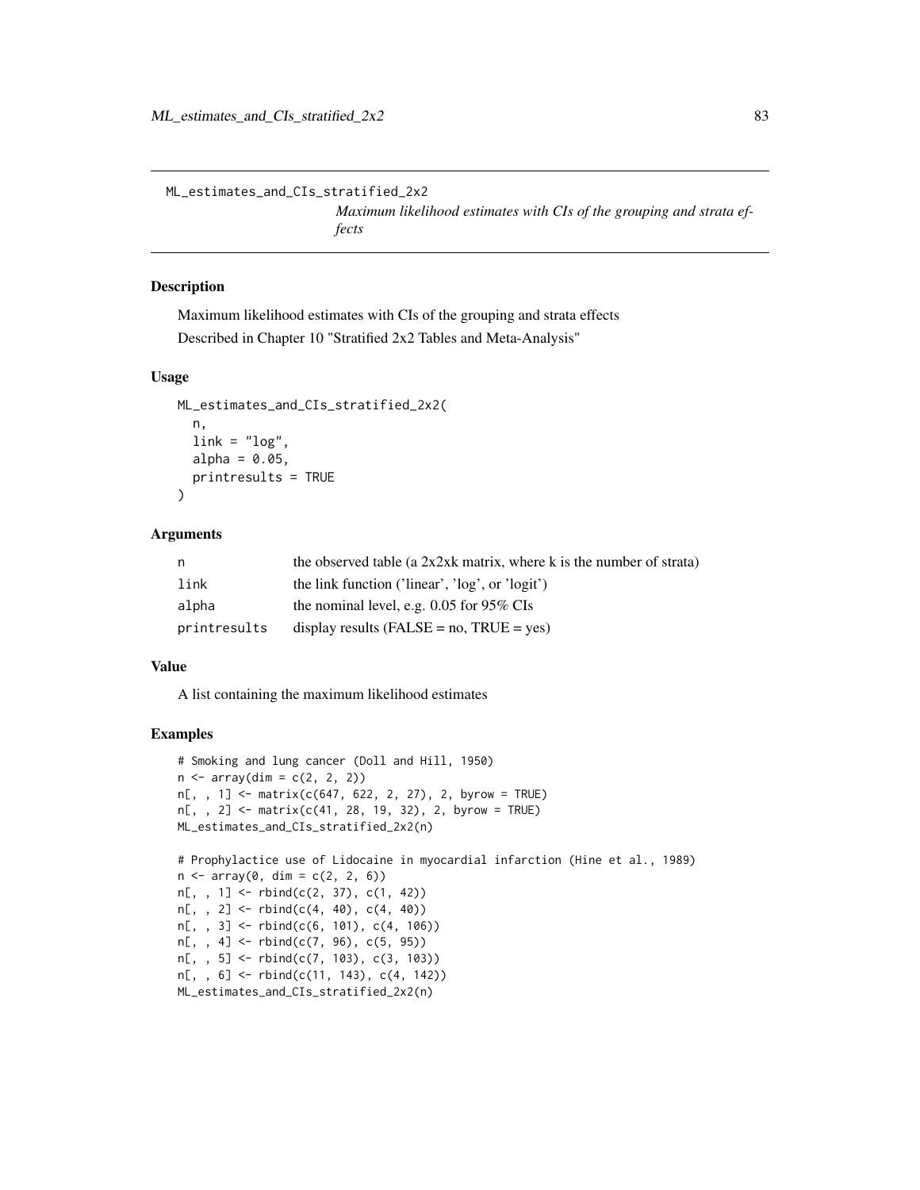`ML_estimates_and_CIs_stratified_2x2`

# *Maximum likelihood estimates with CIs of the grouping and strata effects*

## Description

Maximum likelihood estimates with CIs of the grouping and strata effects

Described in Chapter 10 "Stratified 2x2 Tables and Meta-Analysis"

## Usage

```
ML_estimates_and_CIs_stratified_2x2(
  n,
  link = "log",
  alpha = 0.05,
  printresults = TRUE
)
```

## Arguments

| | |
|---|---|
| `n` | the observed table (a 2x2xk matrix, where k is the number of strata) |
| `link` | the link function ('linear', 'log', or 'logit') |
| `alpha` | the nominal level, e.g. 0.05 for 95% CIs |
| `printresults` | display results (FALSE = no, TRUE = yes) |

## Value

A list containing the maximum likelihood estimates

## Examples

```
# Smoking and lung cancer (Doll and Hill, 1950)
n <- array(dim = c(2, 2, 2))
n[, , 1] <- matrix(c(647, 622, 2, 27), 2, byrow = TRUE)
n[, , 2] <- matrix(c(41, 28, 19, 32), 2, byrow = TRUE)
ML_estimates_and_CIs_stratified_2x2(n)

# Prophylactice use of Lidocaine in myocardial infarction (Hine et al., 1989)
n <- array(0, dim = c(2, 2, 6))
n[, , 1] <- rbind(c(2, 37), c(1, 42))
n[, , 2] <- rbind(c(4, 40), c(4, 40))
n[, , 3] <- rbind(c(6, 101), c(4, 106))
n[, , 4] <- rbind(c(7, 96), c(5, 95))
n[, , 5] <- rbind(c(7, 103), c(3, 103))
n[, , 6] <- rbind(c(11, 143), c(4, 142))
ML_estimates_and_CIs_stratified_2x2(n)
```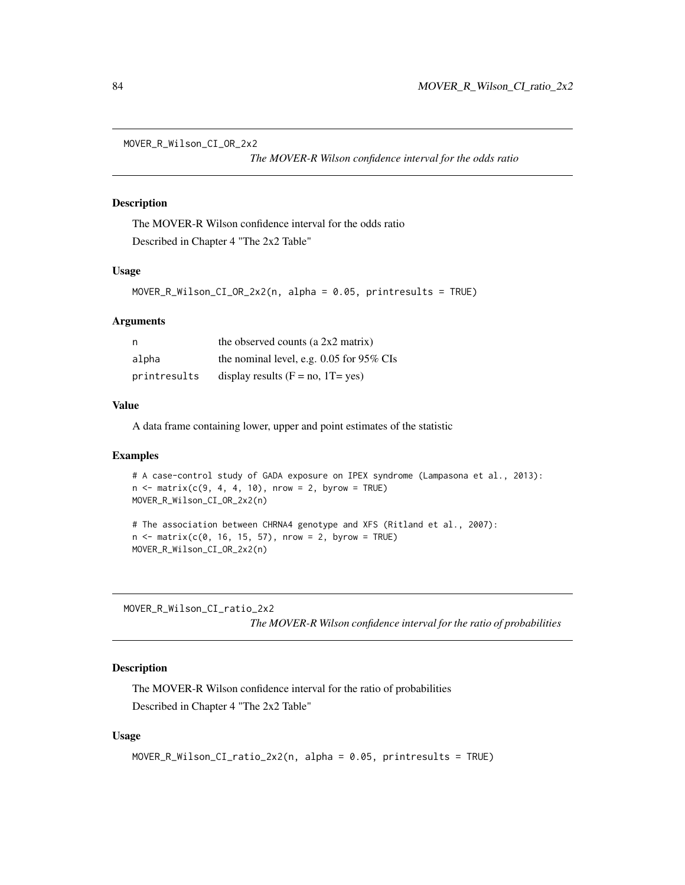## MOVER_R_Wilson_CI_OR_2x2

*The MOVER-R Wilson confidence interval for the odds ratio*

### Description

The MOVER-R Wilson confidence interval for the odds ratio

Described in Chapter 4 "The 2x2 Table"

### Usage

```
MOVER_R_Wilson_CI_OR_2x2(n, alpha = 0.05, printresults = TRUE)
```

### Arguments

| | |
|---|---|
| n | the observed counts (a 2x2 matrix) |
| alpha | the nominal level, e.g. 0.05 for 95% CIs |
| printresults | display results (F = no, 1T= yes) |

### Value

A data frame containing lower, upper and point estimates of the statistic

### Examples

```
# A case-control study of GADA exposure on IPEX syndrome (Lampasona et al., 2013):
n <- matrix(c(9, 4, 4, 10), nrow = 2, byrow = TRUE)
MOVER_R_Wilson_CI_OR_2x2(n)

# The association between CHRNA4 genotype and XFS (Ritland et al., 2007):
n <- matrix(c(0, 16, 15, 57), nrow = 2, byrow = TRUE)
MOVER_R_Wilson_CI_OR_2x2(n)
```

## MOVER_R_Wilson_CI_ratio_2x2

*The MOVER-R Wilson confidence interval for the ratio of probabilities*

### Description

The MOVER-R Wilson confidence interval for the ratio of probabilities

Described in Chapter 4 "The 2x2 Table"

### Usage

```
MOVER_R_Wilson_CI_ratio_2x2(n, alpha = 0.05, printresults = TRUE)
```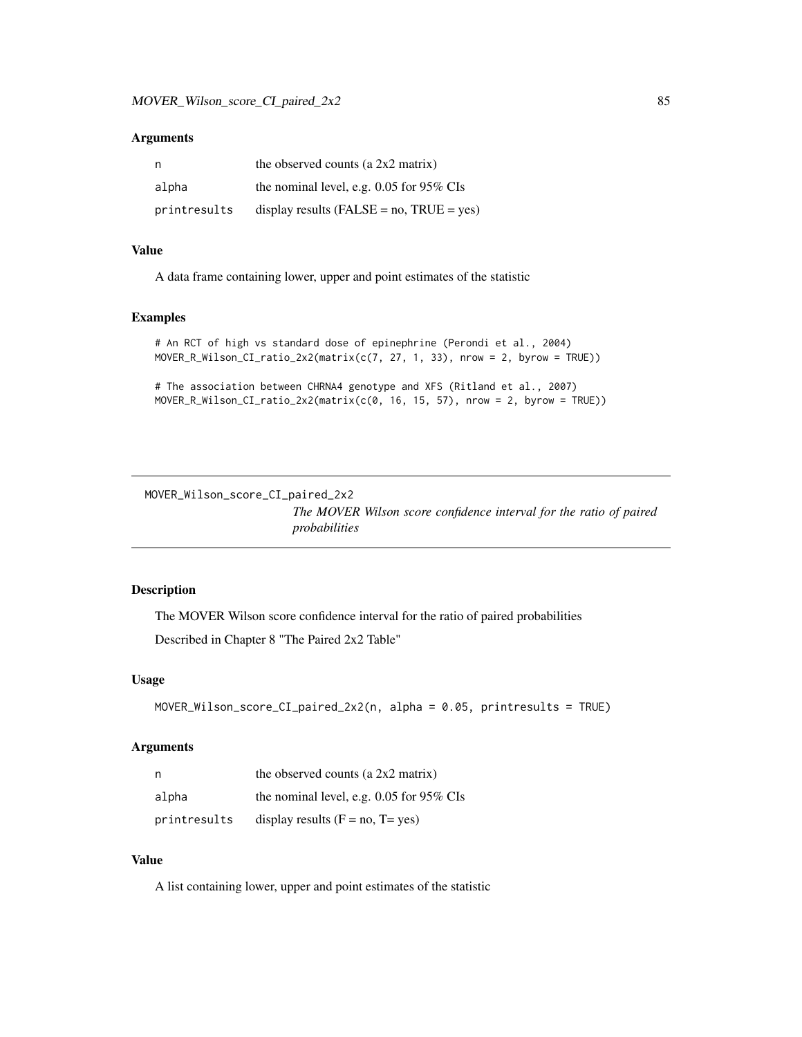### Arguments

| | |
|---|---|
| n | the observed counts (a 2x2 matrix) |
| alpha | the nominal level, e.g. 0.05 for 95% CIs |
| printresults | display results (FALSE = no, TRUE = yes) |

### Value

A data frame containing lower, upper and point estimates of the statistic

### Examples

```
# An RCT of high vs standard dose of epinephrine (Perondi et al., 2004)
MOVER_R_Wilson_CI_ratio_2x2(matrix(c(7, 27, 1, 33), nrow = 2, byrow = TRUE))

# The association between CHRNA4 genotype and XFS (Ritland et al., 2007)
MOVER_R_Wilson_CI_ratio_2x2(matrix(c(0, 16, 15, 57), nrow = 2, byrow = TRUE))
```

## MOVER_Wilson_score_CI_paired_2x2

*The MOVER Wilson score confidence interval for the ratio of paired probabilities*

### Description

The MOVER Wilson score confidence interval for the ratio of paired probabilities

Described in Chapter 8 "The Paired 2x2 Table"

### Usage

```
MOVER_Wilson_score_CI_paired_2x2(n, alpha = 0.05, printresults = TRUE)
```

### Arguments

| | |
|---|---|
| n | the observed counts (a 2x2 matrix) |
| alpha | the nominal level, e.g. 0.05 for 95% CIs |
| printresults | display results (F = no, T= yes) |

### Value

A list containing lower, upper and point estimates of the statistic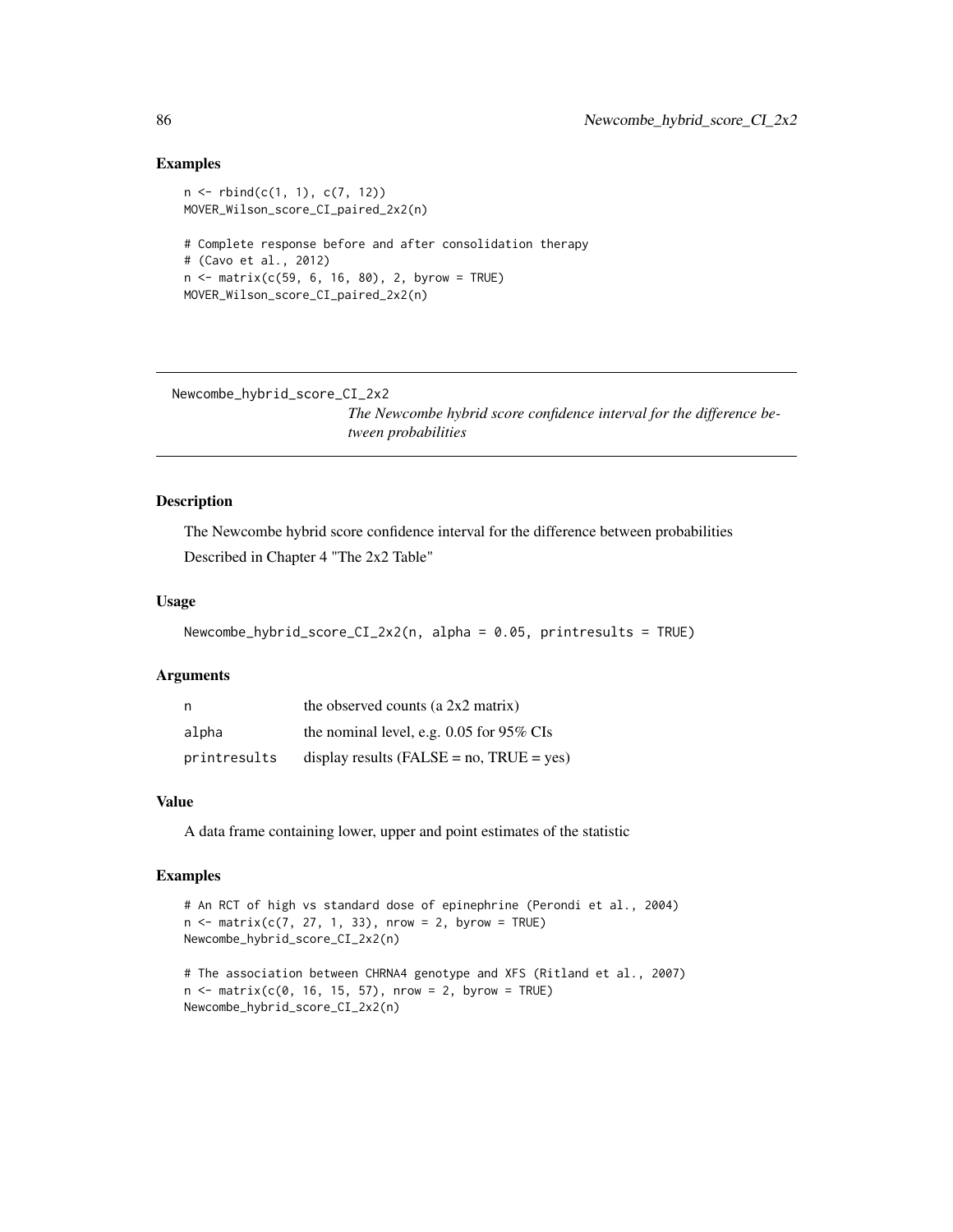### Examples

```
n <- rbind(c(1, 1), c(7, 12))
MOVER_Wilson_score_CI_paired_2x2(n)

# Complete response before and after consolidation therapy
# (Cavo et al., 2012)
n <- matrix(c(59, 6, 16, 80), 2, byrow = TRUE)
MOVER_Wilson_score_CI_paired_2x2(n)
```

---

## Newcombe_hybrid_score_CI_2x2

*The Newcombe hybrid score confidence interval for the difference between probabilities*

---

### Description

The Newcombe hybrid score confidence interval for the difference between probabilities
Described in Chapter 4 "The 2x2 Table"

### Usage

```
Newcombe_hybrid_score_CI_2x2(n, alpha = 0.05, printresults = TRUE)
```

### Arguments

| | |
|---|---|
| n | the observed counts (a 2x2 matrix) |
| alpha | the nominal level, e.g. 0.05 for 95% CIs |
| printresults | display results (FALSE = no, TRUE = yes) |

### Value

A data frame containing lower, upper and point estimates of the statistic

### Examples

```
# An RCT of high vs standard dose of epinephrine (Perondi et al., 2004)
n <- matrix(c(7, 27, 1, 33), nrow = 2, byrow = TRUE)
Newcombe_hybrid_score_CI_2x2(n)

# The association between CHRNA4 genotype and XFS (Ritland et al., 2007)
n <- matrix(c(0, 16, 15, 57), nrow = 2, byrow = TRUE)
Newcombe_hybrid_score_CI_2x2(n)
```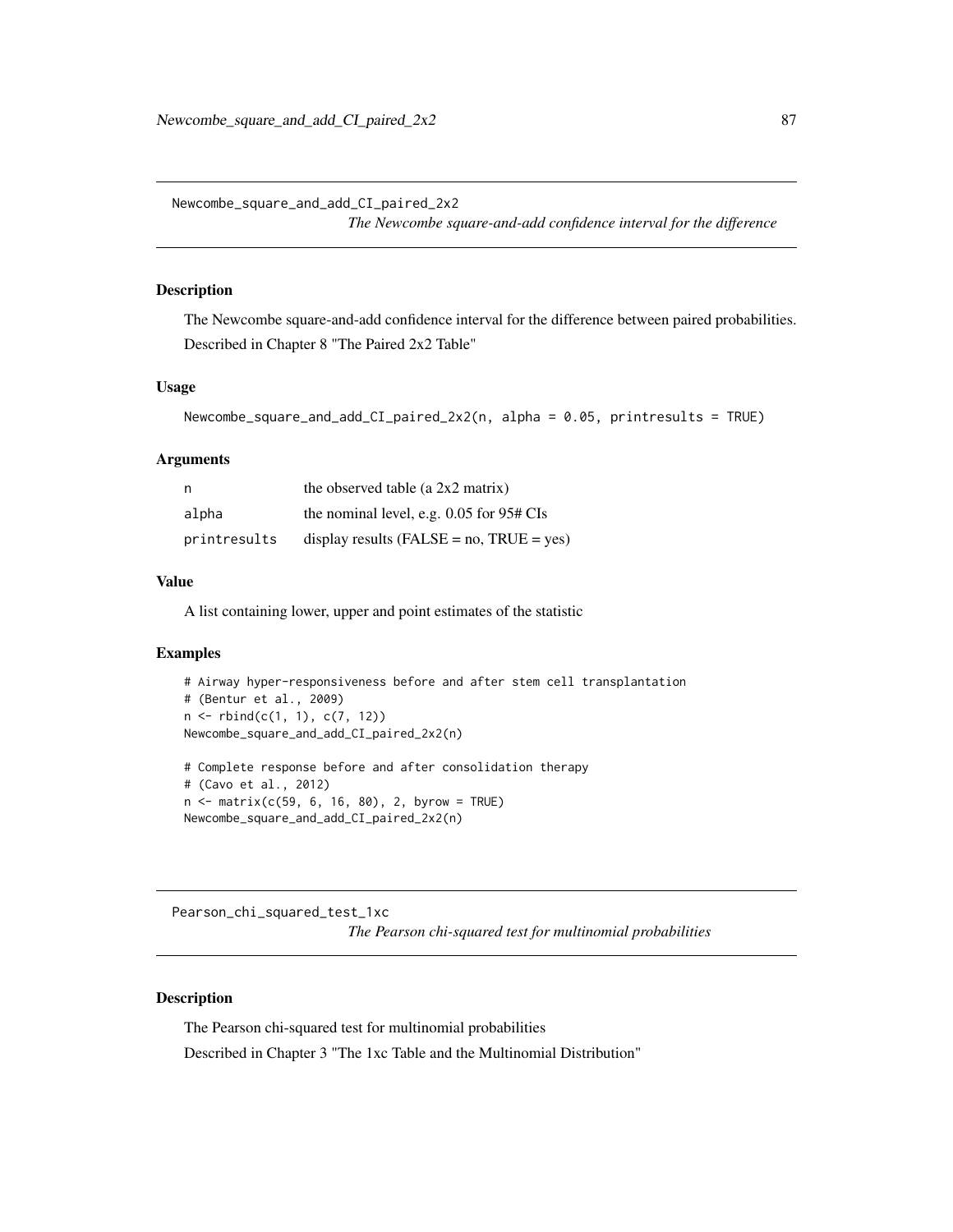## Newcombe_square_and_add_CI_paired_2x2

*The Newcombe square-and-add confidence interval for the difference*

### Description

The Newcombe square-and-add confidence interval for the difference between paired probabilities. Described in Chapter 8 "The Paired 2x2 Table"

### Usage

```
Newcombe_square_and_add_CI_paired_2x2(n, alpha = 0.05, printresults = TRUE)
```

### Arguments

| | |
|---|---|
| n | the observed table (a 2x2 matrix) |
| alpha | the nominal level, e.g. 0.05 for 95# CIs |
| printresults | display results (FALSE = no, TRUE = yes) |

### Value

A list containing lower, upper and point estimates of the statistic

### Examples

```
# Airway hyper-responsiveness before and after stem cell transplantation
# (Bentur et al., 2009)
n <- rbind(c(1, 1), c(7, 12))
Newcombe_square_and_add_CI_paired_2x2(n)

# Complete response before and after consolidation therapy
# (Cavo et al., 2012)
n <- matrix(c(59, 6, 16, 80), 2, byrow = TRUE)
Newcombe_square_and_add_CI_paired_2x2(n)
```

## Pearson_chi_squared_test_1xc

*The Pearson chi-squared test for multinomial probabilities*

### Description

The Pearson chi-squared test for multinomial probabilities

Described in Chapter 3 "The 1xc Table and the Multinomial Distribution"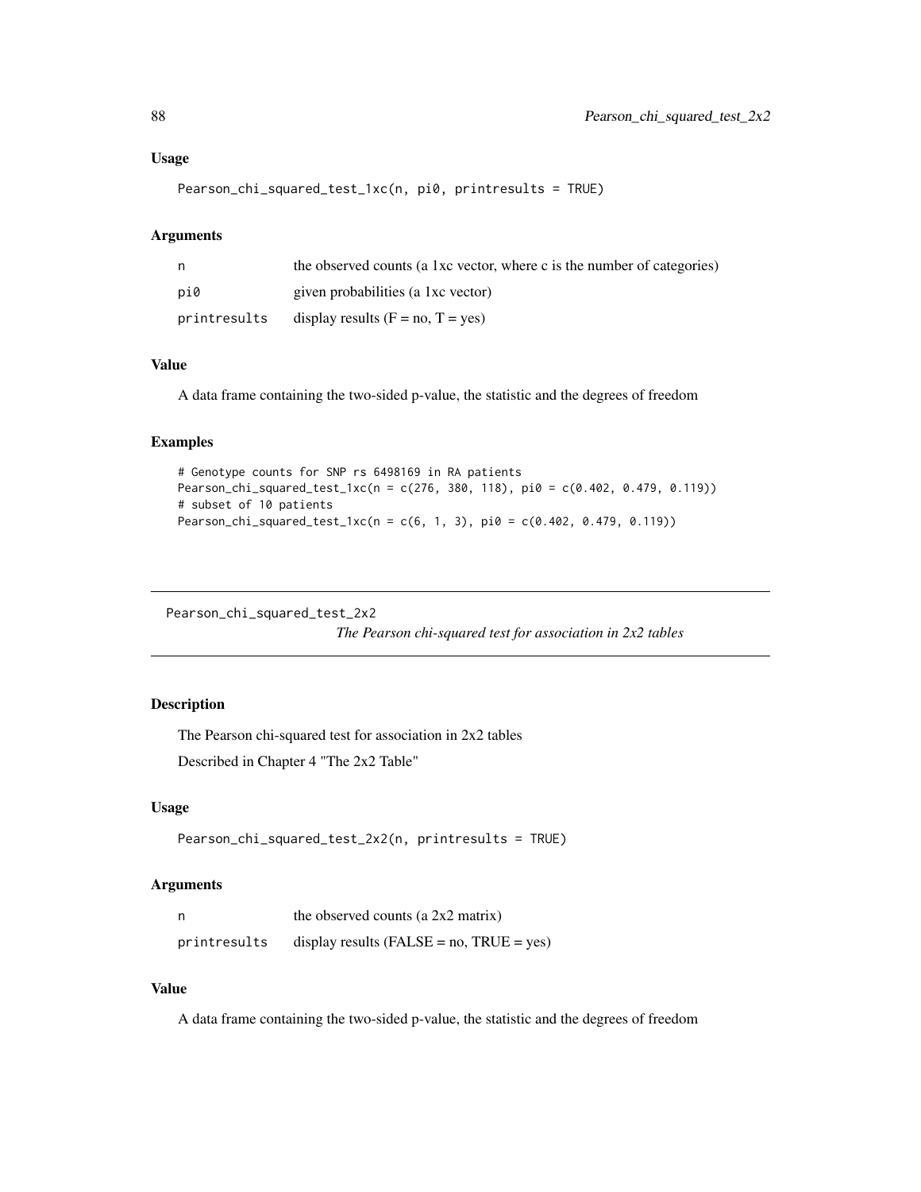### Usage

```
Pearson_chi_squared_test_1xc(n, pi0, printresults = TRUE)
```

### Arguments

| | |
|---|---|
| n | the observed counts (a 1xc vector, where c is the number of categories) |
| pi0 | given probabilities (a 1xc vector) |
| printresults | display results (F = no, T = yes) |

### Value

A data frame containing the two-sided p-value, the statistic and the degrees of freedom

### Examples

```
# Genotype counts for SNP rs 6498169 in RA patients
Pearson_chi_squared_test_1xc(n = c(276, 380, 118), pi0 = c(0.402, 0.479, 0.119))
# subset of 10 patients
Pearson_chi_squared_test_1xc(n = c(6, 1, 3), pi0 = c(0.402, 0.479, 0.119))
```

---

## Pearson_chi_squared_test_2x2 *The Pearson chi-squared test for association in 2x2 tables*

---

### Description

The Pearson chi-squared test for association in 2x2 tables

Described in Chapter 4 "The 2x2 Table"

### Usage

```
Pearson_chi_squared_test_2x2(n, printresults = TRUE)
```

### Arguments

| | |
|---|---|
| n | the observed counts (a 2x2 matrix) |
| printresults | display results (FALSE = no, TRUE = yes) |

### Value

A data frame containing the two-sided p-value, the statistic and the degrees of freedom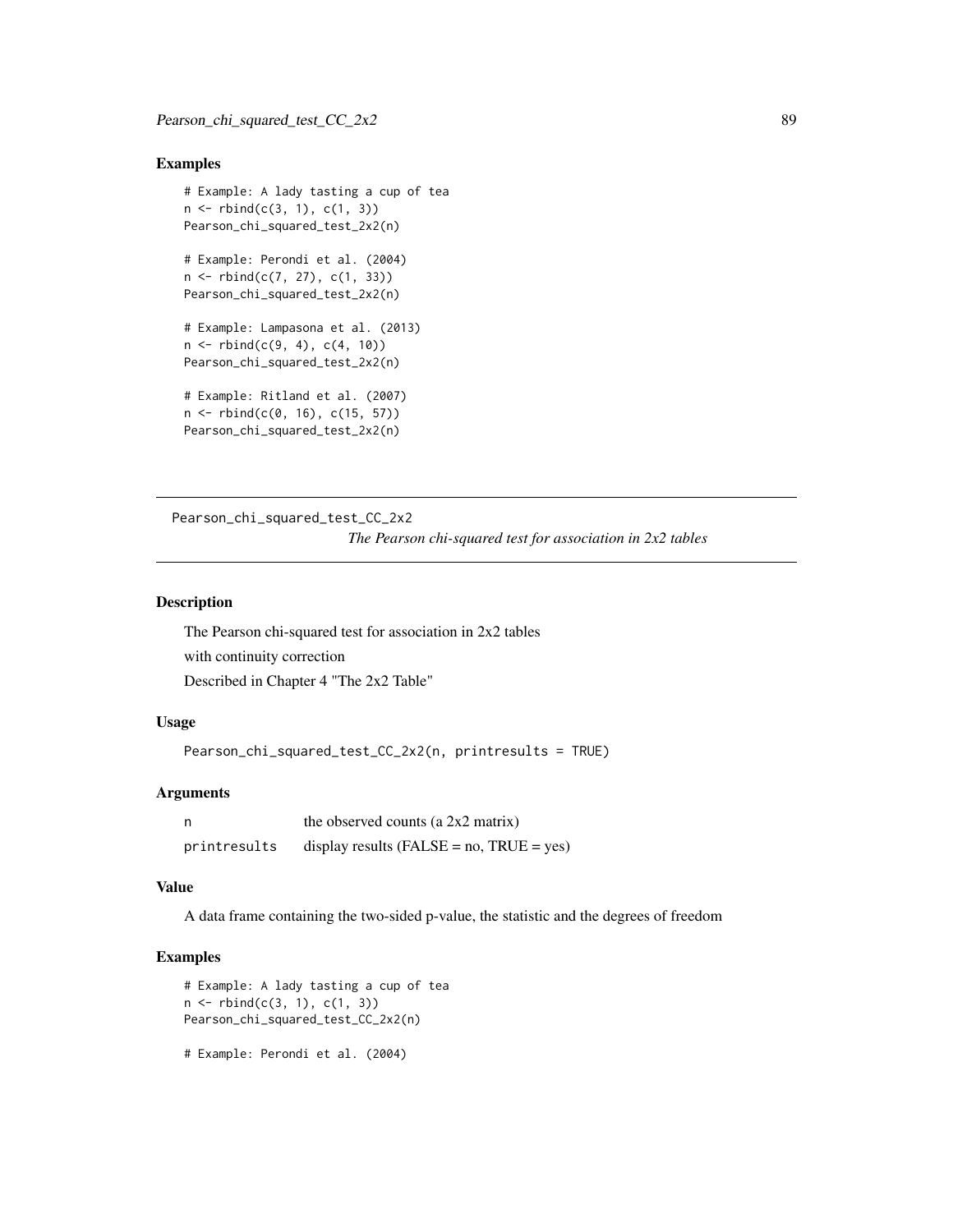## Examples

```
# Example: A lady tasting a cup of tea
n <- rbind(c(3, 1), c(1, 3))
Pearson_chi_squared_test_2x2(n)

# Example: Perondi et al. (2004)
n <- rbind(c(7, 27), c(1, 33))
Pearson_chi_squared_test_2x2(n)

# Example: Lampasona et al. (2013)
n <- rbind(c(9, 4), c(4, 10))
Pearson_chi_squared_test_2x2(n)

# Example: Ritland et al. (2007)
n <- rbind(c(0, 16), c(15, 57))
Pearson_chi_squared_test_2x2(n)
```

---

# Pearson_chi_squared_test_CC_2x2 — *The Pearson chi-squared test for association in 2x2 tables*

---

## Description

The Pearson chi-squared test for association in 2x2 tables

with continuity correction

Described in Chapter 4 "The 2x2 Table"

## Usage

```
Pearson_chi_squared_test_CC_2x2(n, printresults = TRUE)
```

## Arguments

| | |
|---|---|
| n | the observed counts (a 2x2 matrix) |
| printresults | display results (FALSE = no, TRUE = yes) |

## Value

A data frame containing the two-sided p-value, the statistic and the degrees of freedom

## Examples

```
# Example: A lady tasting a cup of tea
n <- rbind(c(3, 1), c(1, 3))
Pearson_chi_squared_test_CC_2x2(n)

# Example: Perondi et al. (2004)
```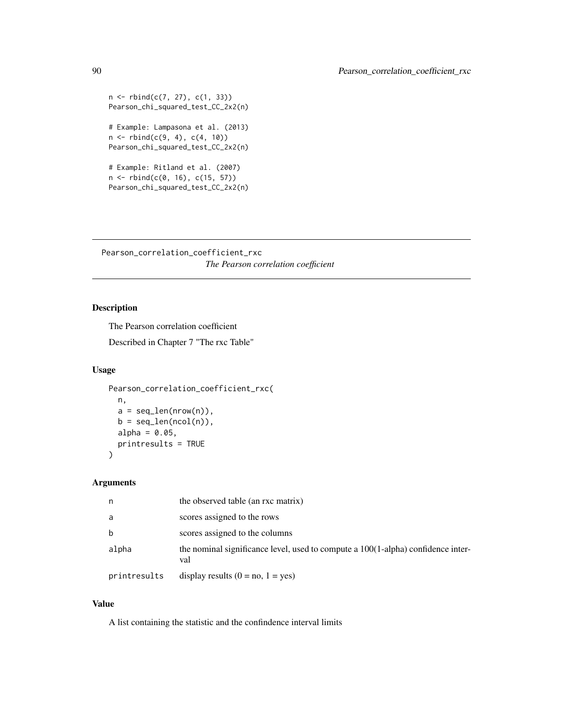```
n <- rbind(c(7, 27), c(1, 33))
Pearson_chi_squared_test_CC_2x2(n)

# Example: Lampasona et al. (2013)
n <- rbind(c(9, 4), c(4, 10))
Pearson_chi_squared_test_CC_2x2(n)

# Example: Ritland et al. (2007)
n <- rbind(c(0, 16), c(15, 57))
Pearson_chi_squared_test_CC_2x2(n)
```

---

## Pearson_correlation_coefficient_rxc — *The Pearson correlation coefficient*

---

### Description

The Pearson correlation coefficient

Described in Chapter 7 "The rxc Table"

### Usage

```
Pearson_correlation_coefficient_rxc(
  n,
  a = seq_len(nrow(n)),
  b = seq_len(ncol(n)),
  alpha = 0.05,
  printresults = TRUE
)
```

### Arguments

| | |
|---|---|
| n | the observed table (an rxc matrix) |
| a | scores assigned to the rows |
| b | scores assigned to the columns |
| alpha | the nominal significance level, used to compute a 100(1-alpha) confidence interval |
| printresults | display results (0 = no, 1 = yes) |

### Value

A list containing the statistic and the confindence interval limits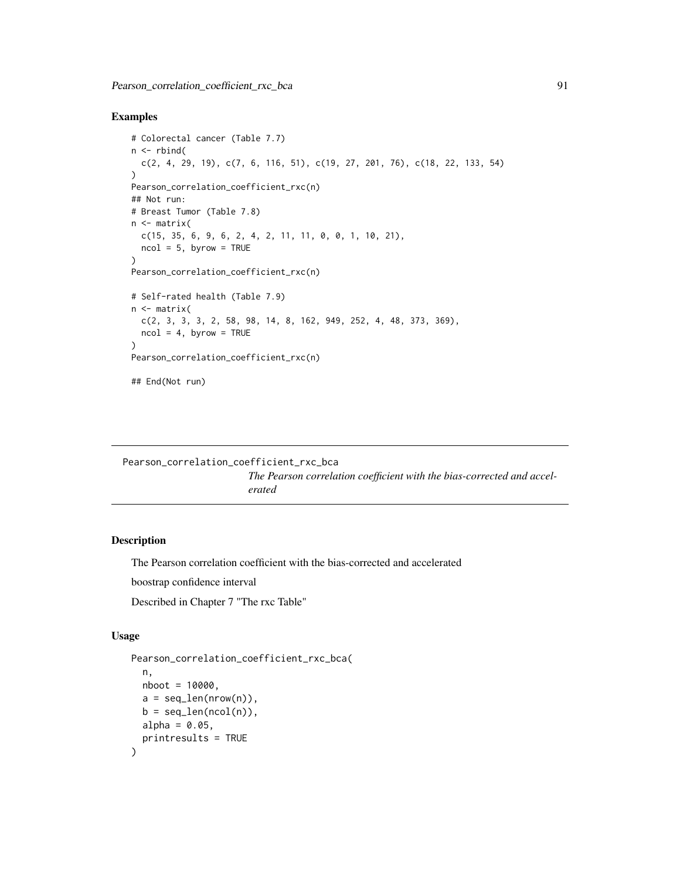## Examples

```
# Colorectal cancer (Table 7.7)
n <- rbind(
  c(2, 4, 29, 19), c(7, 6, 116, 51), c(19, 27, 201, 76), c(18, 22, 133, 54)
)
Pearson_correlation_coefficient_rxc(n)
## Not run:
# Breast Tumor (Table 7.8)
n <- matrix(
  c(15, 35, 6, 9, 6, 2, 4, 2, 11, 11, 0, 0, 1, 10, 21),
  ncol = 5, byrow = TRUE
)
Pearson_correlation_coefficient_rxc(n)

# Self-rated health (Table 7.9)
n <- matrix(
  c(2, 3, 3, 3, 2, 58, 98, 14, 8, 162, 949, 252, 4, 48, 373, 369),
  ncol = 4, byrow = TRUE
)
Pearson_correlation_coefficient_rxc(n)

## End(Not run)
```

---

Pearson_correlation_coefficient_rxc_bca

*The Pearson correlation coefficient with the bias-corrected and accelerated*

---

## Description

The Pearson correlation coefficient with the bias-corrected and accelerated

boostrap confidence interval

Described in Chapter 7 "The rxc Table"

## Usage

```
Pearson_correlation_coefficient_rxc_bca(
  n,
  nboot = 10000,
  a = seq_len(nrow(n)),
  b = seq_len(ncol(n)),
  alpha = 0.05,
  printresults = TRUE
)
```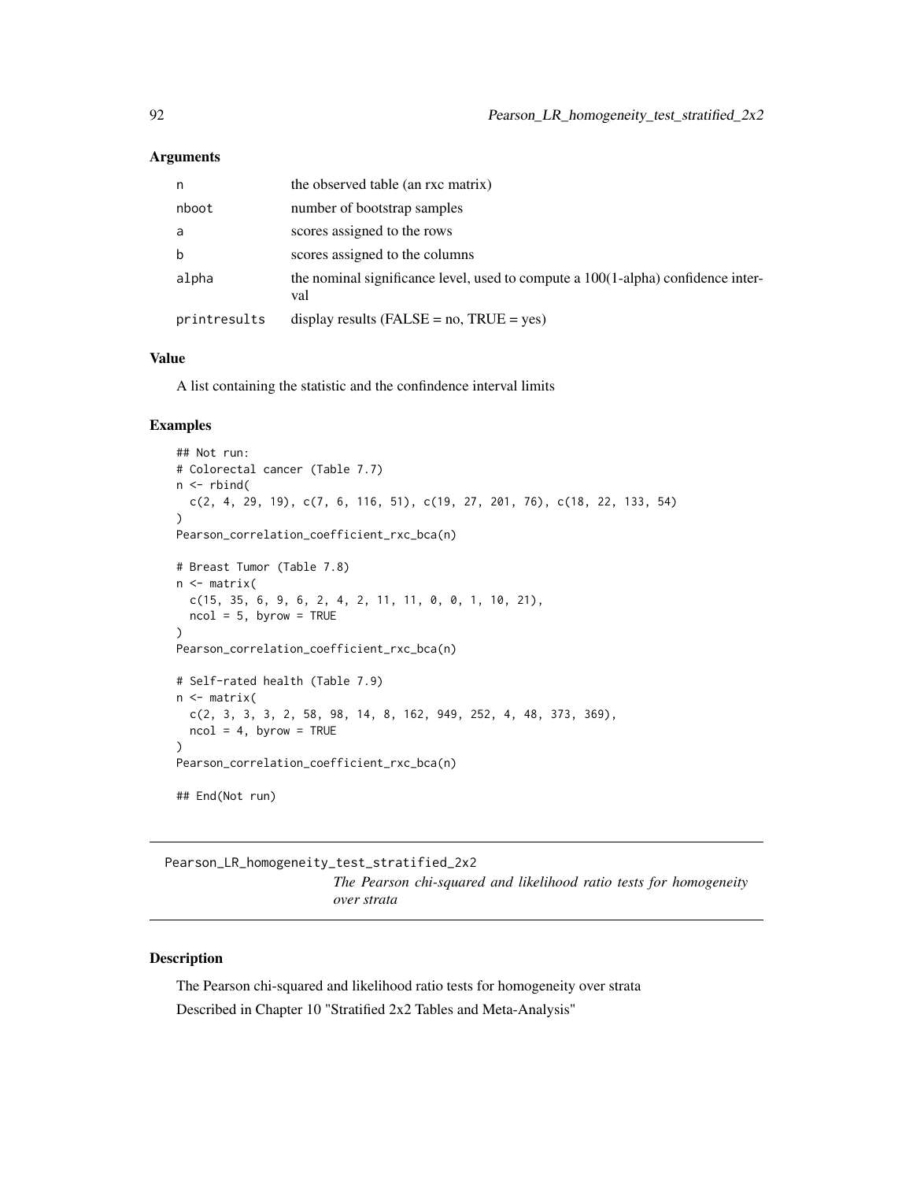## Arguments

| | |
|---|---|
| n | the observed table (an rxc matrix) |
| nboot | number of bootstrap samples |
| a | scores assigned to the rows |
| b | scores assigned to the columns |
| alpha | the nominal significance level, used to compute a 100(1-alpha) confidence interval |
| printresults | display results (FALSE = no, TRUE = yes) |

## Value

A list containing the statistic and the confindence interval limits

## Examples

```
## Not run:
# Colorectal cancer (Table 7.7)
n <- rbind(
  c(2, 4, 29, 19), c(7, 6, 116, 51), c(19, 27, 201, 76), c(18, 22, 133, 54)
)
Pearson_correlation_coefficient_rxc_bca(n)

# Breast Tumor (Table 7.8)
n <- matrix(
  c(15, 35, 6, 9, 6, 2, 4, 2, 11, 11, 0, 0, 1, 10, 21),
  ncol = 5, byrow = TRUE
)
Pearson_correlation_coefficient_rxc_bca(n)

# Self-rated health (Table 7.9)
n <- matrix(
  c(2, 3, 3, 3, 2, 58, 98, 14, 8, 162, 949, 252, 4, 48, 373, 369),
  ncol = 4, byrow = TRUE
)
Pearson_correlation_coefficient_rxc_bca(n)

## End(Not run)
```

---

# Pearson_LR_homogeneity_test_stratified_2x2

*The Pearson chi-squared and likelihood ratio tests for homogeneity over strata*

---

## Description

The Pearson chi-squared and likelihood ratio tests for homogeneity over strata

Described in Chapter 10 "Stratified 2x2 Tables and Meta-Analysis"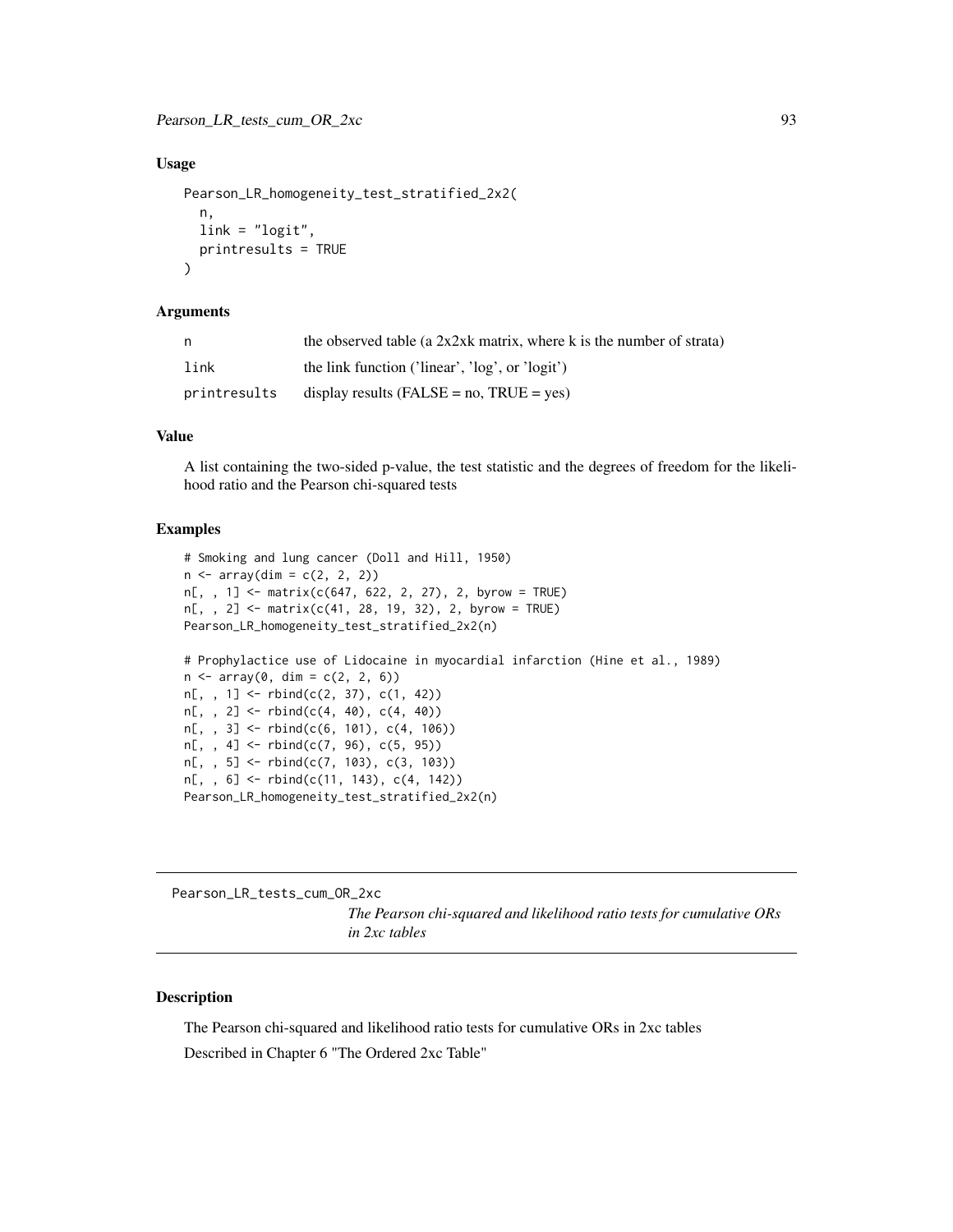## Usage

```
Pearson_LR_homogeneity_test_stratified_2x2(
  n,
  link = "logit",
  printresults = TRUE
)
```

## Arguments

| | |
|---|---|
| n | the observed table (a 2x2xk matrix, where k is the number of strata) |
| link | the link function ('linear', 'log', or 'logit') |
| printresults | display results (FALSE = no, TRUE = yes) |

## Value

A list containing the two-sided p-value, the test statistic and the degrees of freedom for the likelihood ratio and the Pearson chi-squared tests

## Examples

```
# Smoking and lung cancer (Doll and Hill, 1950)
n <- array(dim = c(2, 2, 2))
n[, , 1] <- matrix(c(647, 622, 2, 27), 2, byrow = TRUE)
n[, , 2] <- matrix(c(41, 28, 19, 32), 2, byrow = TRUE)
Pearson_LR_homogeneity_test_stratified_2x2(n)

# Prophylactice use of Lidocaine in myocardial infarction (Hine et al., 1989)
n <- array(0, dim = c(2, 2, 6))
n[, , 1] <- rbind(c(2, 37), c(1, 42))
n[, , 2] <- rbind(c(4, 40), c(4, 40))
n[, , 3] <- rbind(c(6, 101), c(4, 106))
n[, , 4] <- rbind(c(7, 96), c(5, 95))
n[, , 5] <- rbind(c(7, 103), c(3, 103))
n[, , 6] <- rbind(c(11, 143), c(4, 142))
Pearson_LR_homogeneity_test_stratified_2x2(n)
```

---

# Pearson_LR_tests_cum_OR_2xc

*The Pearson chi-squared and likelihood ratio tests for cumulative ORs in 2xc tables*

## Description

The Pearson chi-squared and likelihood ratio tests for cumulative ORs in 2xc tables

Described in Chapter 6 "The Ordered 2xc Table"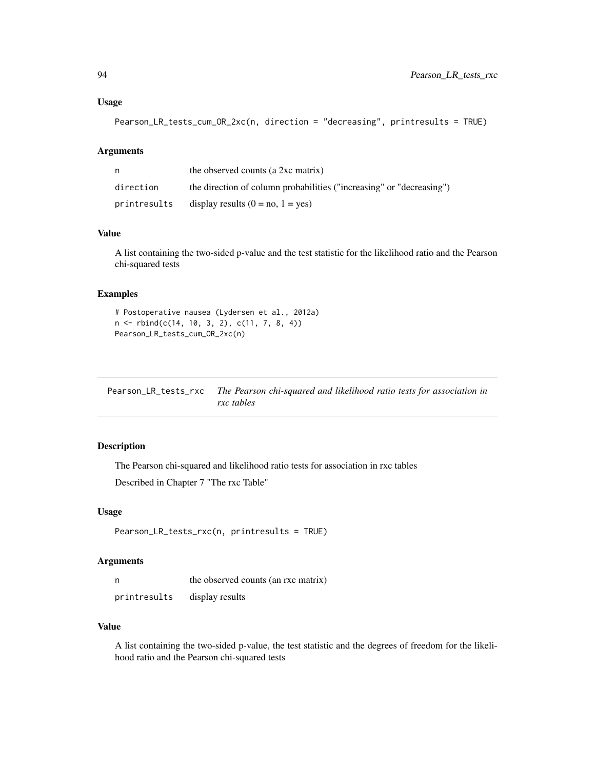### Usage

```
Pearson_LR_tests_cum_OR_2xc(n, direction = "decreasing", printresults = TRUE)
```

### Arguments

| | |
|---|---|
| n | the observed counts (a 2xc matrix) |
| direction | the direction of column probabilities ("increasing" or "decreasing") |
| printresults | display results (0 = no, 1 = yes) |

### Value

A list containing the two-sided p-value and the test statistic for the likelihood ratio and the Pearson chi-squared tests

### Examples

```
# Postoperative nausea (Lydersen et al., 2012a)
n <- rbind(c(14, 10, 3, 2), c(11, 7, 8, 4))
Pearson_LR_tests_cum_OR_2xc(n)
```

---

## Pearson_LR_tests_rxc *The Pearson chi-squared and likelihood ratio tests for association in rxc tables*

---

### Description

The Pearson chi-squared and likelihood ratio tests for association in rxc tables

Described in Chapter 7 "The rxc Table"

### Usage

```
Pearson_LR_tests_rxc(n, printresults = TRUE)
```

### Arguments

| | |
|---|---|
| n | the observed counts (an rxc matrix) |
| printresults | display results |

### Value

A list containing the two-sided p-value, the test statistic and the degrees of freedom for the likelihood ratio and the Pearson chi-squared tests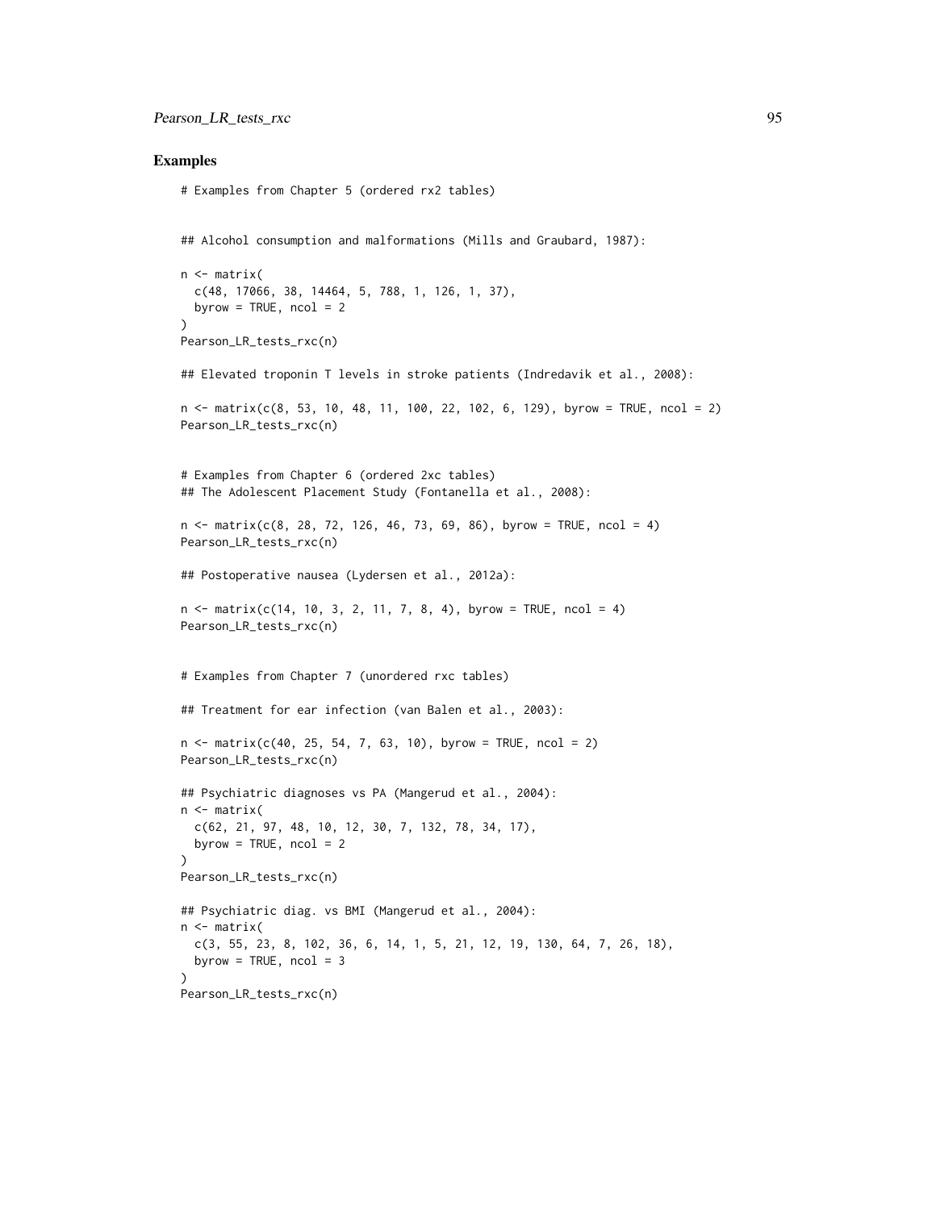## Examples

```
# Examples from Chapter 5 (ordered rx2 tables)


## Alcohol consumption and malformations (Mills and Graubard, 1987):

n <- matrix(
  c(48, 17066, 38, 14464, 5, 788, 1, 126, 1, 37),
  byrow = TRUE, ncol = 2
)
Pearson_LR_tests_rxc(n)

## Elevated troponin T levels in stroke patients (Indredavik et al., 2008):

n <- matrix(c(8, 53, 10, 48, 11, 100, 22, 102, 6, 129), byrow = TRUE, ncol = 2)
Pearson_LR_tests_rxc(n)


# Examples from Chapter 6 (ordered 2xc tables)
## The Adolescent Placement Study (Fontanella et al., 2008):

n <- matrix(c(8, 28, 72, 126, 46, 73, 69, 86), byrow = TRUE, ncol = 4)
Pearson_LR_tests_rxc(n)

## Postoperative nausea (Lydersen et al., 2012a):

n <- matrix(c(14, 10, 3, 2, 11, 7, 8, 4), byrow = TRUE, ncol = 4)
Pearson_LR_tests_rxc(n)


# Examples from Chapter 7 (unordered rxc tables)

## Treatment for ear infection (van Balen et al., 2003):

n <- matrix(c(40, 25, 54, 7, 63, 10), byrow = TRUE, ncol = 2)
Pearson_LR_tests_rxc(n)

## Psychiatric diagnoses vs PA (Mangerud et al., 2004):
n <- matrix(
  c(62, 21, 97, 48, 10, 12, 30, 7, 132, 78, 34, 17),
  byrow = TRUE, ncol = 2
)
Pearson_LR_tests_rxc(n)

## Psychiatric diag. vs BMI (Mangerud et al., 2004):
n <- matrix(
  c(3, 55, 23, 8, 102, 36, 6, 14, 1, 5, 21, 12, 19, 130, 64, 7, 26, 18),
  byrow = TRUE, ncol = 3
)
Pearson_LR_tests_rxc(n)
```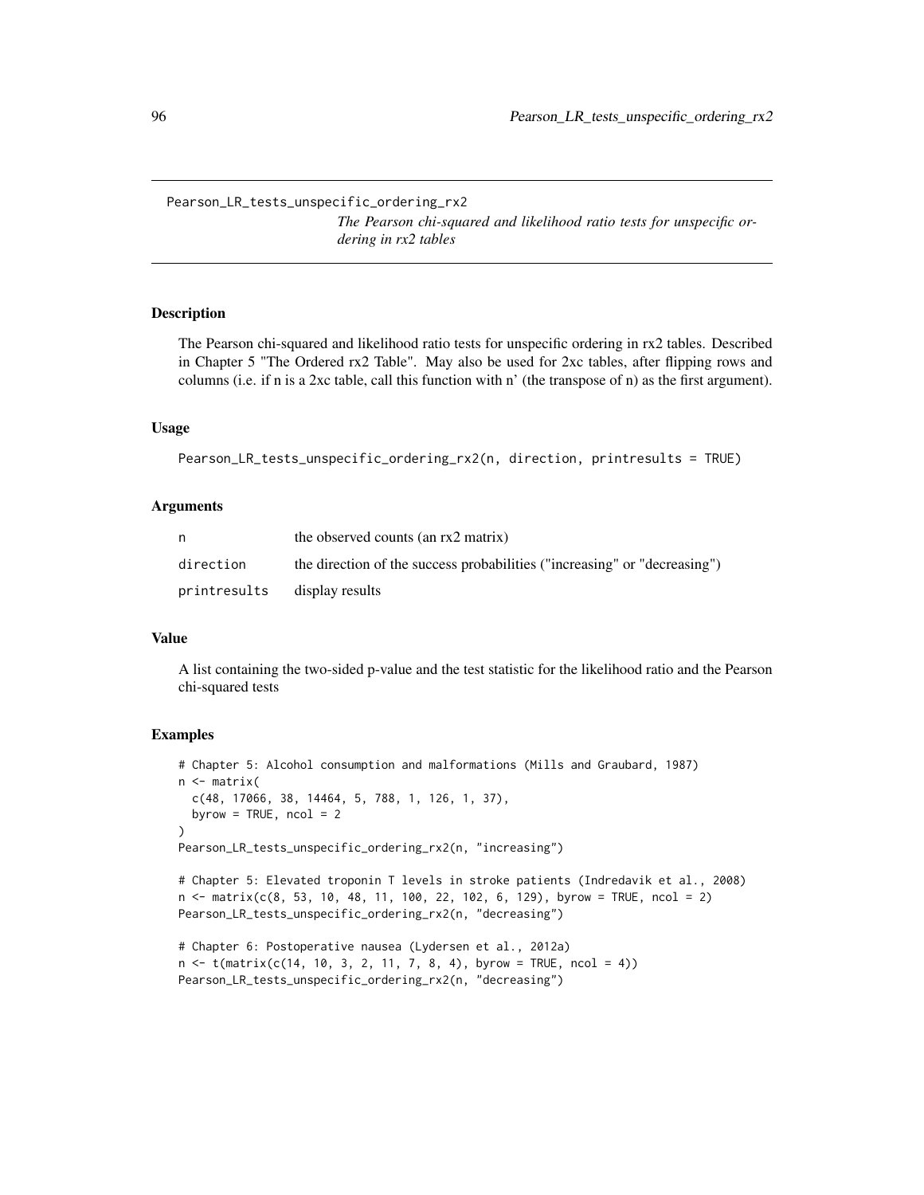Pearson_LR_tests_unspecific_ordering_rx2

*The Pearson chi-squared and likelihood ratio tests for unspecific ordering in rx2 tables*

## Description

The Pearson chi-squared and likelihood ratio tests for unspecific ordering in rx2 tables. Described in Chapter 5 "The Ordered rx2 Table". May also be used for 2xc tables, after flipping rows and columns (i.e. if n is a 2xc table, call this function with n' (the transpose of n) as the first argument).

## Usage

```
Pearson_LR_tests_unspecific_ordering_rx2(n, direction, printresults = TRUE)
```

## Arguments

| | |
|---|---|
| n | the observed counts (an rx2 matrix) |
| direction | the direction of the success probabilities ("increasing" or "decreasing") |
| printresults | display results |

## Value

A list containing the two-sided p-value and the test statistic for the likelihood ratio and the Pearson chi-squared tests

## Examples

```
# Chapter 5: Alcohol consumption and malformations (Mills and Graubard, 1987)
n <- matrix(
  c(48, 17066, 38, 14464, 5, 788, 1, 126, 1, 37),
  byrow = TRUE, ncol = 2
)
Pearson_LR_tests_unspecific_ordering_rx2(n, "increasing")

# Chapter 5: Elevated troponin T levels in stroke patients (Indredavik et al., 2008)
n <- matrix(c(8, 53, 10, 48, 11, 100, 22, 102, 6, 129), byrow = TRUE, ncol = 2)
Pearson_LR_tests_unspecific_ordering_rx2(n, "decreasing")

# Chapter 6: Postoperative nausea (Lydersen et al., 2012a)
n <- t(matrix(c(14, 10, 3, 2, 11, 7, 8, 4), byrow = TRUE, ncol = 4))
Pearson_LR_tests_unspecific_ordering_rx2(n, "decreasing")
```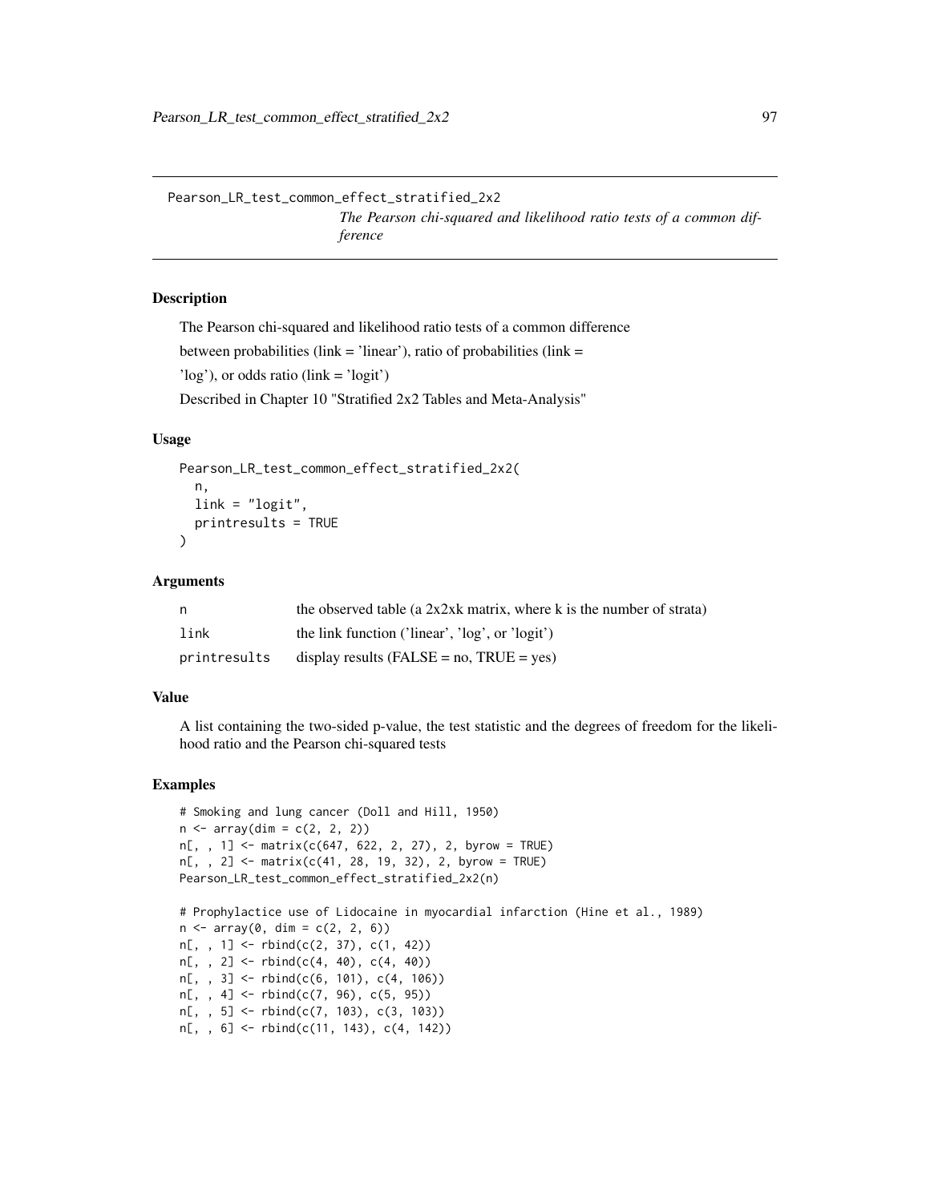Pearson_LR_test_common_effect_stratified_2x2

*The Pearson chi-squared and likelihood ratio tests of a common difference*

## Description

The Pearson chi-squared and likelihood ratio tests of a common difference

between probabilities (link = 'linear'), ratio of probabilities (link =

'log'), or odds ratio (link = 'logit')

Described in Chapter 10 "Stratified 2x2 Tables and Meta-Analysis"

## Usage

```
Pearson_LR_test_common_effect_stratified_2x2(
  n,
  link = "logit",
  printresults = TRUE
)
```

## Arguments

| | |
|---|---|
| n | the observed table (a 2x2xk matrix, where k is the number of strata) |
| link | the link function ('linear', 'log', or 'logit') |
| printresults | display results (FALSE = no, TRUE = yes) |

## Value

A list containing the two-sided p-value, the test statistic and the degrees of freedom for the likelihood ratio and the Pearson chi-squared tests

## Examples

```
# Smoking and lung cancer (Doll and Hill, 1950)
n <- array(dim = c(2, 2, 2))
n[, , 1] <- matrix(c(647, 622, 2, 27), 2, byrow = TRUE)
n[, , 2] <- matrix(c(41, 28, 19, 32), 2, byrow = TRUE)
Pearson_LR_test_common_effect_stratified_2x2(n)

# Prophylactice use of Lidocaine in myocardial infarction (Hine et al., 1989)
n <- array(0, dim = c(2, 2, 6))
n[, , 1] <- rbind(c(2, 37), c(1, 42))
n[, , 2] <- rbind(c(4, 40), c(4, 40))
n[, , 3] <- rbind(c(6, 101), c(4, 106))
n[, , 4] <- rbind(c(7, 96), c(5, 95))
n[, , 5] <- rbind(c(7, 103), c(3, 103))
n[, , 6] <- rbind(c(11, 143), c(4, 142))
```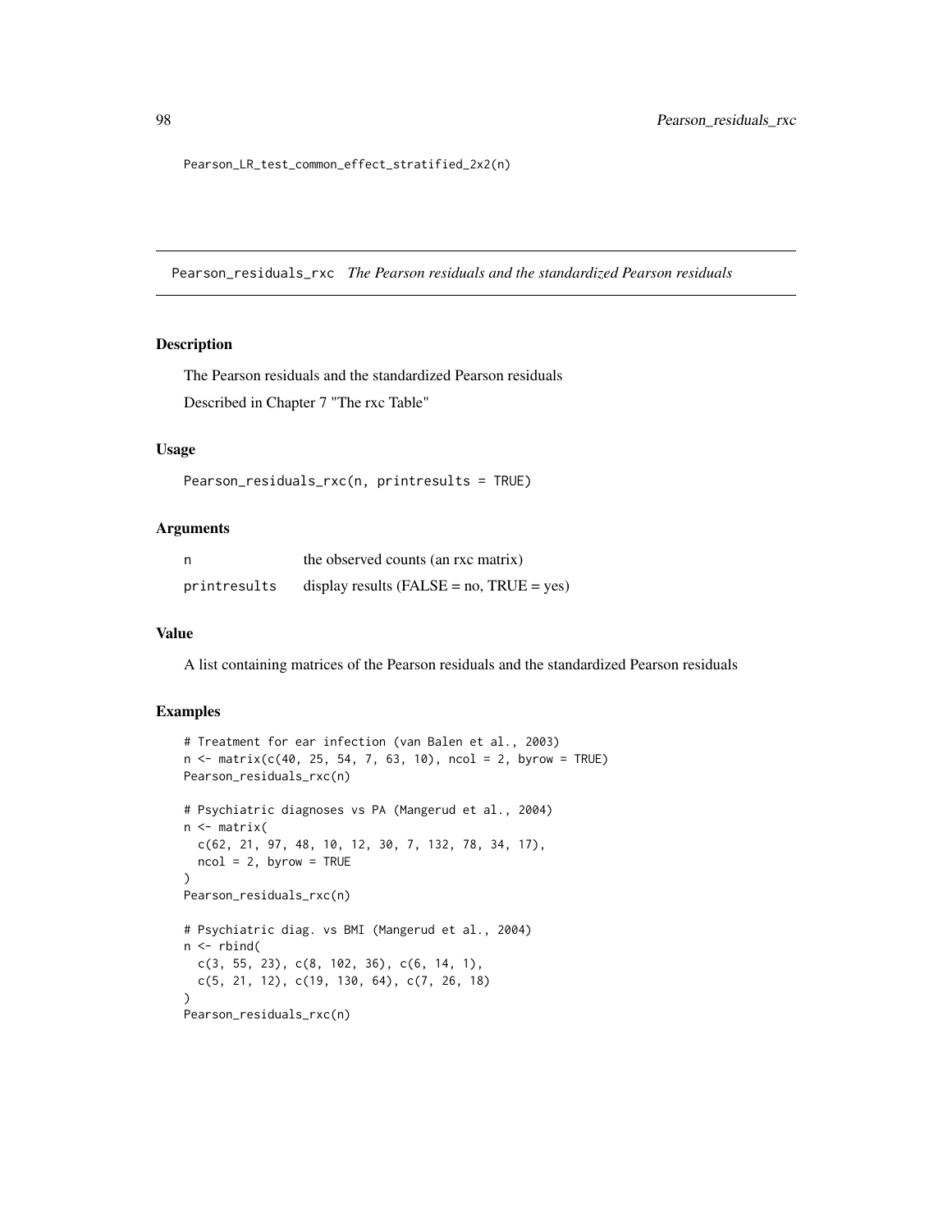```
Pearson_LR_test_common_effect_stratified_2x2(n)
```

## Pearson_residuals_rxc *The Pearson residuals and the standardized Pearson residuals*

### Description

The Pearson residuals and the standardized Pearson residuals

Described in Chapter 7 "The rxc Table"

### Usage

```
Pearson_residuals_rxc(n, printresults = TRUE)
```

### Arguments

| | |
|---|---|
| n | the observed counts (an rxc matrix) |
| printresults | display results (FALSE = no, TRUE = yes) |

### Value

A list containing matrices of the Pearson residuals and the standardized Pearson residuals

### Examples

```
# Treatment for ear infection (van Balen et al., 2003)
n <- matrix(c(40, 25, 54, 7, 63, 10), ncol = 2, byrow = TRUE)
Pearson_residuals_rxc(n)

# Psychiatric diagnoses vs PA (Mangerud et al., 2004)
n <- matrix(
  c(62, 21, 97, 48, 10, 12, 30, 7, 132, 78, 34, 17),
  ncol = 2, byrow = TRUE
)
Pearson_residuals_rxc(n)

# Psychiatric diag. vs BMI (Mangerud et al., 2004)
n <- rbind(
  c(3, 55, 23), c(8, 102, 36), c(6, 14, 1),
  c(5, 21, 12), c(19, 130, 64), c(7, 26, 18)
)
Pearson_residuals_rxc(n)
```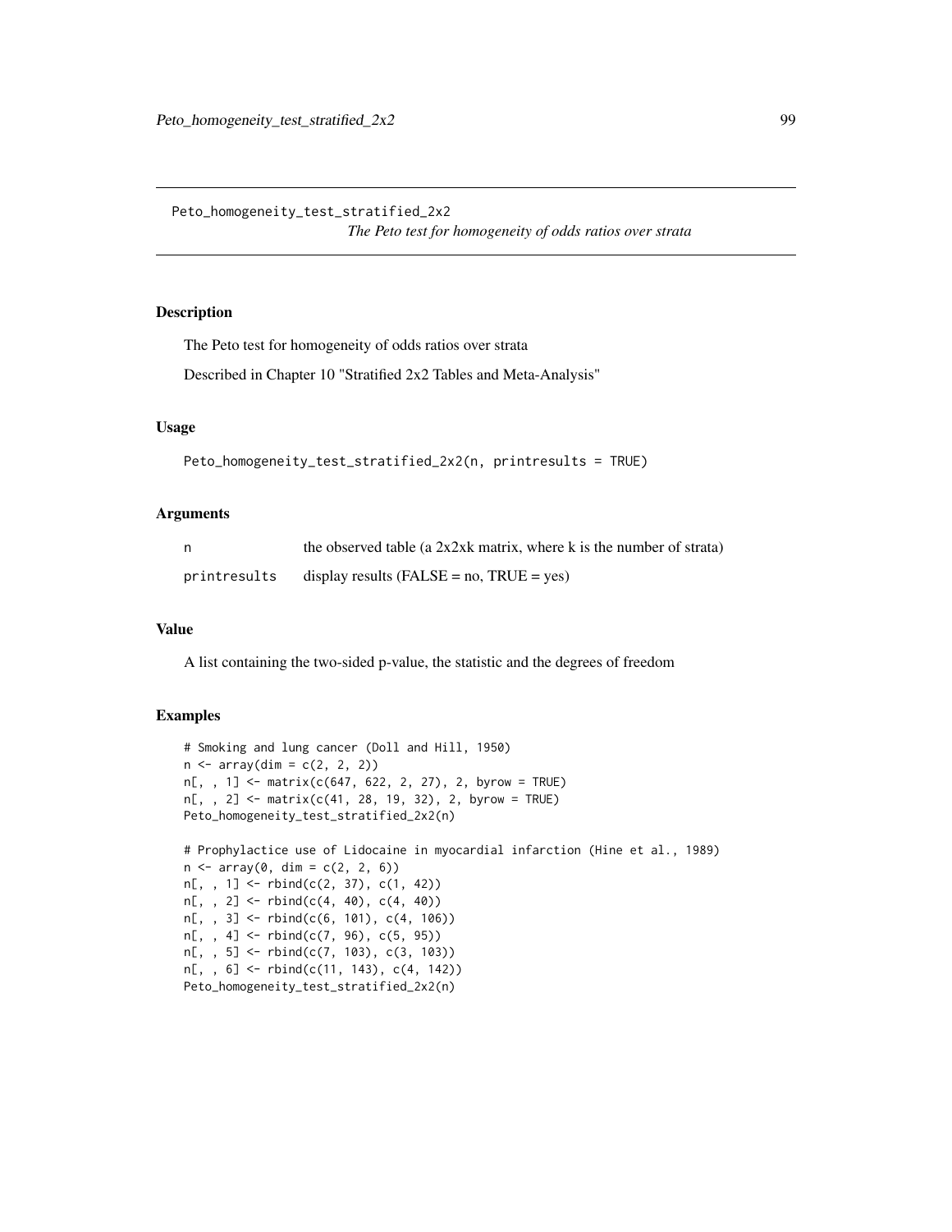# Peto_homogeneity_test_stratified_2x2

*The Peto test for homogeneity of odds ratios over strata*

## Description

The Peto test for homogeneity of odds ratios over strata

Described in Chapter 10 "Stratified 2x2 Tables and Meta-Analysis"

## Usage

```
Peto_homogeneity_test_stratified_2x2(n, printresults = TRUE)
```

## Arguments

| | |
|---|---|
| n | the observed table (a 2x2xk matrix, where k is the number of strata) |
| printresults | display results (FALSE = no, TRUE = yes) |

## Value

A list containing the two-sided p-value, the statistic and the degrees of freedom

## Examples

```
# Smoking and lung cancer (Doll and Hill, 1950)
n <- array(dim = c(2, 2, 2))
n[, , 1] <- matrix(c(647, 622, 2, 27), 2, byrow = TRUE)
n[, , 2] <- matrix(c(41, 28, 19, 32), 2, byrow = TRUE)
Peto_homogeneity_test_stratified_2x2(n)

# Prophylactice use of Lidocaine in myocardial infarction (Hine et al., 1989)
n <- array(0, dim = c(2, 2, 6))
n[, , 1] <- rbind(c(2, 37), c(1, 42))
n[, , 2] <- rbind(c(4, 40), c(4, 40))
n[, , 3] <- rbind(c(6, 101), c(4, 106))
n[, , 4] <- rbind(c(7, 96), c(5, 95))
n[, , 5] <- rbind(c(7, 103), c(3, 103))
n[, , 6] <- rbind(c(11, 143), c(4, 142))
Peto_homogeneity_test_stratified_2x2(n)
```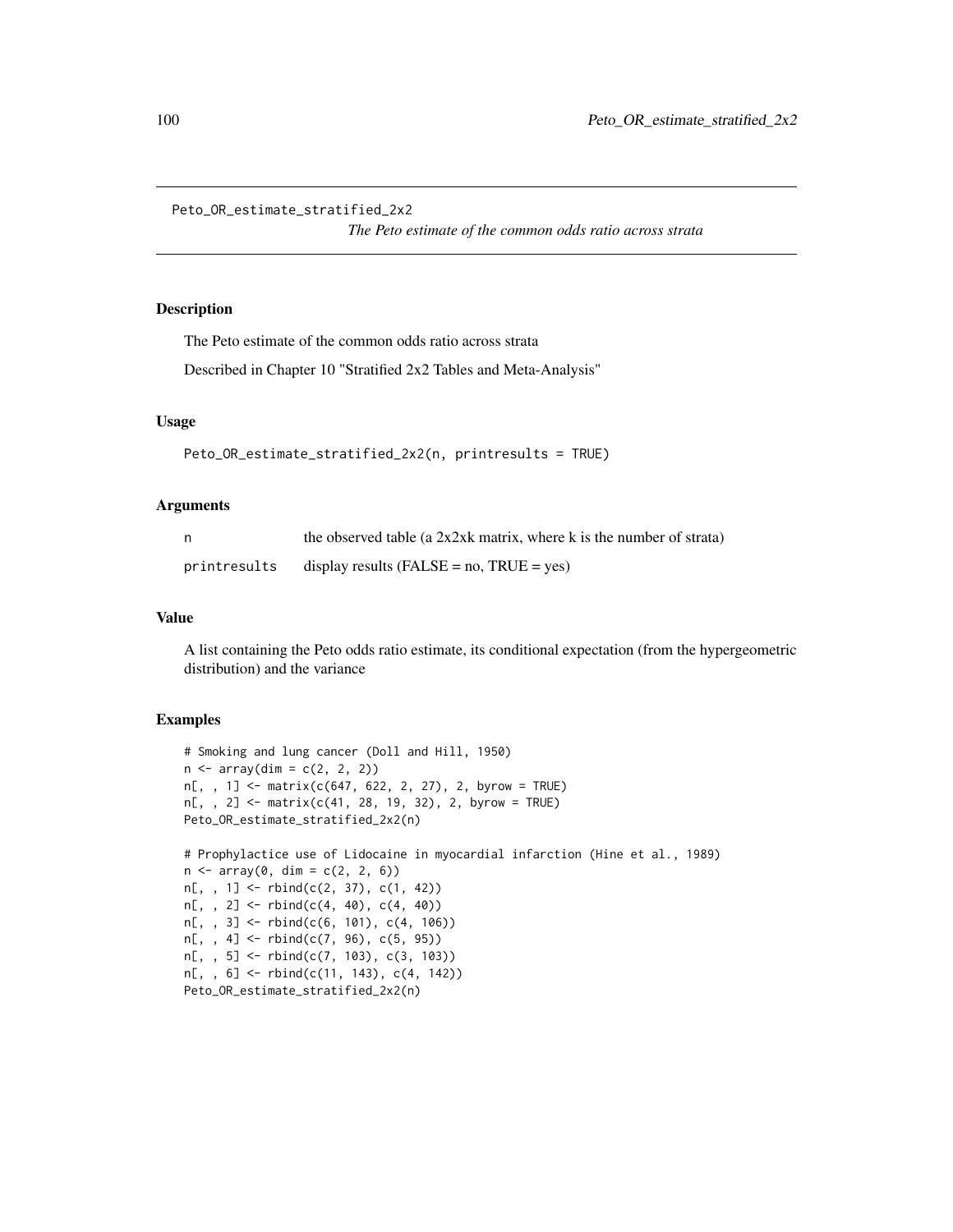`Peto_OR_estimate_stratified_2x2`

*The Peto estimate of the common odds ratio across strata*

## Description

The Peto estimate of the common odds ratio across strata

Described in Chapter 10 "Stratified 2x2 Tables and Meta-Analysis"

## Usage

```
Peto_OR_estimate_stratified_2x2(n, printresults = TRUE)
```

## Arguments

| | |
|---|---|
| `n` | the observed table (a 2x2xk matrix, where k is the number of strata) |
| `printresults` | display results (FALSE = no, TRUE = yes) |

## Value

A list containing the Peto odds ratio estimate, its conditional expectation (from the hypergeometric distribution) and the variance

## Examples

```
# Smoking and lung cancer (Doll and Hill, 1950)
n <- array(dim = c(2, 2, 2))
n[, , 1] <- matrix(c(647, 622, 2, 27), 2, byrow = TRUE)
n[, , 2] <- matrix(c(41, 28, 19, 32), 2, byrow = TRUE)
Peto_OR_estimate_stratified_2x2(n)

# Prophylactice use of Lidocaine in myocardial infarction (Hine et al., 1989)
n <- array(0, dim = c(2, 2, 6))
n[, , 1] <- rbind(c(2, 37), c(1, 42))
n[, , 2] <- rbind(c(4, 40), c(4, 40))
n[, , 3] <- rbind(c(6, 101), c(4, 106))
n[, , 4] <- rbind(c(7, 96), c(5, 95))
n[, , 5] <- rbind(c(7, 103), c(3, 103))
n[, , 6] <- rbind(c(11, 143), c(4, 142))
Peto_OR_estimate_stratified_2x2(n)
```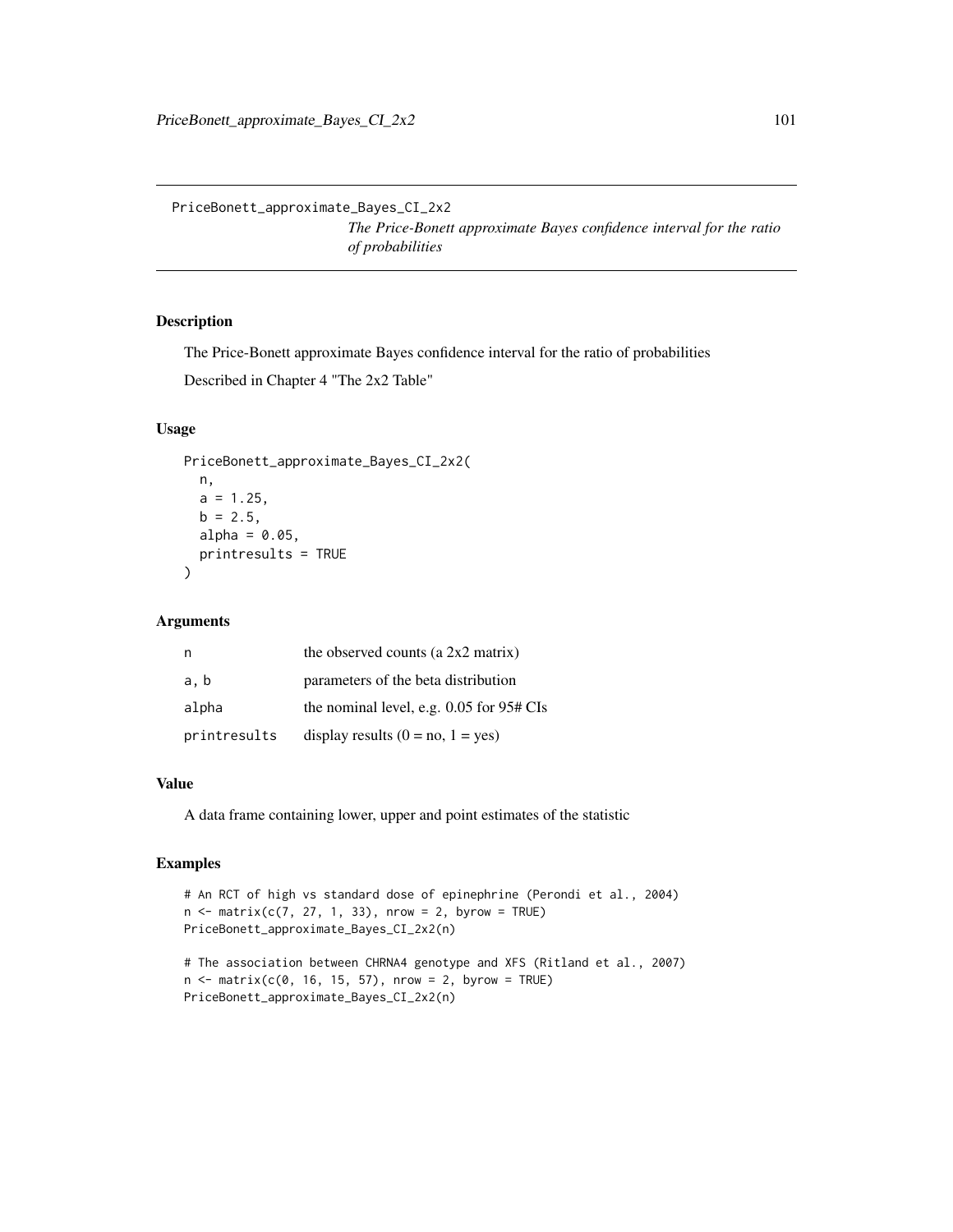PriceBonett_approximate_Bayes_CI_2x2

*The Price-Bonett approximate Bayes confidence interval for the ratio of probabilities*

## Description

The Price-Bonett approximate Bayes confidence interval for the ratio of probabilities

Described in Chapter 4 "The 2x2 Table"

## Usage

```
PriceBonett_approximate_Bayes_CI_2x2(
  n,
  a = 1.25,
  b = 2.5,
  alpha = 0.05,
  printresults = TRUE
)
```

## Arguments

| | |
|---|---|
| n | the observed counts (a 2x2 matrix) |
| a, b | parameters of the beta distribution |
| alpha | the nominal level, e.g. 0.05 for 95# CIs |
| printresults | display results (0 = no, 1 = yes) |

## Value

A data frame containing lower, upper and point estimates of the statistic

## Examples

```
# An RCT of high vs standard dose of epinephrine (Perondi et al., 2004)
n <- matrix(c(7, 27, 1, 33), nrow = 2, byrow = TRUE)
PriceBonett_approximate_Bayes_CI_2x2(n)

# The association between CHRNA4 genotype and XFS (Ritland et al., 2007)
n <- matrix(c(0, 16, 15, 57), nrow = 2, byrow = TRUE)
PriceBonett_approximate_Bayes_CI_2x2(n)
```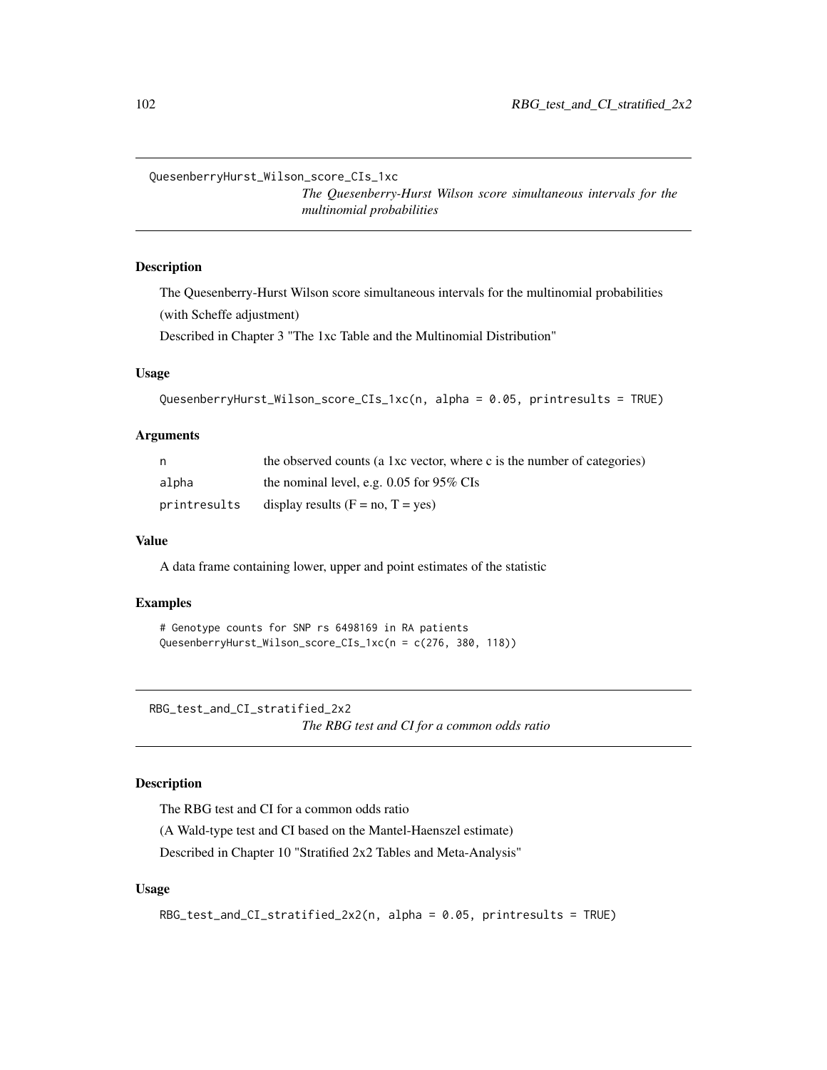## QuesenberryHurst_Wilson_score_CIs_1xc

*The Quesenberry-Hurst Wilson score simultaneous intervals for the multinomial probabilities*

### Description

The Quesenberry-Hurst Wilson score simultaneous intervals for the multinomial probabilities (with Scheffe adjustment)

Described in Chapter 3 "The 1xc Table and the Multinomial Distribution"

### Usage

```
QuesenberryHurst_Wilson_score_CIs_1xc(n, alpha = 0.05, printresults = TRUE)
```

### Arguments

| | |
|---|---|
| n | the observed counts (a 1xc vector, where c is the number of categories) |
| alpha | the nominal level, e.g. 0.05 for 95% CIs |
| printresults | display results (F = no, T = yes) |

### Value

A data frame containing lower, upper and point estimates of the statistic

### Examples

```
# Genotype counts for SNP rs 6498169 in RA patients
QuesenberryHurst_Wilson_score_CIs_1xc(n = c(276, 380, 118))
```

## RBG_test_and_CI_stratified_2x2

*The RBG test and CI for a common odds ratio*

### Description

The RBG test and CI for a common odds ratio

(A Wald-type test and CI based on the Mantel-Haenszel estimate)

Described in Chapter 10 "Stratified 2x2 Tables and Meta-Analysis"

### Usage

```
RBG_test_and_CI_stratified_2x2(n, alpha = 0.05, printresults = TRUE)
```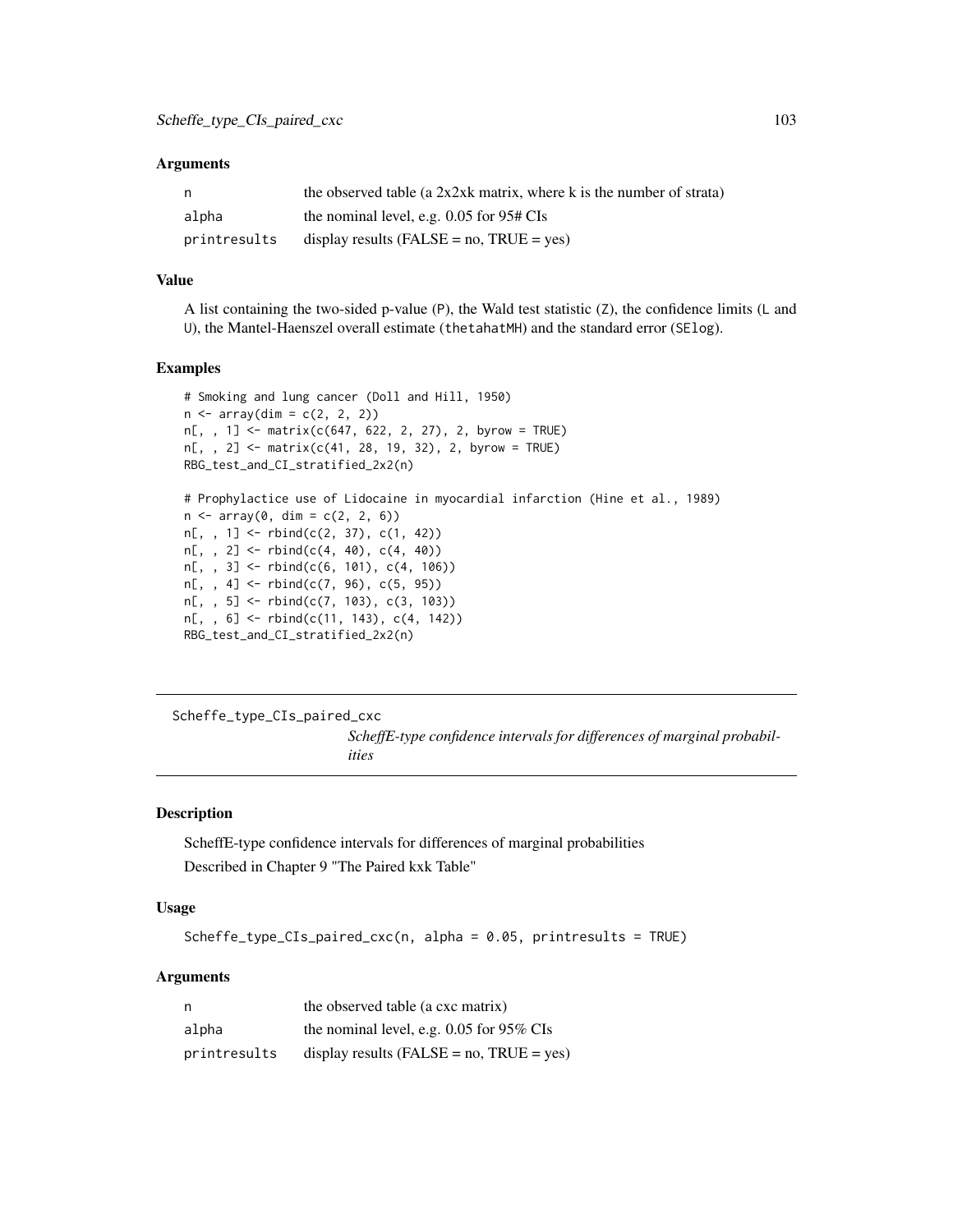### Arguments

| | |
|---|---|
| n | the observed table (a 2x2xk matrix, where k is the number of strata) |
| alpha | the nominal level, e.g. 0.05 for 95# CIs |
| printresults | display results (FALSE = no, TRUE = yes) |

### Value

A list containing the two-sided p-value (P), the Wald test statistic (Z), the confidence limits (L and U), the Mantel-Haenszel overall estimate (thetahatMH) and the standard error (SElog).

### Examples

```
# Smoking and lung cancer (Doll and Hill, 1950)
n <- array(dim = c(2, 2, 2))
n[, , 1] <- matrix(c(647, 622, 2, 27), 2, byrow = TRUE)
n[, , 2] <- matrix(c(41, 28, 19, 32), 2, byrow = TRUE)
RBG_test_and_CI_stratified_2x2(n)

# Prophylactice use of Lidocaine in myocardial infarction (Hine et al., 1989)
n <- array(0, dim = c(2, 2, 6))
n[, , 1] <- rbind(c(2, 37), c(1, 42))
n[, , 2] <- rbind(c(4, 40), c(4, 40))
n[, , 3] <- rbind(c(6, 101), c(4, 106))
n[, , 4] <- rbind(c(7, 96), c(5, 95))
n[, , 5] <- rbind(c(7, 103), c(3, 103))
n[, , 6] <- rbind(c(11, 143), c(4, 142))
RBG_test_and_CI_stratified_2x2(n)
```

---

## Scheffe_type_CIs_paired_cxc

*ScheffE-type confidence intervals for differences of marginal probabilities*

---

### Description

ScheffE-type confidence intervals for differences of marginal probabilities

Described in Chapter 9 "The Paired kxk Table"

### Usage

```
Scheffe_type_CIs_paired_cxc(n, alpha = 0.05, printresults = TRUE)
```

### Arguments

| | |
|---|---|
| n | the observed table (a cxc matrix) |
| alpha | the nominal level, e.g. 0.05 for 95% CIs |
| printresults | display results (FALSE = no, TRUE = yes) |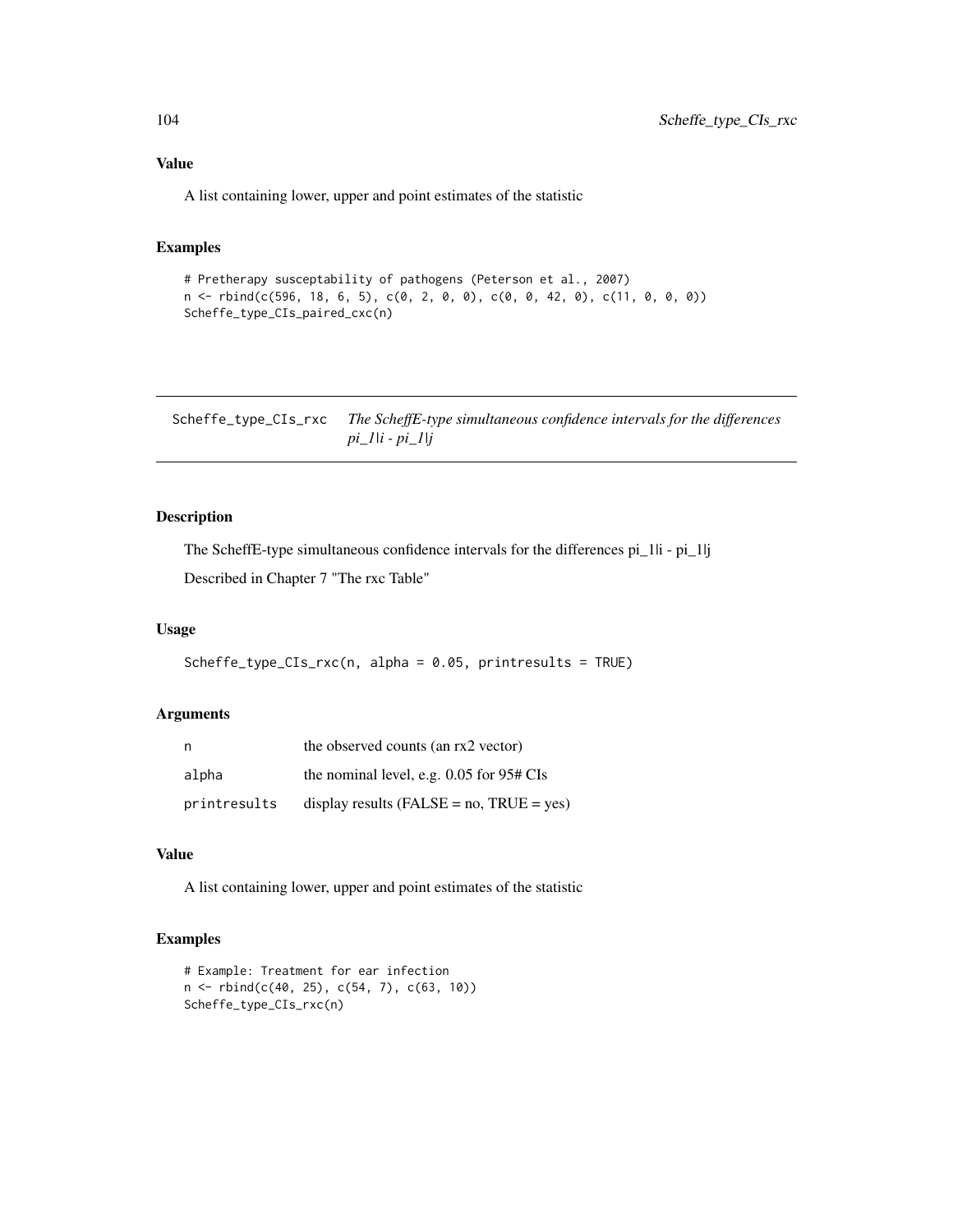## Value

A list containing lower, upper and point estimates of the statistic

## Examples

```
# Pretherapy susceptability of pathogens (Peterson et al., 2007)
n <- rbind(c(596, 18, 6, 5), c(0, 2, 0, 0), c(0, 0, 42, 0), c(11, 0, 0, 0))
Scheffe_type_CIs_paired_cxc(n)
```

---

# Scheffe_type_CIs_rxc *The ScheffE-type simultaneous confidence intervals for the differences pi_1|i - pi_1|j*

## Description

The ScheffE-type simultaneous confidence intervals for the differences pi_1|i - pi_1|j

Described in Chapter 7 "The rxc Table"

## Usage

```
Scheffe_type_CIs_rxc(n, alpha = 0.05, printresults = TRUE)
```

## Arguments

| | |
|---|---|
| n | the observed counts (an rx2 vector) |
| alpha | the nominal level, e.g. 0.05 for 95# CIs |
| printresults | display results (FALSE = no, TRUE = yes) |

## Value

A list containing lower, upper and point estimates of the statistic

## Examples

```
# Example: Treatment for ear infection
n <- rbind(c(40, 25), c(54, 7), c(63, 10))
Scheffe_type_CIs_rxc(n)
```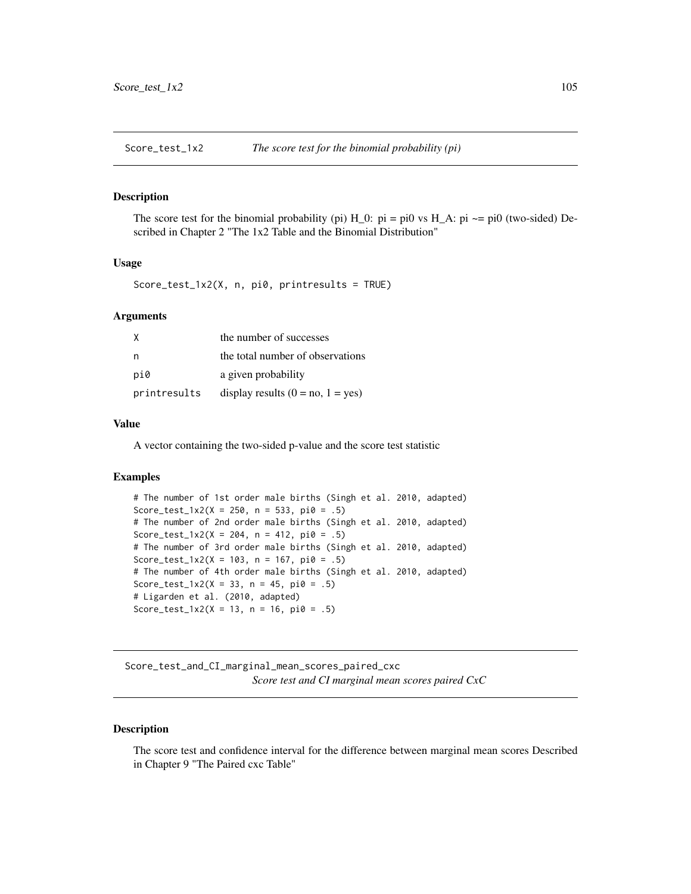## Score_test_1x2 *The score test for the binomial probability (pi)*

### Description

The score test for the binomial probability (pi) H_0: pi = pi0 vs H_A: pi ~= pi0 (two-sided) Described in Chapter 2 "The 1x2 Table and the Binomial Distribution"

### Usage

```
Score_test_1x2(X, n, pi0, printresults = TRUE)
```

### Arguments

| | |
|---|---|
| X | the number of successes |
| n | the total number of observations |
| pi0 | a given probability |
| printresults | display results (0 = no, 1 = yes) |

### Value

A vector containing the two-sided p-value and the score test statistic

### Examples

```
# The number of 1st order male births (Singh et al. 2010, adapted)
Score_test_1x2(X = 250, n = 533, pi0 = .5)
# The number of 2nd order male births (Singh et al. 2010, adapted)
Score_test_1x2(X = 204, n = 412, pi0 = .5)
# The number of 3rd order male births (Singh et al. 2010, adapted)
Score_test_1x2(X = 103, n = 167, pi0 = .5)
# The number of 4th order male births (Singh et al. 2010, adapted)
Score_test_1x2(X = 33, n = 45, pi0 = .5)
# Ligarden et al. (2010, adapted)
Score_test_1x2(X = 13, n = 16, pi0 = .5)
```

## Score_test_and_CI_marginal_mean_scores_paired_cxc *Score test and CI marginal mean scores paired CxC*

### Description

The score test and confidence interval for the difference between marginal mean scores Described in Chapter 9 "The Paired cxc Table"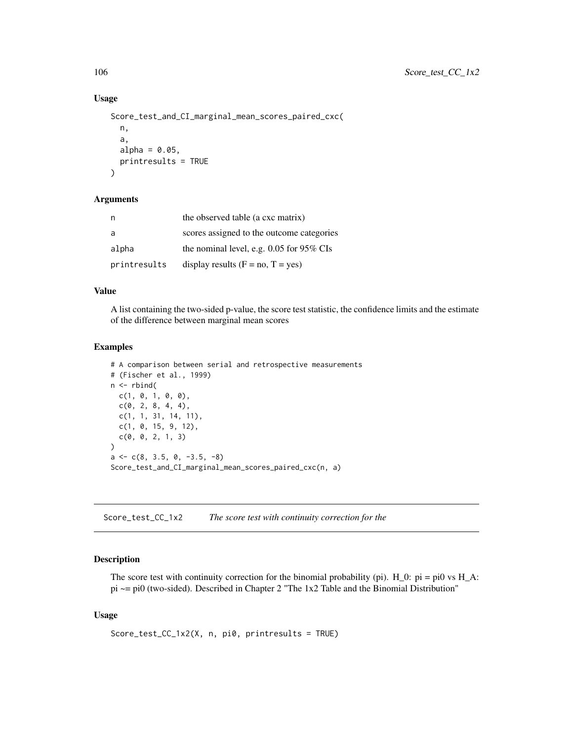### Usage

```
Score_test_and_CI_marginal_mean_scores_paired_cxc(
  n,
  a,
  alpha = 0.05,
  printresults = TRUE
)
```

### Arguments

| | |
|---|---|
| n | the observed table (a cxc matrix) |
| a | scores assigned to the outcome categories |
| alpha | the nominal level, e.g. 0.05 for 95% CIs |
| printresults | display results (F = no, T = yes) |

### Value

A list containing the two-sided p-value, the score test statistic, the confidence limits and the estimate of the difference between marginal mean scores

### Examples

```
# A comparison between serial and retrospective measurements
# (Fischer et al., 1999)
n <- rbind(
  c(1, 0, 1, 0, 0),
  c(0, 2, 8, 4, 4),
  c(1, 1, 31, 14, 11),
  c(1, 0, 15, 9, 12),
  c(0, 0, 2, 1, 3)
)
a <- c(8, 3.5, 0, -3.5, -8)
Score_test_and_CI_marginal_mean_scores_paired_cxc(n, a)
```

---

## Score_test_CC_1x2 *The score test with continuity correction for the*

---

### Description

The score test with continuity correction for the binomial probability (pi). H_0: pi = pi0 vs H_A: pi ~= pi0 (two-sided). Described in Chapter 2 "The 1x2 Table and the Binomial Distribution"

### Usage

```
Score_test_CC_1x2(X, n, pi0, printresults = TRUE)
```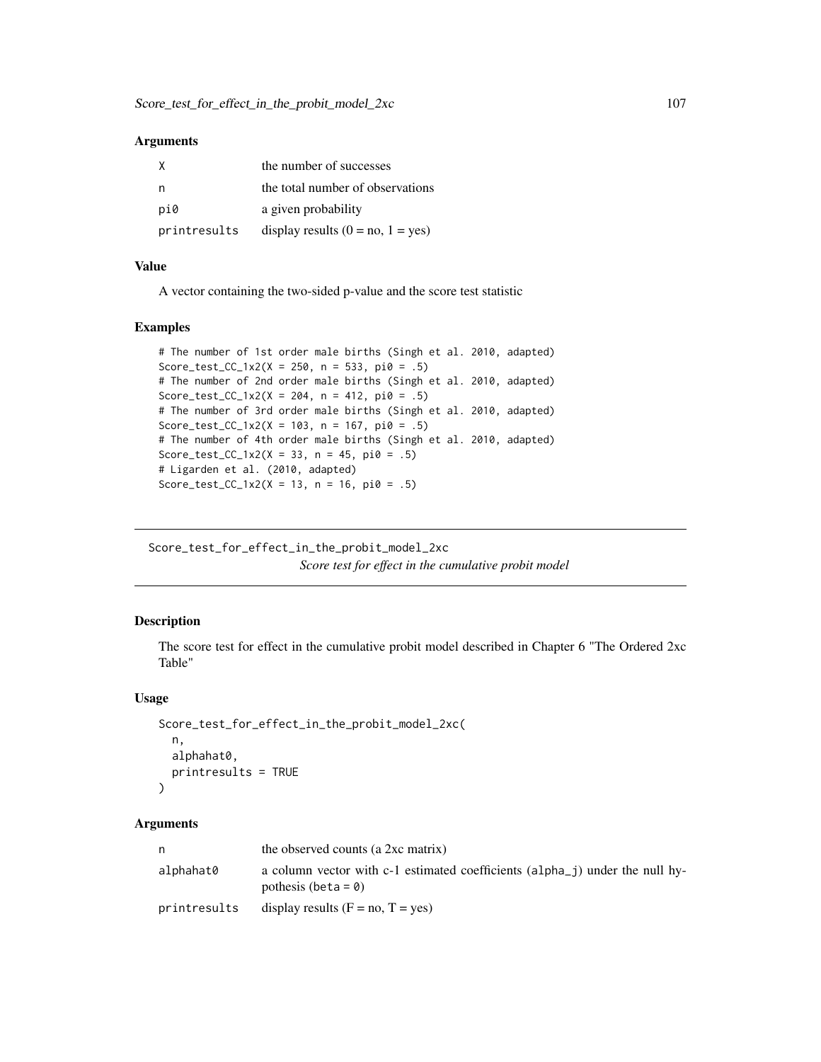### Arguments

| | |
|---|---|
| X | the number of successes |
| n | the total number of observations |
| pi0 | a given probability |
| printresults | display results (0 = no, 1 = yes) |

### Value

A vector containing the two-sided p-value and the score test statistic

### Examples

```
# The number of 1st order male births (Singh et al. 2010, adapted)
Score_test_CC_1x2(X = 250, n = 533, pi0 = .5)
# The number of 2nd order male births (Singh et al. 2010, adapted)
Score_test_CC_1x2(X = 204, n = 412, pi0 = .5)
# The number of 3rd order male births (Singh et al. 2010, adapted)
Score_test_CC_1x2(X = 103, n = 167, pi0 = .5)
# The number of 4th order male births (Singh et al. 2010, adapted)
Score_test_CC_1x2(X = 33, n = 45, pi0 = .5)
# Ligarden et al. (2010, adapted)
Score_test_CC_1x2(X = 13, n = 16, pi0 = .5)
```

---

## Score_test_for_effect_in_the_probit_model_2xc

*Score test for effect in the cumulative probit model*

---

### Description

The score test for effect in the cumulative probit model described in Chapter 6 "The Ordered 2xc Table"

### Usage

```
Score_test_for_effect_in_the_probit_model_2xc(
  n,
  alphahat0,
  printresults = TRUE
)
```

### Arguments

| | |
|---|---|
| n | the observed counts (a 2xc matrix) |
| alphahat0 | a column vector with c-1 estimated coefficients (alpha_j) under the null hypothesis (beta = 0) |
| printresults | display results (F = no, T = yes) |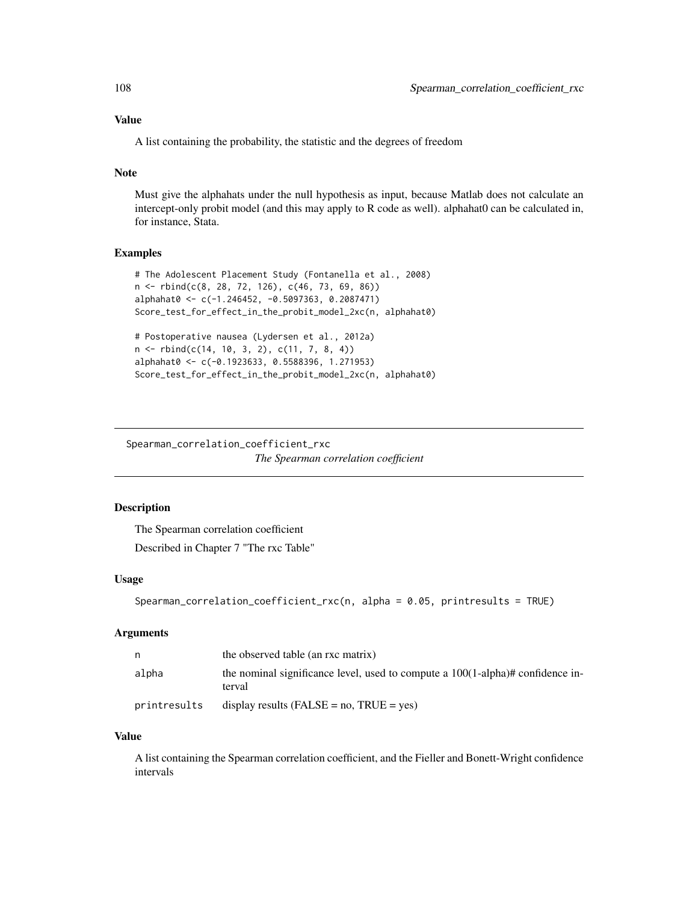### Value

A list containing the probability, the statistic and the degrees of freedom

### Note

Must give the alphahats under the null hypothesis as input, because Matlab does not calculate an intercept-only probit model (and this may apply to R code as well). alphahat0 can be calculated in, for instance, Stata.

### Examples

```
# The Adolescent Placement Study (Fontanella et al., 2008)
n <- rbind(c(8, 28, 72, 126), c(46, 73, 69, 86))
alphahat0 <- c(-1.246452, -0.5097363, 0.2087471)
Score_test_for_effect_in_the_probit_model_2xc(n, alphahat0)

# Postoperative nausea (Lydersen et al., 2012a)
n <- rbind(c(14, 10, 3, 2), c(11, 7, 8, 4))
alphahat0 <- c(-0.1923633, 0.5588396, 1.271953)
Score_test_for_effect_in_the_probit_model_2xc(n, alphahat0)
```

---

## Spearman_correlation_coefficient_rxc

*The Spearman correlation coefficient*

---

### Description

The Spearman correlation coefficient

Described in Chapter 7 "The rxc Table"

### Usage

```
Spearman_correlation_coefficient_rxc(n, alpha = 0.05, printresults = TRUE)
```

### Arguments

| | |
|---|---|
| n | the observed table (an rxc matrix) |
| alpha | the nominal significance level, used to compute a 100(1-alpha)# confidence interval |
| printresults | display results (FALSE = no, TRUE = yes) |

### Value

A list containing the Spearman correlation coefficient, and the Fieller and Bonett-Wright confidence intervals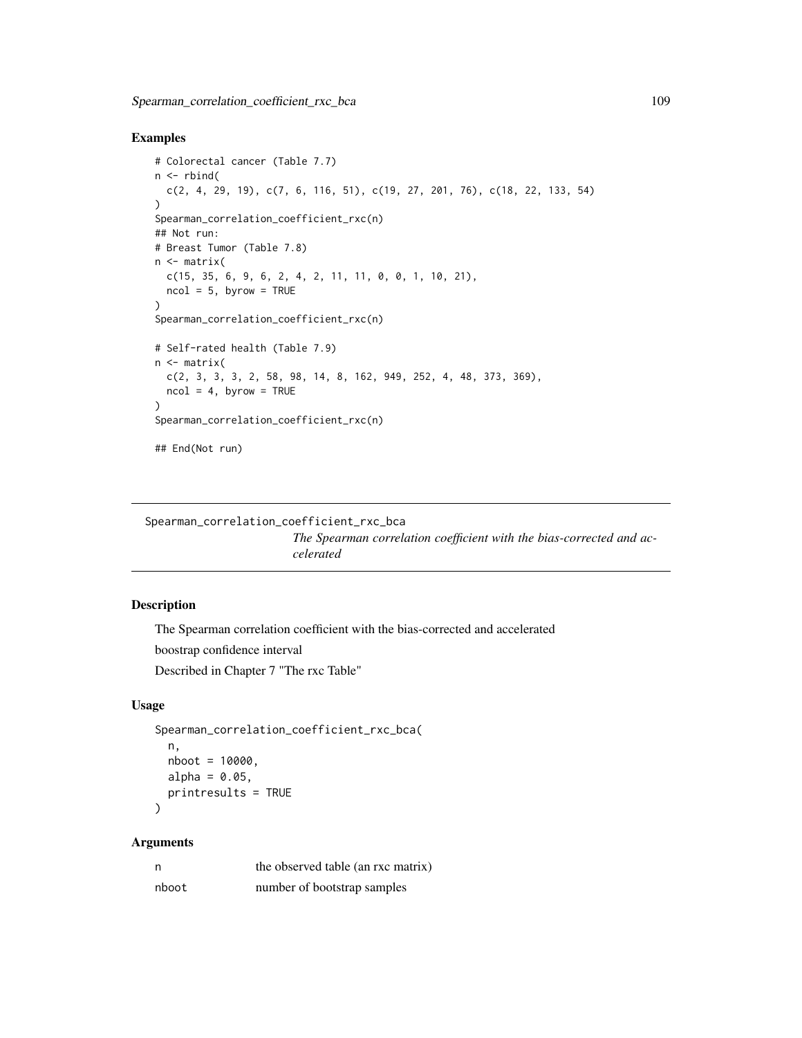## Examples

```
# Colorectal cancer (Table 7.7)
n <- rbind(
  c(2, 4, 29, 19), c(7, 6, 116, 51), c(19, 27, 201, 76), c(18, 22, 133, 54)
)
Spearman_correlation_coefficient_rxc(n)
## Not run:
# Breast Tumor (Table 7.8)
n <- matrix(
  c(15, 35, 6, 9, 6, 2, 4, 2, 11, 11, 0, 0, 1, 10, 21),
  ncol = 5, byrow = TRUE
)
Spearman_correlation_coefficient_rxc(n)

# Self-rated health (Table 7.9)
n <- matrix(
  c(2, 3, 3, 3, 2, 58, 98, 14, 8, 162, 949, 252, 4, 48, 373, 369),
  ncol = 4, byrow = TRUE
)
Spearman_correlation_coefficient_rxc(n)

## End(Not run)
```

---

# Spearman_correlation_coefficient_rxc_bca

*The Spearman correlation coefficient with the bias-corrected and accelerated*

---

## Description

The Spearman correlation coefficient with the bias-corrected and accelerated

boostrap confidence interval

Described in Chapter 7 "The rxc Table"

## Usage

```
Spearman_correlation_coefficient_rxc_bca(
  n,
  nboot = 10000,
  alpha = 0.05,
  printresults = TRUE
)
```

## Arguments

| | |
|---|---|
| n | the observed table (an rxc matrix) |
| nboot | number of bootstrap samples |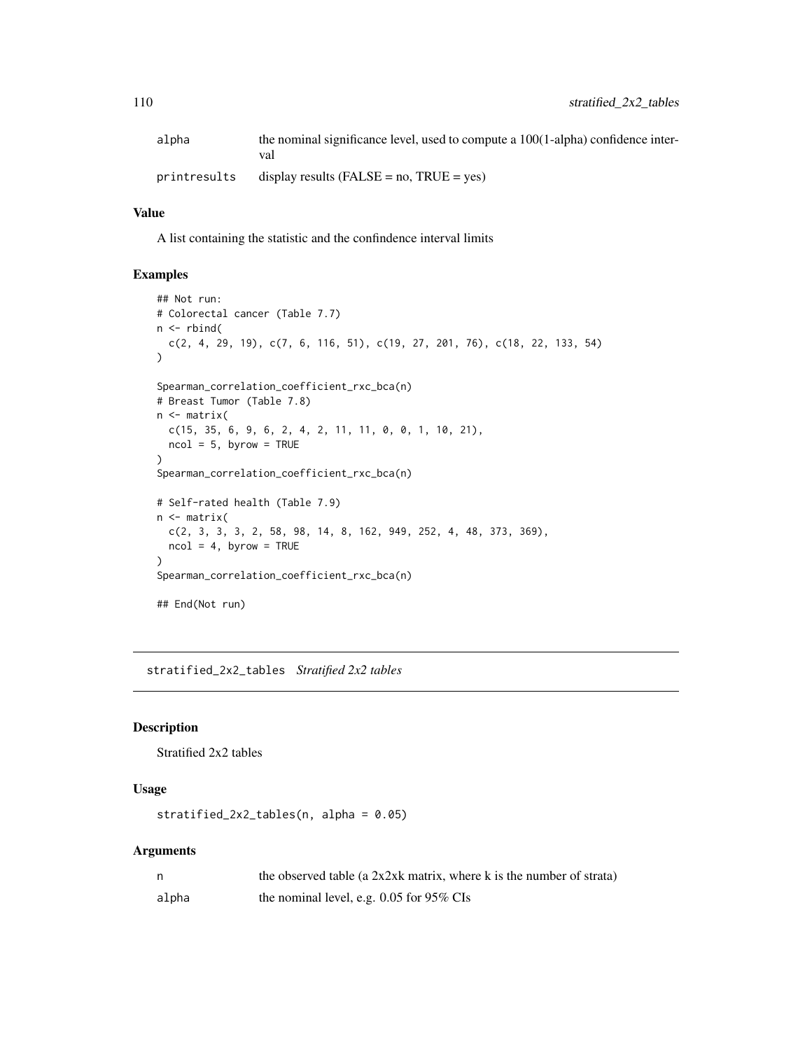| | |
|---|---|
| alpha | the nominal significance level, used to compute a 100(1-alpha) confidence interval |
| printresults | display results (FALSE = no, TRUE = yes) |

### Value

A list containing the statistic and the confindence interval limits

### Examples

```
## Not run:
# Colorectal cancer (Table 7.7)
n <- rbind(
  c(2, 4, 29, 19), c(7, 6, 116, 51), c(19, 27, 201, 76), c(18, 22, 133, 54)
)

Spearman_correlation_coefficient_rxc_bca(n)
# Breast Tumor (Table 7.8)
n <- matrix(
  c(15, 35, 6, 9, 6, 2, 4, 2, 11, 11, 0, 0, 1, 10, 21),
  ncol = 5, byrow = TRUE
)
Spearman_correlation_coefficient_rxc_bca(n)

# Self-rated health (Table 7.9)
n <- matrix(
  c(2, 3, 3, 3, 2, 58, 98, 14, 8, 162, 949, 252, 4, 48, 373, 369),
  ncol = 4, byrow = TRUE
)
Spearman_correlation_coefficient_rxc_bca(n)

## End(Not run)
```

## stratified_2x2_tables *Stratified 2x2 tables*

### Description

Stratified 2x2 tables

### Usage

```
stratified_2x2_tables(n, alpha = 0.05)
```

### Arguments

| | |
|---|---|
| n | the observed table (a 2x2xk matrix, where k is the number of strata) |
| alpha | the nominal level, e.g. 0.05 for 95% CIs |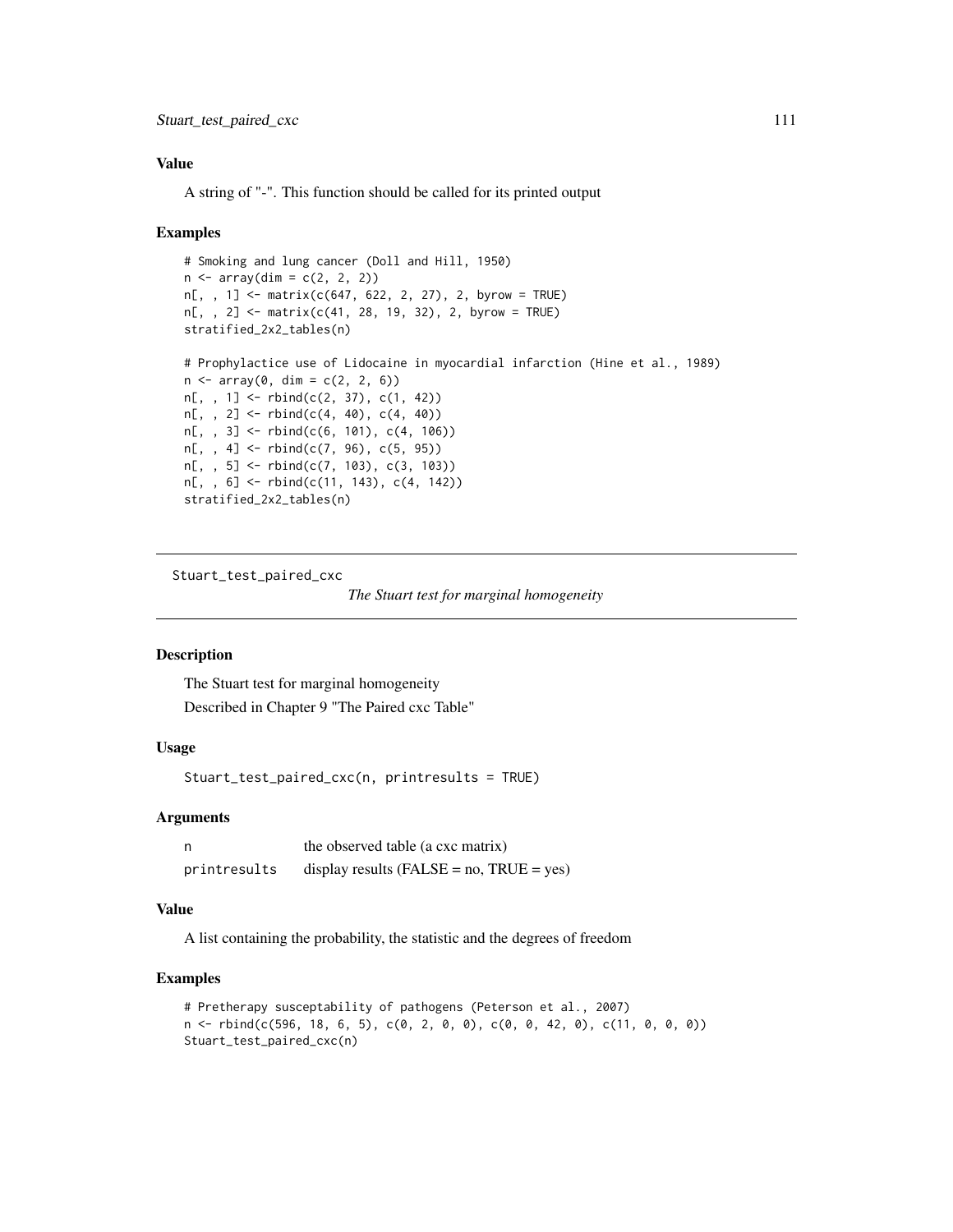### Value

A string of "-". This function should be called for its printed output

### Examples

```
# Smoking and lung cancer (Doll and Hill, 1950)
n <- array(dim = c(2, 2, 2))
n[, , 1] <- matrix(c(647, 622, 2, 27), 2, byrow = TRUE)
n[, , 2] <- matrix(c(41, 28, 19, 32), 2, byrow = TRUE)
stratified_2x2_tables(n)

# Prophylactice use of Lidocaine in myocardial infarction (Hine et al., 1989)
n <- array(0, dim = c(2, 2, 6))
n[, , 1] <- rbind(c(2, 37), c(1, 42))
n[, , 2] <- rbind(c(4, 40), c(4, 40))
n[, , 3] <- rbind(c(6, 101), c(4, 106))
n[, , 4] <- rbind(c(7, 96), c(5, 95))
n[, , 5] <- rbind(c(7, 103), c(3, 103))
n[, , 6] <- rbind(c(11, 143), c(4, 142))
stratified_2x2_tables(n)
```

---

## Stuart_test_paired_cxc

*The Stuart test for marginal homogeneity*

### Description

The Stuart test for marginal homogeneity

Described in Chapter 9 "The Paired cxc Table"

### Usage

```
Stuart_test_paired_cxc(n, printresults = TRUE)
```

### Arguments

| | |
|---|---|
| n | the observed table (a cxc matrix) |
| printresults | display results (FALSE = no, TRUE = yes) |

### Value

A list containing the probability, the statistic and the degrees of freedom

### Examples

```
# Pretherapy susceptability of pathogens (Peterson et al., 2007)
n <- rbind(c(596, 18, 6, 5), c(0, 2, 0, 0), c(0, 0, 42, 0), c(11, 0, 0, 0))
Stuart_test_paired_cxc(n)
```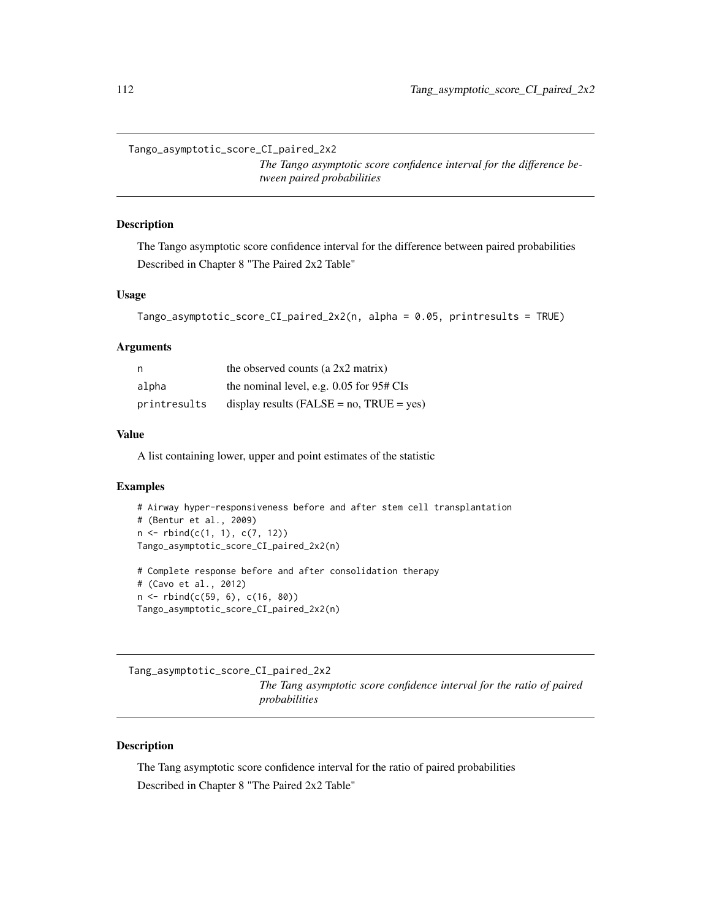Tango_asymptotic_score_CI_paired_2x2

*The Tango asymptotic score confidence interval for the difference between paired probabilities*

### Description

The Tango asymptotic score confidence interval for the difference between paired probabilities Described in Chapter 8 "The Paired 2x2 Table"

### Usage

```
Tango_asymptotic_score_CI_paired_2x2(n, alpha = 0.05, printresults = TRUE)
```

### Arguments

| | |
|---|---|
| n | the observed counts (a 2x2 matrix) |
| alpha | the nominal level, e.g. 0.05 for 95# CIs |
| printresults | display results (FALSE = no, TRUE = yes) |

### Value

A list containing lower, upper and point estimates of the statistic

### Examples

```
# Airway hyper-responsiveness before and after stem cell transplantation
# (Bentur et al., 2009)
n <- rbind(c(1, 1), c(7, 12))
Tango_asymptotic_score_CI_paired_2x2(n)

# Complete response before and after consolidation therapy
# (Cavo et al., 2012)
n <- rbind(c(59, 6), c(16, 80))
Tango_asymptotic_score_CI_paired_2x2(n)
```

---

Tang_asymptotic_score_CI_paired_2x2

*The Tang asymptotic score confidence interval for the ratio of paired probabilities*

### Description

The Tang asymptotic score confidence interval for the ratio of paired probabilities

Described in Chapter 8 "The Paired 2x2 Table"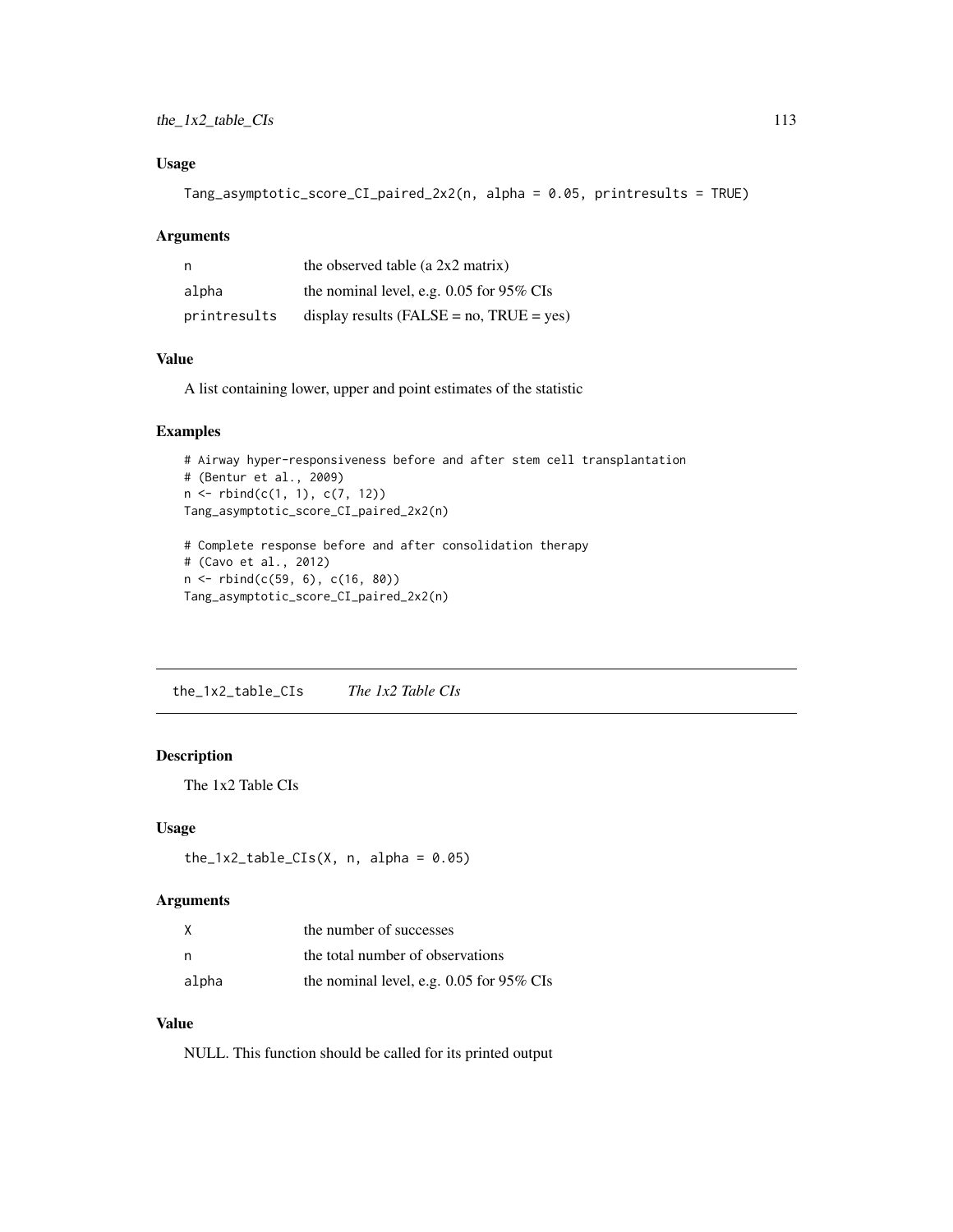### Usage

```
Tang_asymptotic_score_CI_paired_2x2(n, alpha = 0.05, printresults = TRUE)
```

### Arguments

| | |
|---|---|
| `n` | the observed table (a 2x2 matrix) |
| `alpha` | the nominal level, e.g. 0.05 for 95% CIs |
| `printresults` | display results (FALSE = no, TRUE = yes) |

### Value

A list containing lower, upper and point estimates of the statistic

### Examples

```
# Airway hyper-responsiveness before and after stem cell transplantation
# (Bentur et al., 2009)
n <- rbind(c(1, 1), c(7, 12))
Tang_asymptotic_score_CI_paired_2x2(n)

# Complete response before and after consolidation therapy
# (Cavo et al., 2012)
n <- rbind(c(59, 6), c(16, 80))
Tang_asymptotic_score_CI_paired_2x2(n)
```

---

## the_1x2_table_CIs *The 1x2 Table CIs*

---

### Description

The 1x2 Table CIs

### Usage

```
the_1x2_table_CIs(X, n, alpha = 0.05)
```

### Arguments

| | |
|---|---|
| `X` | the number of successes |
| `n` | the total number of observations |
| `alpha` | the nominal level, e.g. 0.05 for 95% CIs |

### Value

NULL. This function should be called for its printed output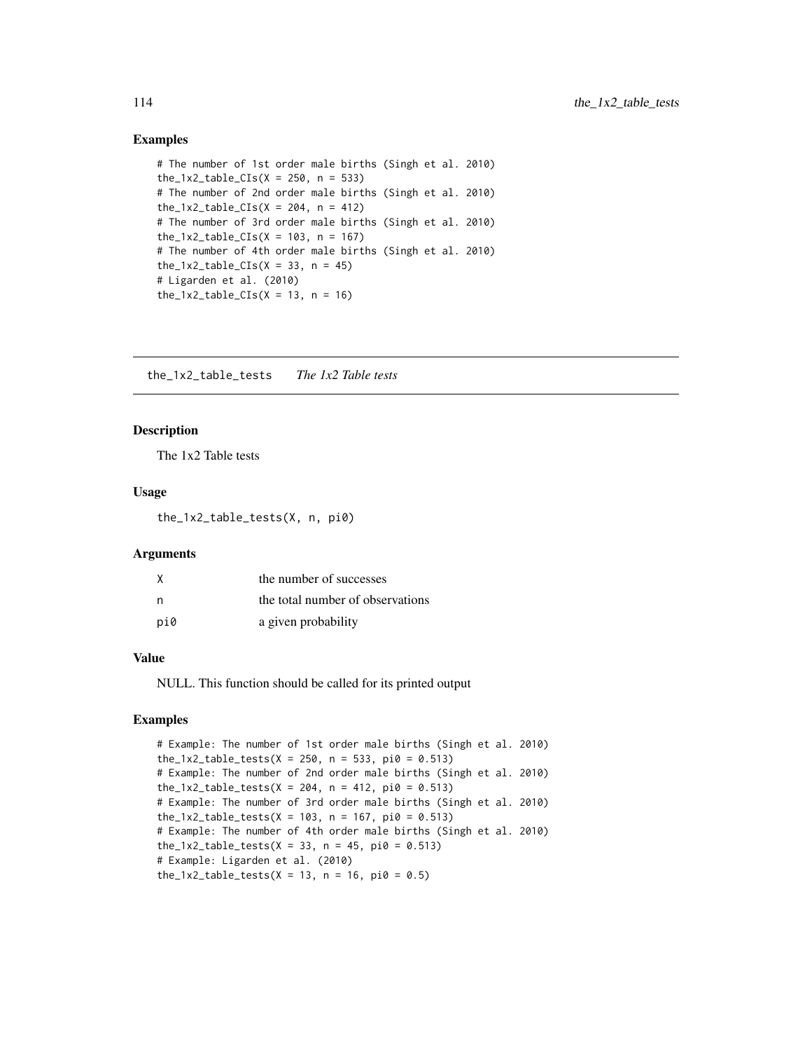## Examples

```
# The number of 1st order male births (Singh et al. 2010)
the_1x2_table_CIs(X = 250, n = 533)
# The number of 2nd order male births (Singh et al. 2010)
the_1x2_table_CIs(X = 204, n = 412)
# The number of 3rd order male births (Singh et al. 2010)
the_1x2_table_CIs(X = 103, n = 167)
# The number of 4th order male births (Singh et al. 2010)
the_1x2_table_CIs(X = 33, n = 45)
# Ligarden et al. (2010)
the_1x2_table_CIs(X = 13, n = 16)
```

---

# the_1x2_table_tests *The 1x2 Table tests*

---

## Description

The 1x2 Table tests

## Usage

```
the_1x2_table_tests(X, n, pi0)
```

## Arguments

| | |
|---|---|
| X | the number of successes |
| n | the total number of observations |
| pi0 | a given probability |

## Value

NULL. This function should be called for its printed output

## Examples

```
# Example: The number of 1st order male births (Singh et al. 2010)
the_1x2_table_tests(X = 250, n = 533, pi0 = 0.513)
# Example: The number of 2nd order male births (Singh et al. 2010)
the_1x2_table_tests(X = 204, n = 412, pi0 = 0.513)
# Example: The number of 3rd order male births (Singh et al. 2010)
the_1x2_table_tests(X = 103, n = 167, pi0 = 0.513)
# Example: The number of 4th order male births (Singh et al. 2010)
the_1x2_table_tests(X = 33, n = 45, pi0 = 0.513)
# Example: Ligarden et al. (2010)
the_1x2_table_tests(X = 13, n = 16, pi0 = 0.5)
```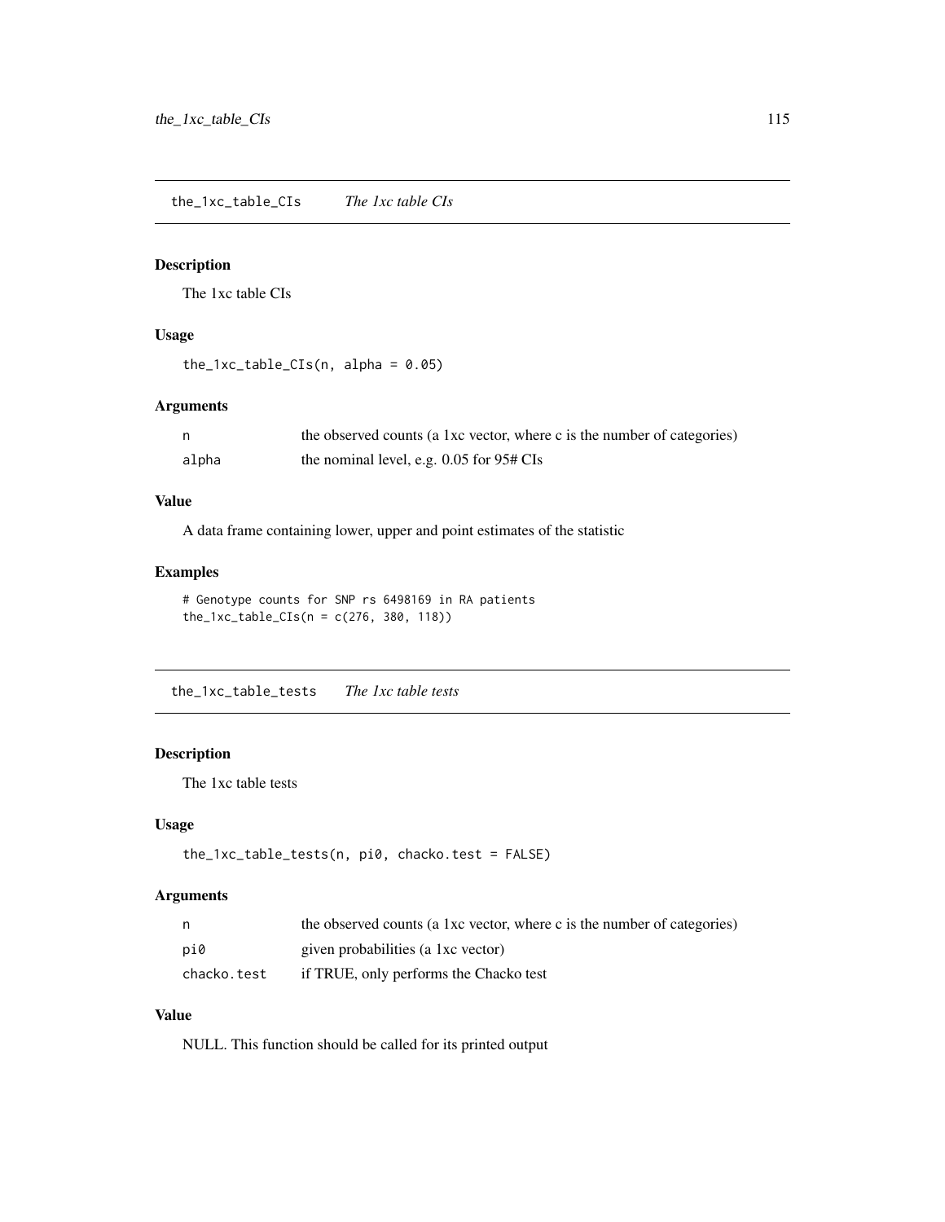## the_1xc_table_CIs *The 1xc table CIs*

### Description

The 1xc table CIs

### Usage

```
the_1xc_table_CIs(n, alpha = 0.05)
```

### Arguments

| | |
|---|---|
| n | the observed counts (a 1xc vector, where c is the number of categories) |
| alpha | the nominal level, e.g. 0.05 for 95# CIs |

### Value

A data frame containing lower, upper and point estimates of the statistic

### Examples

```
# Genotype counts for SNP rs 6498169 in RA patients
the_1xc_table_CIs(n = c(276, 380, 118))
```

## the_1xc_table_tests *The 1xc table tests*

### Description

The 1xc table tests

### Usage

```
the_1xc_table_tests(n, pi0, chacko.test = FALSE)
```

### Arguments

| | |
|---|---|
| n | the observed counts (a 1xc vector, where c is the number of categories) |
| pi0 | given probabilities (a 1xc vector) |
| chacko.test | if TRUE, only performs the Chacko test |

### Value

NULL. This function should be called for its printed output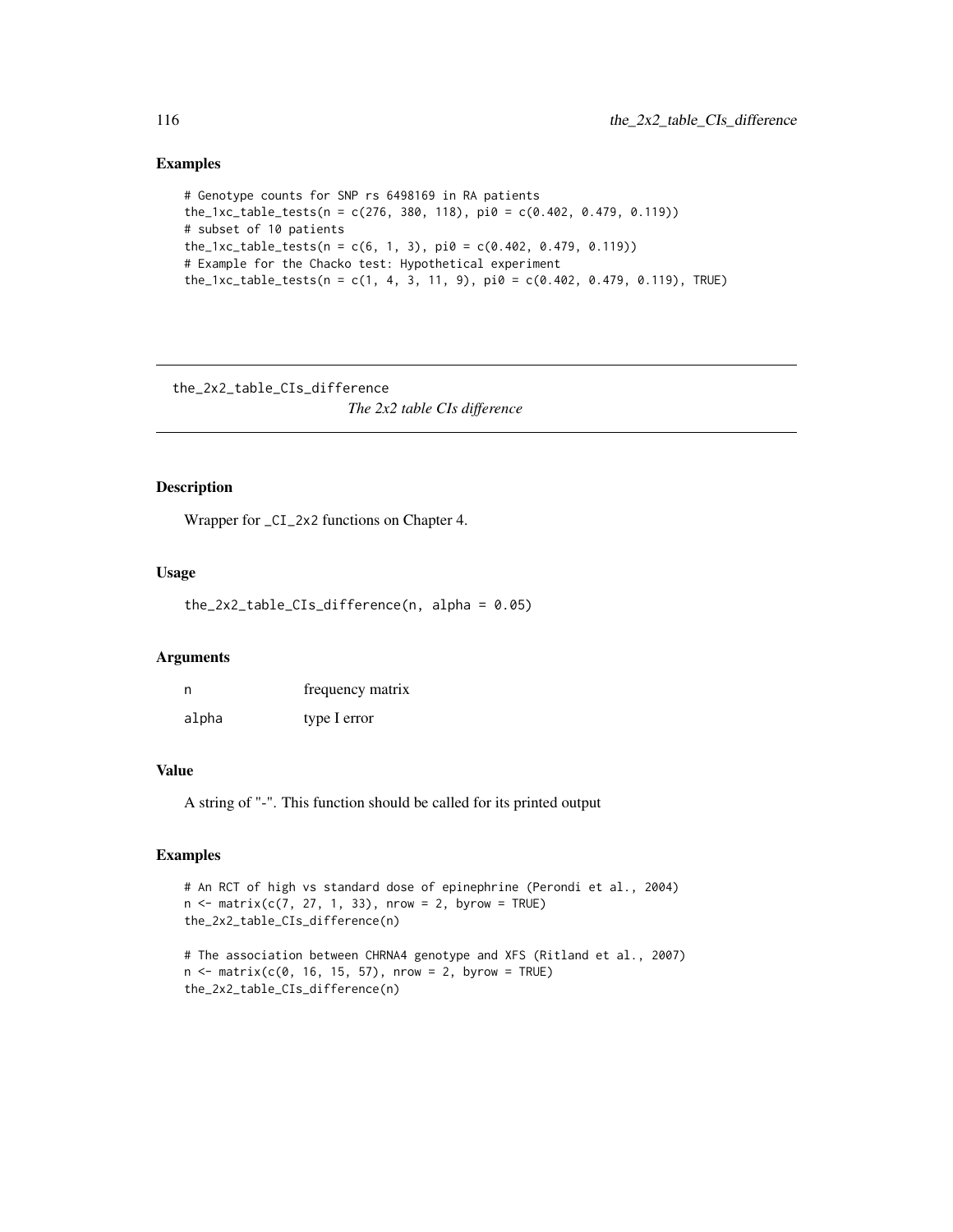## Examples

```
# Genotype counts for SNP rs 6498169 in RA patients
the_1xc_table_tests(n = c(276, 380, 118), pi0 = c(0.402, 0.479, 0.119))
# subset of 10 patients
the_1xc_table_tests(n = c(6, 1, 3), pi0 = c(0.402, 0.479, 0.119))
# Example for the Chacko test: Hypothetical experiment
the_1xc_table_tests(n = c(1, 4, 3, 11, 9), pi0 = c(0.402, 0.479, 0.119), TRUE)
```

---

# the_2x2_table_CIs_difference

*The 2x2 table CIs difference*

---

## Description

Wrapper for _CI_2x2 functions on Chapter 4.

## Usage

```
the_2x2_table_CIs_difference(n, alpha = 0.05)
```

## Arguments

| | |
|---|---|
| n | frequency matrix |
| alpha | type I error |

## Value

A string of "-". This function should be called for its printed output

## Examples

```
# An RCT of high vs standard dose of epinephrine (Perondi et al., 2004)
n <- matrix(c(7, 27, 1, 33), nrow = 2, byrow = TRUE)
the_2x2_table_CIs_difference(n)

# The association between CHRNA4 genotype and XFS (Ritland et al., 2007)
n <- matrix(c(0, 16, 15, 57), nrow = 2, byrow = TRUE)
the_2x2_table_CIs_difference(n)
```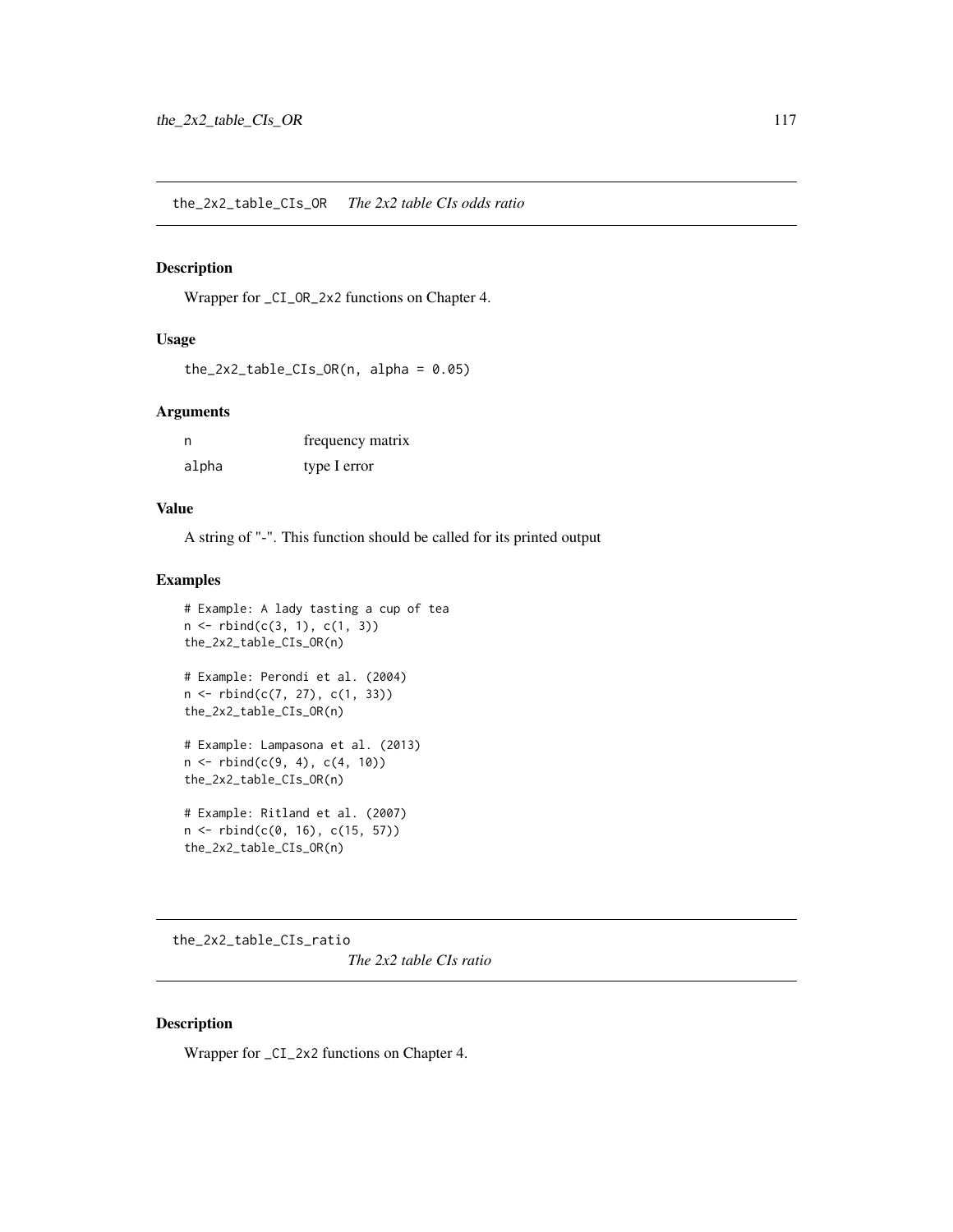## the_2x2_table_CIs_OR *The 2x2 table CIs odds ratio*

### Description

Wrapper for _CI_OR_2x2 functions on Chapter 4.

### Usage

```
the_2x2_table_CIs_OR(n, alpha = 0.05)
```

### Arguments

| | |
|---|---|
| n | frequency matrix |
| alpha | type I error |

### Value

A string of "-". This function should be called for its printed output

### Examples

```
# Example: A lady tasting a cup of tea
n <- rbind(c(3, 1), c(1, 3))
the_2x2_table_CIs_OR(n)

# Example: Perondi et al. (2004)
n <- rbind(c(7, 27), c(1, 33))
the_2x2_table_CIs_OR(n)

# Example: Lampasona et al. (2013)
n <- rbind(c(9, 4), c(4, 10))
the_2x2_table_CIs_OR(n)

# Example: Ritland et al. (2007)
n <- rbind(c(0, 16), c(15, 57))
the_2x2_table_CIs_OR(n)
```

## the_2x2_table_CIs_ratio *The 2x2 table CIs ratio*

### Description

Wrapper for _CI_2x2 functions on Chapter 4.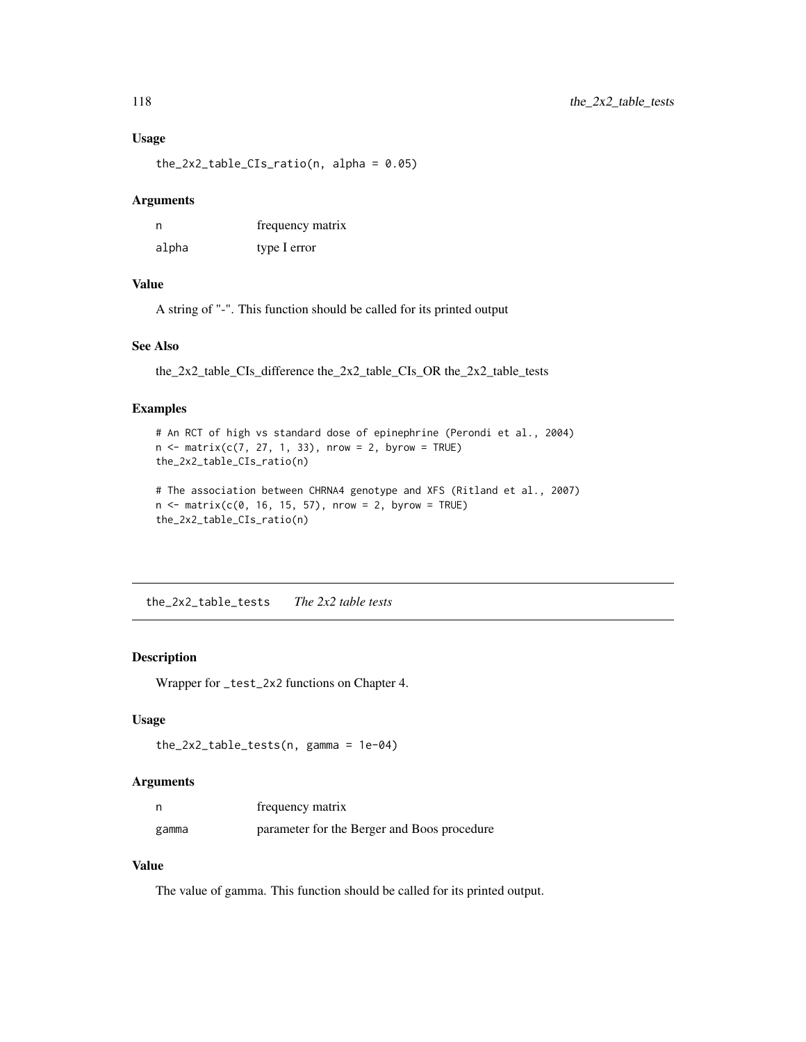### Usage

```
the_2x2_table_CIs_ratio(n, alpha = 0.05)
```

### Arguments

| | |
|---|---|
| n | frequency matrix |
| alpha | type I error |

### Value

A string of "-". This function should be called for its printed output

### See Also

the_2x2_table_CIs_difference the_2x2_table_CIs_OR the_2x2_table_tests

### Examples

```
# An RCT of high vs standard dose of epinephrine (Perondi et al., 2004)
n <- matrix(c(7, 27, 1, 33), nrow = 2, byrow = TRUE)
the_2x2_table_CIs_ratio(n)

# The association between CHRNA4 genotype and XFS (Ritland et al., 2007)
n <- matrix(c(0, 16, 15, 57), nrow = 2, byrow = TRUE)
the_2x2_table_CIs_ratio(n)
```

---

## the_2x2_table_tests *The 2x2 table tests*

### Description

Wrapper for `_test_2x2` functions on Chapter 4.

### Usage

```
the_2x2_table_tests(n, gamma = 1e-04)
```

### Arguments

| | |
|---|---|
| n | frequency matrix |
| gamma | parameter for the Berger and Boos procedure |

### Value

The value of gamma. This function should be called for its printed output.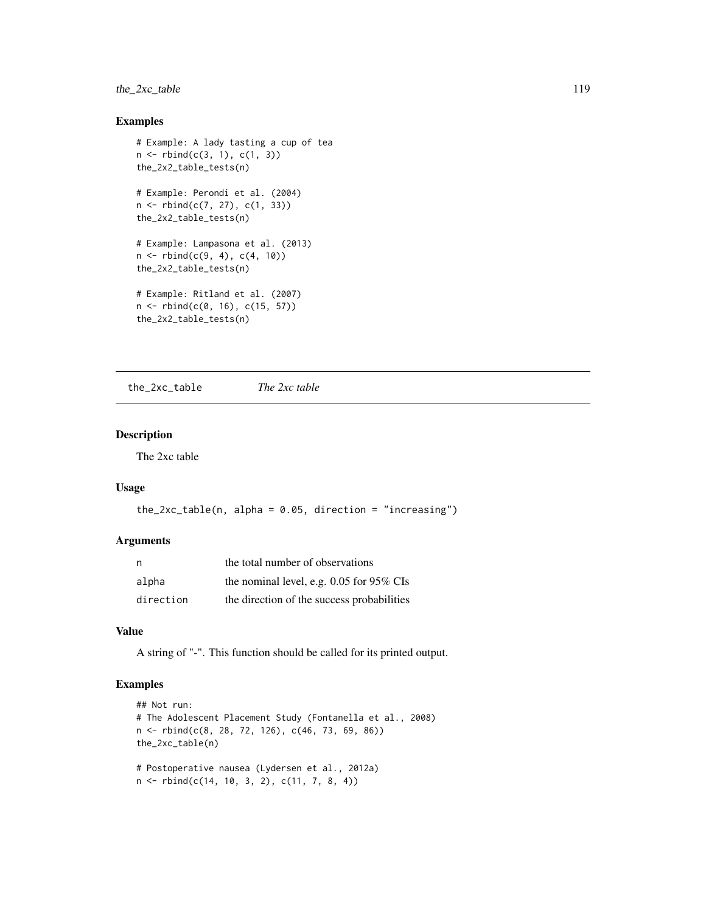## Examples

```
# Example: A lady tasting a cup of tea
n <- rbind(c(3, 1), c(1, 3))
the_2x2_table_tests(n)

# Example: Perondi et al. (2004)
n <- rbind(c(7, 27), c(1, 33))
the_2x2_table_tests(n)

# Example: Lampasona et al. (2013)
n <- rbind(c(9, 4), c(4, 10))
the_2x2_table_tests(n)

# Example: Ritland et al. (2007)
n <- rbind(c(0, 16), c(15, 57))
the_2x2_table_tests(n)
```

---

the_2xc_table &nbsp;&nbsp;&nbsp;&nbsp; *The 2xc table*

---

## Description

The 2xc table

## Usage

```
the_2xc_table(n, alpha = 0.05, direction = "increasing")
```

## Arguments

| | |
|---|---|
| n | the total number of observations |
| alpha | the nominal level, e.g. 0.05 for 95% CIs |
| direction | the direction of the success probabilities |

## Value

A string of "-". This function should be called for its printed output.

## Examples

```
## Not run:
# The Adolescent Placement Study (Fontanella et al., 2008)
n <- rbind(c(8, 28, 72, 126), c(46, 73, 69, 86))
the_2xc_table(n)

# Postoperative nausea (Lydersen et al., 2012a)
n <- rbind(c(14, 10, 3, 2), c(11, 7, 8, 4))
```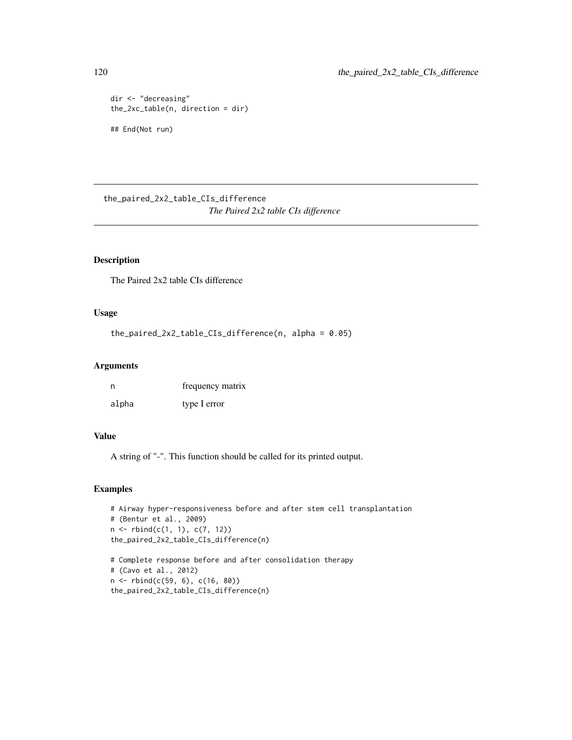```
dir <- "decreasing"
the_2xc_table(n, direction = dir)

## End(Not run)
```

## the_paired_2x2_table_CIs_difference

*The Paired 2x2 table CIs difference*

### Description

The Paired 2x2 table CIs difference

### Usage

```
the_paired_2x2_table_CIs_difference(n, alpha = 0.05)
```

### Arguments

| | |
|---|---|
| n | frequency matrix |
| alpha | type I error |

### Value

A string of "-". This function should be called for its printed output.

### Examples

```
# Airway hyper-responsiveness before and after stem cell transplantation
# (Bentur et al., 2009)
n <- rbind(c(1, 1), c(7, 12))
the_paired_2x2_table_CIs_difference(n)

# Complete response before and after consolidation therapy
# (Cavo et al., 2012)
n <- rbind(c(59, 6), c(16, 80))
the_paired_2x2_table_CIs_difference(n)
```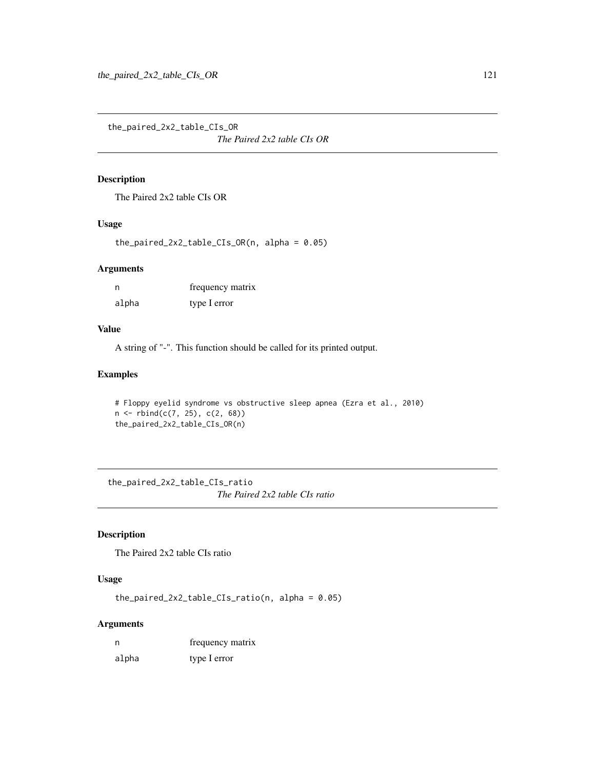## the_paired_2x2_table_CIs_OR

*The Paired 2x2 table CIs OR*

### Description

The Paired 2x2 table CIs OR

### Usage

```
the_paired_2x2_table_CIs_OR(n, alpha = 0.05)
```

### Arguments

| | |
|---|---|
| n | frequency matrix |
| alpha | type I error |

### Value

A string of "-". This function should be called for its printed output.

### Examples

```
# Floppy eyelid syndrome vs obstructive sleep apnea (Ezra et al., 2010)
n <- rbind(c(7, 25), c(2, 68))
the_paired_2x2_table_CIs_OR(n)
```

## the_paired_2x2_table_CIs_ratio

*The Paired 2x2 table CIs ratio*

### Description

The Paired 2x2 table CIs ratio

### Usage

```
the_paired_2x2_table_CIs_ratio(n, alpha = 0.05)
```

### Arguments

| | |
|---|---|
| n | frequency matrix |
| alpha | type I error |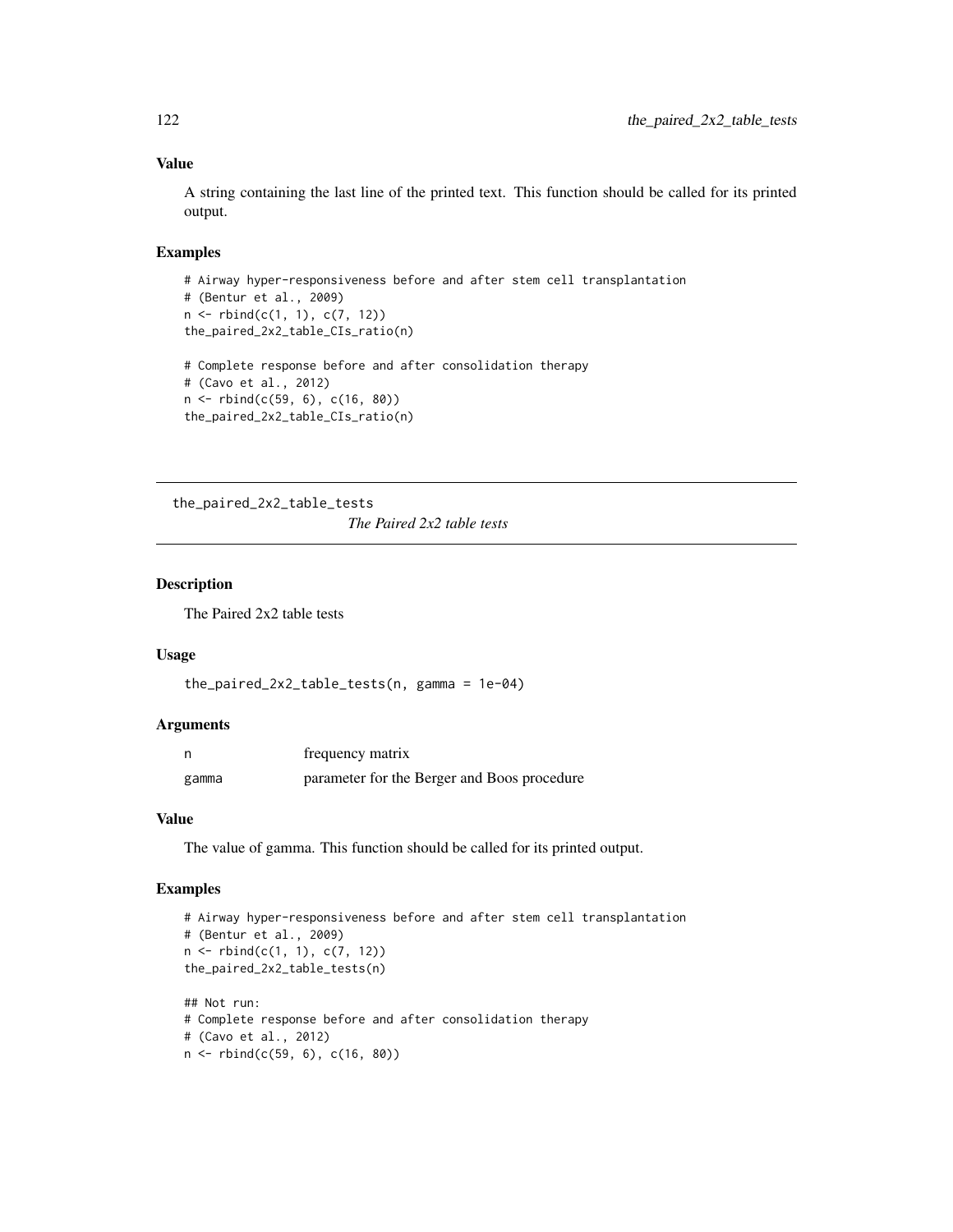### Value

A string containing the last line of the printed text. This function should be called for its printed output.

### Examples

```
# Airway hyper-responsiveness before and after stem cell transplantation
# (Bentur et al., 2009)
n <- rbind(c(1, 1), c(7, 12))
the_paired_2x2_table_CIs_ratio(n)

# Complete response before and after consolidation therapy
# (Cavo et al., 2012)
n <- rbind(c(59, 6), c(16, 80))
the_paired_2x2_table_CIs_ratio(n)
```

---

## the_paired_2x2_table_tests

*The Paired 2x2 table tests*

### Description

The Paired 2x2 table tests

### Usage

```
the_paired_2x2_table_tests(n, gamma = 1e-04)
```

### Arguments

| | |
|---|---|
| n | frequency matrix |
| gamma | parameter for the Berger and Boos procedure |

### Value

The value of gamma. This function should be called for its printed output.

### Examples

```
# Airway hyper-responsiveness before and after stem cell transplantation
# (Bentur et al., 2009)
n <- rbind(c(1, 1), c(7, 12))
the_paired_2x2_table_tests(n)

## Not run:
# Complete response before and after consolidation therapy
# (Cavo et al., 2012)
n <- rbind(c(59, 6), c(16, 80))
```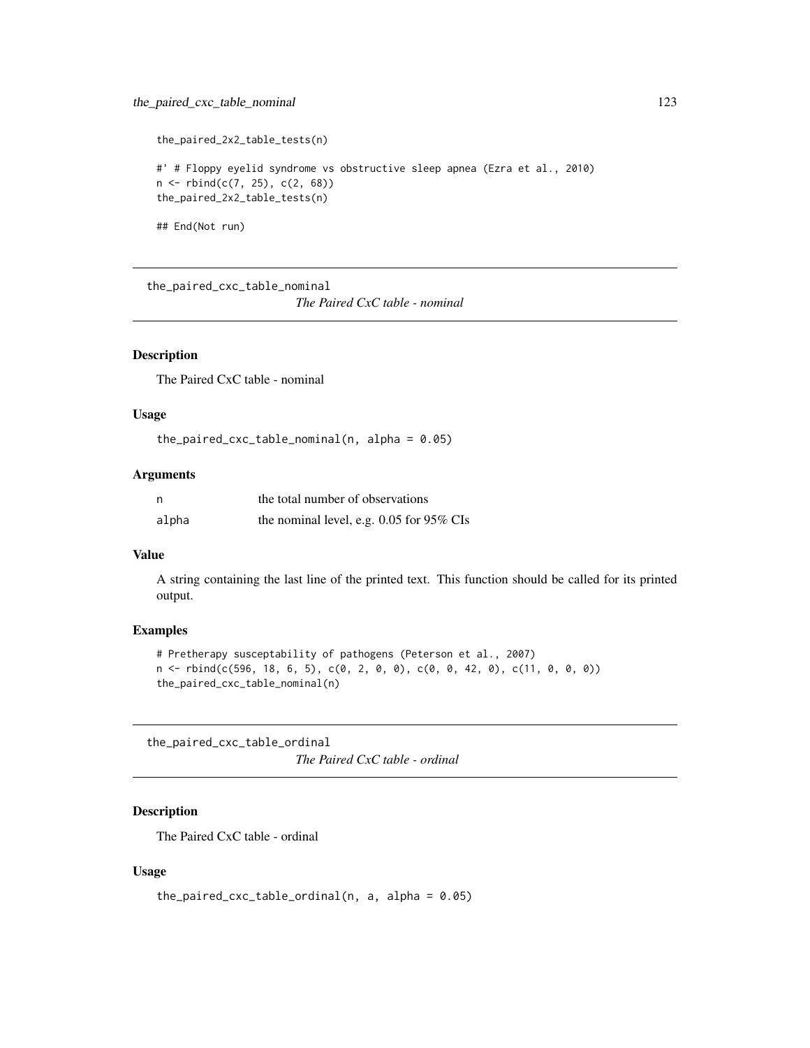```
the_paired_2x2_table_tests(n)

#' # Floppy eyelid syndrome vs obstructive sleep apnea (Ezra et al., 2010)
n <- rbind(c(7, 25), c(2, 68))
the_paired_2x2_table_tests(n)

## End(Not run)
```

---

## the_paired_cxc_table_nominal

*The Paired CxC table - nominal*

### Description

The Paired CxC table - nominal

### Usage

```
the_paired_cxc_table_nominal(n, alpha = 0.05)
```

### Arguments

| | |
|---|---|
| n | the total number of observations |
| alpha | the nominal level, e.g. 0.05 for 95% CIs |

### Value

A string containing the last line of the printed text. This function should be called for its printed output.

### Examples

```
# Pretherapy susceptability of pathogens (Peterson et al., 2007)
n <- rbind(c(596, 18, 6, 5), c(0, 2, 0, 0), c(0, 0, 42, 0), c(11, 0, 0, 0))
the_paired_cxc_table_nominal(n)
```

---

## the_paired_cxc_table_ordinal

*The Paired CxC table - ordinal*

### Description

The Paired CxC table - ordinal

### Usage

```
the_paired_cxc_table_ordinal(n, a, alpha = 0.05)
```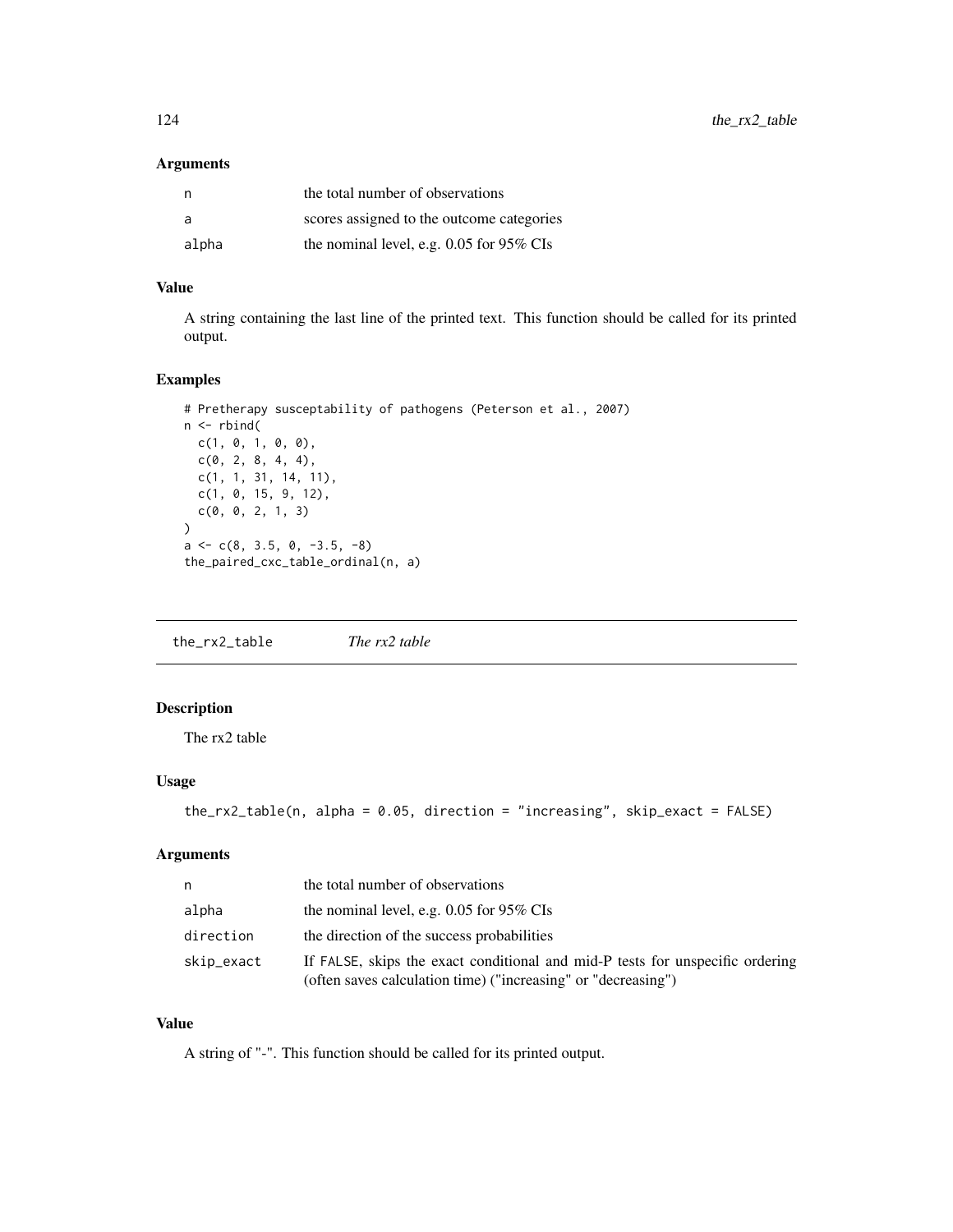### Arguments

| | |
|---|---|
| n | the total number of observations |
| a | scores assigned to the outcome categories |
| alpha | the nominal level, e.g. 0.05 for 95% CIs |

### Value

A string containing the last line of the printed text. This function should be called for its printed output.

### Examples

```
# Pretherapy susceptability of pathogens (Peterson et al., 2007)
n <- rbind(
  c(1, 0, 1, 0, 0),
  c(0, 2, 8, 4, 4),
  c(1, 1, 31, 14, 11),
  c(1, 0, 15, 9, 12),
  c(0, 0, 2, 1, 3)
)
a <- c(8, 3.5, 0, -3.5, -8)
the_paired_cxc_table_ordinal(n, a)
```

---

## the_rx2_table *The rx2 table*

### Description

The rx2 table

### Usage

```
the_rx2_table(n, alpha = 0.05, direction = "increasing", skip_exact = FALSE)
```

### Arguments

| | |
|---|---|
| n | the total number of observations |
| alpha | the nominal level, e.g. 0.05 for 95% CIs |
| direction | the direction of the success probabilities |
| skip_exact | If FALSE, skips the exact conditional and mid-P tests for unspecific ordering (often saves calculation time) ("increasing" or "decreasing") |

### Value

A string of "-". This function should be called for its printed output.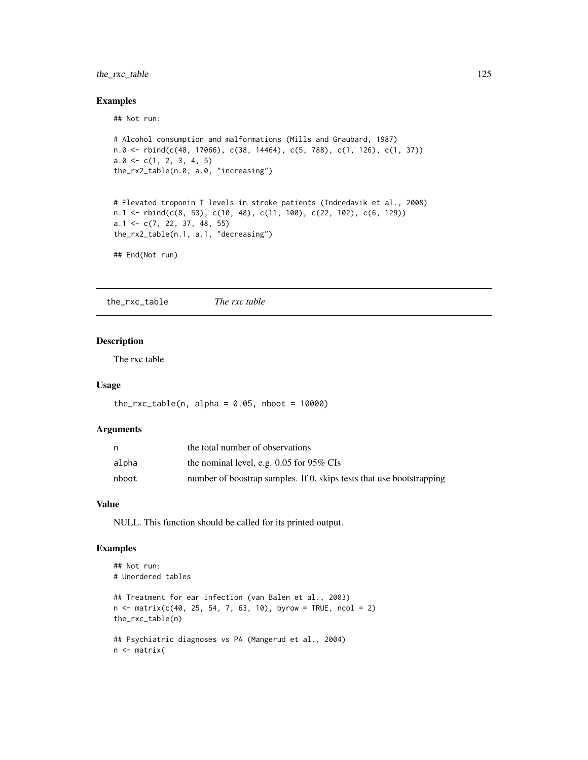## Examples

```
## Not run:

# Alcohol consumption and malformations (Mills and Graubard, 1987)
n.0 <- rbind(c(48, 17066), c(38, 14464), c(5, 788), c(1, 126), c(1, 37))
a.0 <- c(1, 2, 3, 4, 5)
the_rx2_table(n.0, a.0, "increasing")


# Elevated troponin T levels in stroke patients (Indredavik et al., 2008)
n.1 <- rbind(c(8, 53), c(10, 48), c(11, 100), c(22, 102), c(6, 129))
a.1 <- c(7, 22, 37, 48, 55)
the_rx2_table(n.1, a.1, "decreasing")

## End(Not run)
```

---

# the_rxc_table *The rxc table*

## Description

The rxc table

## Usage

```
the_rxc_table(n, alpha = 0.05, nboot = 10000)
```

## Arguments

| | |
|---|---|
| n | the total number of observations |
| alpha | the nominal level, e.g. 0.05 for 95% CIs |
| nboot | number of boostrap samples. If 0, skips tests that use bootstrapping |

## Value

NULL. This function should be called for its printed output.

## Examples

```
## Not run:
# Unordered tables

## Treatment for ear infection (van Balen et al., 2003)
n <- matrix(c(40, 25, 54, 7, 63, 10), byrow = TRUE, ncol = 2)
the_rxc_table(n)

## Psychiatric diagnoses vs PA (Mangerud et al., 2004)
n <- matrix(
```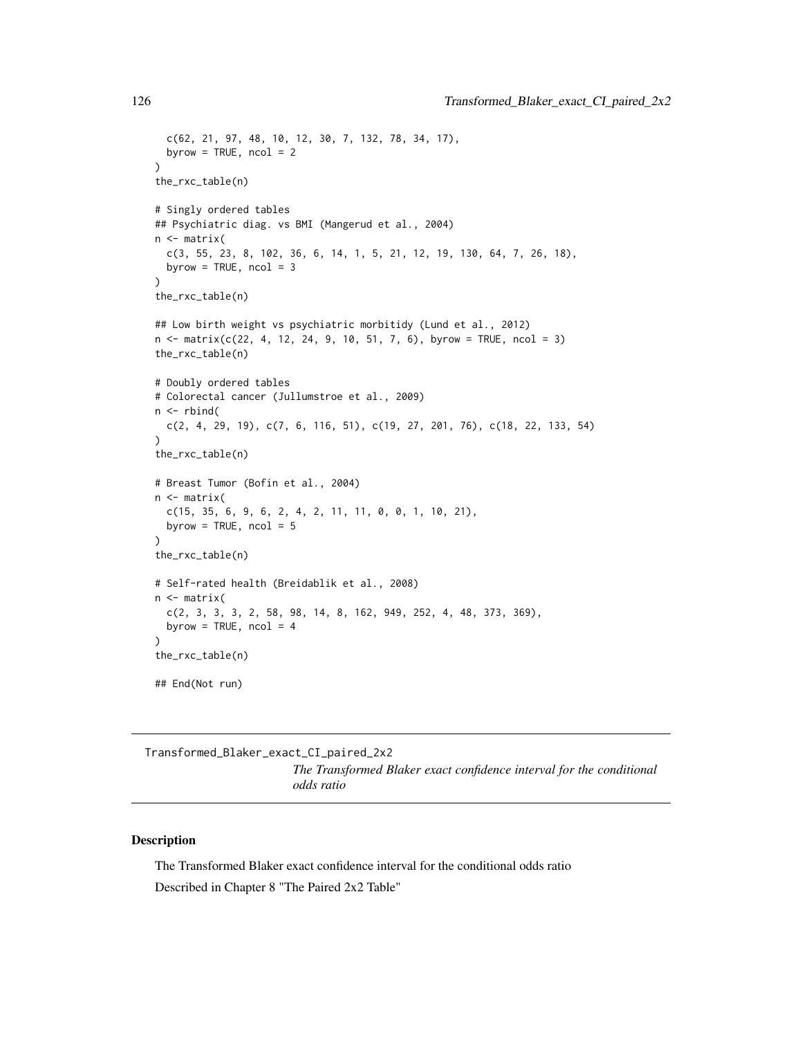```
  c(62, 21, 97, 48, 10, 12, 30, 7, 132, 78, 34, 17),
  byrow = TRUE, ncol = 2
)
the_rxc_table(n)

# Singly ordered tables
## Psychiatric diag. vs BMI (Mangerud et al., 2004)
n <- matrix(
  c(3, 55, 23, 8, 102, 36, 6, 14, 1, 5, 21, 12, 19, 130, 64, 7, 26, 18),
  byrow = TRUE, ncol = 3
)
the_rxc_table(n)

## Low birth weight vs psychiatric morbitidy (Lund et al., 2012)
n <- matrix(c(22, 4, 12, 24, 9, 10, 51, 7, 6), byrow = TRUE, ncol = 3)
the_rxc_table(n)

# Doubly ordered tables
# Colorectal cancer (Jullumstroe et al., 2009)
n <- rbind(
  c(2, 4, 29, 19), c(7, 6, 116, 51), c(19, 27, 201, 76), c(18, 22, 133, 54)
)
the_rxc_table(n)

# Breast Tumor (Bofin et al., 2004)
n <- matrix(
  c(15, 35, 6, 9, 6, 2, 4, 2, 11, 11, 0, 0, 1, 10, 21),
  byrow = TRUE, ncol = 5
)
the_rxc_table(n)

# Self-rated health (Breidablik et al., 2008)
n <- matrix(
  c(2, 3, 3, 3, 2, 58, 98, 14, 8, 162, 949, 252, 4, 48, 373, 369),
  byrow = TRUE, ncol = 4
)
the_rxc_table(n)

## End(Not run)
```

---

Transformed_Blaker_exact_CI_paired_2x2 — *The Transformed Blaker exact confidence interval for the conditional odds ratio*

---

## Description

The Transformed Blaker exact confidence interval for the conditional odds ratio

Described in Chapter 8 "The Paired 2x2 Table"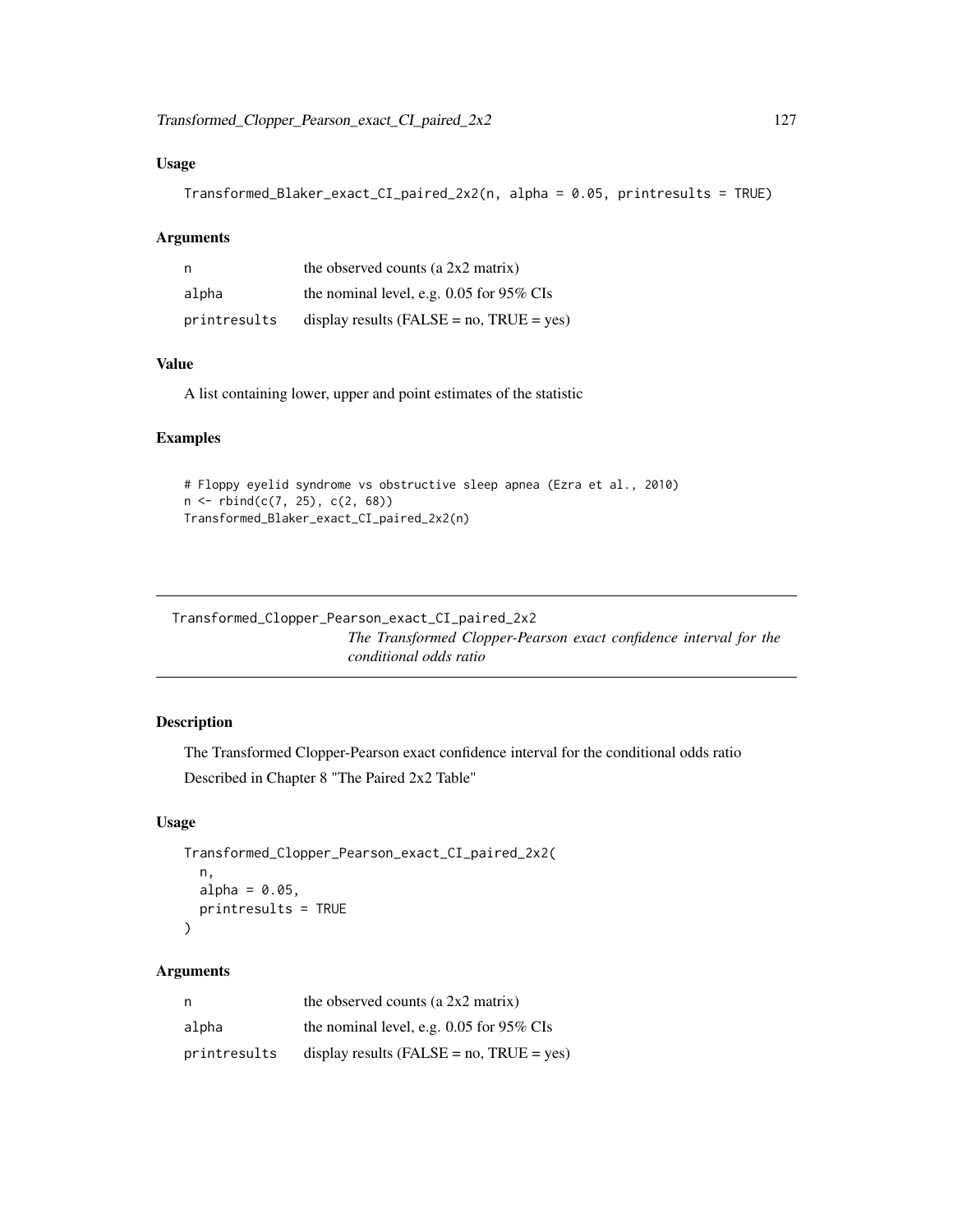### Usage

```
Transformed_Blaker_exact_CI_paired_2x2(n, alpha = 0.05, printresults = TRUE)
```

### Arguments

| | |
|---|---|
| n | the observed counts (a 2x2 matrix) |
| alpha | the nominal level, e.g. 0.05 for 95% CIs |
| printresults | display results (FALSE = no, TRUE = yes) |

### Value

A list containing lower, upper and point estimates of the statistic

### Examples

```
# Floppy eyelid syndrome vs obstructive sleep apnea (Ezra et al., 2010)
n <- rbind(c(7, 25), c(2, 68))
Transformed_Blaker_exact_CI_paired_2x2(n)
```

---

## Transformed_Clopper_Pearson_exact_CI_paired_2x2

*The Transformed Clopper-Pearson exact confidence interval for the conditional odds ratio*

### Description

The Transformed Clopper-Pearson exact confidence interval for the conditional odds ratio

Described in Chapter 8 "The Paired 2x2 Table"

### Usage

```
Transformed_Clopper_Pearson_exact_CI_paired_2x2(
  n,
  alpha = 0.05,
  printresults = TRUE
)
```

### Arguments

| | |
|---|---|
| n | the observed counts (a 2x2 matrix) |
| alpha | the nominal level, e.g. 0.05 for 95% CIs |
| printresults | display results (FALSE = no, TRUE = yes) |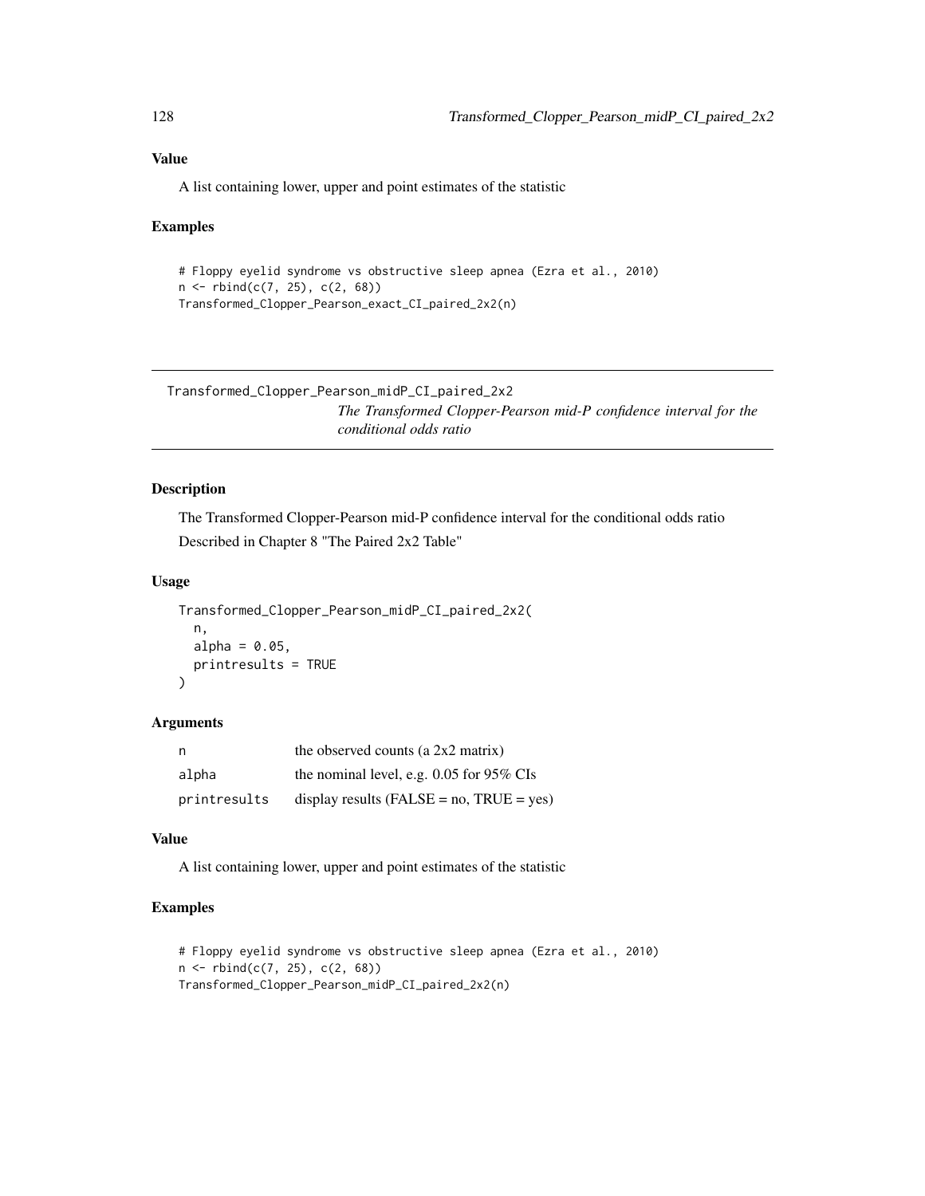### Value

A list containing lower, upper and point estimates of the statistic

### Examples

```
# Floppy eyelid syndrome vs obstructive sleep apnea (Ezra et al., 2010)
n <- rbind(c(7, 25), c(2, 68))
Transformed_Clopper_Pearson_exact_CI_paired_2x2(n)
```

---

## Transformed_Clopper_Pearson_midP_CI_paired_2x2

*The Transformed Clopper-Pearson mid-P confidence interval for the conditional odds ratio*

---

### Description

The Transformed Clopper-Pearson mid-P confidence interval for the conditional odds ratio

Described in Chapter 8 "The Paired 2x2 Table"

### Usage

```
Transformed_Clopper_Pearson_midP_CI_paired_2x2(
  n,
  alpha = 0.05,
  printresults = TRUE
)
```

### Arguments

| | |
|---|---|
| n | the observed counts (a 2x2 matrix) |
| alpha | the nominal level, e.g. 0.05 for 95% CIs |
| printresults | display results (FALSE = no, TRUE = yes) |

### Value

A list containing lower, upper and point estimates of the statistic

### Examples

```
# Floppy eyelid syndrome vs obstructive sleep apnea (Ezra et al., 2010)
n <- rbind(c(7, 25), c(2, 68))
Transformed_Clopper_Pearson_midP_CI_paired_2x2(n)
```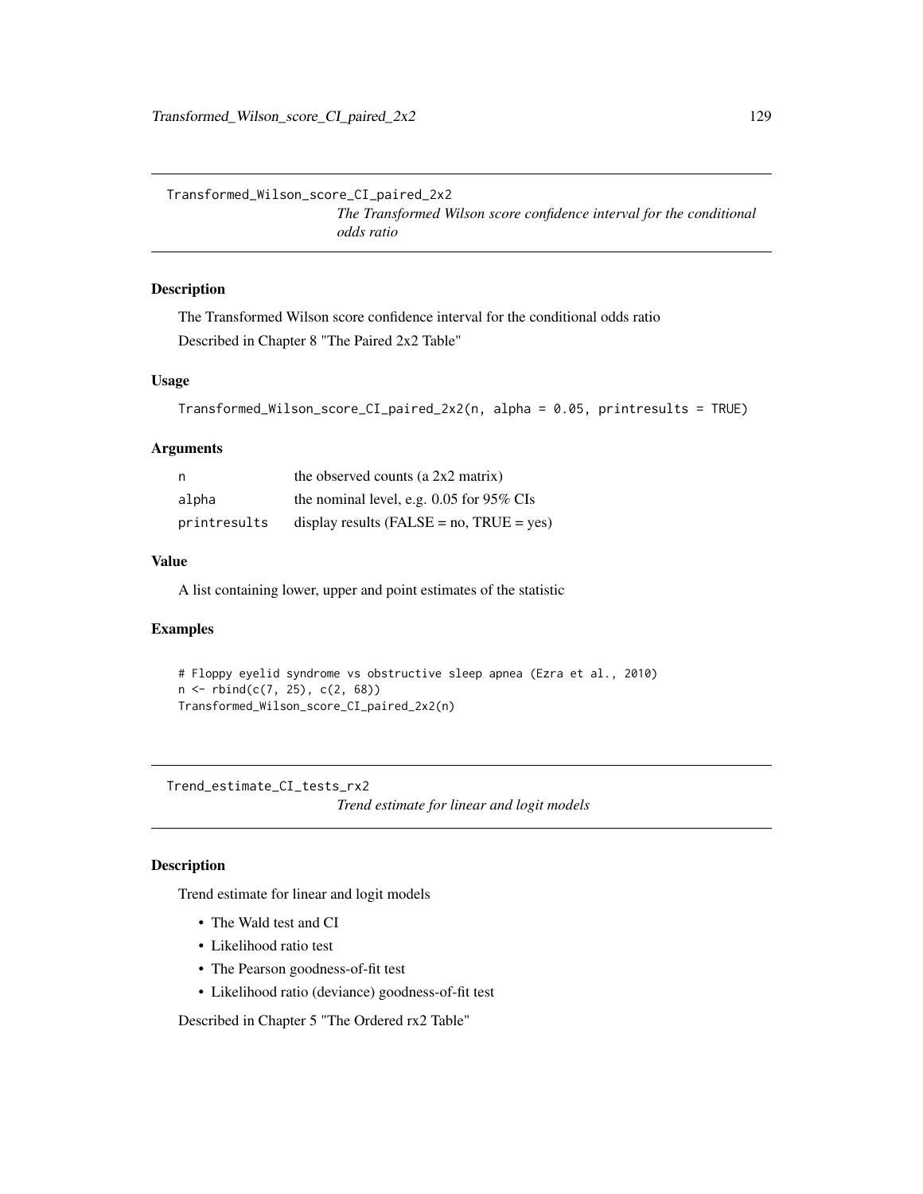## Transformed_Wilson_score_CI_paired_2x2

*The Transformed Wilson score confidence interval for the conditional odds ratio*

### Description

The Transformed Wilson score confidence interval for the conditional odds ratio

Described in Chapter 8 "The Paired 2x2 Table"

### Usage

```
Transformed_Wilson_score_CI_paired_2x2(n, alpha = 0.05, printresults = TRUE)
```

### Arguments

| | |
|---|---|
| n | the observed counts (a 2x2 matrix) |
| alpha | the nominal level, e.g. 0.05 for 95% CIs |
| printresults | display results (FALSE = no, TRUE = yes) |

### Value

A list containing lower, upper and point estimates of the statistic

### Examples

```
# Floppy eyelid syndrome vs obstructive sleep apnea (Ezra et al., 2010)
n <- rbind(c(7, 25), c(2, 68))
Transformed_Wilson_score_CI_paired_2x2(n)
```

## Trend_estimate_CI_tests_rx2

*Trend estimate for linear and logit models*

### Description

Trend estimate for linear and logit models

- The Wald test and CI
- Likelihood ratio test
- The Pearson goodness-of-fit test
- Likelihood ratio (deviance) goodness-of-fit test

Described in Chapter 5 "The Ordered rx2 Table"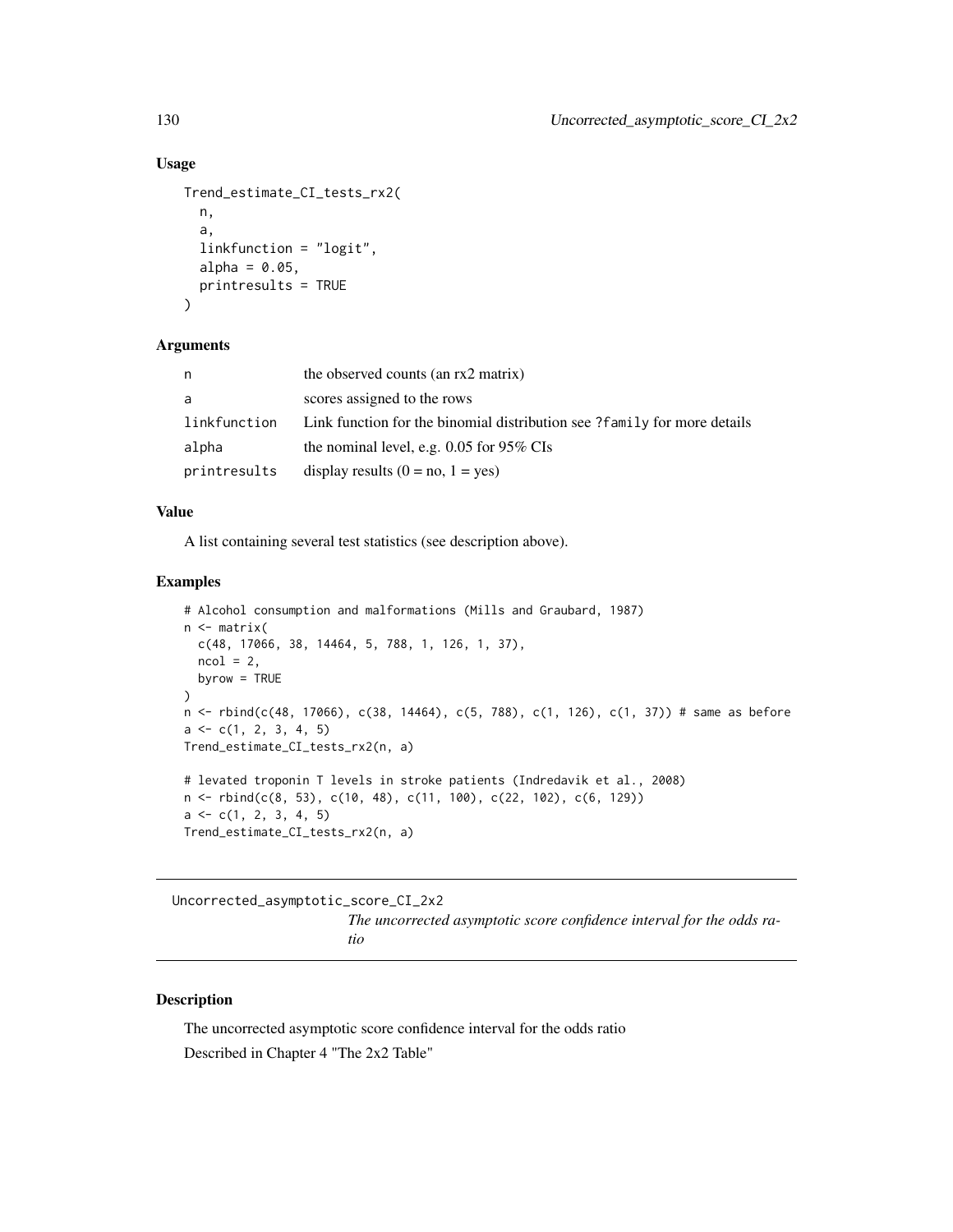### Usage

```
Trend_estimate_CI_tests_rx2(
  n,
  a,
  linkfunction = "logit",
  alpha = 0.05,
  printresults = TRUE
)
```

### Arguments

| | |
|---|---|
| n | the observed counts (an rx2 matrix) |
| a | scores assigned to the rows |
| linkfunction | Link function for the binomial distribution see ?family for more details |
| alpha | the nominal level, e.g. 0.05 for 95% CIs |
| printresults | display results (0 = no, 1 = yes) |

### Value

A list containing several test statistics (see description above).

### Examples

```
# Alcohol consumption and malformations (Mills and Graubard, 1987)
n <- matrix(
  c(48, 17066, 38, 14464, 5, 788, 1, 126, 1, 37),
  ncol = 2,
  byrow = TRUE
)
n <- rbind(c(48, 17066), c(38, 14464), c(5, 788), c(1, 126), c(1, 37)) # same as before
a <- c(1, 2, 3, 4, 5)
Trend_estimate_CI_tests_rx2(n, a)

# levated troponin T levels in stroke patients (Indredavik et al., 2008)
n <- rbind(c(8, 53), c(10, 48), c(11, 100), c(22, 102), c(6, 129))
a <- c(1, 2, 3, 4, 5)
Trend_estimate_CI_tests_rx2(n, a)
```

---

## Uncorrected_asymptotic_score_CI_2x2

*The uncorrected asymptotic score confidence interval for the odds ratio*

---

### Description

The uncorrected asymptotic score confidence interval for the odds ratio

Described in Chapter 4 "The 2x2 Table"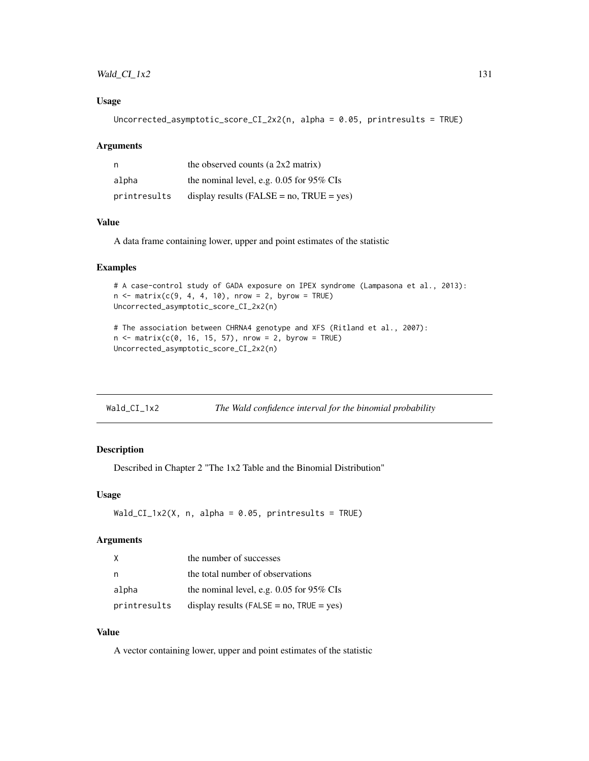### Usage

```
Uncorrected_asymptotic_score_CI_2x2(n, alpha = 0.05, printresults = TRUE)
```

### Arguments

| | |
|---|---|
| n | the observed counts (a 2x2 matrix) |
| alpha | the nominal level, e.g. 0.05 for 95% CIs |
| printresults | display results (FALSE = no, TRUE = yes) |

### Value

A data frame containing lower, upper and point estimates of the statistic

### Examples

```
# A case-control study of GADA exposure on IPEX syndrome (Lampasona et al., 2013):
n <- matrix(c(9, 4, 4, 10), nrow = 2, byrow = TRUE)
Uncorrected_asymptotic_score_CI_2x2(n)

# The association between CHRNA4 genotype and XFS (Ritland et al., 2007):
n <- matrix(c(0, 16, 15, 57), nrow = 2, byrow = TRUE)
Uncorrected_asymptotic_score_CI_2x2(n)
```

---

## Wald_CI_1x2 *The Wald confidence interval for the binomial probability*

### Description

Described in Chapter 2 "The 1x2 Table and the Binomial Distribution"

### Usage

```
Wald_CI_1x2(X, n, alpha = 0.05, printresults = TRUE)
```

### Arguments

| | |
|---|---|
| X | the number of successes |
| n | the total number of observations |
| alpha | the nominal level, e.g. 0.05 for 95% CIs |
| printresults | display results (FALSE = no, TRUE = yes) |

### Value

A vector containing lower, upper and point estimates of the statistic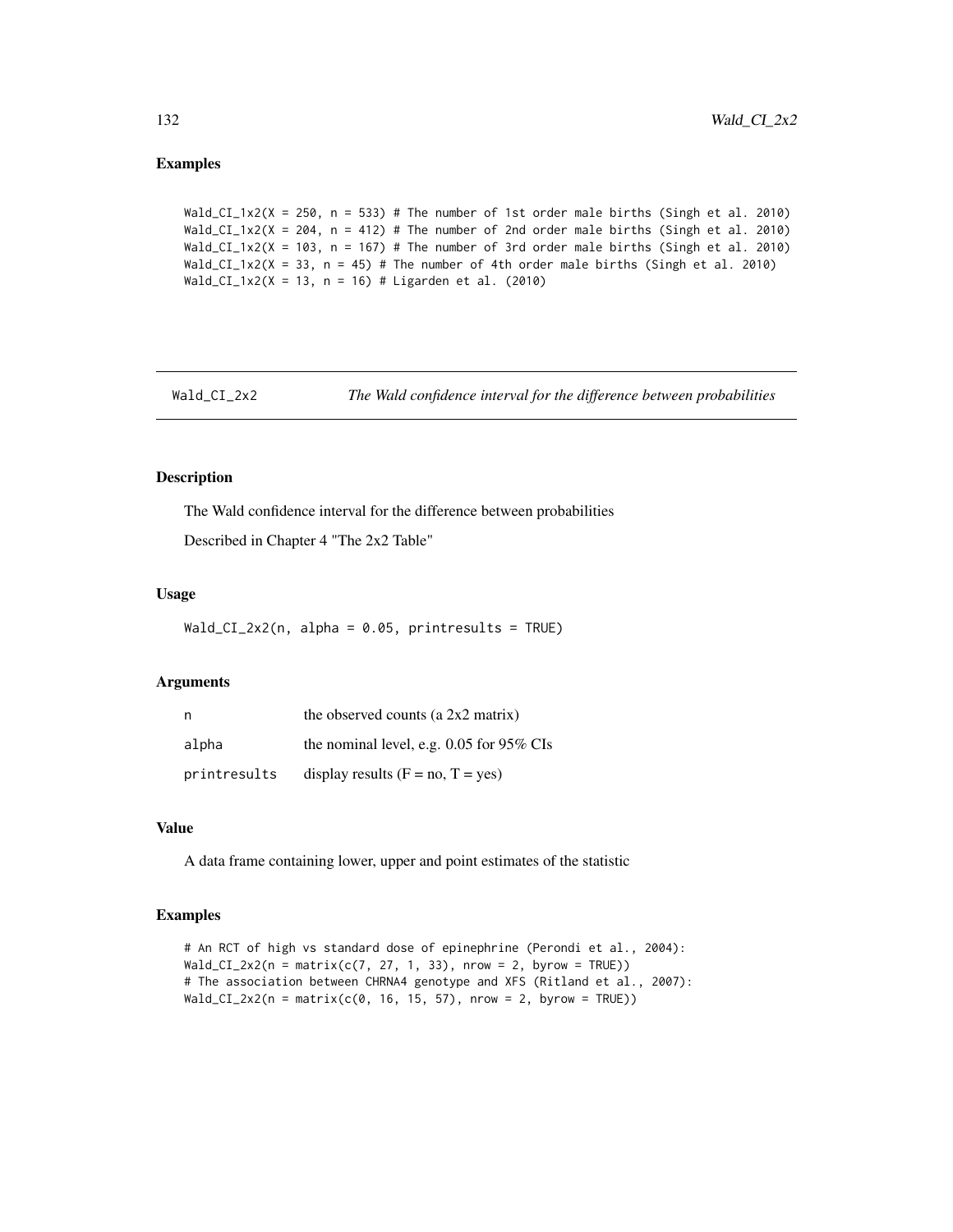## Examples

```
Wald_CI_1x2(X = 250, n = 533) # The number of 1st order male births (Singh et al. 2010)
Wald_CI_1x2(X = 204, n = 412) # The number of 2nd order male births (Singh et al. 2010)
Wald_CI_1x2(X = 103, n = 167) # The number of 3rd order male births (Singh et al. 2010)
Wald_CI_1x2(X = 33, n = 45) # The number of 4th order male births (Singh et al. 2010)
Wald_CI_1x2(X = 13, n = 16) # Ligarden et al. (2010)
```

---

# Wald_CI_2x2 — *The Wald confidence interval for the difference between probabilities*

---

## Description

The Wald confidence interval for the difference between probabilities

Described in Chapter 4 "The 2x2 Table"

## Usage

```
Wald_CI_2x2(n, alpha = 0.05, printresults = TRUE)
```

## Arguments

| | |
|---|---|
| n | the observed counts (a 2x2 matrix) |
| alpha | the nominal level, e.g. 0.05 for 95% CIs |
| printresults | display results (F = no, T = yes) |

## Value

A data frame containing lower, upper and point estimates of the statistic

## Examples

```
# An RCT of high vs standard dose of epinephrine (Perondi et al., 2004):
Wald_CI_2x2(n = matrix(c(7, 27, 1, 33), nrow = 2, byrow = TRUE))
# The association between CHRNA4 genotype and XFS (Ritland et al., 2007):
Wald_CI_2x2(n = matrix(c(0, 16, 15, 57), nrow = 2, byrow = TRUE))
```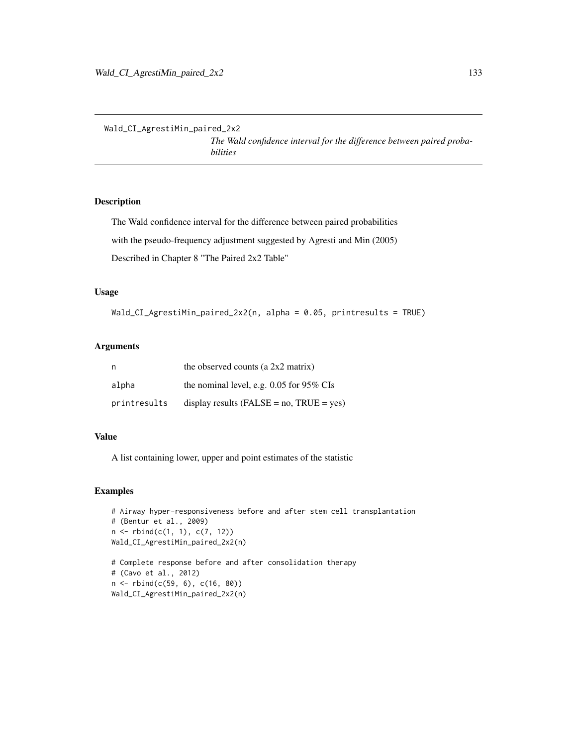Wald_CI_AgrestiMin_paired_2x2 *The Wald confidence interval for the difference between paired probabilities*

## Description

The Wald confidence interval for the difference between paired probabilities

with the pseudo-frequency adjustment suggested by Agresti and Min (2005)

Described in Chapter 8 "The Paired 2x2 Table"

## Usage

```
Wald_CI_AgrestiMin_paired_2x2(n, alpha = 0.05, printresults = TRUE)
```

## Arguments

| | |
|---|---|
| n | the observed counts (a 2x2 matrix) |
| alpha | the nominal level, e.g. 0.05 for 95% CIs |
| printresults | display results (FALSE = no, TRUE = yes) |

## Value

A list containing lower, upper and point estimates of the statistic

## Examples

```
# Airway hyper-responsiveness before and after stem cell transplantation
# (Bentur et al., 2009)
n <- rbind(c(1, 1), c(7, 12))
Wald_CI_AgrestiMin_paired_2x2(n)

# Complete response before and after consolidation therapy
# (Cavo et al., 2012)
n <- rbind(c(59, 6), c(16, 80))
Wald_CI_AgrestiMin_paired_2x2(n)
```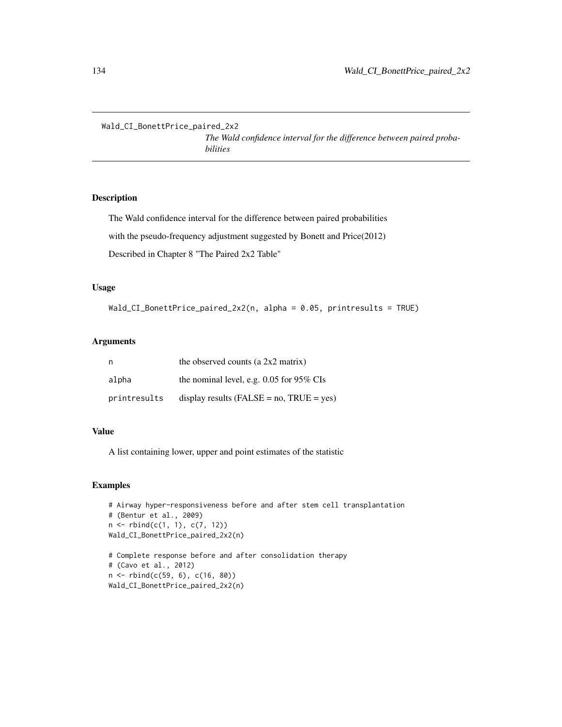`Wald_CI_BonettPrice_paired_2x2`

*The Wald confidence interval for the difference between paired probabilities*

## Description

The Wald confidence interval for the difference between paired probabilities

with the pseudo-frequency adjustment suggested by Bonett and Price(2012)

Described in Chapter 8 "The Paired 2x2 Table"

## Usage

```
Wald_CI_BonettPrice_paired_2x2(n, alpha = 0.05, printresults = TRUE)
```

## Arguments

| | |
|---|---|
| n | the observed counts (a 2x2 matrix) |
| alpha | the nominal level, e.g. 0.05 for 95% CIs |
| printresults | display results (FALSE = no, TRUE = yes) |

## Value

A list containing lower, upper and point estimates of the statistic

## Examples

```
# Airway hyper-responsiveness before and after stem cell transplantation
# (Bentur et al., 2009)
n <- rbind(c(1, 1), c(7, 12))
Wald_CI_BonettPrice_paired_2x2(n)

# Complete response before and after consolidation therapy
# (Cavo et al., 2012)
n <- rbind(c(59, 6), c(16, 80))
Wald_CI_BonettPrice_paired_2x2(n)
```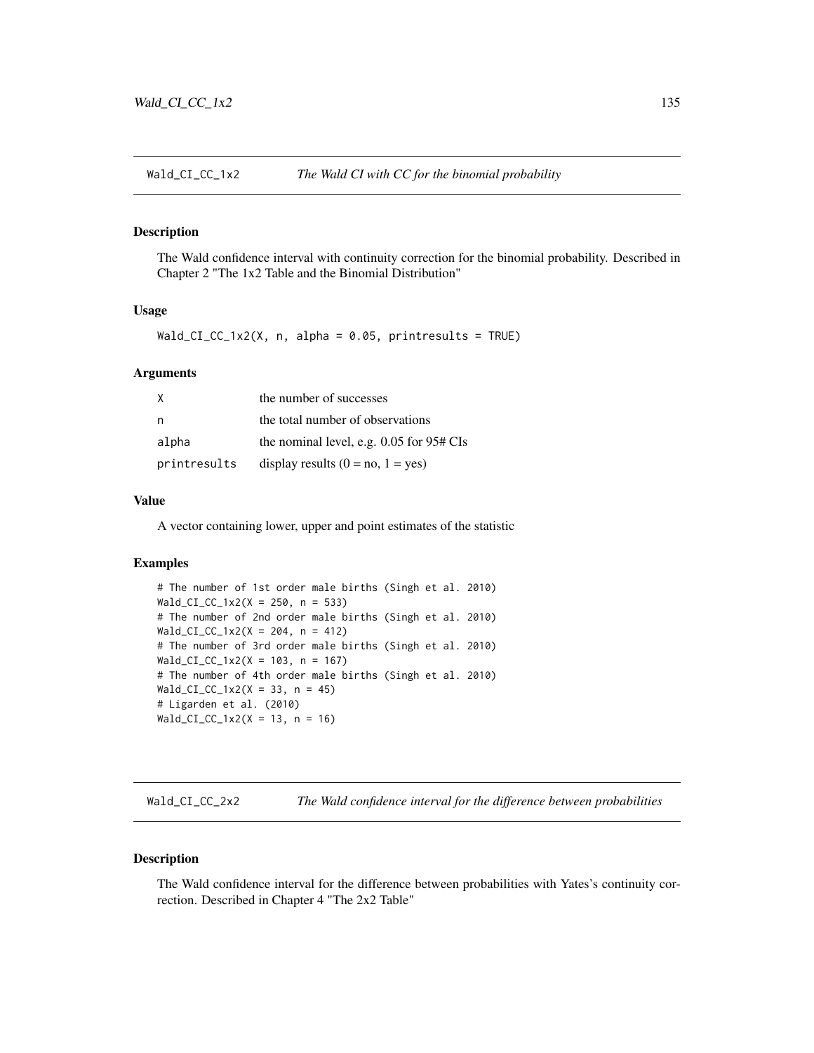## Wald_CI_CC_1x2 — *The Wald CI with CC for the binomial probability*

### Description

The Wald confidence interval with continuity correction for the binomial probability. Described in Chapter 2 "The 1x2 Table and the Binomial Distribution"

### Usage

```
Wald_CI_CC_1x2(X, n, alpha = 0.05, printresults = TRUE)
```

### Arguments

| | |
|---|---|
| X | the number of successes |
| n | the total number of observations |
| alpha | the nominal level, e.g. 0.05 for 95# CIs |
| printresults | display results (0 = no, 1 = yes) |

### Value

A vector containing lower, upper and point estimates of the statistic

### Examples

```
# The number of 1st order male births (Singh et al. 2010)
Wald_CI_CC_1x2(X = 250, n = 533)
# The number of 2nd order male births (Singh et al. 2010)
Wald_CI_CC_1x2(X = 204, n = 412)
# The number of 3rd order male births (Singh et al. 2010)
Wald_CI_CC_1x2(X = 103, n = 167)
# The number of 4th order male births (Singh et al. 2010)
Wald_CI_CC_1x2(X = 33, n = 45)
# Ligarden et al. (2010)
Wald_CI_CC_1x2(X = 13, n = 16)
```

## Wald_CI_CC_2x2 — *The Wald confidence interval for the difference between probabilities*

### Description

The Wald confidence interval for the difference between probabilities with Yates's continuity correction. Described in Chapter 4 "The 2x2 Table"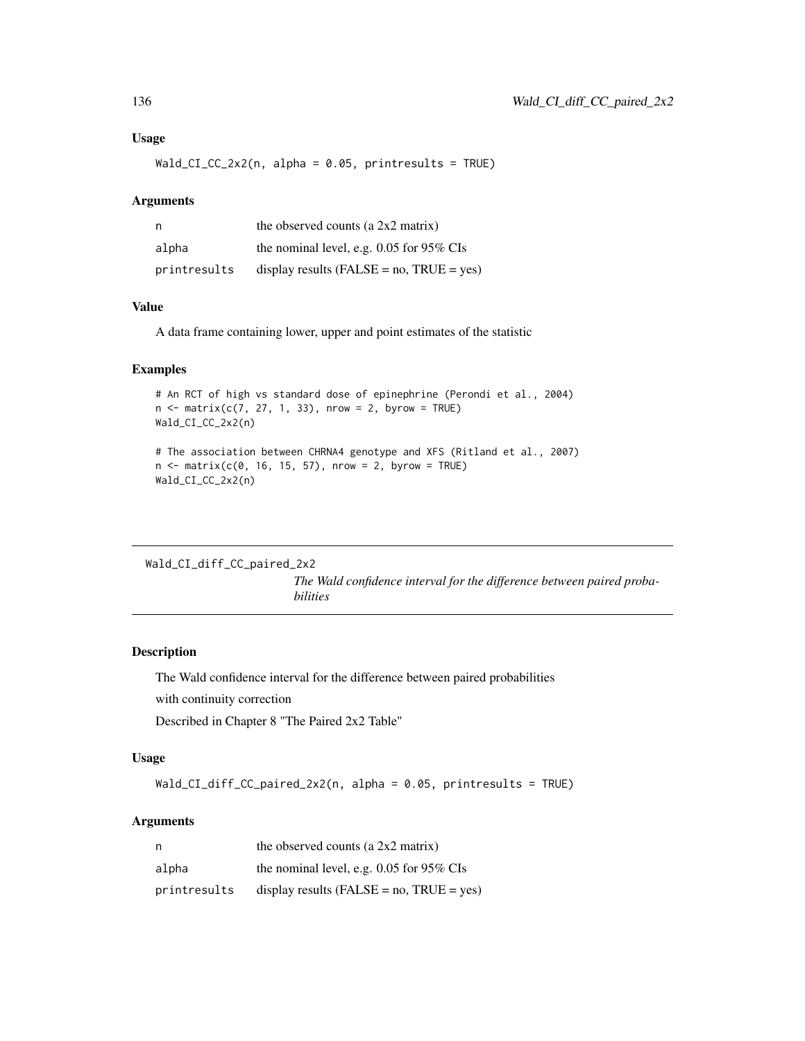### Usage

```
Wald_CI_CC_2x2(n, alpha = 0.05, printresults = TRUE)
```

### Arguments

| | |
|---|---|
| n | the observed counts (a 2x2 matrix) |
| alpha | the nominal level, e.g. 0.05 for 95% CIs |
| printresults | display results (FALSE = no, TRUE = yes) |

### Value

A data frame containing lower, upper and point estimates of the statistic

### Examples

```
# An RCT of high vs standard dose of epinephrine (Perondi et al., 2004)
n <- matrix(c(7, 27, 1, 33), nrow = 2, byrow = TRUE)
Wald_CI_CC_2x2(n)

# The association between CHRNA4 genotype and XFS (Ritland et al., 2007)
n <- matrix(c(0, 16, 15, 57), nrow = 2, byrow = TRUE)
Wald_CI_CC_2x2(n)
```

---

## Wald_CI_diff_CC_paired_2x2

*The Wald confidence interval for the difference between paired probabilities*

---

### Description

The Wald confidence interval for the difference between paired probabilities

with continuity correction

Described in Chapter 8 "The Paired 2x2 Table"

### Usage

```
Wald_CI_diff_CC_paired_2x2(n, alpha = 0.05, printresults = TRUE)
```

### Arguments

| | |
|---|---|
| n | the observed counts (a 2x2 matrix) |
| alpha | the nominal level, e.g. 0.05 for 95% CIs |
| printresults | display results (FALSE = no, TRUE = yes) |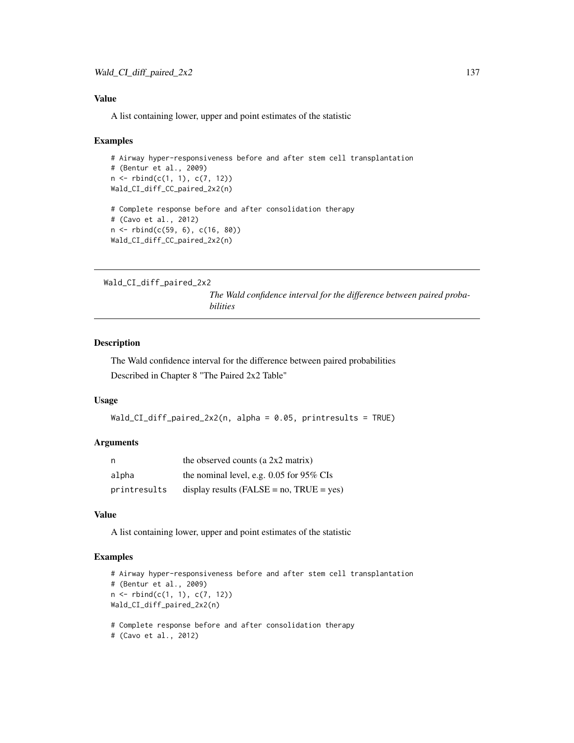### Value

A list containing lower, upper and point estimates of the statistic

### Examples

```
# Airway hyper-responsiveness before and after stem cell transplantation
# (Bentur et al., 2009)
n <- rbind(c(1, 1), c(7, 12))
Wald_CI_diff_CC_paired_2x2(n)

# Complete response before and after consolidation therapy
# (Cavo et al., 2012)
n <- rbind(c(59, 6), c(16, 80))
Wald_CI_diff_CC_paired_2x2(n)
```

---

## Wald_CI_diff_paired_2x2

*The Wald confidence interval for the difference between paired probabilities*

---

### Description

The Wald confidence interval for the difference between paired probabilities

Described in Chapter 8 "The Paired 2x2 Table"

### Usage

```
Wald_CI_diff_paired_2x2(n, alpha = 0.05, printresults = TRUE)
```

### Arguments

| | |
|---|---|
| n | the observed counts (a 2x2 matrix) |
| alpha | the nominal level, e.g. 0.05 for 95% CIs |
| printresults | display results (FALSE = no, TRUE = yes) |

### Value

A list containing lower, upper and point estimates of the statistic

### Examples

```
# Airway hyper-responsiveness before and after stem cell transplantation
# (Bentur et al., 2009)
n <- rbind(c(1, 1), c(7, 12))
Wald_CI_diff_paired_2x2(n)

# Complete response before and after consolidation therapy
# (Cavo et al., 2012)
```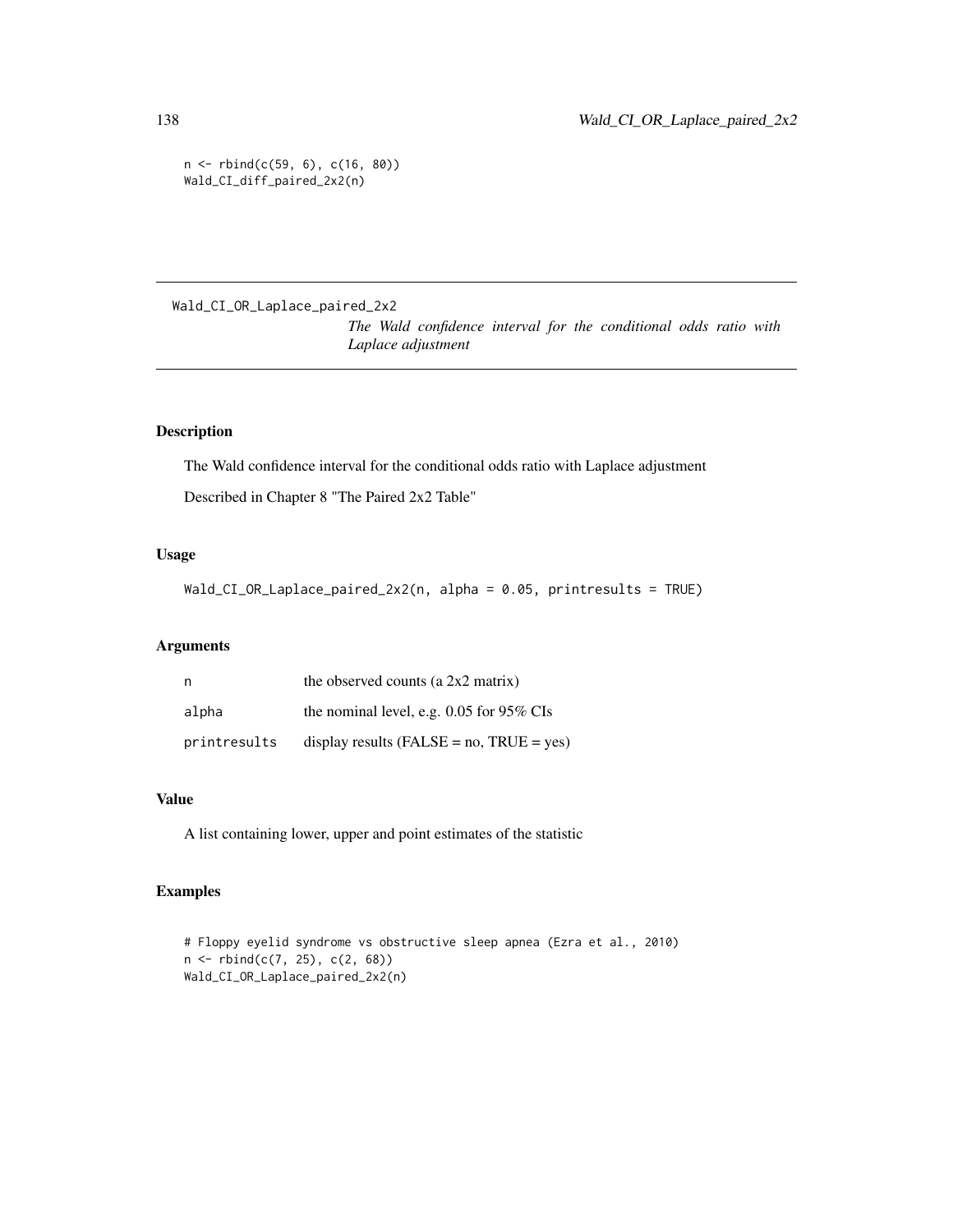```
n <- rbind(c(59, 6), c(16, 80))
Wald_CI_diff_paired_2x2(n)
```

---

## Wald_CI_OR_Laplace_paired_2x2

*The Wald confidence interval for the conditional odds ratio with Laplace adjustment*

---

### Description

The Wald confidence interval for the conditional odds ratio with Laplace adjustment

Described in Chapter 8 "The Paired 2x2 Table"

### Usage

```
Wald_CI_OR_Laplace_paired_2x2(n, alpha = 0.05, printresults = TRUE)
```

### Arguments

| | |
|---|---|
| `n` | the observed counts (a 2x2 matrix) |
| `alpha` | the nominal level, e.g. 0.05 for 95% CIs |
| `printresults` | display results (FALSE = no, TRUE = yes) |

### Value

A list containing lower, upper and point estimates of the statistic

### Examples

```
# Floppy eyelid syndrome vs obstructive sleep apnea (Ezra et al., 2010)
n <- rbind(c(7, 25), c(2, 68))
Wald_CI_OR_Laplace_paired_2x2(n)
```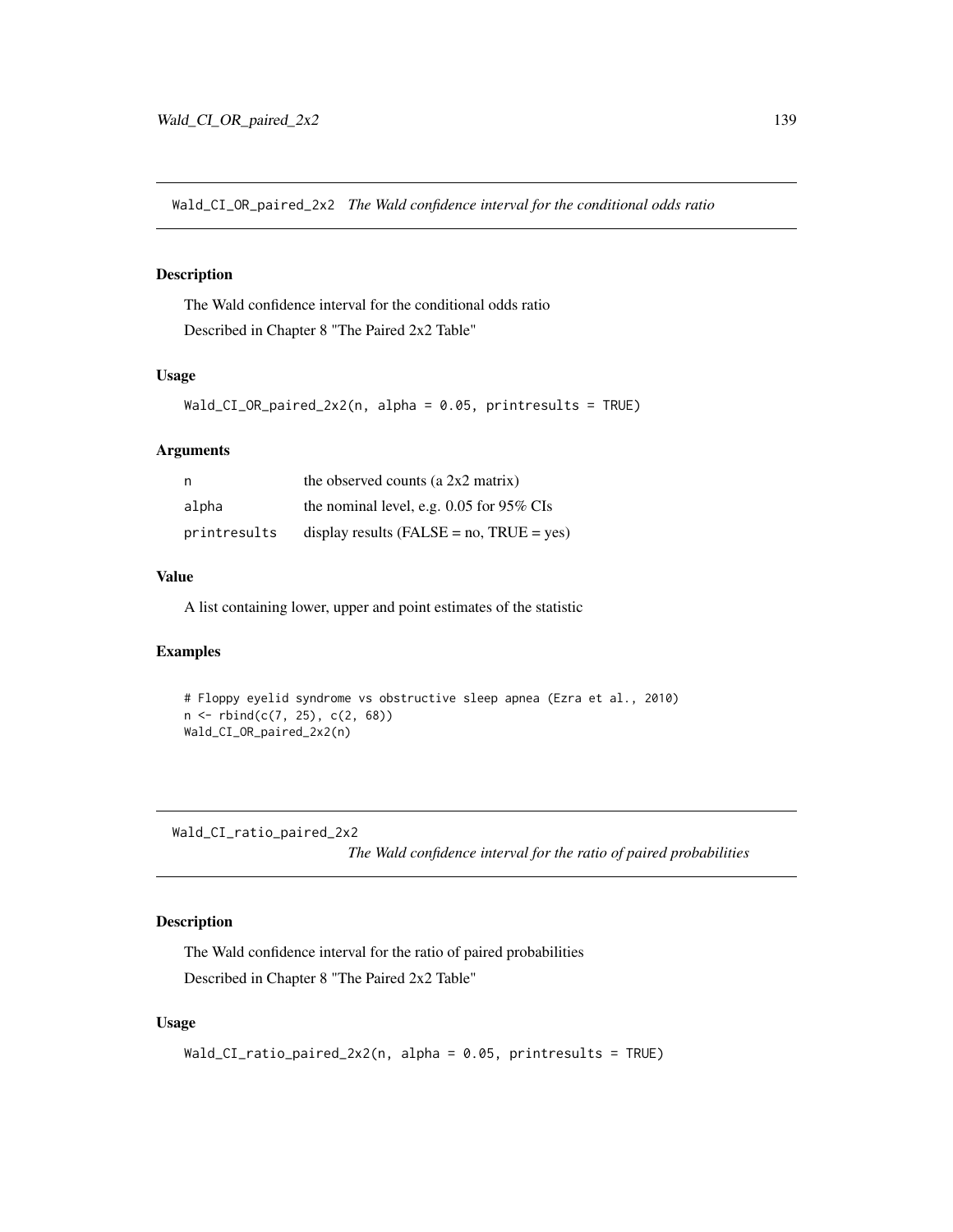## Wald_CI_OR_paired_2x2 *The Wald confidence interval for the conditional odds ratio*

### Description

The Wald confidence interval for the conditional odds ratio

Described in Chapter 8 "The Paired 2x2 Table"

### Usage

```
Wald_CI_OR_paired_2x2(n, alpha = 0.05, printresults = TRUE)
```

### Arguments

| | |
|---|---|
| n | the observed counts (a 2x2 matrix) |
| alpha | the nominal level, e.g. 0.05 for 95% CIs |
| printresults | display results (FALSE = no, TRUE = yes) |

### Value

A list containing lower, upper and point estimates of the statistic

### Examples

```
# Floppy eyelid syndrome vs obstructive sleep apnea (Ezra et al., 2010)
n <- rbind(c(7, 25), c(2, 68))
Wald_CI_OR_paired_2x2(n)
```

## Wald_CI_ratio_paired_2x2 *The Wald confidence interval for the ratio of paired probabilities*

### Description

The Wald confidence interval for the ratio of paired probabilities

Described in Chapter 8 "The Paired 2x2 Table"

### Usage

```
Wald_CI_ratio_paired_2x2(n, alpha = 0.05, printresults = TRUE)
```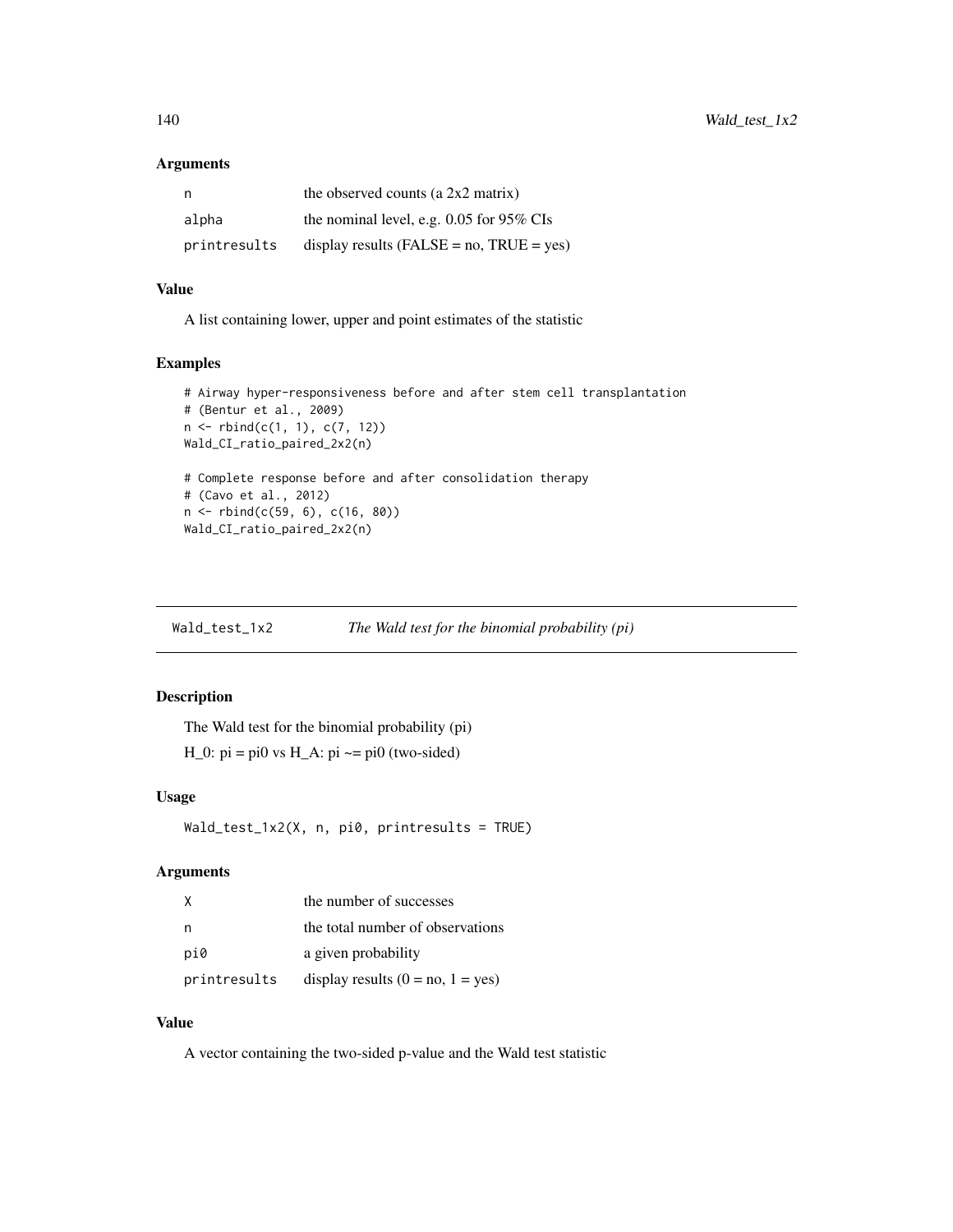### Arguments

| | |
|---|---|
| n | the observed counts (a 2x2 matrix) |
| alpha | the nominal level, e.g. 0.05 for 95% CIs |
| printresults | display results (FALSE = no, TRUE = yes) |

### Value

A list containing lower, upper and point estimates of the statistic

### Examples

```
# Airway hyper-responsiveness before and after stem cell transplantation
# (Bentur et al., 2009)
n <- rbind(c(1, 1), c(7, 12))
Wald_CI_ratio_paired_2x2(n)

# Complete response before and after consolidation therapy
# (Cavo et al., 2012)
n <- rbind(c(59, 6), c(16, 80))
Wald_CI_ratio_paired_2x2(n)
```

---

## Wald_test_1x2 *The Wald test for the binomial probability (pi)*

---

### Description

The Wald test for the binomial probability (pi)

H_0: pi = pi0 vs H_A: pi ~= pi0 (two-sided)

### Usage

```
Wald_test_1x2(X, n, pi0, printresults = TRUE)
```

### Arguments

| | |
|---|---|
| X | the number of successes |
| n | the total number of observations |
| pi0 | a given probability |
| printresults | display results (0 = no, 1 = yes) |

### Value

A vector containing the two-sided p-value and the Wald test statistic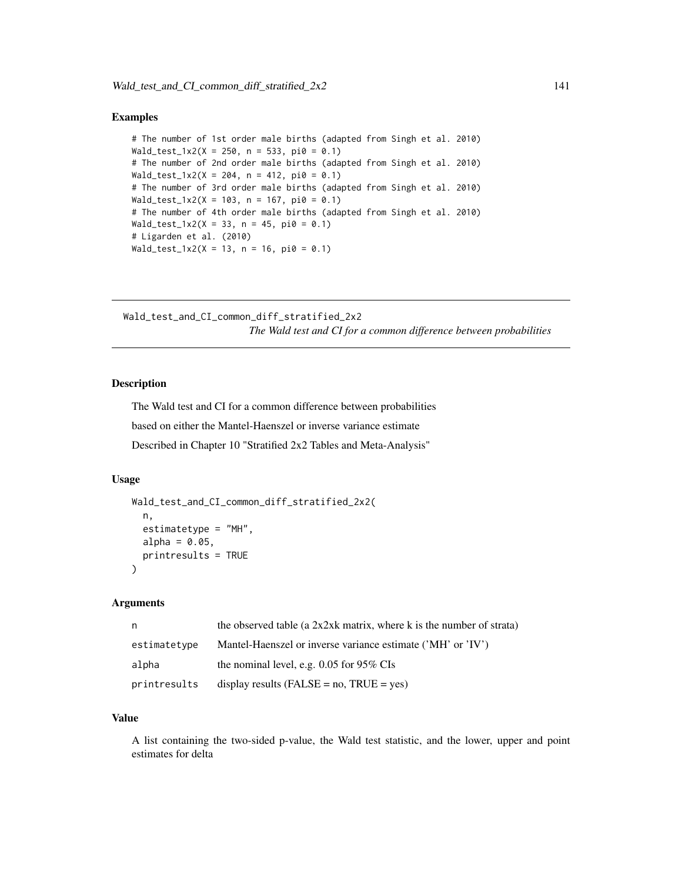## Examples

```
# The number of 1st order male births (adapted from Singh et al. 2010)
Wald_test_1x2(X = 250, n = 533, pi0 = 0.1)
# The number of 2nd order male births (adapted from Singh et al. 2010)
Wald_test_1x2(X = 204, n = 412, pi0 = 0.1)
# The number of 3rd order male births (adapted from Singh et al. 2010)
Wald_test_1x2(X = 103, n = 167, pi0 = 0.1)
# The number of 4th order male births (adapted from Singh et al. 2010)
Wald_test_1x2(X = 33, n = 45, pi0 = 0.1)
# Ligarden et al. (2010)
Wald_test_1x2(X = 13, n = 16, pi0 = 0.1)
```

---

# Wald_test_and_CI_common_diff_stratified_2x2

*The Wald test and CI for a common difference between probabilities*

---

## Description

The Wald test and CI for a common difference between probabilities

based on either the Mantel-Haenszel or inverse variance estimate

Described in Chapter 10 "Stratified 2x2 Tables and Meta-Analysis"

## Usage

```
Wald_test_and_CI_common_diff_stratified_2x2(
  n,
  estimatetype = "MH",
  alpha = 0.05,
  printresults = TRUE
)
```

## Arguments

| | |
|---|---|
| n | the observed table (a 2x2xk matrix, where k is the number of strata) |
| estimatetype | Mantel-Haenszel or inverse variance estimate ('MH' or 'IV') |
| alpha | the nominal level, e.g. 0.05 for 95% CIs |
| printresults | display results (FALSE = no, TRUE = yes) |

## Value

A list containing the two-sided p-value, the Wald test statistic, and the lower, upper and point estimates for delta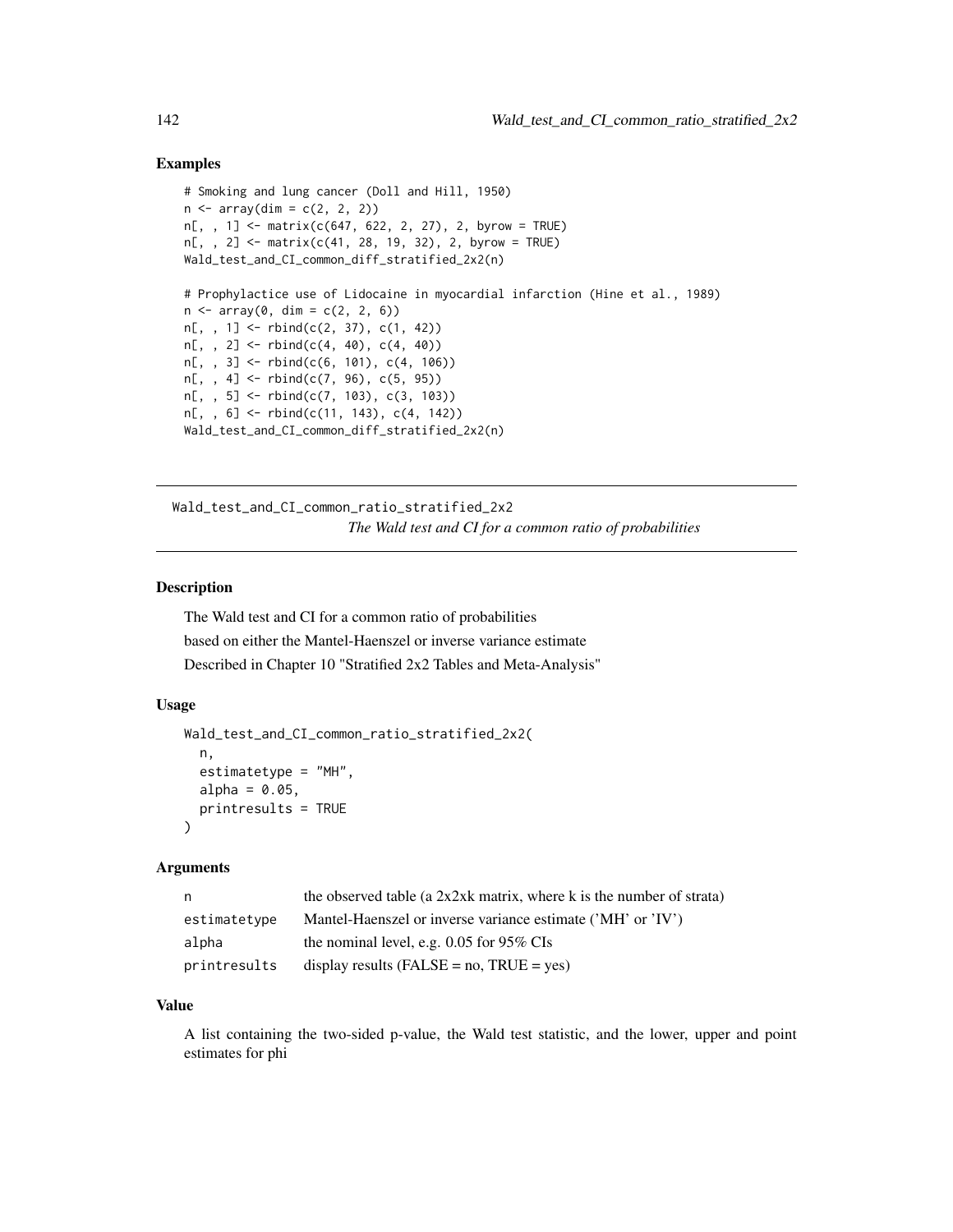## Examples

```
# Smoking and lung cancer (Doll and Hill, 1950)
n <- array(dim = c(2, 2, 2))
n[, , 1] <- matrix(c(647, 622, 2, 27), 2, byrow = TRUE)
n[, , 2] <- matrix(c(41, 28, 19, 32), 2, byrow = TRUE)
Wald_test_and_CI_common_diff_stratified_2x2(n)

# Prophylactice use of Lidocaine in myocardial infarction (Hine et al., 1989)
n <- array(0, dim = c(2, 2, 6))
n[, , 1] <- rbind(c(2, 37), c(1, 42))
n[, , 2] <- rbind(c(4, 40), c(4, 40))
n[, , 3] <- rbind(c(6, 101), c(4, 106))
n[, , 4] <- rbind(c(7, 96), c(5, 95))
n[, , 5] <- rbind(c(7, 103), c(3, 103))
n[, , 6] <- rbind(c(11, 143), c(4, 142))
Wald_test_and_CI_common_diff_stratified_2x2(n)
```

---

# Wald_test_and_CI_common_ratio_stratified_2x2

*The Wald test and CI for a common ratio of probabilities*

---

## Description

The Wald test and CI for a common ratio of probabilities
based on either the Mantel-Haenszel or inverse variance estimate
Described in Chapter 10 "Stratified 2x2 Tables and Meta-Analysis"

## Usage

```
Wald_test_and_CI_common_ratio_stratified_2x2(
  n,
  estimatetype = "MH",
  alpha = 0.05,
  printresults = TRUE
)
```

## Arguments

| | |
|---|---|
| n | the observed table (a 2x2xk matrix, where k is the number of strata) |
| estimatetype | Mantel-Haenszel or inverse variance estimate ('MH' or 'IV') |
| alpha | the nominal level, e.g. 0.05 for 95% CIs |
| printresults | display results (FALSE = no, TRUE = yes) |

## Value

A list containing the two-sided p-value, the Wald test statistic, and the lower, upper and point estimates for phi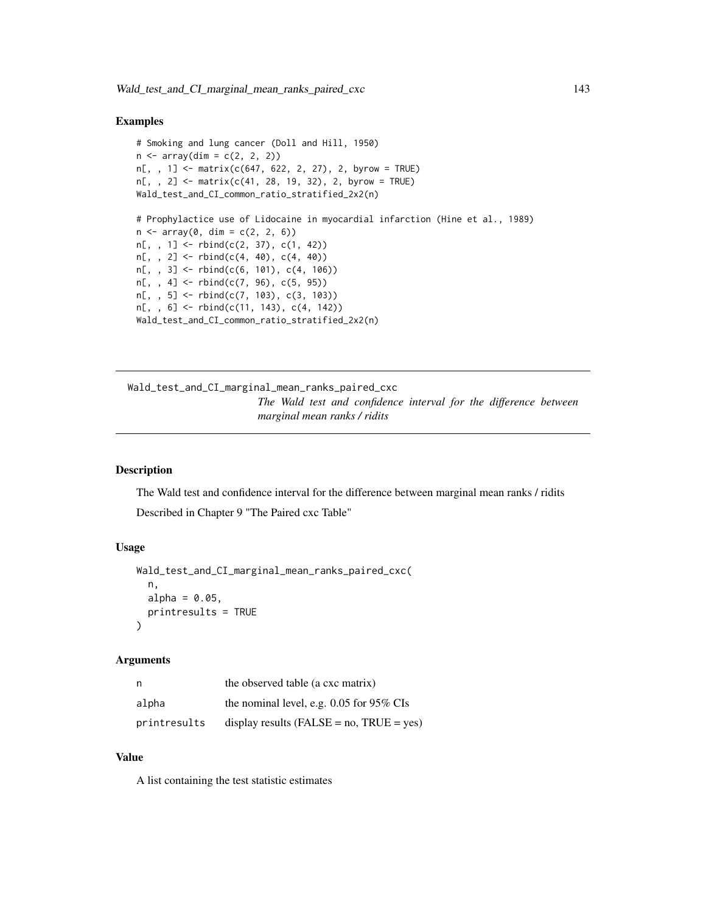## Examples

```
# Smoking and lung cancer (Doll and Hill, 1950)
n <- array(dim = c(2, 2, 2))
n[, , 1] <- matrix(c(647, 622, 2, 27), 2, byrow = TRUE)
n[, , 2] <- matrix(c(41, 28, 19, 32), 2, byrow = TRUE)
Wald_test_and_CI_common_ratio_stratified_2x2(n)

# Prophylactice use of Lidocaine in myocardial infarction (Hine et al., 1989)
n <- array(0, dim = c(2, 2, 6))
n[, , 1] <- rbind(c(2, 37), c(1, 42))
n[, , 2] <- rbind(c(4, 40), c(4, 40))
n[, , 3] <- rbind(c(6, 101), c(4, 106))
n[, , 4] <- rbind(c(7, 96), c(5, 95))
n[, , 5] <- rbind(c(7, 103), c(3, 103))
n[, , 6] <- rbind(c(11, 143), c(4, 142))
Wald_test_and_CI_common_ratio_stratified_2x2(n)
```

---

# Wald_test_and_CI_marginal_mean_ranks_paired_cxc

*The Wald test and confidence interval for the difference between marginal mean ranks / ridits*

---

## Description

The Wald test and confidence interval for the difference between marginal mean ranks / ridits

Described in Chapter 9 "The Paired cxc Table"

## Usage

```
Wald_test_and_CI_marginal_mean_ranks_paired_cxc(
  n,
  alpha = 0.05,
  printresults = TRUE
)
```

## Arguments

| | |
|---|---|
| n | the observed table (a cxc matrix) |
| alpha | the nominal level, e.g. 0.05 for 95% CIs |
| printresults | display results (FALSE = no, TRUE = yes) |

## Value

A list containing the test statistic estimates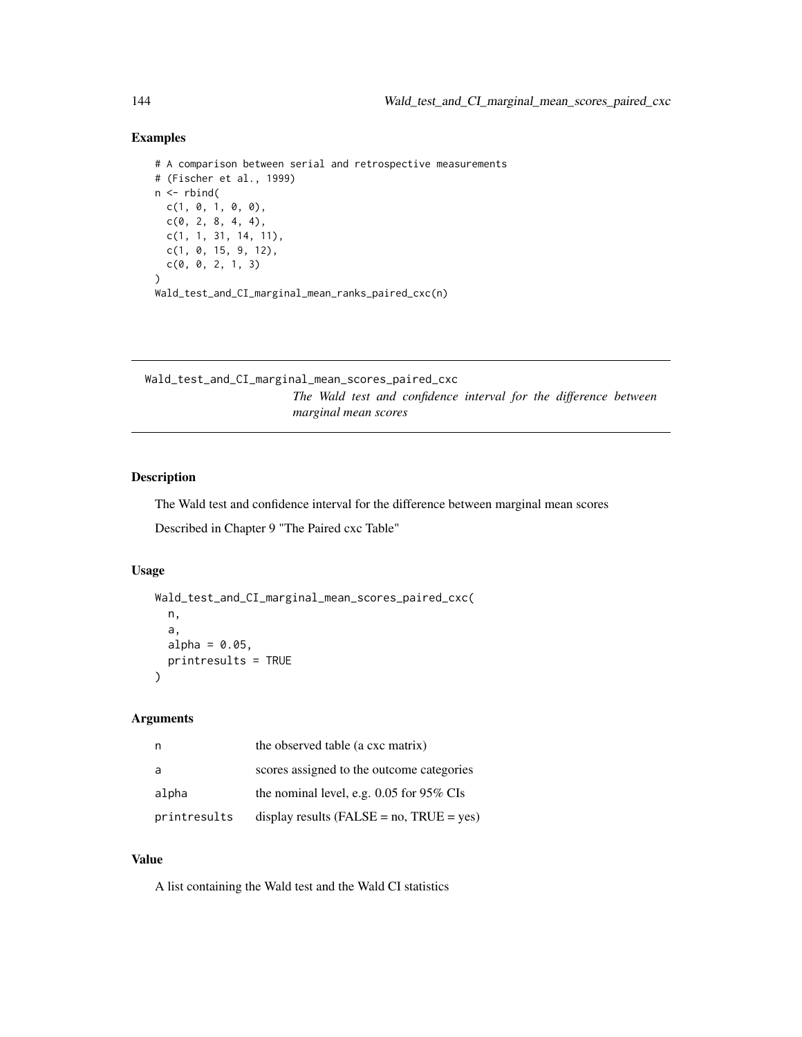## Examples

```
# A comparison between serial and retrospective measurements
# (Fischer et al., 1999)
n <- rbind(
  c(1, 0, 1, 0, 0),
  c(0, 2, 8, 4, 4),
  c(1, 1, 31, 14, 11),
  c(1, 0, 15, 9, 12),
  c(0, 0, 2, 1, 3)
)
Wald_test_and_CI_marginal_mean_ranks_paired_cxc(n)
```

---

# Wald_test_and_CI_marginal_mean_scores_paired_cxc

*The Wald test and confidence interval for the difference between marginal mean scores*

---

## Description

The Wald test and confidence interval for the difference between marginal mean scores

Described in Chapter 9 "The Paired cxc Table"

## Usage

```
Wald_test_and_CI_marginal_mean_scores_paired_cxc(
  n,
  a,
  alpha = 0.05,
  printresults = TRUE
)
```

## Arguments

| | |
|---|---|
| n | the observed table (a cxc matrix) |
| a | scores assigned to the outcome categories |
| alpha | the nominal level, e.g. 0.05 for 95% CIs |
| printresults | display results (FALSE = no, TRUE = yes) |

## Value

A list containing the Wald test and the Wald CI statistics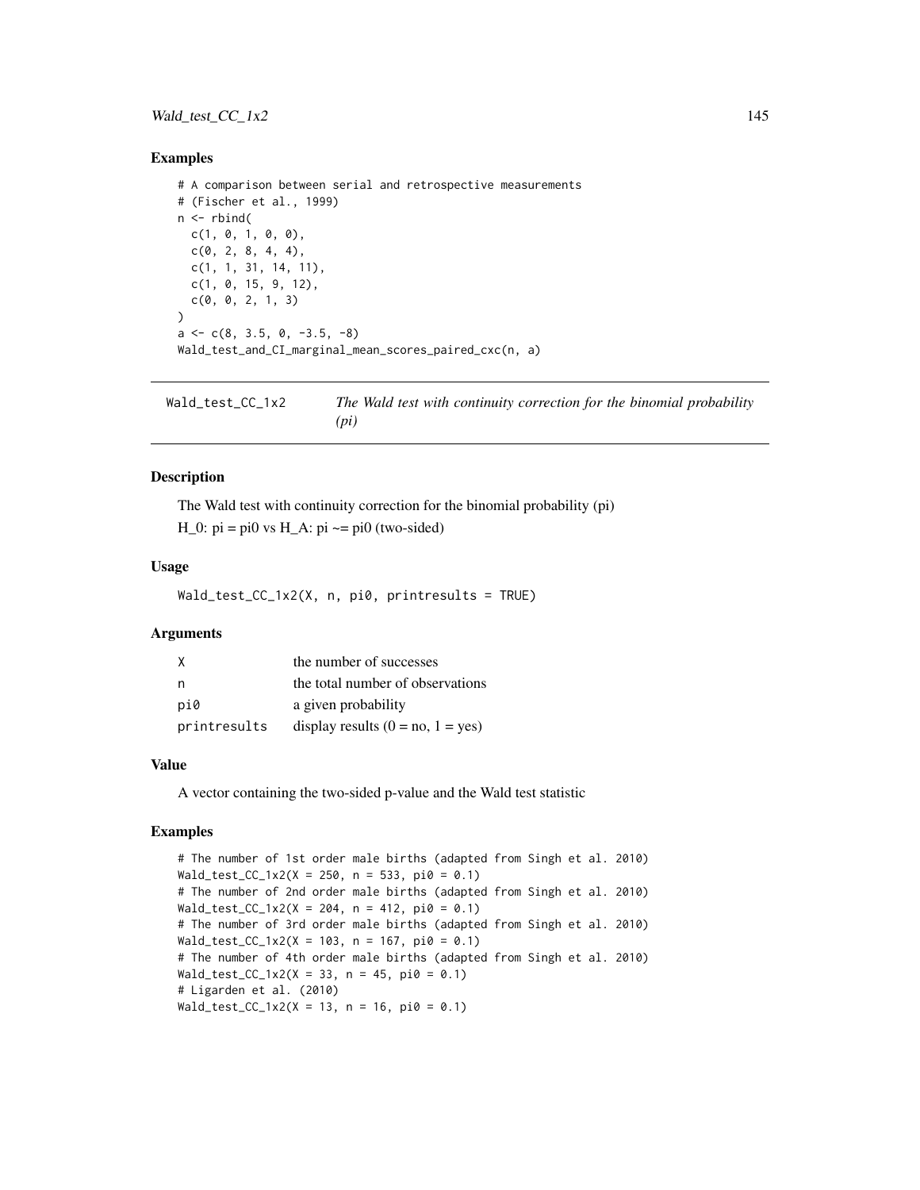## Examples

```
# A comparison between serial and retrospective measurements
# (Fischer et al., 1999)
n <- rbind(
  c(1, 0, 1, 0, 0),
  c(0, 2, 8, 4, 4),
  c(1, 1, 31, 14, 11),
  c(1, 0, 15, 9, 12),
  c(0, 0, 2, 1, 3)
)
a <- c(8, 3.5, 0, -3.5, -8)
Wald_test_and_CI_marginal_mean_scores_paired_cxc(n, a)
```

---

`Wald_test_CC_1x2` *The Wald test with continuity correction for the binomial probability (pi)*

---

## Description

The Wald test with continuity correction for the binomial probability (pi)

H_0: pi = pi0 vs H_A: pi ~= pi0 (two-sided)

## Usage

```
Wald_test_CC_1x2(X, n, pi0, printresults = TRUE)
```

## Arguments

| | |
|---|---|
| X | the number of successes |
| n | the total number of observations |
| pi0 | a given probability |
| printresults | display results (0 = no, 1 = yes) |

## Value

A vector containing the two-sided p-value and the Wald test statistic

## Examples

```
# The number of 1st order male births (adapted from Singh et al. 2010)
Wald_test_CC_1x2(X = 250, n = 533, pi0 = 0.1)
# The number of 2nd order male births (adapted from Singh et al. 2010)
Wald_test_CC_1x2(X = 204, n = 412, pi0 = 0.1)
# The number of 3rd order male births (adapted from Singh et al. 2010)
Wald_test_CC_1x2(X = 103, n = 167, pi0 = 0.1)
# The number of 4th order male births (adapted from Singh et al. 2010)
Wald_test_CC_1x2(X = 33, n = 45, pi0 = 0.1)
# Ligarden et al. (2010)
Wald_test_CC_1x2(X = 13, n = 16, pi0 = 0.1)
```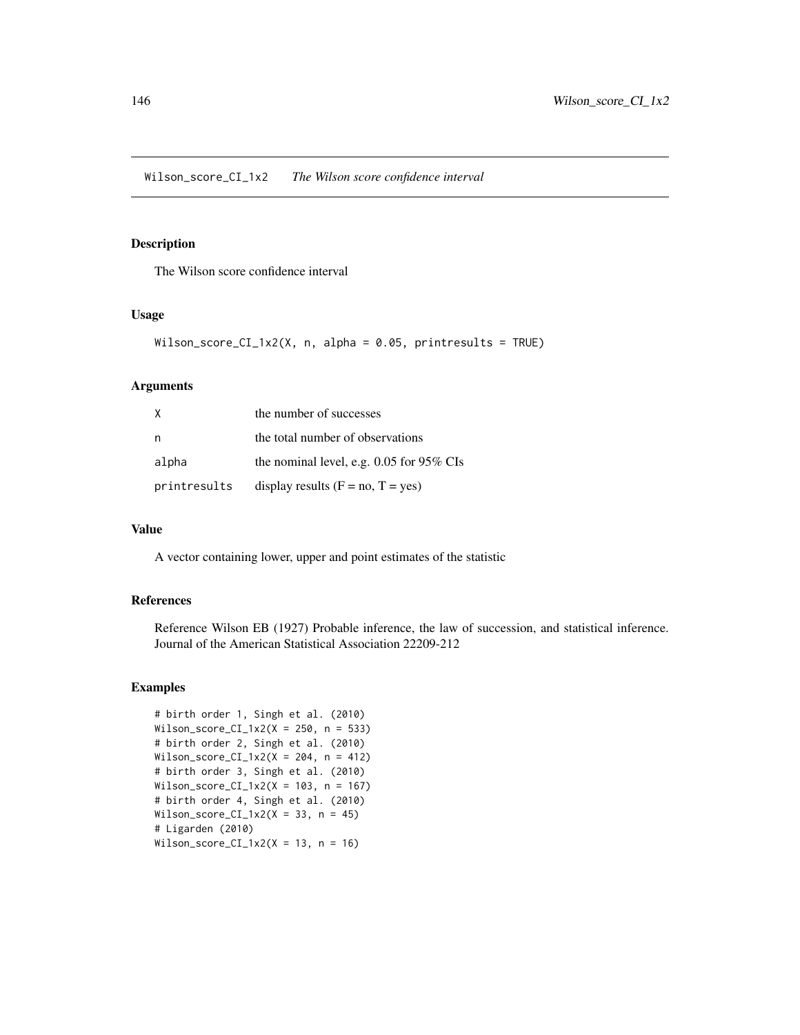## Wilson_score_CI_1x2    *The Wilson score confidence interval*

### Description

The Wilson score confidence interval

### Usage

```
Wilson_score_CI_1x2(X, n, alpha = 0.05, printresults = TRUE)
```

### Arguments

| | |
|---|---|
| X | the number of successes |
| n | the total number of observations |
| alpha | the nominal level, e.g. 0.05 for 95% CIs |
| printresults | display results (F = no, T = yes) |

### Value

A vector containing lower, upper and point estimates of the statistic

### References

Reference Wilson EB (1927) Probable inference, the law of succession, and statistical inference. Journal of the American Statistical Association 22209-212

### Examples

```
# birth order 1, Singh et al. (2010)
Wilson_score_CI_1x2(X = 250, n = 533)
# birth order 2, Singh et al. (2010)
Wilson_score_CI_1x2(X = 204, n = 412)
# birth order 3, Singh et al. (2010)
Wilson_score_CI_1x2(X = 103, n = 167)
# birth order 4, Singh et al. (2010)
Wilson_score_CI_1x2(X = 33, n = 45)
# Ligarden (2010)
Wilson_score_CI_1x2(X = 13, n = 16)
```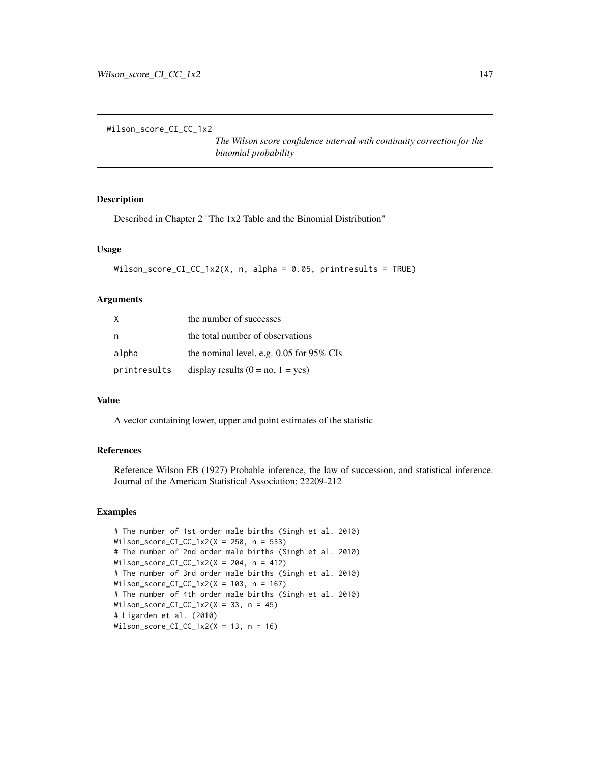Wilson_score_CI_CC_1x2

*The Wilson score confidence interval with continuity correction for the binomial probability*

## Description

Described in Chapter 2 "The 1x2 Table and the Binomial Distribution"

## Usage

```
Wilson_score_CI_CC_1x2(X, n, alpha = 0.05, printresults = TRUE)
```

## Arguments

| | |
|---|---|
| X | the number of successes |
| n | the total number of observations |
| alpha | the nominal level, e.g. 0.05 for 95% CIs |
| printresults | display results (0 = no, 1 = yes) |

## Value

A vector containing lower, upper and point estimates of the statistic

## References

Reference Wilson EB (1927) Probable inference, the law of succession, and statistical inference. Journal of the American Statistical Association; 22209-212

## Examples

```
# The number of 1st order male births (Singh et al. 2010)
Wilson_score_CI_CC_1x2(X = 250, n = 533)
# The number of 2nd order male births (Singh et al. 2010)
Wilson_score_CI_CC_1x2(X = 204, n = 412)
# The number of 3rd order male births (Singh et al. 2010)
Wilson_score_CI_CC_1x2(X = 103, n = 167)
# The number of 4th order male births (Singh et al. 2010)
Wilson_score_CI_CC_1x2(X = 33, n = 45)
# Ligarden et al. (2010)
Wilson_score_CI_CC_1x2(X = 13, n = 16)
```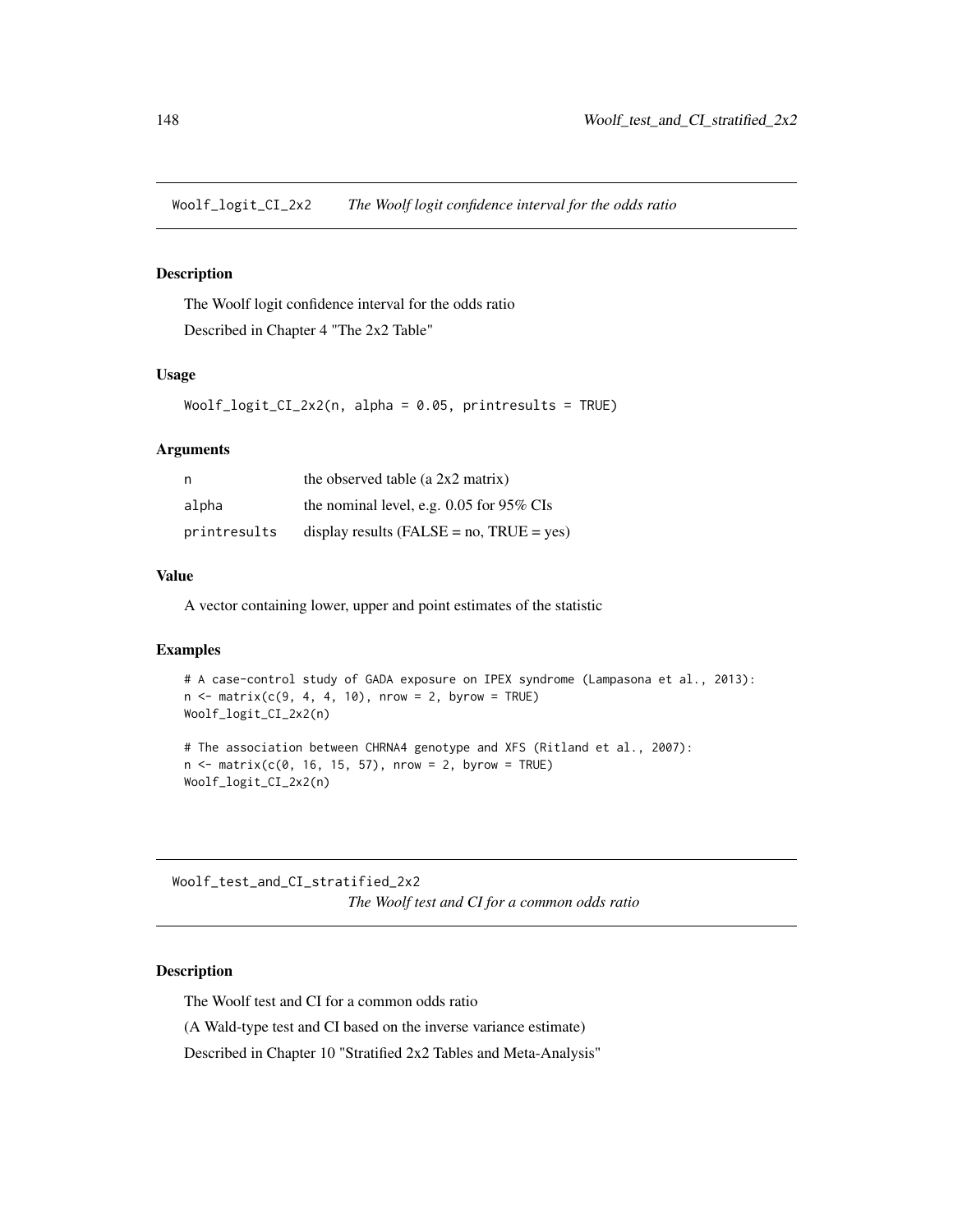## Woolf_logit_CI_2x2 *The Woolf logit confidence interval for the odds ratio*

### Description

The Woolf logit confidence interval for the odds ratio

Described in Chapter 4 "The 2x2 Table"

### Usage

```
Woolf_logit_CI_2x2(n, alpha = 0.05, printresults = TRUE)
```

### Arguments

| | |
|---|---|
| n | the observed table (a 2x2 matrix) |
| alpha | the nominal level, e.g. 0.05 for 95% CIs |
| printresults | display results (FALSE = no, TRUE = yes) |

### Value

A vector containing lower, upper and point estimates of the statistic

### Examples

```
# A case-control study of GADA exposure on IPEX syndrome (Lampasona et al., 2013):
n <- matrix(c(9, 4, 4, 10), nrow = 2, byrow = TRUE)
Woolf_logit_CI_2x2(n)

# The association between CHRNA4 genotype and XFS (Ritland et al., 2007):
n <- matrix(c(0, 16, 15, 57), nrow = 2, byrow = TRUE)
Woolf_logit_CI_2x2(n)
```

## Woolf_test_and_CI_stratified_2x2 *The Woolf test and CI for a common odds ratio*

### Description

The Woolf test and CI for a common odds ratio

(A Wald-type test and CI based on the inverse variance estimate)

Described in Chapter 10 "Stratified 2x2 Tables and Meta-Analysis"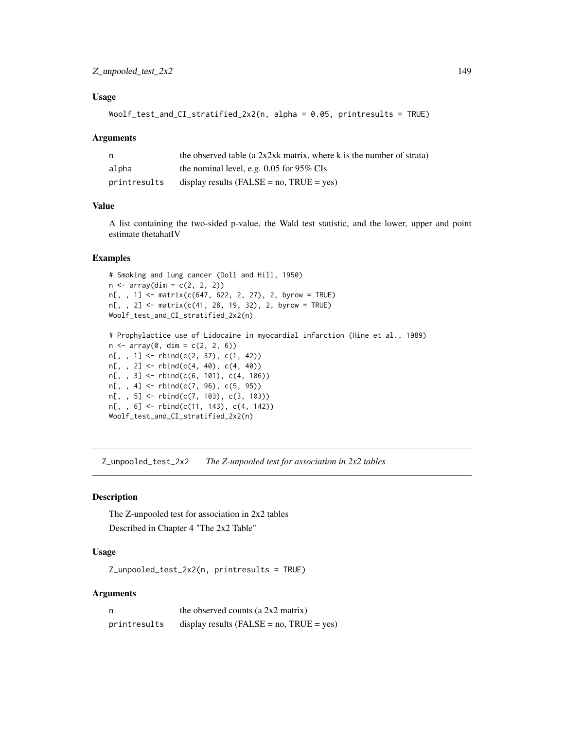### Usage

```
Woolf_test_and_CI_stratified_2x2(n, alpha = 0.05, printresults = TRUE)
```

### Arguments

| | |
|---|---|
| n | the observed table (a 2x2xk matrix, where k is the number of strata) |
| alpha | the nominal level, e.g. 0.05 for 95% CIs |
| printresults | display results (FALSE = no, TRUE = yes) |

### Value

A list containing the two-sided p-value, the Wald test statistic, and the lower, upper and point estimate thetahatIV

### Examples

```
# Smoking and lung cancer (Doll and Hill, 1950)
n <- array(dim = c(2, 2, 2))
n[, , 1] <- matrix(c(647, 622, 2, 27), 2, byrow = TRUE)
n[, , 2] <- matrix(c(41, 28, 19, 32), 2, byrow = TRUE)
Woolf_test_and_CI_stratified_2x2(n)

# Prophylactice use of Lidocaine in myocardial infarction (Hine et al., 1989)
n <- array(0, dim = c(2, 2, 6))
n[, , 1] <- rbind(c(2, 37), c(1, 42))
n[, , 2] <- rbind(c(4, 40), c(4, 40))
n[, , 3] <- rbind(c(6, 101), c(4, 106))
n[, , 4] <- rbind(c(7, 96), c(5, 95))
n[, , 5] <- rbind(c(7, 103), c(3, 103))
n[, , 6] <- rbind(c(11, 143), c(4, 142))
Woolf_test_and_CI_stratified_2x2(n)
```

---

## Z_unpooled_test_2x2 *The Z-unpooled test for association in 2x2 tables*

### Description

The Z-unpooled test for association in 2x2 tables

Described in Chapter 4 "The 2x2 Table"

### Usage

```
Z_unpooled_test_2x2(n, printresults = TRUE)
```

### Arguments

| | |
|---|---|
| n | the observed counts (a 2x2 matrix) |
| printresults | display results (FALSE = no, TRUE = yes) |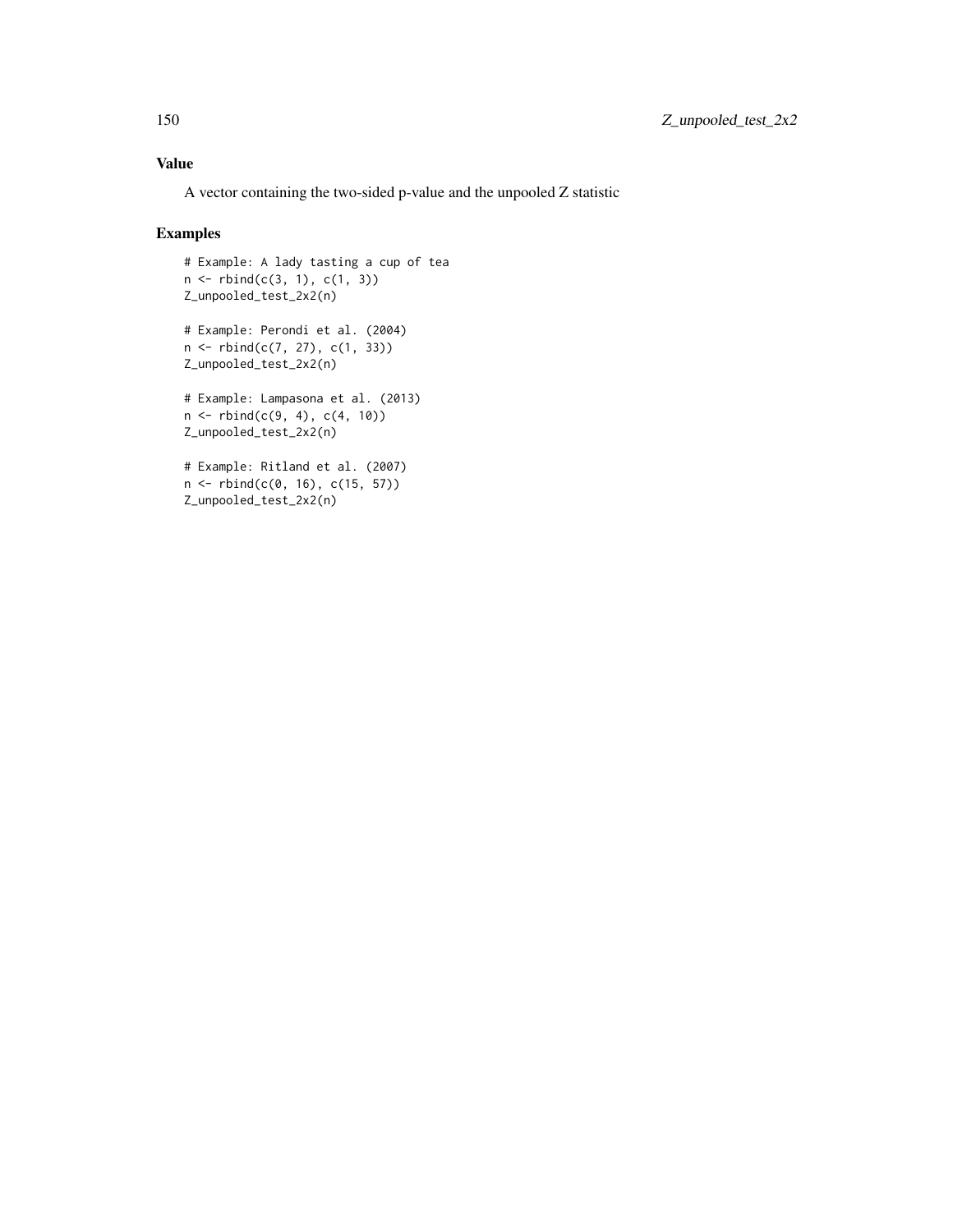## Value

A vector containing the two-sided p-value and the unpooled Z statistic

## Examples

```
# Example: A lady tasting a cup of tea
n <- rbind(c(3, 1), c(1, 3))
Z_unpooled_test_2x2(n)

# Example: Perondi et al. (2004)
n <- rbind(c(7, 27), c(1, 33))
Z_unpooled_test_2x2(n)

# Example: Lampasona et al. (2013)
n <- rbind(c(9, 4), c(4, 10))
Z_unpooled_test_2x2(n)

# Example: Ritland et al. (2007)
n <- rbind(c(0, 16), c(15, 57))
Z_unpooled_test_2x2(n)
```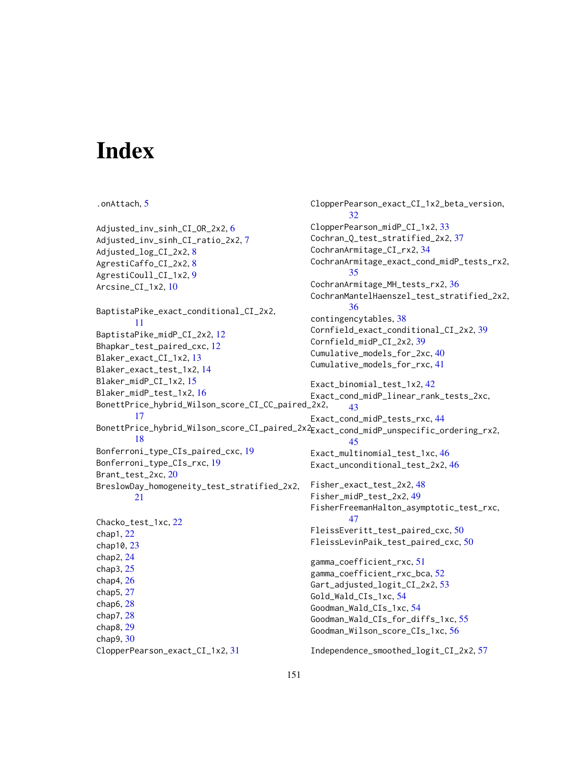# Index

.onAttach, 5

Adjusted_inv_sinh_CI_OR_2x2, 6
Adjusted_inv_sinh_CI_ratio_2x2, 7
Adjusted_log_CI_2x2, 8
AgrestiCaffo_CI_2x2, 8
AgrestiCoull_CI_1x2, 9
Arcsine_CI_1x2, 10

BaptistaPike_exact_conditional_CI_2x2, 11
BaptistaPike_midP_CI_2x2, 12
Bhapkar_test_paired_cxc, 12
Blaker_exact_CI_1x2, 13
Blaker_exact_test_1x2, 14
Blaker_midP_CI_1x2, 15
Blaker_midP_test_1x2, 16
BonettPrice_hybrid_Wilson_score_CI_CC_paired_2x2, 17
BonettPrice_hybrid_Wilson_score_CI_paired_2x2, 18
Bonferroni_type_CIs_paired_cxc, 19
Bonferroni_type_CIs_rxc, 19
Brant_test_2xc, 20
BreslowDay_homogeneity_test_stratified_2x2, 21

Chacko_test_1xc, 22
chap1, 22
chap10, 23
chap2, 24
chap3, 25
chap4, 26
chap5, 27
chap6, 28
chap7, 28
chap8, 29
chap9, 30
ClopperPearson_exact_CI_1x2, 31
ClopperPearson_exact_CI_1x2_beta_version, 32
ClopperPearson_midP_CI_1x2, 33
Cochran_Q_test_stratified_2x2, 37
CochranArmitage_CI_rx2, 34
CochranArmitage_exact_cond_midP_tests_rx2, 35
CochranArmitage_MH_tests_rx2, 36
CochranMantelHaenszel_test_stratified_2x2, 36
contingencytables, 38
Cornfield_exact_conditional_CI_2x2, 39
Cornfield_midP_CI_2x2, 39
Cumulative_models_for_2xc, 40
Cumulative_models_for_rxc, 41

Exact_binomial_test_1x2, 42
Exact_cond_midP_linear_rank_tests_2xc, 43
Exact_cond_midP_tests_rxc, 44
Exact_cond_midP_unspecific_ordering_rx2, 45
Exact_multinomial_test_1xc, 46
Exact_unconditional_test_2x2, 46

Fisher_exact_test_2x2, 48
Fisher_midP_test_2x2, 49
FisherFreemanHalton_asymptotic_test_rxc, 47
FleissEveritt_test_paired_cxc, 50
FleissLevinPaik_test_paired_cxc, 50

gamma_coefficient_rxc, 51
gamma_coefficient_rxc_bca, 52
Gart_adjusted_logit_CI_2x2, 53
Gold_Wald_CIs_1xc, 54
Goodman_Wald_CIs_1xc, 54
Goodman_Wald_CIs_for_diffs_1xc, 55
Goodman_Wilson_score_CIs_1xc, 56

Independence_smoothed_logit_CI_2x2, 57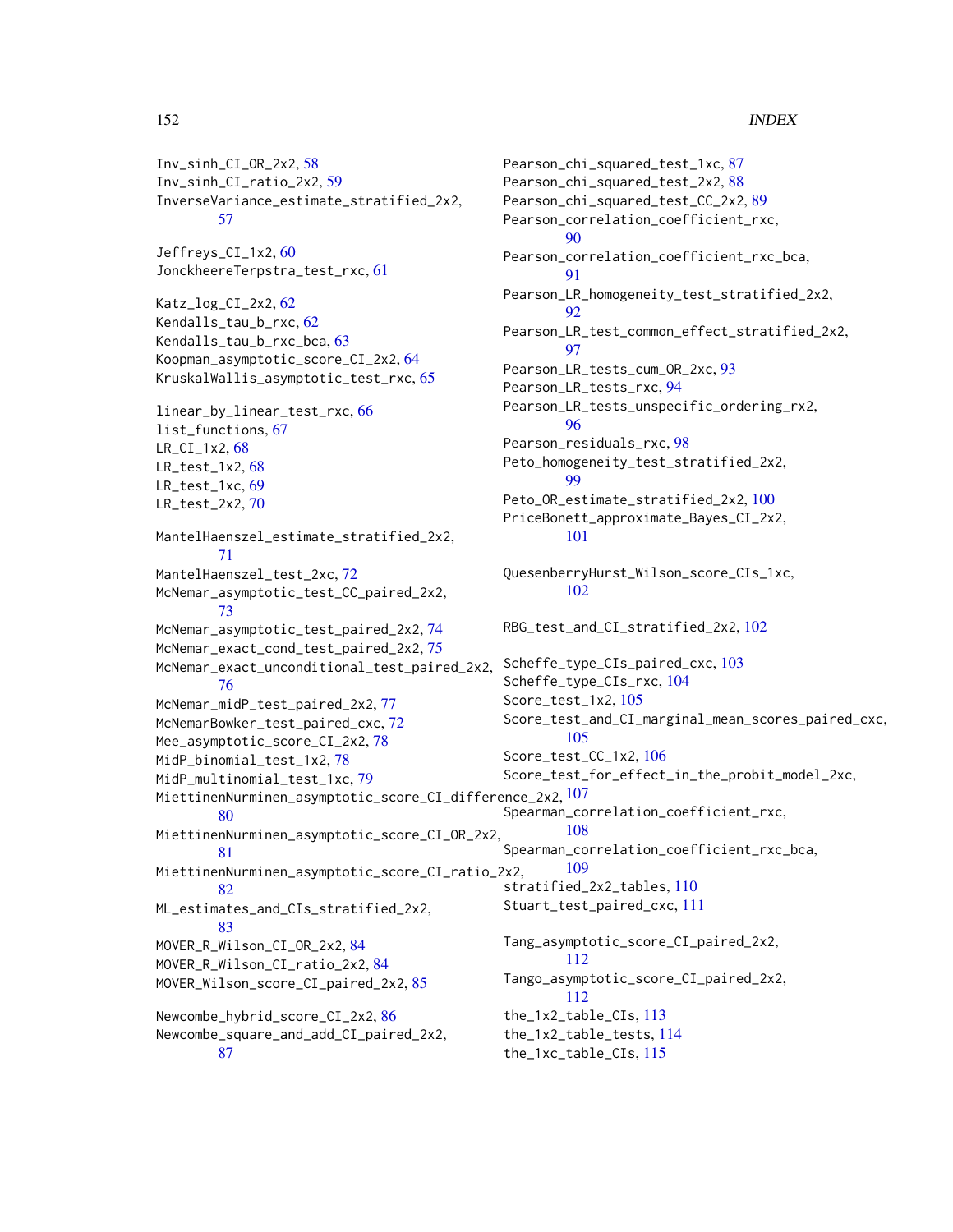Inv_sinh_CI_OR_2x2, 58
Inv_sinh_CI_ratio_2x2, 59
InverseVariance_estimate_stratified_2x2, 57

Jeffreys_CI_1x2, 60
JonckheereTerpstra_test_rxc, 61

Katz_log_CI_2x2, 62
Kendalls_tau_b_rxc, 62
Kendalls_tau_b_rxc_bca, 63
Koopman_asymptotic_score_CI_2x2, 64
KruskalWallis_asymptotic_test_rxc, 65

linear_by_linear_test_rxc, 66
list_functions, 67
LR_CI_1x2, 68
LR_test_1x2, 68
LR_test_1xc, 69
LR_test_2x2, 70

MantelHaenszel_estimate_stratified_2x2, 71
MantelHaenszel_test_2xc, 72
McNemar_asymptotic_test_CC_paired_2x2, 73
McNemar_asymptotic_test_paired_2x2, 74
McNemar_exact_cond_test_paired_2x2, 75
McNemar_exact_unconditional_test_paired_2x2, 76
McNemar_midP_test_paired_2x2, 77
McNemarBowker_test_paired_cxc, 72
Mee_asymptotic_score_CI_2x2, 78
MidP_binomial_test_1x2, 78
MidP_multinomial_test_1xc, 79
MiettinenNurminen_asymptotic_score_CI_difference_2x2, 80
MiettinenNurminen_asymptotic_score_CI_OR_2x2, 81
MiettinenNurminen_asymptotic_score_CI_ratio_2x2, 82
ML_estimates_and_CIs_stratified_2x2, 83
MOVER_R_Wilson_CI_OR_2x2, 84
MOVER_R_Wilson_CI_ratio_2x2, 84
MOVER_Wilson_score_CI_paired_2x2, 85

Newcombe_hybrid_score_CI_2x2, 86
Newcombe_square_and_add_CI_paired_2x2, 87

Pearson_chi_squared_test_1xc, 87
Pearson_chi_squared_test_2x2, 88
Pearson_chi_squared_test_CC_2x2, 89
Pearson_correlation_coefficient_rxc, 90
Pearson_correlation_coefficient_rxc_bca, 91
Pearson_LR_homogeneity_test_stratified_2x2, 92
Pearson_LR_test_common_effect_stratified_2x2, 97
Pearson_LR_tests_cum_OR_2xc, 93
Pearson_LR_tests_rxc, 94
Pearson_LR_tests_unspecific_ordering_rx2, 96
Pearson_residuals_rxc, 98
Peto_homogeneity_test_stratified_2x2, 99
Peto_OR_estimate_stratified_2x2, 100
PriceBonett_approximate_Bayes_CI_2x2, 101

QuesenberryHurst_Wilson_score_CIs_1xc, 102

RBG_test_and_CI_stratified_2x2, 102

Scheffe_type_CIs_paired_cxc, 103
Scheffe_type_CIs_rxc, 104
Score_test_1x2, 105
Score_test_and_CI_marginal_mean_scores_paired_cxc, 105
Score_test_CC_1x2, 106
Score_test_for_effect_in_the_probit_model_2xc, 107
Spearman_correlation_coefficient_rxc, 108
Spearman_correlation_coefficient_rxc_bca, 109
stratified_2x2_tables, 110
Stuart_test_paired_cxc, 111

Tang_asymptotic_score_CI_paired_2x2, 112
Tango_asymptotic_score_CI_paired_2x2, 112
the_1x2_table_CIs, 113
the_1x2_table_tests, 114
the_1xc_table_CIs, 115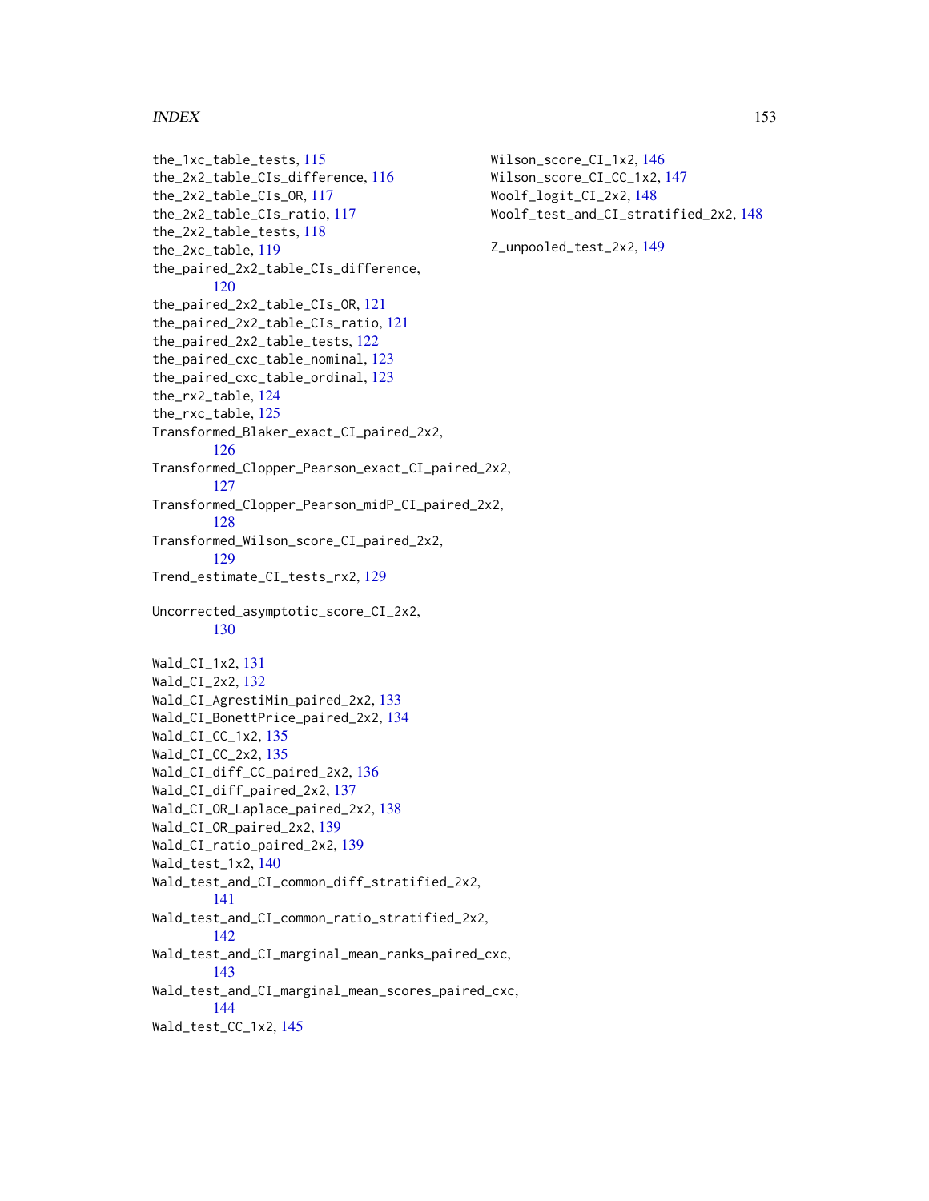the_1xc_table_tests, 115
the_2x2_table_CIs_difference, 116
the_2x2_table_CIs_OR, 117
the_2x2_table_CIs_ratio, 117
the_2x2_table_tests, 118
the_2xc_table, 119
the_paired_2x2_table_CIs_difference, 120
the_paired_2x2_table_CIs_OR, 121
the_paired_2x2_table_CIs_ratio, 121
the_paired_2x2_table_tests, 122
the_paired_cxc_table_nominal, 123
the_paired_cxc_table_ordinal, 123
the_rx2_table, 124
the_rxc_table, 125
Transformed_Blaker_exact_CI_paired_2x2, 126
Transformed_Clopper_Pearson_exact_CI_paired_2x2, 127
Transformed_Clopper_Pearson_midP_CI_paired_2x2, 128
Transformed_Wilson_score_CI_paired_2x2, 129
Trend_estimate_CI_tests_rx2, 129

Uncorrected_asymptotic_score_CI_2x2, 130

Wald_CI_1x2, 131
Wald_CI_2x2, 132
Wald_CI_AgrestiMin_paired_2x2, 133
Wald_CI_BonettPrice_paired_2x2, 134
Wald_CI_CC_1x2, 135
Wald_CI_CC_2x2, 135
Wald_CI_diff_CC_paired_2x2, 136
Wald_CI_diff_paired_2x2, 137
Wald_CI_OR_Laplace_paired_2x2, 138
Wald_CI_OR_paired_2x2, 139
Wald_CI_ratio_paired_2x2, 139
Wald_test_1x2, 140
Wald_test_and_CI_common_diff_stratified_2x2, 141
Wald_test_and_CI_common_ratio_stratified_2x2, 142
Wald_test_and_CI_marginal_mean_ranks_paired_cxc, 143
Wald_test_and_CI_marginal_mean_scores_paired_cxc, 144
Wald_test_CC_1x2, 145
Wilson_score_CI_1x2, 146
Wilson_score_CI_CC_1x2, 147
Woolf_logit_CI_2x2, 148
Woolf_test_and_CI_stratified_2x2, 148

Z_unpooled_test_2x2, 149